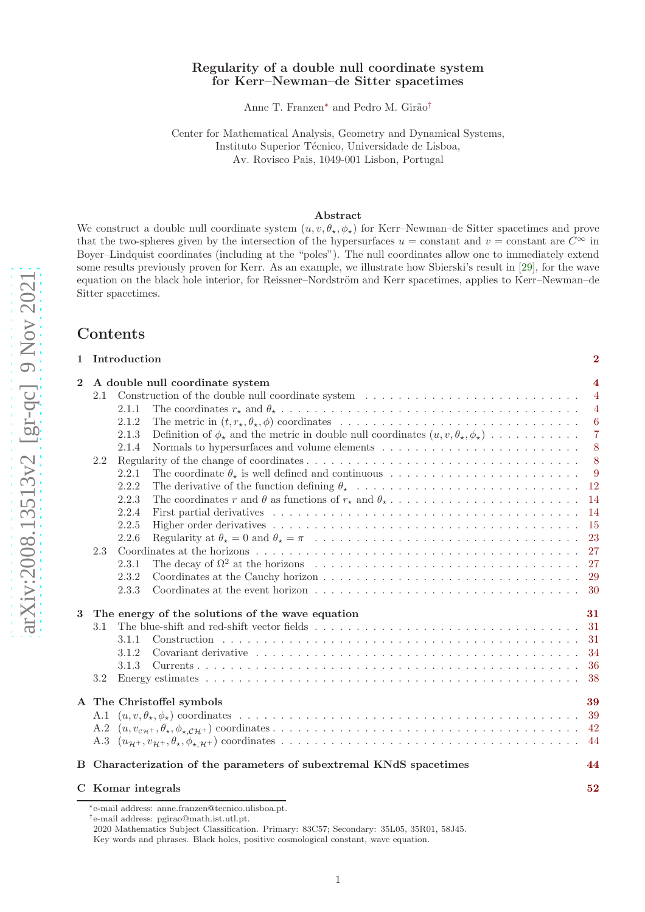# Regularity of a double null coordinate system for Kerr–Newman–de Sitter spacetimes

Anne T. Franzen[*] and Pedro M. Girão[†]

Center for Mathematical Analysis, Geometry and Dynamical Systems,
Instituto Superior Técnico, Universidade de Lisboa,
Av. Rovisco Pais, 1049-001 Lisbon, Portugal

arXiv:2008.13513v2 [gr-qc] 9 Nov 2021

## Abstract

We construct a double null coordinate system $(u, v, \theta_\star, \phi_\star)$ for Kerr–Newman–de Sitter spacetimes and prove that the two-spheres given by the intersection of the hypersurfaces $u$ = constant and $v$ = constant are $C^\infty$ in Boyer–Lindquist coordinates (including at the "poles"). The null coordinates allow one to immediately extend some results previously proven for Kerr. As an example, we illustrate how Sbierski's result in [29], for the wave equation on the black hole interior, for Reissner–Nordström and Kerr spacetimes, applies to Kerr–Newman–de Sitter spacetimes.

# Contents

- **1 Introduction** — 2
- **2 A double null coordinate system** — 4
  - 2.1 Construction of the double null coordinate system — 4
    - 2.1.1 The coordinates $r_\star$ and $\theta_\star$ — 4
    - 2.1.2 The metric in $(t, r_\star, \theta_\star, \phi)$ coordinates — 6
    - 2.1.3 Definition of $\phi_\star$ and the metric in double null coordinates $(u, v, \theta_\star, \phi_\star)$ — 7
    - 2.1.4 Normals to hypersurfaces and volume elements — 8
  - 2.2 Regularity of the change of coordinates — 8
    - 2.2.1 The coordinate $\theta_\star$ is well defined and continuous — 9
    - 2.2.2 The derivative of the function defining $\theta_\star$ — 12
    - 2.2.3 The coordinates $r$ and $\theta$ as functions of $r_\star$ and $\theta_\star$ — 14
    - 2.2.4 First partial derivatives — 14
    - 2.2.5 Higher order derivatives — 15
    - 2.2.6 Regularity at $\theta_\star = 0$ and $\theta_\star = \pi$ — 23
  - 2.3 Coordinates at the horizons — 27
    - 2.3.1 The decay of $\Omega^2$ at the horizons — 27
    - 2.3.2 Coordinates at the Cauchy horizon — 29
    - 2.3.3 Coordinates at the event horizon — 30
- **3 The energy of the solutions of the wave equation** — 31
  - 3.1 The blue-shift and red-shift vector fields — 31
    - 3.1.1 Construction — 31
    - 3.1.2 Covariant derivative — 34
    - 3.1.3 Currents — 36
  - 3.2 Energy estimates — 38
- **A The Christoffel symbols** — 39
  - A.1 $(u, v, \theta_\star, \phi_\star)$ coordinates — 39
  - A.2 $(u, v_{\mathcal{CH}^+}, \theta_\star, \phi_{\star,\mathcal{CH}^+})$ coordinates — 42
  - A.3 $(u_{\mathcal{H}^+}, v_{\mathcal{H}^+}, \theta_\star, \phi_{\star,\mathcal{H}^+})$ coordinates — 44
- **B Characterization of the parameters of subextremal KNdS spacetimes** — 44
- **C Komar integrals** — 52

---

[*]e-mail address: anne.franzen@tecnico.ulisboa.pt.
[†]e-mail address: pgirao@math.ist.utl.pt.
2020 Mathematics Subject Classification. Primary: 83C57; Secondary: 35L05, 35R01, 58J45.
Key words and phrases. Black holes, positive cosmological constant, wave equation.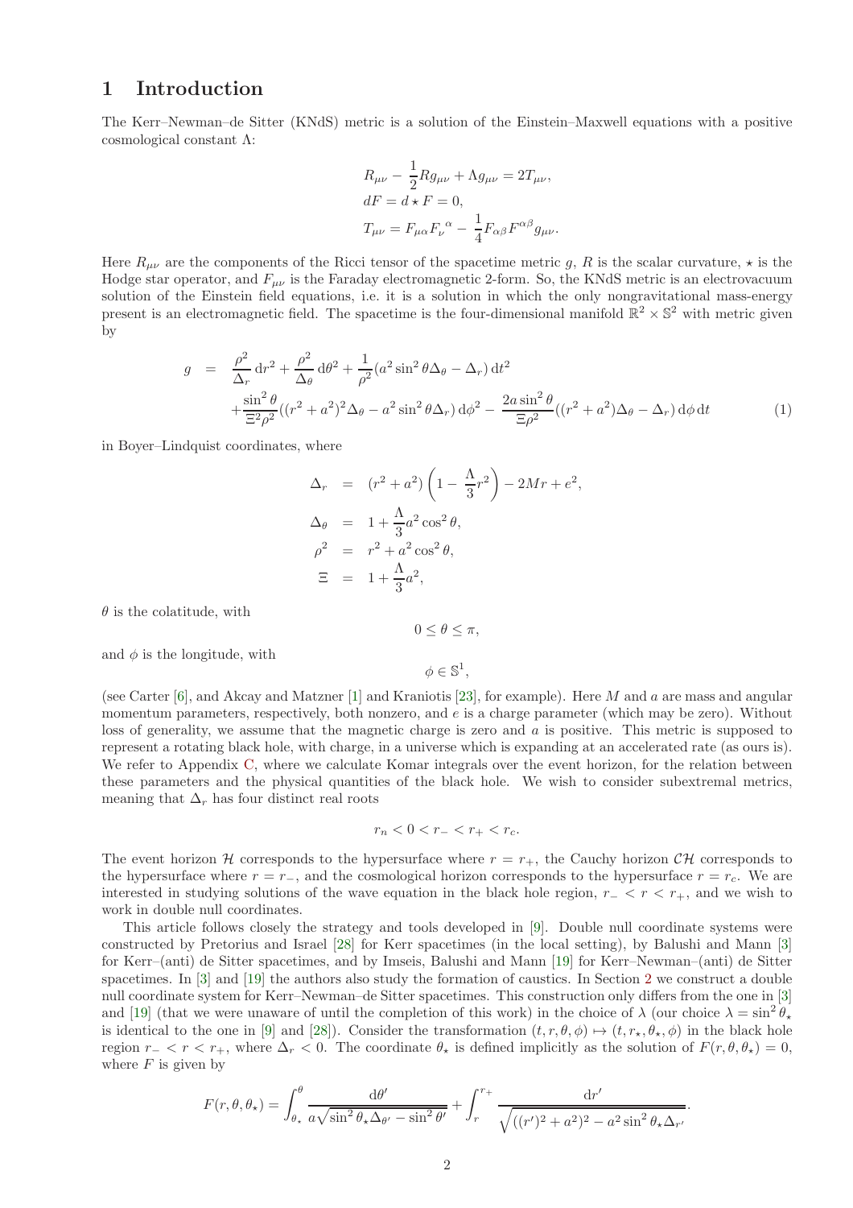# 1 Introduction

The Kerr–Newman–de Sitter (KNdS) metric is a solution of the Einstein–Maxwell equations with a positive cosmological constant $\Lambda$:

$$
\begin{aligned}
&R_{\mu\nu} - \frac{1}{2}Rg_{\mu\nu} + \Lambda g_{\mu\nu} = 2T_{\mu\nu},\\
&dF = d\star F = 0,\\
&T_{\mu\nu} = F_{\mu\alpha}F_{\nu}{}^{\alpha} - \frac{1}{4}F_{\alpha\beta}F^{\alpha\beta}g_{\mu\nu}.
\end{aligned}
$$

Here $R_{\mu\nu}$ are the components of the Ricci tensor of the spacetime metric $g$, $R$ is the scalar curvature, $\star$ is the Hodge star operator, and $F_{\mu\nu}$ is the Faraday electromagnetic 2-form. So, the KNdS metric is an electrovacuum solution of the Einstein field equations, i.e. it is a solution in which the only nongravitational mass-energy present is an electromagnetic field. The spacetime is the four-dimensional manifold $\mathbb{R}^2 \times \mathbb{S}^2$ with metric given by

$$
\begin{aligned}
g \;=\;& \frac{\rho^2}{\Delta_r}\,\mathrm{d}r^2 + \frac{\rho^2}{\Delta_\theta}\,\mathrm{d}\theta^2 + \frac{1}{\rho^2}(a^2\sin^2\theta\Delta_\theta - \Delta_r)\,\mathrm{d}t^2\\
&+\frac{\sin^2\theta}{\Xi^2\rho^2}((r^2+a^2)^2\Delta_\theta - a^2\sin^2\theta\Delta_r)\,\mathrm{d}\phi^2 - \frac{2a\sin^2\theta}{\Xi\rho^2}((r^2+a^2)\Delta_\theta - \Delta_r)\,\mathrm{d}\phi\,\mathrm{d}t
\end{aligned}
\tag{1}
$$

in Boyer–Lindquist coordinates, where

$$
\begin{aligned}
\Delta_r &= (r^2+a^2)\left(1-\frac{\Lambda}{3}r^2\right) - 2Mr + e^2,\\
\Delta_\theta &= 1 + \frac{\Lambda}{3}a^2\cos^2\theta,\\
\rho^2 &= r^2 + a^2\cos^2\theta,\\
\Xi &= 1 + \frac{\Lambda}{3}a^2,
\end{aligned}
$$

$\theta$ is the colatitude, with

$$0 \le \theta \le \pi,$$

and $\phi$ is the longitude, with

$$\phi \in \mathbb{S}^1,$$

(see Carter [6], and Akcay and Matzner [1] and Kraniotis [23], for example). Here $M$ and $a$ are mass and angular momentum parameters, respectively, both nonzero, and $e$ is a charge parameter (which may be zero). Without loss of generality, we assume that the magnetic charge is zero and $a$ is positive. This metric is supposed to represent a rotating black hole, with charge, in a universe which is expanding at an accelerated rate (as ours is). We refer to Appendix C, where we calculate Komar integrals over the event horizon, for the relation between these parameters and the physical quantities of the black hole. We wish to consider subextremal metrics, meaning that $\Delta_r$ has four distinct real roots

$$r_n < 0 < r_- < r_+ < r_c.$$

The event horizon $\mathcal{H}$ corresponds to the hypersurface where $r = r_+$, the Cauchy horizon $\mathcal{CH}$ corresponds to the hypersurface where $r = r_-$, and the cosmological horizon corresponds to the hypersurface $r = r_c$. We are interested in studying solutions of the wave equation in the black hole region, $r_- < r < r_+$, and we wish to work in double null coordinates.

This article follows closely the strategy and tools developed in [9]. Double null coordinate systems were constructed by Pretorius and Israel [28] for Kerr spacetimes (in the local setting), by Balushi and Mann [3] for Kerr–(anti) de Sitter spacetimes, and by Imseis, Balushi and Mann [19] for Kerr–Newman–(anti) de Sitter spacetimes. In [3] and [19] the authors also study the formation of caustics. In Section 2 we construct a double null coordinate system for Kerr–Newman–de Sitter spacetimes. This construction only differs from the one in [3] and [19] (that we were unaware of until the completion of this work) in the choice of $\lambda$ (our choice $\lambda = \sin^2\theta_\star$ is identical to the one in [9] and [28]). Consider the transformation $(t, r, \theta, \phi) \mapsto (t, r_\star, \theta_\star, \phi)$ in the black hole region $r_- < r < r_+$, where $\Delta_r < 0$. The coordinate $\theta_\star$ is defined implicitly as the solution of $F(r, \theta, \theta_\star) = 0$, where $F$ is given by

$$F(r,\theta,\theta_\star) = \int_{\theta_\star}^{\theta} \frac{\mathrm{d}\theta'}{a\sqrt{\sin^2\theta_\star\Delta_{\theta'} - \sin^2\theta'}} + \int_{r}^{r_+} \frac{\mathrm{d}r'}{\sqrt{((r')^2+a^2)^2 - a^2\sin^2\theta_\star\Delta_{r'}}}.$$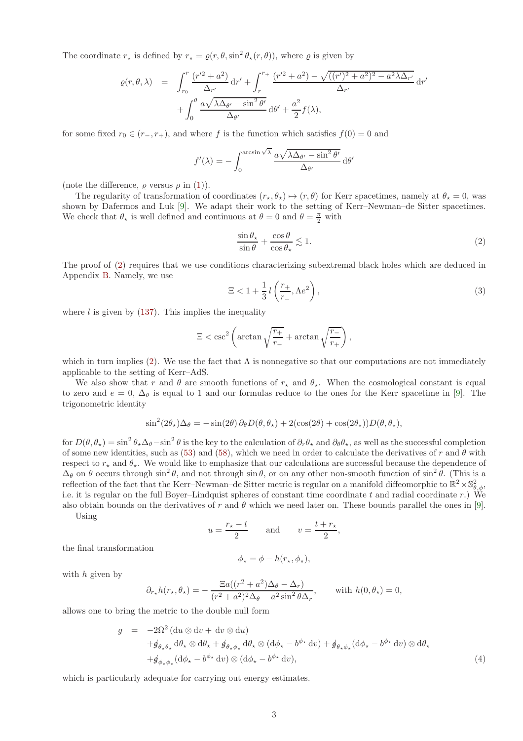The coordinate $r_\star$ is defined by $r_\star = \varrho(r, \theta, \sin^2\theta_\star(r,\theta))$, where $\varrho$ is given by

$$
\begin{aligned}
\varrho(r,\theta,\lambda) &= \int_{r_0}^{r} \frac{(r'^2+a^2)}{\Delta_{r'}}\,\mathrm{d}r' + \int_{r}^{r_+} \frac{(r'^2+a^2) - \sqrt{((r')^2+a^2)^2 - a^2\lambda\Delta_{r'}}}{\Delta_{r'}}\,\mathrm{d}r' \\
&\quad + \int_0^{\theta} \frac{a\sqrt{\lambda\Delta_{\theta'} - \sin^2\theta'}}{\Delta_{\theta'}}\,\mathrm{d}\theta' + \frac{a^2}{2}f(\lambda),
\end{aligned}
$$

for some fixed $r_0 \in (r_-, r_+)$, and where $f$ is the function which satisfies $f(0) = 0$ and

$$
f'(\lambda) = -\int_0^{\arcsin\sqrt{\lambda}} \frac{a\sqrt{\lambda\Delta_{\theta'} - \sin^2\theta'}}{\Delta_{\theta'}}\,\mathrm{d}\theta'
$$

(note the difference, $\varrho$ versus $\rho$ in (1)).

The regularity of transformation of coordinates $(r_\star, \theta_\star) \mapsto (r, \theta)$ for Kerr spacetimes, namely at $\theta_\star = 0$, was shown by Dafermos and Luk [9]. We adapt their work to the setting of Kerr–Newman–de Sitter spacetimes. We check that $\theta_\star$ is well defined and continuous at $\theta = 0$ and $\theta = \frac{\pi}{2}$ with

$$
\frac{\sin\theta_\star}{\sin\theta} + \frac{\cos\theta}{\cos\theta_\star} \lesssim 1. \tag{2}
$$

The proof of (2) requires that we use conditions characterizing subextremal black holes which are deduced in Appendix B. Namely, we use

$$
\Xi < 1 + \frac{1}{3}\,l\left(\frac{r_+}{r_-}, \Lambda e^2\right), \tag{3}
$$

where $l$ is given by (137). This implies the inequality

$$
\Xi < \csc^2\left(\arctan\sqrt{\frac{r_+}{r_-}} + \arctan\sqrt{\frac{r_-}{r_+}}\right),
$$

which in turn implies (2). We use the fact that $\Lambda$ is nonnegative so that our computations are not immediately applicable to the setting of Kerr–AdS.

We also show that $r$ and $\theta$ are smooth functions of $r_\star$ and $\theta_\star$. When the cosmological constant is equal to zero and $e = 0$, $\Delta_\theta$ is equal to 1 and our formulas reduce to the ones for the Kerr spacetime in [9]. The trigonometric identity

$$
\sin^2(2\theta_\star)\Delta_\theta = -\sin(2\theta)\,\partial_\theta D(\theta,\theta_\star) + 2(\cos(2\theta) + \cos(2\theta_\star))D(\theta,\theta_\star),
$$

for $D(\theta,\theta_\star) = \sin^2\theta_\star\Delta_\theta - \sin^2\theta$ is the key to the calculation of $\partial_r\theta_\star$ and $\partial_\theta\theta_\star$, as well as the successful completion of some new identities, such as (53) and (58), which we need in order to calculate the derivatives of $r$ and $\theta$ with respect to $r_\star$ and $\theta_\star$. We would like to emphasize that our calculations are successful because the dependence of $\Delta_\theta$ on $\theta$ occurs through $\sin^2\theta$, and not through $\sin\theta$, or on any other non-smooth function of $\sin^2\theta$. (This is a reflection of the fact that the Kerr–Newman–de Sitter metric is regular on a manifold diffeomorphic to $\mathbb{R}^2 \times \mathbb{S}^2_{\theta,\phi}$, i.e. it is regular on the full Boyer–Lindquist spheres of constant time coordinate $t$ and radial coordinate $r$.) We also obtain bounds on the derivatives of $r$ and $\theta$ which we need later on. These bounds parallel the ones in [9].

Using

$$
u = \frac{r_\star - t}{2} \qquad \text{and} \qquad v = \frac{t + r_\star}{2},
$$

the final transformation

$$
\phi_\star = \phi - h(r_\star, \phi_\star),
$$

with $h$ given by

$$
\partial_{r_\star} h(r_\star, \theta_\star) = -\frac{\Xi a((r^2+a^2)\Delta_\theta - \Delta_r)}{(r^2+a^2)^2\Delta_\theta - a^2\sin^2\theta\Delta_r}, \qquad \text{with } h(0,\theta_\star) = 0,
$$

allows one to bring the metric to the double null form

$$
\begin{aligned}
g &= -2\Omega^2\,(\mathrm{d}u \otimes \mathrm{d}v + \mathrm{d}v \otimes \mathrm{d}u) \\
&\quad + \not{g}_{\theta_\star\theta_\star}\,\mathrm{d}\theta_\star \otimes \mathrm{d}\theta_\star + \not{g}_{\theta_\star\phi_\star}\,\mathrm{d}\theta_\star \otimes (\mathrm{d}\phi_\star - b^{\phi_\star}\,\mathrm{d}v) + \not{g}_{\theta_\star\phi_\star}(\mathrm{d}\phi_\star - b^{\phi_\star}\,\mathrm{d}v) \otimes \mathrm{d}\theta_\star \\
&\quad + \not{g}_{\phi_\star\phi_\star}(\mathrm{d}\phi_\star - b^{\phi_\star}\,\mathrm{d}v) \otimes (\mathrm{d}\phi_\star - b^{\phi_\star}\,\mathrm{d}v),
\end{aligned} \tag{4}
$$

which is particularly adequate for carrying out energy estimates.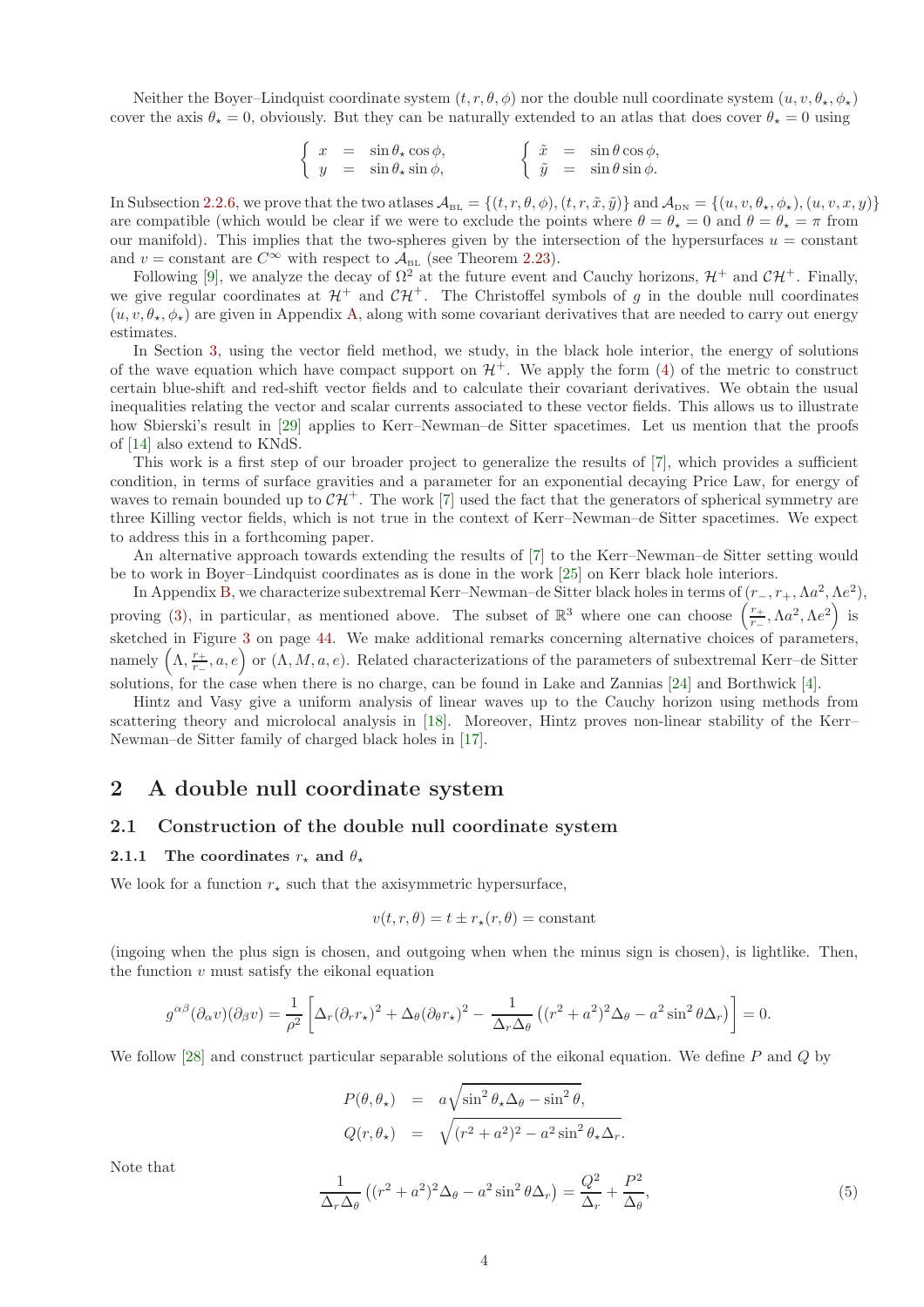Neither the Boyer–Lindquist coordinate system $(t, r, \theta, \phi)$ nor the double null coordinate system $(u, v, \theta_\star, \phi_\star)$ cover the axis $\theta_\star = 0$, obviously. But they can be naturally extended to an atlas that does cover $\theta_\star = 0$ using

$$
\left\{ \begin{array}{lcl} x & = & \sin\theta_\star \cos\phi, \\ y & = & \sin\theta_\star \sin\phi, \end{array} \right. \qquad \left\{ \begin{array}{lcl} \tilde{x} & = & \sin\theta \cos\phi, \\ \tilde{y} & = & \sin\theta \sin\phi. \end{array} \right.
$$

In Subsection 2.2.6, we prove that the two atlases $\mathcal{A}_{\text{BL}} = \{(t, r, \theta, \phi), (t, r, \tilde{x}, \tilde{y})\}$ and $\mathcal{A}_{\text{DN}} = \{(u, v, \theta_\star, \phi_\star), (u, v, x, y)\}$ are compatible (which would be clear if we were to exclude the points where $\theta = \theta_\star = 0$ and $\theta = \theta_\star = \pi$ from our manifold). This implies that the two-spheres given by the intersection of the hypersurfaces $u =$ constant and $v =$ constant are $C^\infty$ with respect to $\mathcal{A}_{\text{BL}}$ (see Theorem 2.23).

Following [9], we analyze the decay of $\Omega^2$ at the future event and Cauchy horizons, $\mathcal{H}^+$ and $\mathcal{CH}^+$. Finally, we give regular coordinates at $\mathcal{H}^+$ and $\mathcal{CH}^+$. The Christoffel symbols of $g$ in the double null coordinates $(u, v, \theta_\star, \phi_\star)$ are given in Appendix A, along with some covariant derivatives that are needed to carry out energy estimates.

In Section 3, using the vector field method, we study, in the black hole interior, the energy of solutions of the wave equation which have compact support on $\mathcal{H}^+$. We apply the form (4) of the metric to construct certain blue-shift and red-shift vector fields and to calculate their covariant derivatives. We obtain the usual inequalities relating the vector and scalar currents associated to these vector fields. This allows us to illustrate how Sbierski's result in [29] applies to Kerr–Newman–de Sitter spacetimes. Let us mention that the proofs of [14] also extend to KNdS.

This work is a first step of our broader project to generalize the results of [7], which provides a sufficient condition, in terms of surface gravities and a parameter for an exponential decaying Price Law, for energy of waves to remain bounded up to $\mathcal{CH}^+$. The work [7] used the fact that the generators of spherical symmetry are three Killing vector fields, which is not true in the context of Kerr–Newman–de Sitter spacetimes. We expect to address this in a forthcoming paper.

An alternative approach towards extending the results of [7] to the Kerr–Newman–de Sitter setting would be to work in Boyer–Lindquist coordinates as is done in the work [25] on Kerr black hole interiors.

In Appendix B, we characterize subextremal Kerr–Newman–de Sitter black holes in terms of $(r_-, r_+, \Lambda a^2, \Lambda e^2)$, proving (3), in particular, as mentioned above. The subset of $\mathbb{R}^3$ where one can choose $\left(\frac{r_+}{r_-}, \Lambda a^2, \Lambda e^2\right)$ is sketched in Figure 3 on page 44. We make additional remarks concerning alternative choices of parameters, namely $\left(\Lambda, \frac{r_+}{r_-}, a, e\right)$ or $(\Lambda, M, a, e)$. Related characterizations of the parameters of subextremal Kerr–de Sitter solutions, for the case when there is no charge, can be found in Lake and Zannias [24] and Borthwick [4].

Hintz and Vasy give a uniform analysis of linear waves up to the Cauchy horizon using methods from scattering theory and microlocal analysis in [18]. Moreover, Hintz proves non-linear stability of the Kerr–Newman–de Sitter family of charged black holes in [17].

# 2 A double null coordinate system

## 2.1 Construction of the double null coordinate system

### 2.1.1 The coordinates $r_\star$ and $\theta_\star$

We look for a function $r_\star$ such that the axisymmetric hypersurface,

$$
v(t, r, \theta) = t \pm r_\star(r, \theta) = \text{constant}
$$

(ingoing when the plus sign is chosen, and outgoing when when the minus sign is chosen), is lightlike. Then, the function $v$ must satisfy the eikonal equation

$$
g^{\alpha\beta}(\partial_\alpha v)(\partial_\beta v) = \frac{1}{\rho^2}\left[\Delta_r(\partial_r r_\star)^2 + \Delta_\theta(\partial_\theta r_\star)^2 - \frac{1}{\Delta_r \Delta_\theta}\left((r^2+a^2)^2\Delta_\theta - a^2\sin^2\theta\Delta_r\right)\right] = 0.
$$

We follow [28] and construct particular separable solutions of the eikonal equation. We define $P$ and $Q$ by

$$
\begin{aligned}
P(\theta, \theta_\star) &= a\sqrt{\sin^2\theta_\star \Delta_\theta - \sin^2\theta}, \\
Q(r, \theta_\star) &= \sqrt{(r^2+a^2)^2 - a^2\sin^2\theta_\star \Delta_r}.
\end{aligned}
$$

Note that

$$
\frac{1}{\Delta_r \Delta_\theta}\left((r^2+a^2)^2\Delta_\theta - a^2\sin^2\theta\Delta_r\right) = \frac{Q^2}{\Delta_r} + \frac{P^2}{\Delta_\theta}, \tag{5}
$$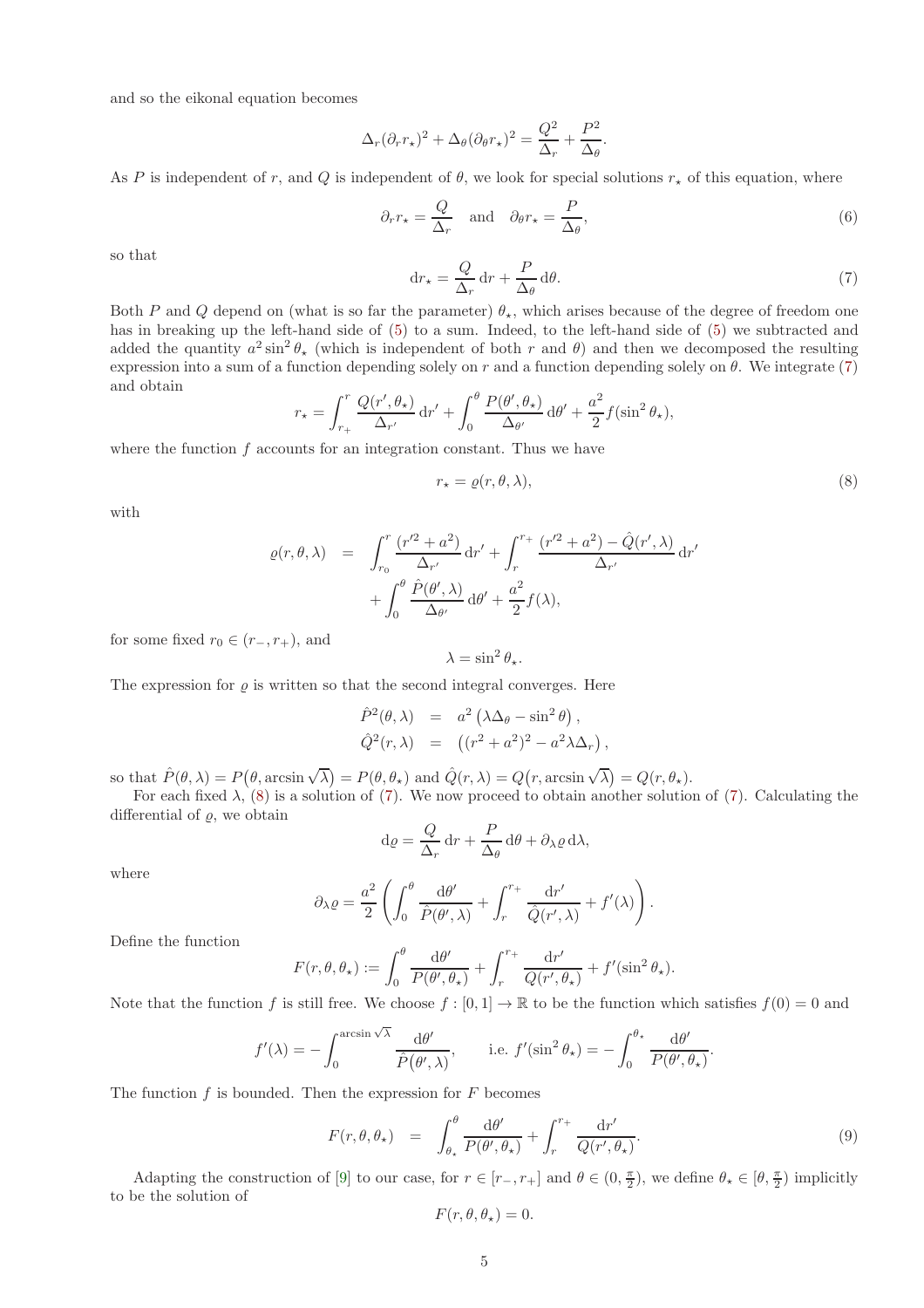and so the eikonal equation becomes

$$\Delta_r(\partial_r r_\star)^2 + \Delta_\theta(\partial_\theta r_\star)^2 = \frac{Q^2}{\Delta_r} + \frac{P^2}{\Delta_\theta}.$$

As $P$ is independent of $r$, and $Q$ is independent of $\theta$, we look for special solutions $r_\star$ of this equation, where

$$\partial_r r_\star = \frac{Q}{\Delta_r} \quad \text{and} \quad \partial_\theta r_\star = \frac{P}{\Delta_\theta}, \tag{6}$$

so that

$$\mathrm{d}r_\star = \frac{Q}{\Delta_r}\,\mathrm{d}r + \frac{P}{\Delta_\theta}\,\mathrm{d}\theta. \tag{7}$$

Both $P$ and $Q$ depend on (what is so far the parameter) $\theta_\star$, which arises because of the degree of freedom one has in breaking up the left-hand side of (5) to a sum. Indeed, to the left-hand side of (5) we subtracted and added the quantity $a^2 \sin^2\theta_\star$ (which is independent of both $r$ and $\theta$) and then we decomposed the resulting expression into a sum of a function depending solely on $r$ and a function depending solely on $\theta$. We integrate (7) and obtain

$$r_\star = \int_{r_+}^{r} \frac{Q(r', \theta_\star)}{\Delta_{r'}}\,\mathrm{d}r' + \int_0^\theta \frac{P(\theta', \theta_\star)}{\Delta_{\theta'}}\,\mathrm{d}\theta' + \frac{a^2}{2} f(\sin^2\theta_\star),$$

where the function $f$ accounts for an integration constant. Thus we have

$$r_\star = \varrho(r, \theta, \lambda), \tag{8}$$

with

$$\begin{aligned}
\varrho(r, \theta, \lambda) \;&=\; \int_{r_0}^{r} \frac{(r'^2 + a^2)}{\Delta_{r'}}\,\mathrm{d}r' + \int_{r}^{r_+} \frac{(r'^2 + a^2) - \hat{Q}(r', \lambda)}{\Delta_{r'}}\,\mathrm{d}r' \\
&\quad + \int_0^\theta \frac{\hat{P}(\theta', \lambda)}{\Delta_{\theta'}}\,\mathrm{d}\theta' + \frac{a^2}{2} f(\lambda),
\end{aligned}$$

for some fixed $r_0 \in (r_-, r_+)$, and

$$\lambda = \sin^2\theta_\star.$$

The expression for $\varrho$ is written so that the second integral converges. Here

$$\begin{aligned}
\hat{P}^2(\theta, \lambda) &= a^2 \left(\lambda \Delta_\theta - \sin^2\theta\right), \\
\hat{Q}^2(r, \lambda) &= \left((r^2 + a^2)^2 - a^2 \lambda \Delta_r\right),
\end{aligned}$$

so that $\hat{P}(\theta, \lambda) = P\big(\theta, \arcsin\sqrt{\lambda}\big) = P(\theta, \theta_\star)$ and $\hat{Q}(r, \lambda) = Q\big(r, \arcsin\sqrt{\lambda}\big) = Q(r, \theta_\star)$.

For each fixed $\lambda$, (8) is a solution of (7). We now proceed to obtain another solution of (7). Calculating the differential of $\varrho$, we obtain

$$\mathrm{d}\varrho = \frac{Q}{\Delta_r}\,\mathrm{d}r + \frac{P}{\Delta_\theta}\,\mathrm{d}\theta + \partial_\lambda \varrho\,\mathrm{d}\lambda,$$

where

$$\partial_\lambda \varrho = \frac{a^2}{2}\left(\int_0^\theta \frac{\mathrm{d}\theta'}{\hat{P}(\theta', \lambda)} + \int_r^{r_+} \frac{\mathrm{d}r'}{\hat{Q}(r', \lambda)} + f'(\lambda)\right).$$

Define the function

$$F(r, \theta, \theta_\star) := \int_0^\theta \frac{\mathrm{d}\theta'}{P(\theta', \theta_\star)} + \int_r^{r_+} \frac{\mathrm{d}r'}{Q(r', \theta_\star)} + f'(\sin^2\theta_\star).$$

Note that the function $f$ is still free. We choose $f : [0, 1] \to \mathbb{R}$ to be the function which satisfies $f(0) = 0$ and

$$f'(\lambda) = -\int_0^{\arcsin\sqrt{\lambda}} \frac{\mathrm{d}\theta'}{\hat{P}\big(\theta', \lambda\big)}, \qquad \text{i.e. } f'(\sin^2\theta_\star) = -\int_0^{\theta_\star} \frac{\mathrm{d}\theta'}{P(\theta', \theta_\star)}.$$

The function $f$ is bounded. Then the expression for $F$ becomes

$$F(r, \theta, \theta_\star) \;=\; \int_{\theta_\star}^{\theta} \frac{\mathrm{d}\theta'}{P(\theta', \theta_\star)} + \int_r^{r_+} \frac{\mathrm{d}r'}{Q(r', \theta_\star)}. \tag{9}$$

Adapting the construction of [9] to our case, for $r \in [r_-, r_+]$ and $\theta \in (0, \frac{\pi}{2})$, we define $\theta_\star \in [\theta, \frac{\pi}{2})$ implicitly to be the solution of

$$F(r, \theta, \theta_\star) = 0.$$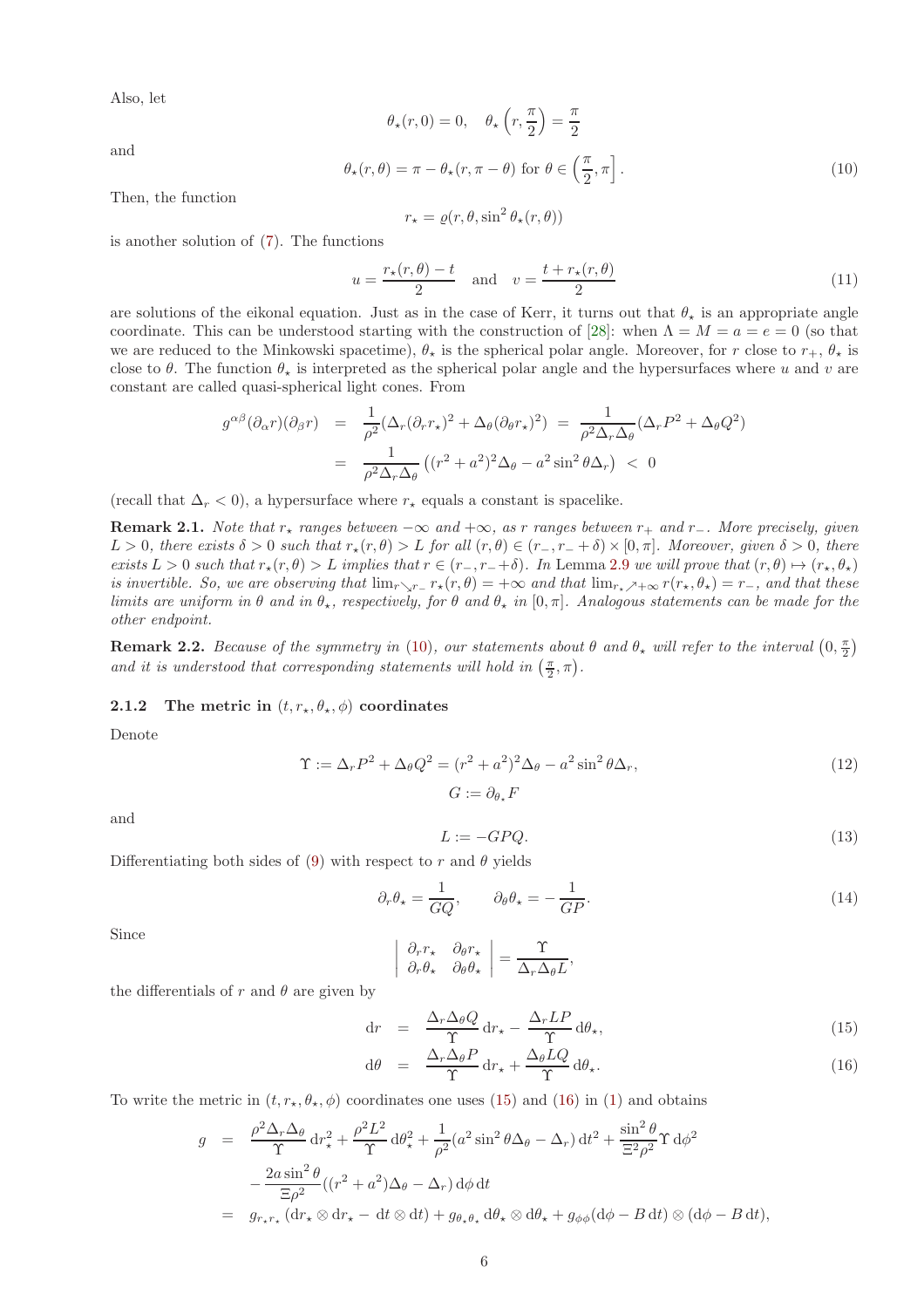Also, let

$$\theta_\star(r,0) = 0, \quad \theta_\star\left(r,\frac{\pi}{2}\right) = \frac{\pi}{2}$$

and

$$\theta_\star(r,\theta) = \pi - \theta_\star(r,\pi-\theta) \text{ for } \theta \in \left(\frac{\pi}{2},\pi\right]. \tag{10}$$

Then, the function

$$r_\star = \varrho(r,\theta,\sin^2\theta_\star(r,\theta))$$

is another solution of (7). The functions

$$u = \frac{r_\star(r,\theta) - t}{2} \quad \text{and} \quad v = \frac{t + r_\star(r,\theta)}{2} \tag{11}$$

are solutions of the eikonal equation. Just as in the case of Kerr, it turns out that $\theta_\star$ is an appropriate angle coordinate. This can be understood starting with the construction of [28]: when $\Lambda = M = a = e = 0$ (so that we are reduced to the Minkowski spacetime), $\theta_\star$ is the spherical polar angle. Moreover, for $r$ close to $r_+$, $\theta_\star$ is close to $\theta$. The function $\theta_\star$ is interpreted as the spherical polar angle and the hypersurfaces where $u$ and $v$ are constant are called quasi-spherical light cones. From

$$\begin{aligned}
g^{\alpha\beta}(\partial_\alpha r)(\partial_\beta r) &= \frac{1}{\rho^2}(\Delta_r(\partial_r r_\star)^2 + \Delta_\theta(\partial_\theta r_\star)^2) = \frac{1}{\rho^2\Delta_r\Delta_\theta}(\Delta_r P^2 + \Delta_\theta Q^2) \\
&= \frac{1}{\rho^2\Delta_r\Delta_\theta}\left((r^2+a^2)^2\Delta_\theta - a^2\sin^2\theta\Delta_r\right) < 0
\end{aligned}$$

(recall that $\Delta_r < 0$), a hypersurface where $r_\star$ equals a constant is spacelike.

**Remark 2.1.** *Note that $r_\star$ ranges between $-\infty$ and $+\infty$, as $r$ ranges between $r_+$ and $r_-$. More precisely, given $L > 0$, there exists $\delta > 0$ such that $r_\star(r,\theta) > L$ for all $(r,\theta) \in (r_-, r_- + \delta) \times [0,\pi]$. Moreover, given $\delta > 0$, there exists $L > 0$ such that $r_\star(r,\theta) > L$ implies that $r \in (r_-, r_- + \delta)$. In Lemma 2.9 we will prove that $(r,\theta) \mapsto (r_\star, \theta_\star)$ is invertible. So, we are observing that $\lim_{r \searrow r_-} r_\star(r,\theta) = +\infty$ and that $\lim_{r_\star \nearrow +\infty} r(r_\star,\theta_\star) = r_-$, and that these limits are uniform in $\theta$ and in $\theta_\star$, respectively, for $\theta$ and $\theta_\star$ in $[0,\pi]$. Analogous statements can be made for the other endpoint.*

**Remark 2.2.** *Because of the symmetry in (10), our statements about $\theta$ and $\theta_\star$ will refer to the interval $\left(0,\frac{\pi}{2}\right)$ and it is understood that corresponding statements will hold in $\left(\frac{\pi}{2},\pi\right)$.*

### 2.1.2 The metric in $(t, r_\star, \theta_\star, \phi)$ coordinates

Denote

$$\Upsilon := \Delta_r P^2 + \Delta_\theta Q^2 = (r^2+a^2)^2\Delta_\theta - a^2\sin^2\theta\Delta_r, \tag{12}$$

$$G := \partial_{\theta_\star} F$$

and

$$L := -GPQ. \tag{13}$$

Differentiating both sides of (9) with respect to $r$ and $\theta$ yields

$$\partial_r\theta_\star = \frac{1}{GQ}, \qquad \partial_\theta\theta_\star = -\frac{1}{GP}. \tag{14}$$

Since

$$\begin{vmatrix} \partial_r r_\star & \partial_\theta r_\star \\ \partial_r \theta_\star & \partial_\theta\theta_\star \end{vmatrix} = \frac{\Upsilon}{\Delta_r\Delta_\theta L},$$

the differentials of $r$ and $\theta$ are given by

$$\mathrm{d}r = \frac{\Delta_r\Delta_\theta Q}{\Upsilon}\,\mathrm{d}r_\star - \frac{\Delta_r L P}{\Upsilon}\,\mathrm{d}\theta_\star, \tag{15}$$

$$\mathrm{d}\theta = \frac{\Delta_r\Delta_\theta P}{\Upsilon}\,\mathrm{d}r_\star + \frac{\Delta_\theta L Q}{\Upsilon}\,\mathrm{d}\theta_\star. \tag{16}$$

To write the metric in $(t, r_\star, \theta_\star, \phi)$ coordinates one uses (15) and (16) in (1) and obtains

$$\begin{aligned}
g &= \frac{\rho^2\Delta_r\Delta_\theta}{\Upsilon}\,\mathrm{d}r_\star^2 + \frac{\rho^2 L^2}{\Upsilon}\,\mathrm{d}\theta_\star^2 + \frac{1}{\rho^2}(a^2\sin^2\theta\Delta_\theta - \Delta_r)\,\mathrm{d}t^2 + \frac{\sin^2\theta}{\Xi^2\rho^2}\Upsilon\,\mathrm{d}\phi^2 \\
&\quad - \frac{2a\sin^2\theta}{\Xi\rho^2}((r^2+a^2)\Delta_\theta - \Delta_r)\,\mathrm{d}\phi\,\mathrm{d}t \\
&= g_{r_\star r_\star}(\mathrm{d}r_\star \otimes \mathrm{d}r_\star - \mathrm{d}t \otimes \mathrm{d}t) + g_{\theta_\star\theta_\star}\,\mathrm{d}\theta_\star \otimes \mathrm{d}\theta_\star + g_{\phi\phi}(\mathrm{d}\phi - B\,\mathrm{d}t) \otimes (\mathrm{d}\phi - B\,\mathrm{d}t),
\end{aligned}$$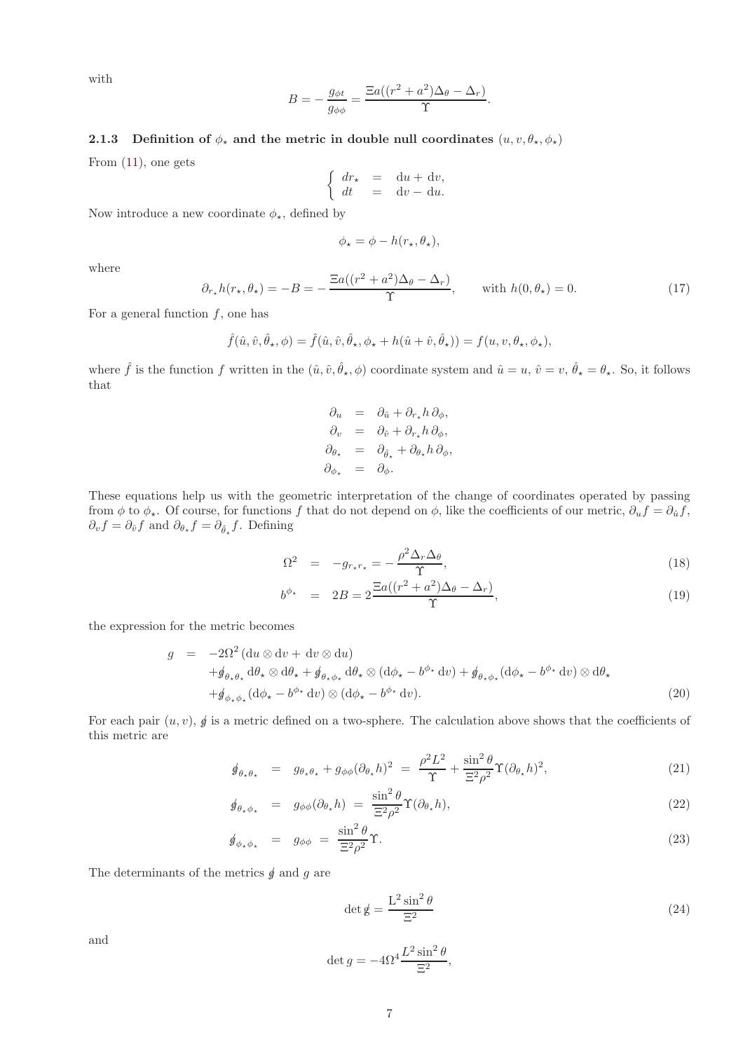with

$$B = -\frac{g_{\phi t}}{g_{\phi\phi}} = \frac{\Xi a((r^2+a^2)\Delta_\theta - \Delta_r)}{\Upsilon}.$$

### 2.1.3 Definition of $\phi_\star$ and the metric in double null coordinates $(u, v, \theta_\star, \phi_\star)$

From (11), one gets

$$\begin{cases} dr_\star &= \mathrm{d}u + \mathrm{d}v, \\ dt &= \mathrm{d}v - \mathrm{d}u. \end{cases}$$

Now introduce a new coordinate $\phi_\star$, defined by

$$\phi_\star = \phi - h(r_\star, \theta_\star),$$

where

$$\partial_{r_\star} h(r_\star, \theta_\star) = -B = -\frac{\Xi a((r^2+a^2)\Delta_\theta - \Delta_r)}{\Upsilon}, \qquad \text{with } h(0, \theta_\star) = 0. \tag{17}$$

For a general function $f$, one has

$$\hat{f}(\hat{u}, \hat{v}, \hat{\theta}_\star, \phi) = \hat{f}(\hat{u}, \hat{v}, \hat{\theta}_\star, \phi_\star + h(\hat{u}+\hat{v}, \hat{\theta}_\star)) = f(u, v, \theta_\star, \phi_\star),$$

where $\hat{f}$ is the function $f$ written in the $(\hat{u}, \hat{v}, \hat{\theta}_\star, \phi)$ coordinate system and $\hat{u} = u$, $\hat{v} = v$, $\hat{\theta}_\star = \theta_\star$. So, it follows that

$$\begin{aligned} \partial_u &= \partial_{\hat{u}} + \partial_{r_\star} h\, \partial_\phi, \\ \partial_v &= \partial_{\hat{v}} + \partial_{r_\star} h\, \partial_\phi, \\ \partial_{\theta_\star} &= \partial_{\hat{\theta}_\star} + \partial_{\theta_\star} h\, \partial_\phi, \\ \partial_{\phi_\star} &= \partial_\phi. \end{aligned}$$

These equations help us with the geometric interpretation of the change of coordinates operated by passing from $\phi$ to $\phi_\star$. Of course, for functions $f$ that do not depend on $\phi$, like the coefficients of our metric, $\partial_u f = \partial_{\hat{u}} f$, $\partial_v f = \partial_{\hat{v}} f$ and $\partial_{\theta_\star} f = \partial_{\hat{\theta}_\star} f$. Defining

$$\Omega^2 = -g_{r_\star r_\star} = -\frac{\rho^2 \Delta_r \Delta_\theta}{\Upsilon}, \tag{18}$$

$$b^{\phi_\star} = 2B = 2\frac{\Xi a((r^2+a^2)\Delta_\theta - \Delta_r)}{\Upsilon}, \tag{19}$$

the expression for the metric becomes

$$\begin{aligned} g &= -2\Omega^2 (\mathrm{d}u \otimes \mathrm{d}v + \mathrm{d}v \otimes \mathrm{d}u) \\ &\quad + \not{g}_{\theta_\star\theta_\star} \mathrm{d}\theta_\star \otimes \mathrm{d}\theta_\star + \not{g}_{\theta_\star\phi_\star} \mathrm{d}\theta_\star \otimes (\mathrm{d}\phi_\star - b^{\phi_\star}\mathrm{d}v) + \not{g}_{\theta_\star\phi_\star} (\mathrm{d}\phi_\star - b^{\phi_\star}\mathrm{d}v) \otimes \mathrm{d}\theta_\star \\ &\quad + \not{g}_{\phi_\star\phi_\star} (\mathrm{d}\phi_\star - b^{\phi_\star}\mathrm{d}v) \otimes (\mathrm{d}\phi_\star - b^{\phi_\star}\mathrm{d}v). \end{aligned} \tag{20}$$

For each pair $(u, v)$, $\not{g}$ is a metric defined on a two-sphere. The calculation above shows that the coefficients of this metric are

$$\not{g}_{\theta_\star\theta_\star} = g_{\theta_\star\theta_\star} + g_{\phi\phi}(\partial_{\theta_\star} h)^2 = \frac{\rho^2 L^2}{\Upsilon} + \frac{\sin^2\theta}{\Xi^2\rho^2}\Upsilon(\partial_{\theta_\star} h)^2, \tag{21}$$

$$\not{g}_{\theta_\star\phi_\star} = g_{\phi\phi}(\partial_{\theta_\star} h) = \frac{\sin^2\theta}{\Xi^2\rho^2}\Upsilon(\partial_{\theta_\star} h), \tag{22}$$

$$\not{g}_{\phi_\star\phi_\star} = g_{\phi\phi} = \frac{\sin^2\theta}{\Xi^2\rho^2}\Upsilon. \tag{23}$$

The determinants of the metrics $\not{g}$ and $g$ are

$$\det \not{g} = \frac{\mathrm{L}^2 \sin^2\theta}{\Xi^2} \tag{24}$$

and

$$\det g = -4\Omega^4 \frac{L^2 \sin^2\theta}{\Xi^2},$$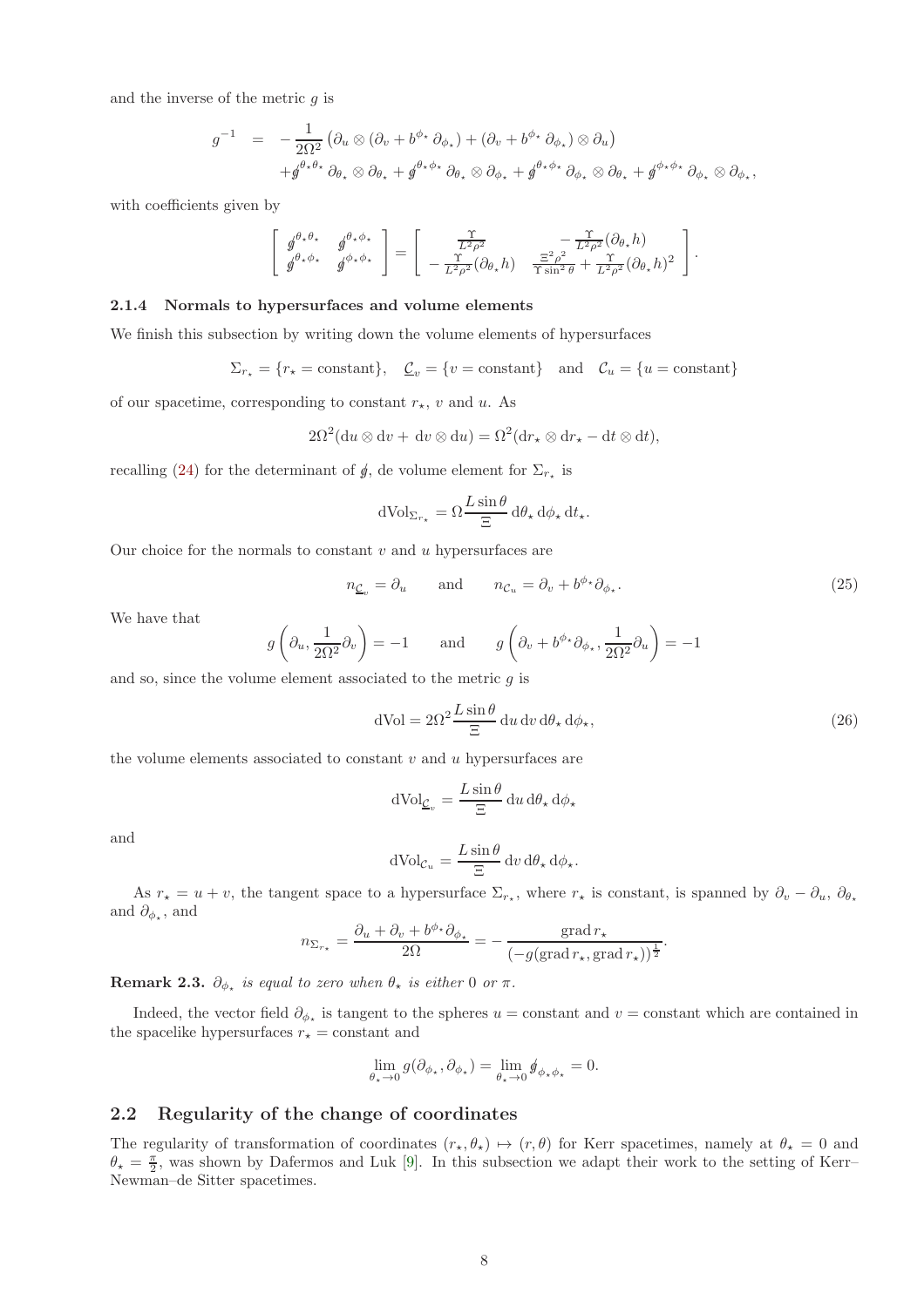and the inverse of the metric $g$ is

$$
\begin{aligned}
g^{-1} &= -\frac{1}{2\Omega^2}\left(\partial_u \otimes (\partial_v + b^{\phi_\star}\,\partial_{\phi_\star}) + (\partial_v + b^{\phi_\star}\,\partial_{\phi_\star}) \otimes \partial_u\right) \\
&\quad + \not{g}^{\theta_\star\theta_\star}\,\partial_{\theta_\star}\otimes\partial_{\theta_\star} + \not{g}^{\theta_\star\phi_\star}\,\partial_{\theta_\star}\otimes\partial_{\phi_\star} + \not{g}^{\theta_\star\phi_\star}\,\partial_{\phi_\star}\otimes\partial_{\theta_\star} + \not{g}^{\phi_\star\phi_\star}\,\partial_{\phi_\star}\otimes\partial_{\phi_\star},
\end{aligned}
$$

with coefficients given by

$$
\begin{bmatrix} \not{g}^{\theta_\star\theta_\star} & \not{g}^{\theta_\star\phi_\star} \\ \not{g}^{\theta_\star\phi_\star} & \not{g}^{\phi_\star\phi_\star} \end{bmatrix} = \begin{bmatrix} \frac{\Upsilon}{L^2\rho^2} & -\frac{\Upsilon}{L^2\rho^2}(\partial_{\theta_\star}h) \\ -\frac{\Upsilon}{L^2\rho^2}(\partial_{\theta_\star}h) & \frac{\Xi^2\rho^2}{\Upsilon\sin^2\theta} + \frac{\Upsilon}{L^2\rho^2}(\partial_{\theta_\star}h)^2 \end{bmatrix}.
$$

### 2.1.4 Normals to hypersurfaces and volume elements

We finish this subsection by writing down the volume elements of hypersurfaces

$$
\Sigma_{r_\star} = \{r_\star = \text{constant}\}, \quad \underline{\mathcal{C}}_v = \{v = \text{constant}\} \quad \text{and} \quad \mathcal{C}_u = \{u = \text{constant}\}
$$

of our spacetime, corresponding to constant $r_\star$, $v$ and $u$. As

$$
2\Omega^2(\mathrm{d}u\otimes\mathrm{d}v + \mathrm{d}v\otimes\mathrm{d}u) = \Omega^2(\mathrm{d}r_\star\otimes\mathrm{d}r_\star - \mathrm{d}t\otimes\mathrm{d}t),
$$

recalling (24) for the determinant of $\not{g}$, de volume element for $\Sigma_{r_\star}$ is

$$
\mathrm{dVol}_{\Sigma_{r_\star}} = \Omega\frac{L\sin\theta}{\Xi}\,\mathrm{d}\theta_\star\,\mathrm{d}\phi_\star\,\mathrm{d}t_\star.
$$

Our choice for the normals to constant $v$ and $u$ hypersurfaces are

$$
n_{\underline{\mathcal{C}}_v} = \partial_u \qquad \text{and} \qquad n_{\mathcal{C}_u} = \partial_v + b^{\phi_\star}\partial_{\phi_\star}. \tag{25}
$$

We have that

$$
g\left(\partial_u, \frac{1}{2\Omega^2}\partial_v\right) = -1 \qquad \text{and} \qquad g\left(\partial_v + b^{\phi_\star}\partial_{\phi_\star}, \frac{1}{2\Omega^2}\partial_u\right) = -1
$$

and so, since the volume element associated to the metric $g$ is

$$
\mathrm{dVol} = 2\Omega^2\frac{L\sin\theta}{\Xi}\,\mathrm{d}u\,\mathrm{d}v\,\mathrm{d}\theta_\star\,\mathrm{d}\phi_\star, \tag{26}
$$

the volume elements associated to constant $v$ and $u$ hypersurfaces are

$$
\mathrm{dVol}_{\underline{\mathcal{C}}_v} = \frac{L\sin\theta}{\Xi}\,\mathrm{d}u\,\mathrm{d}\theta_\star\,\mathrm{d}\phi_\star
$$

and

$$
\mathrm{dVol}_{\mathcal{C}_u} = \frac{L\sin\theta}{\Xi}\,\mathrm{d}v\,\mathrm{d}\theta_\star\,\mathrm{d}\phi_\star.
$$

As $r_\star = u + v$, the tangent space to a hypersurface $\Sigma_{r_\star}$, where $r_\star$ is constant, is spanned by $\partial_v - \partial_u$, $\partial_{\theta_\star}$ and $\partial_{\phi_\star}$, and

$$
n_{\Sigma_{r_\star}} = \frac{\partial_u + \partial_v + b^{\phi_\star}\partial_{\phi_\star}}{2\Omega} = -\frac{\operatorname{grad} r_\star}{(-g(\operatorname{grad} r_\star, \operatorname{grad} r_\star))^{\frac{1}{2}}}.
$$

**Remark 2.3.** *$\partial_{\phi_\star}$ is equal to zero when $\theta_\star$ is either $0$ or $\pi$.*

Indeed, the vector field $\partial_{\phi_\star}$ is tangent to the spheres $u = \text{constant}$ and $v = \text{constant}$ which are contained in the spacelike hypersurfaces $r_\star = \text{constant}$ and

$$
\lim_{\theta_\star\to 0} g(\partial_{\phi_\star}, \partial_{\phi_\star}) = \lim_{\theta_\star\to 0} \not{g}_{\phi_\star\phi_\star} = 0.
$$

## 2.2 Regularity of the change of coordinates

The regularity of transformation of coordinates $(r_\star, \theta_\star) \mapsto (r, \theta)$ for Kerr spacetimes, namely at $\theta_\star = 0$ and $\theta_\star = \frac{\pi}{2}$, was shown by Dafermos and Luk [9]. In this subsection we adapt their work to the setting of Kerr–Newman–de Sitter spacetimes.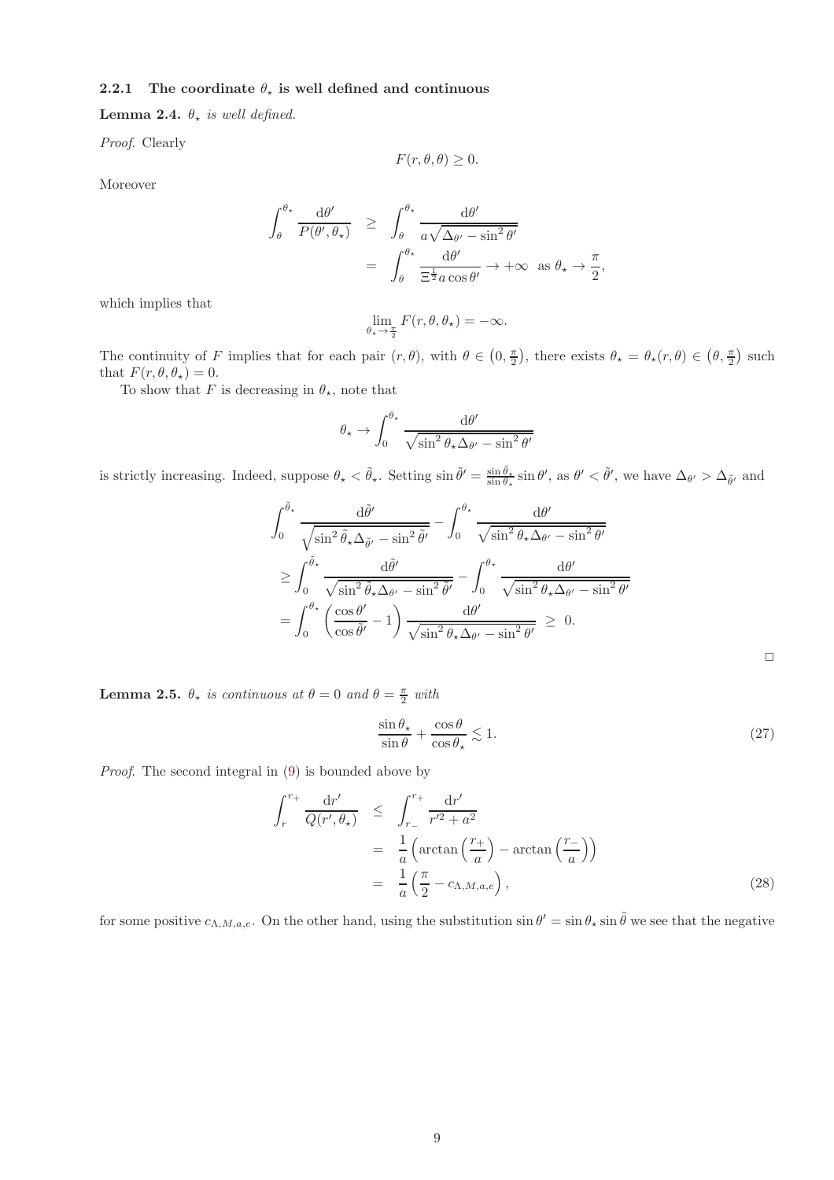#### 2.2.1 The coordinate $\theta_\star$ is well defined and continuous

**Lemma 2.4.** *$\theta_\star$ is well defined.*

*Proof.* Clearly

$$F(r,\theta,\theta) \geq 0.$$

Moreover

$$\begin{aligned}
\int_\theta^{\theta_\star} \frac{\mathrm{d}\theta'}{P(\theta',\theta_\star)} &\geq \int_\theta^{\theta_\star} \frac{\mathrm{d}\theta'}{a\sqrt{\Delta_{\theta'} - \sin^2\theta'}} \\
&= \int_\theta^{\theta_\star} \frac{\mathrm{d}\theta'}{\Xi^{\frac{1}{2}} a\cos\theta'} \to +\infty \ \text{ as } \theta_\star \to \frac{\pi}{2},
\end{aligned}$$

which implies that

$$\lim_{\theta_\star \to \frac{\pi}{2}} F(r,\theta,\theta_\star) = -\infty.$$

The continuity of $F$ implies that for each pair $(r,\theta)$, with $\theta \in \left(0,\frac{\pi}{2}\right)$, there exists $\theta_\star = \theta_\star(r,\theta) \in \left(\theta,\frac{\pi}{2}\right)$ such that $F(r,\theta,\theta_\star) = 0$.

To show that $F$ is decreasing in $\theta_\star$, note that

$$\theta_\star \to \int_0^{\theta_\star} \frac{\mathrm{d}\theta'}{\sqrt{\sin^2\theta_\star \Delta_{\theta'} - \sin^2\theta'}}$$

is strictly increasing. Indeed, suppose $\theta_\star < \tilde\theta_\star$. Setting $\sin\tilde\theta' = \frac{\sin\tilde\theta_\star}{\sin\theta_\star}\sin\theta'$, as $\theta' < \tilde\theta'$, we have $\Delta_{\theta'} > \Delta_{\tilde\theta'}$ and

$$\begin{aligned}
&\int_0^{\tilde\theta_\star} \frac{\mathrm{d}\tilde\theta'}{\sqrt{\sin^2\tilde\theta_\star \Delta_{\tilde\theta'} - \sin^2\tilde\theta'}} - \int_0^{\theta_\star} \frac{\mathrm{d}\theta'}{\sqrt{\sin^2\theta_\star \Delta_{\theta'} - \sin^2\theta'}} \\
&\geq \int_0^{\tilde\theta_\star} \frac{\mathrm{d}\tilde\theta'}{\sqrt{\sin^2\tilde\theta_\star \Delta_{\theta'} - \sin^2\tilde\theta'}} - \int_0^{\theta_\star} \frac{\mathrm{d}\theta'}{\sqrt{\sin^2\theta_\star \Delta_{\theta'} - \sin^2\theta'}} \\
&= \int_0^{\theta_\star} \left(\frac{\cos\theta'}{\cos\tilde\theta'} - 1\right) \frac{\mathrm{d}\theta'}{\sqrt{\sin^2\theta_\star \Delta_{\theta'} - \sin^2\theta'}} \ \geq \ 0.
\end{aligned}$$

□

**Lemma 2.5.** *$\theta_\star$ is continuous at $\theta = 0$ and $\theta = \frac{\pi}{2}$ with*

$$\frac{\sin\theta_\star}{\sin\theta} + \frac{\cos\theta}{\cos\theta_\star} \lesssim 1. \tag{27}$$

*Proof.* The second integral in (9) is bounded above by

$$\begin{aligned}
\int_r^{r_+} \frac{\mathrm{d}r'}{Q(r',\theta_\star)} &\leq \int_{r_-}^{r_+} \frac{\mathrm{d}r'}{r'^2 + a^2} \\
&= \frac{1}{a}\left(\arctan\left(\frac{r_+}{a}\right) - \arctan\left(\frac{r_-}{a}\right)\right) \\
&= \frac{1}{a}\left(\frac{\pi}{2} - c_{\Lambda,M,a,e}\right),
\end{aligned} \tag{28}$$

for some positive $c_{\Lambda,M,a,e}$. On the other hand, using the substitution $\sin\theta' = \sin\theta_\star \sin\tilde\theta$ we see that the negative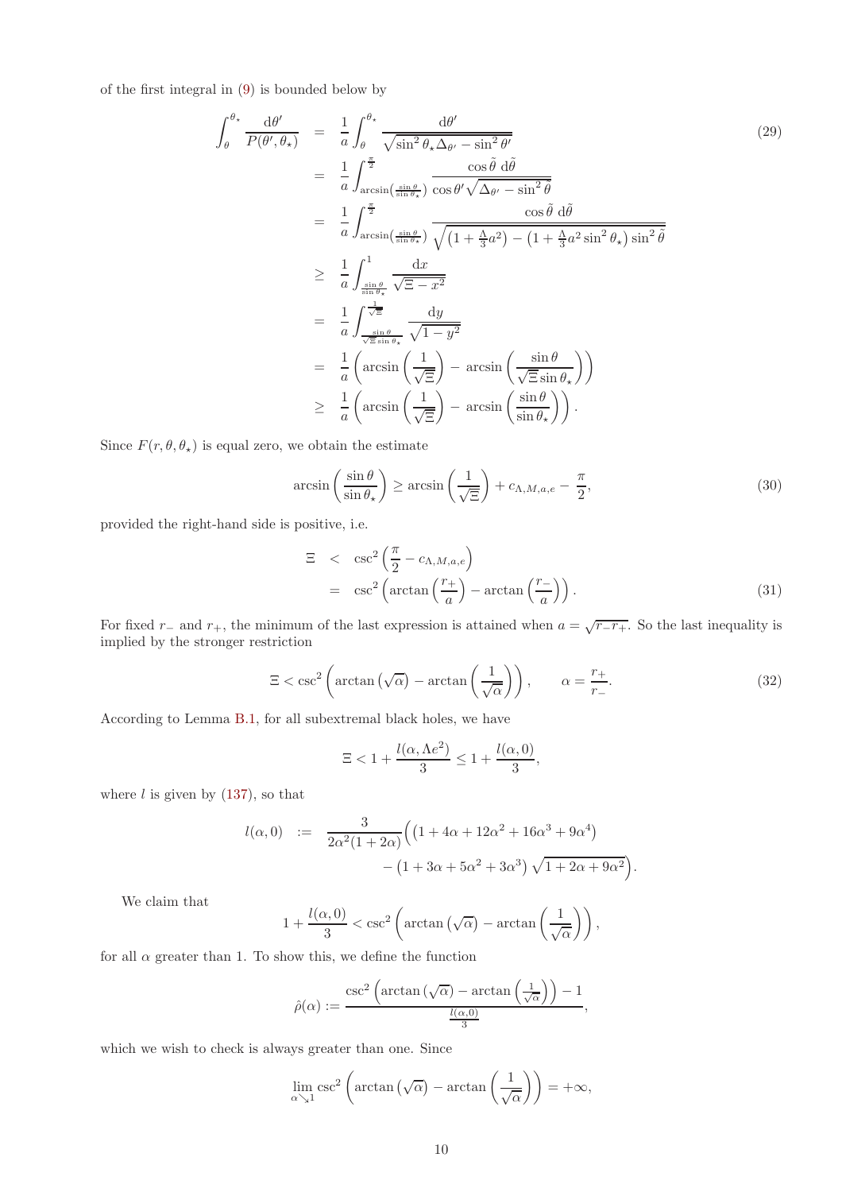of the first integral in (9) is bounded below by

$$
\begin{aligned}
\int_{\theta}^{\theta_\star} \frac{\mathrm{d}\theta'}{P(\theta',\theta_\star)} &= \frac{1}{a}\int_{\theta}^{\theta_\star} \frac{\mathrm{d}\theta'}{\sqrt{\sin^2\theta_\star \Delta_{\theta'} - \sin^2\theta'}} \\
&= \frac{1}{a}\int_{\arcsin\left(\frac{\sin\theta}{\sin\theta_\star}\right)}^{\frac{\pi}{2}} \frac{\cos\tilde\theta\ \mathrm{d}\tilde\theta}{\cos\theta'\sqrt{\Delta_{\theta'} - \sin^2\tilde\theta}} \\
&= \frac{1}{a}\int_{\arcsin\left(\frac{\sin\theta}{\sin\theta_\star}\right)}^{\frac{\pi}{2}} \frac{\cos\tilde\theta\ \mathrm{d}\tilde\theta}{\sqrt{\left(1+\frac{\Lambda}{3}a^2\right) - \left(1+\frac{\Lambda}{3}a^2\sin^2\theta_\star\right)\sin^2\tilde\theta}} \\
&\geq \frac{1}{a}\int_{\frac{\sin\theta}{\sin\theta_\star}}^{1} \frac{\mathrm{d}x}{\sqrt{\Xi - x^2}} \\
&= \frac{1}{a}\int_{\frac{\sin\theta}{\sqrt{\Xi}\sin\theta_\star}}^{\frac{1}{\sqrt{\Xi}}} \frac{\mathrm{d}y}{\sqrt{1-y^2}} \\
&= \frac{1}{a}\left(\arcsin\left(\frac{1}{\sqrt{\Xi}}\right) - \arcsin\left(\frac{\sin\theta}{\sqrt{\Xi}\sin\theta_\star}\right)\right) \\
&\geq \frac{1}{a}\left(\arcsin\left(\frac{1}{\sqrt{\Xi}}\right) - \arcsin\left(\frac{\sin\theta}{\sin\theta_\star}\right)\right).
\end{aligned} \tag{29}
$$

Since $F(r,\theta,\theta_\star)$ is equal zero, we obtain the estimate

$$
\arcsin\left(\frac{\sin\theta}{\sin\theta_\star}\right) \geq \arcsin\left(\frac{1}{\sqrt{\Xi}}\right) + c_{\Lambda,M,a,e} - \frac{\pi}{2}, \tag{30}
$$

provided the right-hand side is positive, i.e.

$$
\begin{aligned}
\Xi &< \csc^2\left(\frac{\pi}{2} - c_{\Lambda,M,a,e}\right) \\
&= \csc^2\left(\arctan\left(\frac{r_+}{a}\right) - \arctan\left(\frac{r_-}{a}\right)\right).
\end{aligned} \tag{31}
$$

For fixed $r_-$ and $r_+$, the minimum of the last expression is attained when $a = \sqrt{r_- r_+}$. So the last inequality is implied by the stronger restriction

$$
\Xi < \csc^2\left(\arctan\left(\sqrt{\alpha}\right) - \arctan\left(\frac{1}{\sqrt{\alpha}}\right)\right), \qquad \alpha = \frac{r_+}{r_-}. \tag{32}
$$

According to Lemma B.1, for all subextremal black holes, we have

$$
\Xi < 1 + \frac{l(\alpha,\Lambda e^2)}{3} \leq 1 + \frac{l(\alpha,0)}{3},
$$

where $l$ is given by (137), so that

$$
\begin{aligned}
l(\alpha,0) \ :=\ & \frac{3}{2\alpha^2(1+2\alpha)}\Big(\left(1+4\alpha+12\alpha^2+16\alpha^3+9\alpha^4\right) \\
& - \left(1+3\alpha+5\alpha^2+3\alpha^3\right)\sqrt{1+2\alpha+9\alpha^2}\Big).
\end{aligned}
$$

We claim that

$$
1 + \frac{l(\alpha,0)}{3} < \csc^2\left(\arctan\left(\sqrt{\alpha}\right) - \arctan\left(\frac{1}{\sqrt{\alpha}}\right)\right),
$$

for all $\alpha$ greater than 1. To show this, we define the function

$$
\hat\rho(\alpha) := \frac{\csc^2\left(\arctan\left(\sqrt{\alpha}\right) - \arctan\left(\frac{1}{\sqrt{\alpha}}\right)\right) - 1}{\frac{l(\alpha,0)}{3}},
$$

which we wish to check is always greater than one. Since

$$
\lim_{\alpha\searrow 1} \csc^2\left(\arctan\left(\sqrt{\alpha}\right) - \arctan\left(\frac{1}{\sqrt{\alpha}}\right)\right) = +\infty,
$$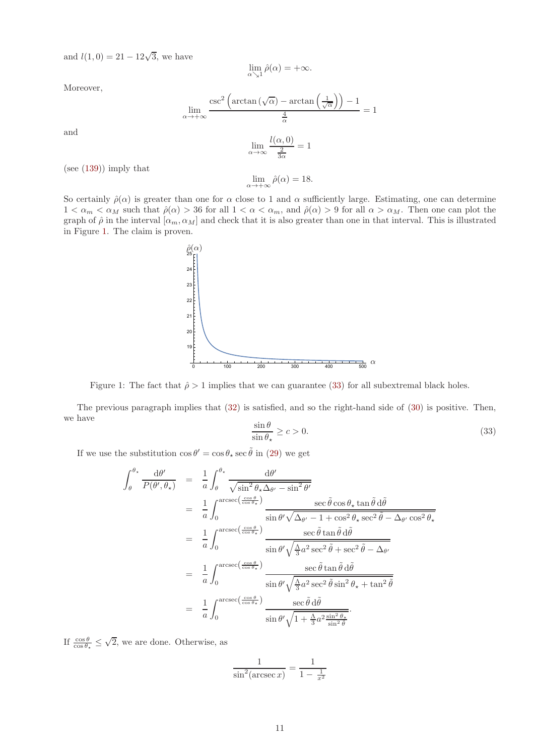and $l(1,0) = 21 - 12\sqrt{3}$, we have

$$\lim_{\alpha \searrow 1} \hat{\rho}(\alpha) = +\infty.$$

Moreover,

$$\lim_{\alpha \to +\infty} \frac{\csc^2\left(\arctan\left(\sqrt{\alpha}\right) - \arctan\left(\frac{1}{\sqrt{\alpha}}\right)\right) - 1}{\frac{4}{\alpha}} = 1$$

and

$$\lim_{\alpha \to \infty} \frac{l(\alpha, 0)}{\frac{2}{3\alpha}} = 1$$

(see (139)) imply that

$$\lim_{\alpha \to +\infty} \hat{\rho}(\alpha) = 18.$$

So certainly $\hat{\rho}(\alpha)$ is greater than one for $\alpha$ close to 1 and $\alpha$ sufficiently large. Estimating, one can determine $1 < \alpha_m < \alpha_M$ such that $\hat{\rho}(\alpha) > 36$ for all $1 < \alpha < \alpha_m$, and $\hat{\rho}(\alpha) > 9$ for all $\alpha > \alpha_M$. Then one can plot the graph of $\hat{\rho}$ in the interval $[\alpha_m, \alpha_M]$ and check that it is also greater than one in that interval. This is illustrated in Figure 1. The claim is proven.

$\hat{\rho}(\alpha)$
25
24
23
22
21
20
19
0 100 200 300 400 500 $\alpha$

Figure 1: The fact that $\hat{\rho} > 1$ implies that we can guarantee (33) for all subextremal black holes.

The previous paragraph implies that (32) is satisfied, and so the right-hand side of (30) is positive. Then, we have

$$\frac{\sin\theta}{\sin\theta_\star} \geq c > 0. \tag{33}$$

If we use the substitution $\cos\theta' = \cos\theta_\star \sec\tilde{\theta}$ in (29) we get

$$\begin{aligned}
\int_\theta^{\theta_\star} \frac{\mathrm{d}\theta'}{P(\theta', \theta_\star)} &= \frac{1}{a} \int_\theta^{\theta_\star} \frac{\mathrm{d}\theta'}{\sqrt{\sin^2\theta_\star \Delta_{\theta'} - \sin^2\theta'}} \\
&= \frac{1}{a} \int_0^{\operatorname{arcsec}\left(\frac{\cos\theta}{\cos\theta_\star}\right)} \frac{\sec\tilde{\theta}\cos\theta_\star \tan\tilde{\theta}\,\mathrm{d}\tilde{\theta}}{\sin\theta' \sqrt{\Delta_{\theta'} - 1 + \cos^2\theta_\star \sec^2\tilde{\theta} - \Delta_{\theta'}\cos^2\theta_\star}} \\
&= \frac{1}{a} \int_0^{\operatorname{arcsec}\left(\frac{\cos\theta}{\cos\theta_\star}\right)} \frac{\sec\tilde{\theta}\tan\tilde{\theta}\,\mathrm{d}\tilde{\theta}}{\sin\theta' \sqrt{\frac{\Lambda}{3}a^2\sec^2\tilde{\theta} + \sec^2\tilde{\theta} - \Delta_{\theta'}}} \\
&= \frac{1}{a} \int_0^{\operatorname{arcsec}\left(\frac{\cos\theta}{\cos\theta_\star}\right)} \frac{\sec\tilde{\theta}\tan\tilde{\theta}\,\mathrm{d}\tilde{\theta}}{\sin\theta' \sqrt{\frac{\Lambda}{3}a^2\sec^2\tilde{\theta}\sin^2\theta_\star + \tan^2\tilde{\theta}}} \\
&= \frac{1}{a} \int_0^{\operatorname{arcsec}\left(\frac{\cos\theta}{\cos\theta_\star}\right)} \frac{\sec\tilde{\theta}\,\mathrm{d}\tilde{\theta}}{\sin\theta' \sqrt{1 + \frac{\Lambda}{3}a^2\frac{\sin^2\theta_\star}{\sin^2\tilde{\theta}}}}.
\end{aligned}$$

If $\frac{\cos\theta}{\cos\theta_\star} \leq \sqrt{2}$, we are done. Otherwise, as

$$\frac{1}{\sin^2(\operatorname{arcsec} x)} = \frac{1}{1 - \frac{1}{x^2}}$$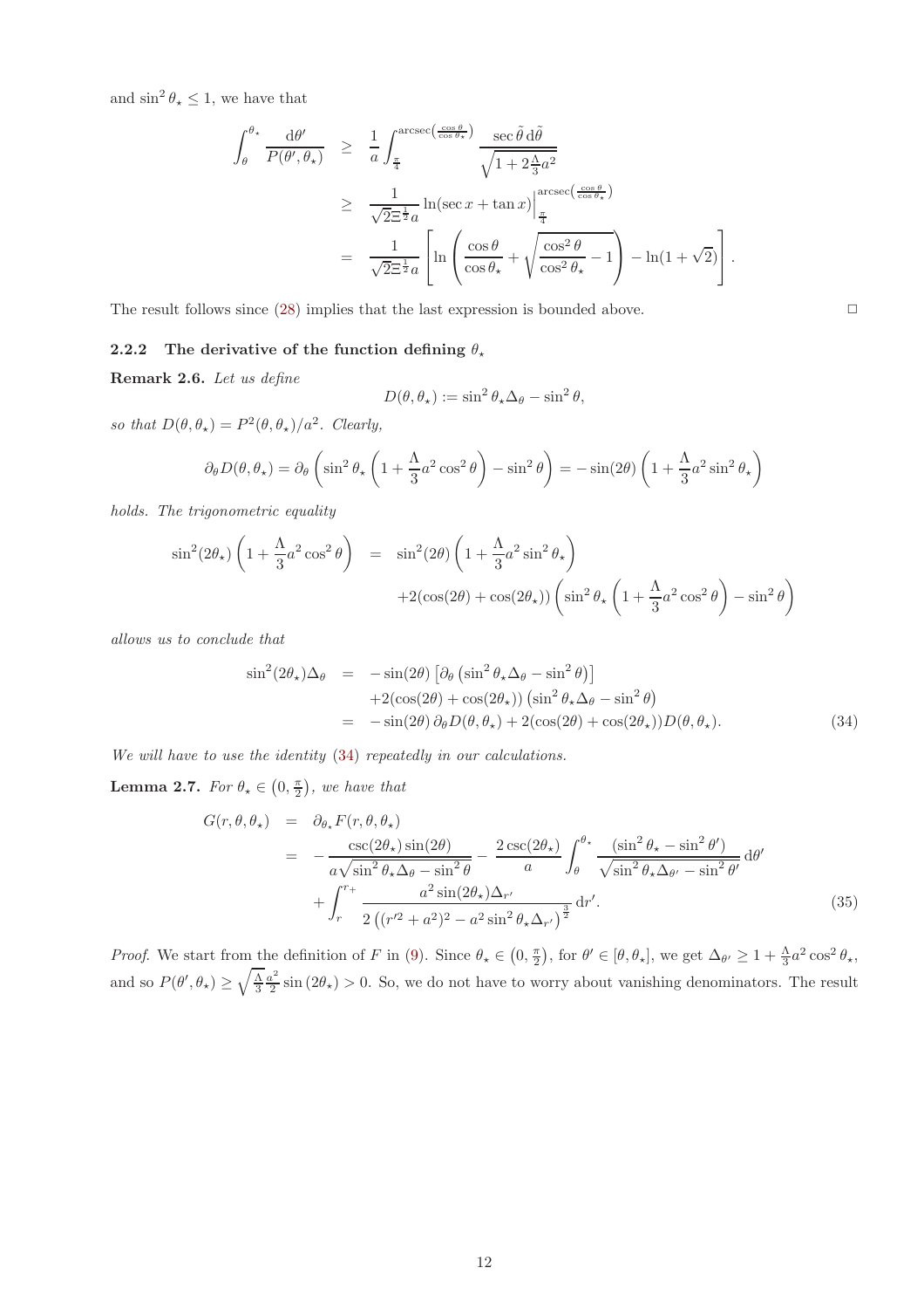and $\sin^2\theta_\star \leq 1$, we have that

$$
\begin{aligned}
\int_\theta^{\theta_\star} \frac{\mathrm{d}\theta'}{P(\theta',\theta_\star)} &\geq \frac{1}{a}\int_{\frac{\pi}{4}}^{\operatorname{arcsec}\left(\frac{\cos\theta}{\cos\theta_\star}\right)} \frac{\sec\tilde{\theta}\,\mathrm{d}\tilde{\theta}}{\sqrt{1+2\frac{\Lambda}{3}a^2}} \\
&\geq \frac{1}{\sqrt{2}\Xi^{\frac{1}{2}}a}\ln(\sec x+\tan x)\Big|_{\frac{\pi}{4}}^{\operatorname{arcsec}\left(\frac{\cos\theta}{\cos\theta_\star}\right)} \\
&= \frac{1}{\sqrt{2}\Xi^{\frac{1}{2}}a}\left[\ln\left(\frac{\cos\theta}{\cos\theta_\star}+\sqrt{\frac{\cos^2\theta}{\cos^2\theta_\star}-1}\right)-\ln(1+\sqrt{2})\right].
\end{aligned}
$$

The result follows since (28) implies that the last expression is bounded above. □

### 2.2.2 The derivative of the function defining $\theta_\star$

**Remark 2.6.** *Let us define*

$$
D(\theta,\theta_\star) := \sin^2\theta_\star\Delta_\theta - \sin^2\theta,
$$

*so that $D(\theta,\theta_\star) = P^2(\theta,\theta_\star)/a^2$. Clearly,*

$$
\partial_\theta D(\theta,\theta_\star) = \partial_\theta\left(\sin^2\theta_\star\left(1+\frac{\Lambda}{3}a^2\cos^2\theta\right)-\sin^2\theta\right) = -\sin(2\theta)\left(1+\frac{\Lambda}{3}a^2\sin^2\theta_\star\right)
$$

*holds. The trigonometric equality*

$$
\begin{aligned}
\sin^2(2\theta_\star)\left(1+\frac{\Lambda}{3}a^2\cos^2\theta\right) &= \sin^2(2\theta)\left(1+\frac{\Lambda}{3}a^2\sin^2\theta_\star\right) \\
&\quad +2(\cos(2\theta)+\cos(2\theta_\star))\left(\sin^2\theta_\star\left(1+\frac{\Lambda}{3}a^2\cos^2\theta\right)-\sin^2\theta\right)
\end{aligned}
$$

*allows us to conclude that*

$$
\begin{aligned}
\sin^2(2\theta_\star)\Delta_\theta &= -\sin(2\theta)\left[\partial_\theta\left(\sin^2\theta_\star\Delta_\theta-\sin^2\theta\right)\right] \\
&\quad +2(\cos(2\theta)+\cos(2\theta_\star))\left(\sin^2\theta_\star\Delta_\theta-\sin^2\theta\right) \\
&= -\sin(2\theta)\,\partial_\theta D(\theta,\theta_\star)+2(\cos(2\theta)+\cos(2\theta_\star))D(\theta,\theta_\star). \qquad (34)
\end{aligned}
$$

*We will have to use the identity (34) repeatedly in our calculations.*

**Lemma 2.7.** *For $\theta_\star \in \left(0,\frac{\pi}{2}\right)$, we have that*

$$
\begin{aligned}
G(r,\theta,\theta_\star) &= \partial_{\theta_\star}F(r,\theta,\theta_\star) \\
&= -\frac{\csc(2\theta_\star)\sin(2\theta)}{a\sqrt{\sin^2\theta_\star\Delta_\theta-\sin^2\theta}} - \frac{2\csc(2\theta_\star)}{a}\int_\theta^{\theta_\star}\frac{(\sin^2\theta_\star-\sin^2\theta')}{\sqrt{\sin^2\theta_\star\Delta_{\theta'}-\sin^2\theta'}}\,\mathrm{d}\theta' \\
&\quad +\int_r^{r_+}\frac{a^2\sin(2\theta_\star)\Delta_{r'}}{2\left((r'^2+a^2)^2-a^2\sin^2\theta_\star\Delta_{r'}\right)^{\frac{3}{2}}}\,\mathrm{d}r'. \qquad (35)
\end{aligned}
$$

*Proof.* We start from the definition of $F$ in (9). Since $\theta_\star \in \left(0,\frac{\pi}{2}\right)$, for $\theta' \in [\theta,\theta_\star]$, we get $\Delta_{\theta'} \geq 1+\frac{\Lambda}{3}a^2\cos^2\theta_\star$, and so $P(\theta',\theta_\star) \geq \sqrt{\frac{\Lambda}{3}}\frac{a^2}{2}\sin(2\theta_\star) > 0$. So, we do not have to worry about vanishing denominators. The result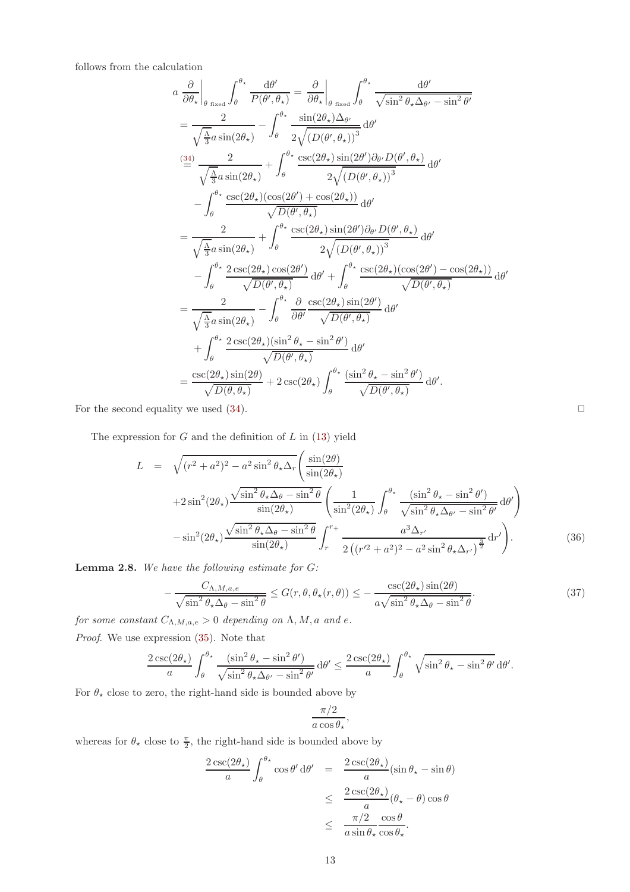follows from the calculation

$$
\begin{aligned}
a\, \frac{\partial}{\partial \theta_\star}\bigg|_{\theta \text{ fixed}} \int_\theta^{\theta_\star} \frac{\mathrm{d}\theta'}{P(\theta', \theta_\star)} &= \frac{\partial}{\partial \theta_\star}\bigg|_{\theta \text{ fixed}} \int_\theta^{\theta_\star} \frac{\mathrm{d}\theta'}{\sqrt{\sin^2\theta_\star \Delta_{\theta'} - \sin^2\theta'}} \\
&= \frac{2}{\sqrt{\frac{\Lambda}{3}} a \sin(2\theta_\star)} - \int_\theta^{\theta_\star} \frac{\sin(2\theta_\star)\Delta_{\theta'}}{2\sqrt{(D(\theta', \theta_\star))^3}}\,\mathrm{d}\theta' \\
&\overset{(34)}{=} \frac{2}{\sqrt{\frac{\Lambda}{3}} a \sin(2\theta_\star)} + \int_\theta^{\theta_\star} \frac{\csc(2\theta_\star)\sin(2\theta')\partial_{\theta'} D(\theta', \theta_\star)}{2\sqrt{(D(\theta', \theta_\star))^3}}\,\mathrm{d}\theta' \\
&\quad - \int_\theta^{\theta_\star} \frac{\csc(2\theta_\star)(\cos(2\theta') + \cos(2\theta_\star))}{\sqrt{D(\theta', \theta_\star)}}\,\mathrm{d}\theta' \\
&= \frac{2}{\sqrt{\frac{\Lambda}{3}} a \sin(2\theta_\star)} + \int_\theta^{\theta_\star} \frac{\csc(2\theta_\star)\sin(2\theta')\partial_{\theta'} D(\theta', \theta_\star)}{2\sqrt{(D(\theta', \theta_\star))^3}}\,\mathrm{d}\theta' \\
&\quad - \int_\theta^{\theta_\star} \frac{2\csc(2\theta_\star)\cos(2\theta')}{\sqrt{D(\theta', \theta_\star)}}\,\mathrm{d}\theta' + \int_\theta^{\theta_\star} \frac{\csc(2\theta_\star)(\cos(2\theta') - \cos(2\theta_\star))}{\sqrt{D(\theta', \theta_\star)}}\,\mathrm{d}\theta' \\
&= \frac{2}{\sqrt{\frac{\Lambda}{3}} a \sin(2\theta_\star)} - \int_\theta^{\theta_\star} \frac{\partial}{\partial \theta'} \frac{\csc(2\theta_\star)\sin(2\theta')}{\sqrt{D(\theta', \theta_\star)}}\,\mathrm{d}\theta' \\
&\quad + \int_\theta^{\theta_\star} \frac{2\csc(2\theta_\star)(\sin^2\theta_\star - \sin^2\theta')}{\sqrt{D(\theta', \theta_\star)}}\,\mathrm{d}\theta' \\
&= \frac{\csc(2\theta_\star)\sin(2\theta)}{\sqrt{D(\theta, \theta_\star)}} + 2\csc(2\theta_\star)\int_\theta^{\theta_\star} \frac{(\sin^2\theta_\star - \sin^2\theta')}{\sqrt{D(\theta', \theta_\star)}}\,\mathrm{d}\theta'.
\end{aligned}
$$

For the second equality we used (34). □

The expression for $G$ and the definition of $L$ in (13) yield

$$
\begin{aligned}
L \;=\; & \sqrt{(r^2+a^2)^2 - a^2\sin^2\theta_\star \Delta_r}\Bigg(\frac{\sin(2\theta)}{\sin(2\theta_\star)} \\
& + 2\sin^2(2\theta_\star)\frac{\sqrt{\sin^2\theta_\star\Delta_\theta - \sin^2\theta}}{\sin(2\theta_\star)}\left(\frac{1}{\sin^2(2\theta_\star)}\int_\theta^{\theta_\star} \frac{(\sin^2\theta_\star - \sin^2\theta')}{\sqrt{\sin^2\theta_\star\Delta_{\theta'} - \sin^2\theta'}}\,\mathrm{d}\theta'\right) \\
& - \sin^2(2\theta_\star)\frac{\sqrt{\sin^2\theta_\star\Delta_\theta - \sin^2\theta}}{\sin(2\theta_\star)}\int_r^{r_+} \frac{a^3\Delta_{r'}}{2\left((r'^2+a^2)^2 - a^2\sin^2\theta_\star\Delta_{r'}\right)^{\frac{3}{2}}}\,\mathrm{d}r'\Bigg). \qquad (36)
\end{aligned}
$$

**Lemma 2.8.** *We have the following estimate for $G$:*

$$
-\frac{C_{\Lambda,M,a,e}}{\sqrt{\sin^2\theta_\star\Delta_\theta - \sin^2\theta}} \le G(r,\theta,\theta_\star(r,\theta)) \le -\frac{\csc(2\theta_\star)\sin(2\theta)}{a\sqrt{\sin^2\theta_\star\Delta_\theta - \sin^2\theta}}. \qquad (37)
$$

*for some constant $C_{\Lambda,M,a,e} > 0$ depending on $\Lambda, M, a$ and $e$.*

*Proof.* We use expression (35). Note that

$$
\frac{2\csc(2\theta_\star)}{a}\int_\theta^{\theta_\star} \frac{(\sin^2\theta_\star - \sin^2\theta')}{\sqrt{\sin^2\theta_\star\Delta_{\theta'} - \sin^2\theta'}}\,\mathrm{d}\theta' \le \frac{2\csc(2\theta_\star)}{a}\int_\theta^{\theta_\star}\sqrt{\sin^2\theta_\star - \sin^2\theta'}\,\mathrm{d}\theta'.
$$

For $\theta_\star$ close to zero, the right-hand side is bounded above by

$$
\frac{\pi/2}{a\cos\theta_\star},
$$

whereas for $\theta_\star$ close to $\frac{\pi}{2}$, the right-hand side is bounded above by

$$
\begin{aligned}
\frac{2\csc(2\theta_\star)}{a}\int_\theta^{\theta_\star}\cos\theta'\,\mathrm{d}\theta' &= \frac{2\csc(2\theta_\star)}{a}(\sin\theta_\star - \sin\theta) \\
&\le \frac{2\csc(2\theta_\star)}{a}(\theta_\star - \theta)\cos\theta \\
&\le \frac{\pi/2}{a\sin\theta_\star}\frac{\cos\theta}{\cos\theta_\star}.
\end{aligned}
$$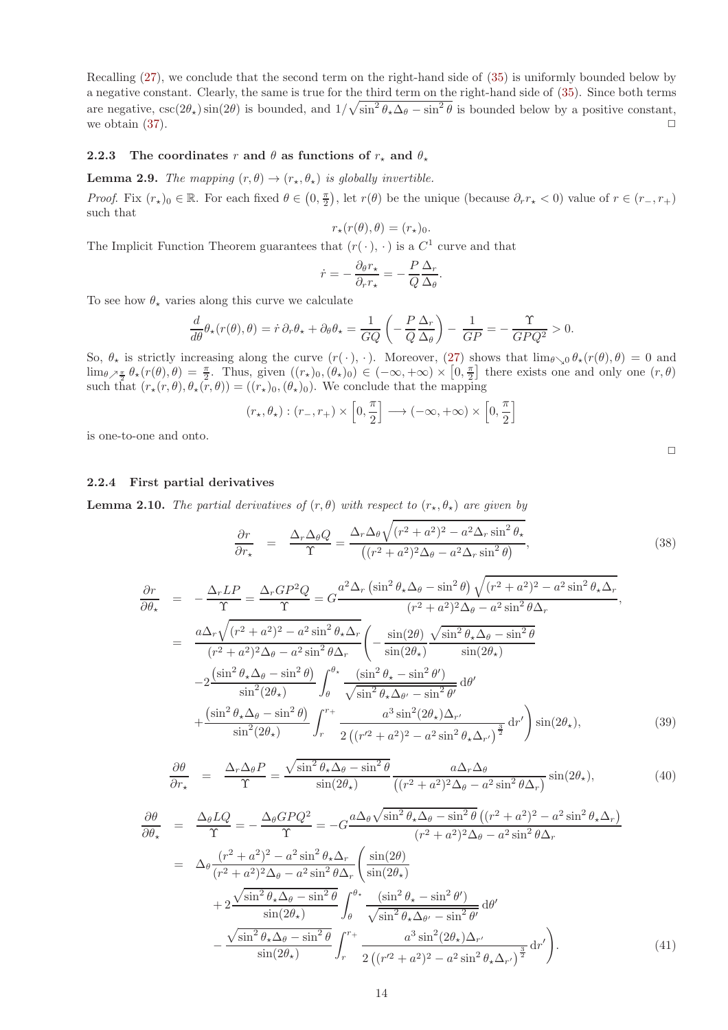Recalling (27), we conclude that the second term on the right-hand side of (35) is uniformly bounded below by a negative constant. Clearly, the same is true for the third term on the right-hand side of (35). Since both terms are negative, $\csc(2\theta_\star)\sin(2\theta)$ is bounded, and $1/\sqrt{\sin^2\theta_\star\Delta_\theta - \sin^2\theta}$ is bounded below by a positive constant, we obtain (37). □

### 2.2.3 The coordinates $r$ and $\theta$ as functions of $r_\star$ and $\theta_\star$

**Lemma 2.9.** *The mapping $(r,\theta)\to(r_\star,\theta_\star)$ is globally invertible.*

*Proof.* Fix $(r_\star)_0\in\mathbb{R}$. For each fixed $\theta\in\left(0,\frac{\pi}{2}\right)$, let $r(\theta)$ be the unique (because $\partial_r r_\star<0$) value of $r\in(r_-,r_+)$ such that

$$r_\star(r(\theta),\theta)=(r_\star)_0.$$

The Implicit Function Theorem guarantees that $(r(\,\cdot\,),\,\cdot\,)$ is a $C^1$ curve and that

$$\dot r = -\frac{\partial_\theta r_\star}{\partial_r r_\star} = -\frac{P}{Q}\frac{\Delta_r}{\Delta_\theta}.$$

To see how $\theta_\star$ varies along this curve we calculate

$$\frac{d}{d\theta}\theta_\star(r(\theta),\theta)=\dot r\,\partial_r\theta_\star+\partial_\theta\theta_\star=\frac{1}{GQ}\left(-\frac{P}{Q}\frac{\Delta_r}{\Delta_\theta}\right)-\frac{1}{GP}=-\frac{\Upsilon}{GPQ^2}>0.$$

So, $\theta_\star$ is strictly increasing along the curve $(r(\,\cdot\,),\,\cdot\,)$. Moreover, (27) shows that $\lim_{\theta\searrow 0}\theta_\star(r(\theta),\theta)=0$ and $\lim_{\theta\nearrow\frac{\pi}{2}}\theta_\star(r(\theta),\theta)=\frac{\pi}{2}$. Thus, given $((r_\star)_0,(\theta_\star)_0)\in(-\infty,+\infty)\times\left[0,\frac{\pi}{2}\right]$ there exists one and only one $(r,\theta)$ such that $(r_\star(r,\theta),\theta_\star(r,\theta))=((r_\star)_0,(\theta_\star)_0)$. We conclude that the mapping

$$(r_\star,\theta_\star):(r_-,r_+)\times\left[0,\frac{\pi}{2}\right]\longrightarrow(-\infty,+\infty)\times\left[0,\frac{\pi}{2}\right]$$

is one-to-one and onto.

□

### 2.2.4 First partial derivatives

**Lemma 2.10.** *The partial derivatives of $(r,\theta)$ with respect to $(r_\star,\theta_\star)$ are given by*

$$\frac{\partial r}{\partial r_\star} = \frac{\Delta_r\Delta_\theta Q}{\Upsilon}=\frac{\Delta_r\Delta_\theta\sqrt{(r^2+a^2)^2-a^2\Delta_r\sin^2\theta_\star}}{\left((r^2+a^2)^2\Delta_\theta-a^2\Delta_r\sin^2\theta\right)}, \tag{38}$$

$$\begin{aligned}
\frac{\partial r}{\partial \theta_\star} &= -\frac{\Delta_r L P}{\Upsilon}=\frac{\Delta_r G P^2 Q}{\Upsilon}=G\frac{a^2\Delta_r\left(\sin^2\theta_\star\Delta_\theta-\sin^2\theta\right)\sqrt{(r^2+a^2)^2-a^2\sin^2\theta_\star\Delta_r}}{(r^2+a^2)^2\Delta_\theta-a^2\sin^2\theta\Delta_r},\\
&= \frac{a\Delta_r\sqrt{(r^2+a^2)^2-a^2\sin^2\theta_\star\Delta_r}}{(r^2+a^2)^2\Delta_\theta-a^2\sin^2\theta\Delta_r}\left(-\frac{\sin(2\theta)}{\sin(2\theta_\star)}\frac{\sqrt{\sin^2\theta_\star\Delta_\theta-\sin^2\theta}}{\sin(2\theta_\star)}\right.\\
&\quad -2\frac{\left(\sin^2\theta_\star\Delta_\theta-\sin^2\theta\right)}{\sin^2(2\theta_\star)}\int_\theta^{\theta_\star}\frac{(\sin^2\theta_\star-\sin^2\theta')}{\sqrt{\sin^2\theta_\star\Delta_{\theta'}-\sin^2\theta'}}\,d\theta'\\
&\quad \left.+\frac{\left(\sin^2\theta_\star\Delta_\theta-\sin^2\theta\right)}{\sin^2(2\theta_\star)}\int_r^{r_+}\frac{a^3\sin^2(2\theta_\star)\Delta_{r'}}{2\left((r'^2+a^2)^2-a^2\sin^2\theta_\star\Delta_{r'}\right)^{\frac{3}{2}}}\,dr'\right)\sin(2\theta_\star),
\end{aligned} \tag{39}$$

$$\frac{\partial\theta}{\partial r_\star} = \frac{\Delta_r\Delta_\theta P}{\Upsilon}=\frac{\sqrt{\sin^2\theta_\star\Delta_\theta-\sin^2\theta}}{\sin(2\theta_\star)}\frac{a\Delta_r\Delta_\theta}{\left((r^2+a^2)^2\Delta_\theta-a^2\sin^2\theta\Delta_r\right)}\sin(2\theta_\star), \tag{40}$$

$$\begin{aligned}
\frac{\partial\theta}{\partial\theta_\star} &= \frac{\Delta_\theta L Q}{\Upsilon}=-\frac{\Delta_\theta G P Q^2}{\Upsilon}=-G\frac{a\Delta_\theta\sqrt{\sin^2\theta_\star\Delta_\theta-\sin^2\theta}\left((r^2+a^2)^2-a^2\sin^2\theta_\star\Delta_r\right)}{(r^2+a^2)^2\Delta_\theta-a^2\sin^2\theta\Delta_r}\\
&= \Delta_\theta\frac{(r^2+a^2)^2-a^2\sin^2\theta_\star\Delta_r}{(r^2+a^2)^2\Delta_\theta-a^2\sin^2\theta\Delta_r}\left(\frac{\sin(2\theta)}{\sin(2\theta_\star)}\right.\\
&\quad +2\frac{\sqrt{\sin^2\theta_\star\Delta_\theta-\sin^2\theta}}{\sin(2\theta_\star)}\int_\theta^{\theta_\star}\frac{(\sin^2\theta_\star-\sin^2\theta')}{\sqrt{\sin^2\theta_\star\Delta_{\theta'}-\sin^2\theta'}}\,d\theta'\\
&\quad \left.-\frac{\sqrt{\sin^2\theta_\star\Delta_\theta-\sin^2\theta}}{\sin(2\theta_\star)}\int_r^{r_+}\frac{a^3\sin^2(2\theta_\star)\Delta_{r'}}{2\left((r'^2+a^2)^2-a^2\sin^2\theta_\star\Delta_{r'}\right)^{\frac{3}{2}}}\,dr'\right).
\end{aligned} \tag{41}$$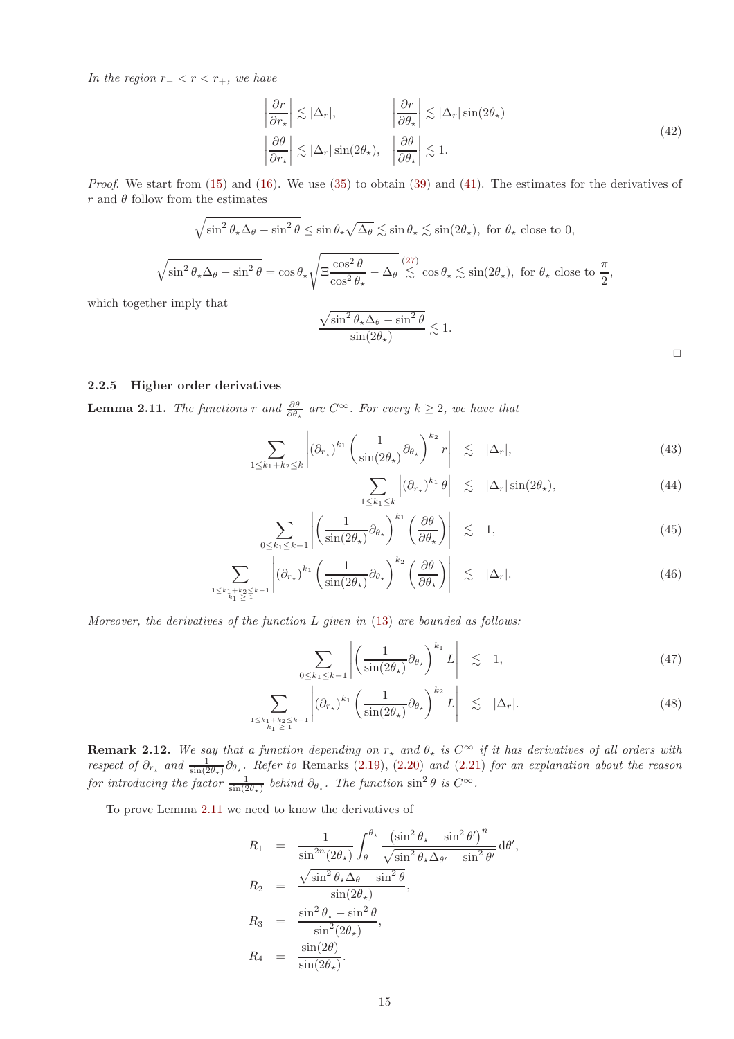*In the region $r_- < r < r_+$, we have*

$$
\begin{aligned}
\left|\frac{\partial r}{\partial r_\star}\right| &\lesssim |\Delta_r|, & \left|\frac{\partial r}{\partial \theta_\star}\right| &\lesssim |\Delta_r|\sin(2\theta_\star) \\
\left|\frac{\partial \theta}{\partial r_\star}\right| &\lesssim |\Delta_r|\sin(2\theta_\star), & \left|\frac{\partial \theta}{\partial \theta_\star}\right| &\lesssim 1.
\end{aligned}
\tag{42}
$$

*Proof.* We start from (15) and (16). We use (35) to obtain (39) and (41). The estimates for the derivatives of $r$ and $\theta$ follow from the estimates

$$
\sqrt{\sin^2\theta_\star \Delta_\theta - \sin^2\theta} \le \sin\theta_\star\sqrt{\Delta_\theta} \lesssim \sin\theta_\star \lesssim \sin(2\theta_\star), \text{ for } \theta_\star \text{ close to } 0,
$$

$$
\sqrt{\sin^2\theta_\star \Delta_\theta - \sin^2\theta} = \cos\theta_\star\sqrt{\Xi\frac{\cos^2\theta}{\cos^2\theta_\star} - \Delta_\theta} \overset{(27)}{\lesssim} \cos\theta_\star \lesssim \sin(2\theta_\star), \text{ for } \theta_\star \text{ close to } \frac{\pi}{2},
$$

which together imply that

$$
\frac{\sqrt{\sin^2\theta_\star\Delta_\theta - \sin^2\theta}}{\sin(2\theta_\star)} \lesssim 1.
$$

□

### 2.2.5 Higher order derivatives

**Lemma 2.11.** *The functions $r$ and $\frac{\partial\theta}{\partial\theta_\star}$ are $C^\infty$. For every $k \ge 2$, we have that*

$$
\sum_{1\le k_1+k_2\le k}\left|(\partial_{r_\star})^{k_1}\left(\frac{1}{\sin(2\theta_\star)}\partial_{\theta_\star}\right)^{k_2} r\right| \lesssim |\Delta_r|, \tag{43}
$$

$$
\sum_{1\le k_1\le k}\left|(\partial_{r_\star})^{k_1}\theta\right| \lesssim |\Delta_r|\sin(2\theta_\star), \tag{44}
$$

$$
\sum_{0\le k_1\le k-1}\left|\left(\frac{1}{\sin(2\theta_\star)}\partial_{\theta_\star}\right)^{k_1}\left(\frac{\partial\theta}{\partial\theta_\star}\right)\right| \lesssim 1, \tag{45}
$$

$$
\sum_{\substack{1\le k_1+k_2\le k-1\\ k_1\ge 1}}\left|(\partial_{r_\star})^{k_1}\left(\frac{1}{\sin(2\theta_\star)}\partial_{\theta_\star}\right)^{k_2}\left(\frac{\partial\theta}{\partial\theta_\star}\right)\right| \lesssim |\Delta_r|. \tag{46}
$$

*Moreover, the derivatives of the function $L$ given in (13) are bounded as follows:*

$$
\sum_{0\le k_1\le k-1}\left|\left(\frac{1}{\sin(2\theta_\star)}\partial_{\theta_\star}\right)^{k_1} L\right| \lesssim 1, \tag{47}
$$

$$
\sum_{\substack{1\le k_1+k_2\le k-1\\ k_1\ge 1}}\left|(\partial_{r_\star})^{k_1}\left(\frac{1}{\sin(2\theta_\star)}\partial_{\theta_\star}\right)^{k_2} L\right| \lesssim |\Delta_r|. \tag{48}
$$

**Remark 2.12.** *We say that a function depending on $r_\star$ and $\theta_\star$ is $C^\infty$ if it has derivatives of all orders with respect of $\partial_{r_\star}$ and $\frac{1}{\sin(2\theta_\star)}\partial_{\theta_\star}$. Refer to* Remarks (2.19), (2.20) *and* (2.21) *for an explanation about the reason for introducing the factor $\frac{1}{\sin(2\theta_\star)}$ behind $\partial_{\theta_\star}$. The function $\sin^2\theta$ is $C^\infty$.*

To prove Lemma 2.11 we need to know the derivatives of

$$
\begin{aligned}
R_1 &= \frac{1}{\sin^{2n}(2\theta_\star)}\int_\theta^{\theta_\star}\frac{\left(\sin^2\theta_\star - \sin^2\theta'\right)^n}{\sqrt{\sin^2\theta_\star\Delta_{\theta'} - \sin^2\theta'}}\,\mathrm{d}\theta', \\
R_2 &= \frac{\sqrt{\sin^2\theta_\star\Delta_\theta - \sin^2\theta}}{\sin(2\theta_\star)}, \\
R_3 &= \frac{\sin^2\theta_\star - \sin^2\theta}{\sin^2(2\theta_\star)}, \\
R_4 &= \frac{\sin(2\theta)}{\sin(2\theta_\star)}.
\end{aligned}
$$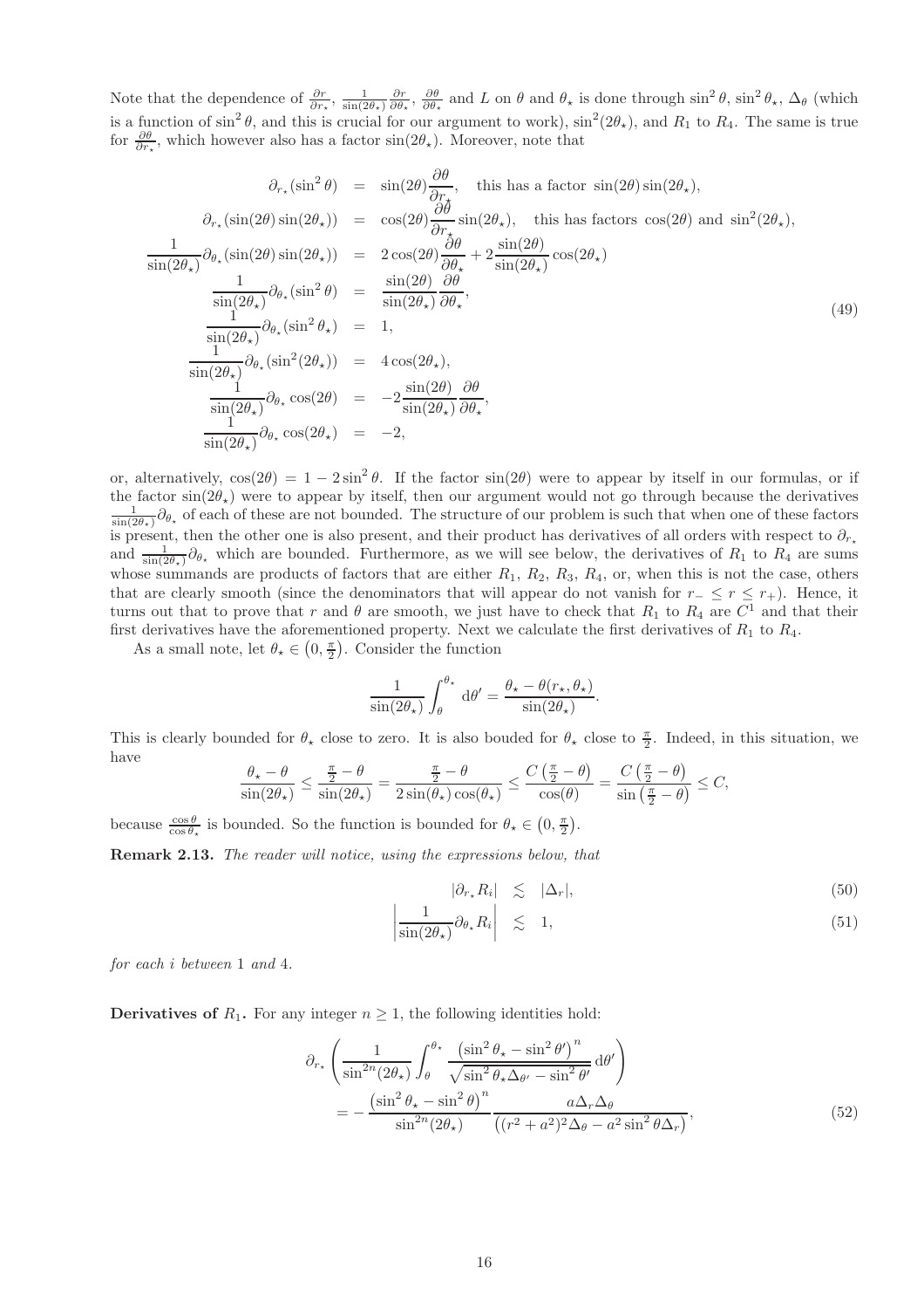Note that the dependence of $\frac{\partial r}{\partial r_\star}$, $\frac{1}{\sin(2\theta_\star)}\frac{\partial r}{\partial \theta_\star}$, $\frac{\partial \theta}{\partial \theta_\star}$ and $L$ on $\theta$ and $\theta_\star$ is done through $\sin^2\theta$, $\sin^2\theta_\star$, $\Delta_\theta$ (which is a function of $\sin^2\theta$, and this is crucial for our argument to work), $\sin^2(2\theta_\star)$, and $R_1$ to $R_4$. The same is true for $\frac{\partial\theta}{\partial r_\star}$, which however also has a factor $\sin(2\theta_\star)$. Moreover, note that

$$
\begin{aligned}
\partial_{r_\star}(\sin^2\theta) &= \sin(2\theta)\frac{\partial\theta}{\partial r_\star}, \quad \text{this has a factor } \sin(2\theta)\sin(2\theta_\star),\\
\partial_{r_\star}(\sin(2\theta)\sin(2\theta_\star)) &= \cos(2\theta)\frac{\partial\theta}{\partial r_\star}\sin(2\theta_\star), \quad \text{this has factors } \cos(2\theta) \text{ and } \sin^2(2\theta_\star),\\
\frac{1}{\sin(2\theta_\star)}\partial_{\theta_\star}(\sin(2\theta)\sin(2\theta_\star)) &= 2\cos(2\theta)\frac{\partial\theta}{\partial\theta_\star} + 2\frac{\sin(2\theta)}{\sin(2\theta_\star)}\cos(2\theta_\star)\\
\frac{1}{\sin(2\theta_\star)}\partial_{\theta_\star}(\sin^2\theta) &= \frac{\sin(2\theta)}{\sin(2\theta_\star)}\frac{\partial\theta}{\partial\theta_\star},\\
\frac{1}{\sin(2\theta_\star)}\partial_{\theta_\star}(\sin^2\theta_\star) &= 1,\\
\frac{1}{\sin(2\theta_\star)}\partial_{\theta_\star}(\sin^2(2\theta_\star)) &= 4\cos(2\theta_\star),\\
\frac{1}{\sin(2\theta_\star)}\partial_{\theta_\star}\cos(2\theta) &= -2\frac{\sin(2\theta)}{\sin(2\theta_\star)}\frac{\partial\theta}{\partial\theta_\star},\\
\frac{1}{\sin(2\theta_\star)}\partial_{\theta_\star}\cos(2\theta_\star) &= -2,
\end{aligned}
\tag{49}
$$

or, alternatively, $\cos(2\theta) = 1 - 2\sin^2\theta$. If the factor $\sin(2\theta)$ were to appear by itself in our formulas, or if the factor $\sin(2\theta_\star)$ were to appear by itself, then our argument would not go through because the derivatives $\frac{1}{\sin(2\theta_\star)}\partial_{\theta_\star}$ of each of these are not bounded. The structure of our problem is such that when one of these factors is present, then the other one is also present, and their product has derivatives of all orders with respect to $\partial_{r_\star}$ and $\frac{1}{\sin(2\theta_\star)}\partial_{\theta_\star}$ which are bounded. Furthermore, as we will see below, the derivatives of $R_1$ to $R_4$ are sums whose summands are products of factors that are either $R_1$, $R_2$, $R_3$, $R_4$, or, when this is not the case, others that are clearly smooth (since the denominators that will appear do not vanish for $r_- \le r \le r_+$). Hence, it turns out that to prove that $r$ and $\theta$ are smooth, we just have to check that $R_1$ to $R_4$ are $C^1$ and that their first derivatives have the aforementioned property. Next we calculate the first derivatives of $R_1$ to $R_4$.

As a small note, let $\theta_\star \in \left(0, \frac{\pi}{2}\right)$. Consider the function

$$
\frac{1}{\sin(2\theta_\star)}\int_\theta^{\theta_\star} \mathrm{d}\theta' = \frac{\theta_\star - \theta(r_\star,\theta_\star)}{\sin(2\theta_\star)}.
$$

This is clearly bounded for $\theta_\star$ close to zero. It is also bouded for $\theta_\star$ close to $\frac{\pi}{2}$. Indeed, in this situation, we have

$$
\frac{\theta_\star - \theta}{\sin(2\theta_\star)} \le \frac{\frac{\pi}{2} - \theta}{\sin(2\theta_\star)} = \frac{\frac{\pi}{2} - \theta}{2\sin(\theta_\star)\cos(\theta_\star)} \le \frac{C\left(\frac{\pi}{2} - \theta\right)}{\cos(\theta)} = \frac{C\left(\frac{\pi}{2} - \theta\right)}{\sin\left(\frac{\pi}{2} - \theta\right)} \le C,
$$

because $\frac{\cos\theta}{\cos\theta_\star}$ is bounded. So the function is bounded for $\theta_\star \in \left(0, \frac{\pi}{2}\right)$.

**Remark 2.13.** *The reader will notice, using the expressions below, that*

$$
|\partial_{r_\star} R_i| \lesssim |\Delta_r|, \tag{50}
$$

$$
\left|\frac{1}{\sin(2\theta_\star)}\partial_{\theta_\star} R_i\right| \lesssim 1, \tag{51}
$$

*for each $i$ between 1 and 4.*

**Derivatives of $R_1$.** For any integer $n \ge 1$, the following identities hold:

$$
\begin{aligned}
&\partial_{r_\star}\left(\frac{1}{\sin^{2n}(2\theta_\star)}\int_\theta^{\theta_\star}\frac{\left(\sin^2\theta_\star - \sin^2\theta'\right)^n}{\sqrt{\sin^2\theta_\star\Delta_{\theta'} - \sin^2\theta'}}\,\mathrm{d}\theta'\right)\\
&\quad = -\frac{\left(\sin^2\theta_\star - \sin^2\theta\right)^n}{\sin^{2n}(2\theta_\star)}\frac{a\Delta_r\Delta_\theta}{\left((r^2+a^2)^2\Delta_\theta - a^2\sin^2\theta\Delta_r\right)},
\end{aligned}
\tag{52}
$$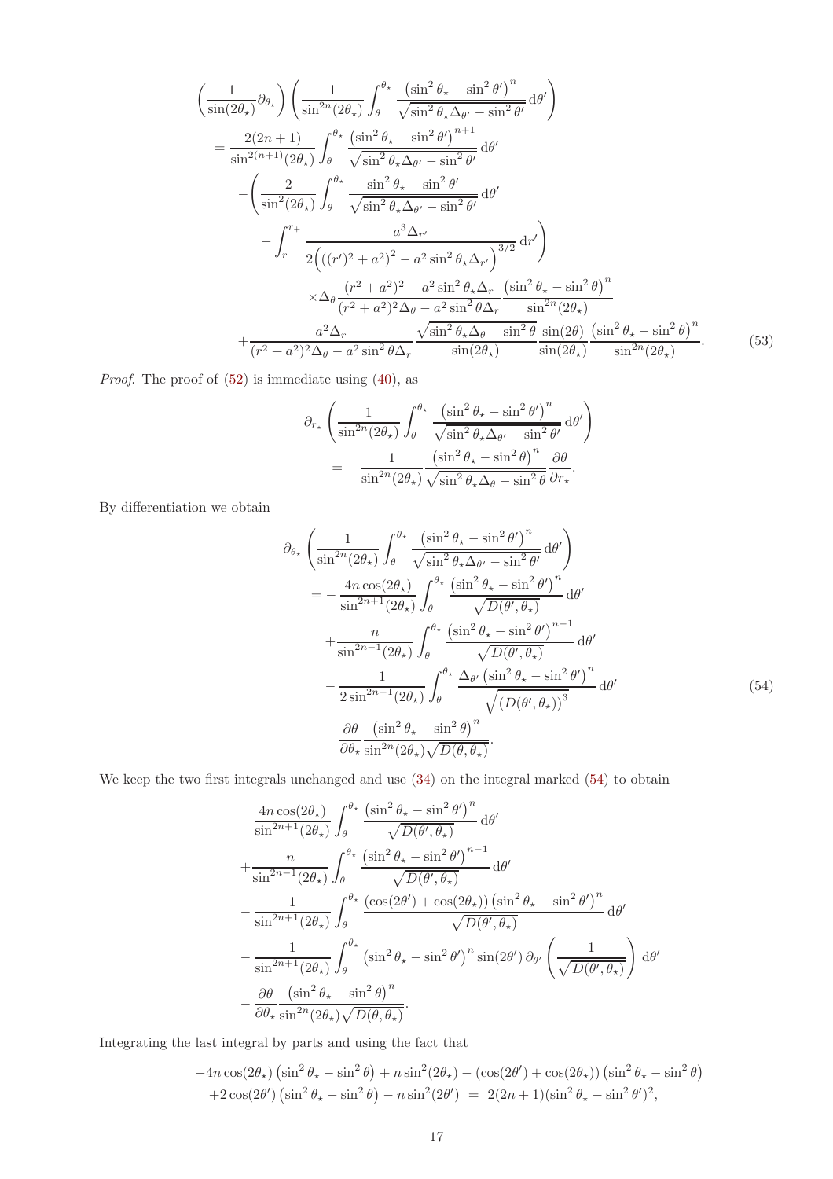$$
\begin{aligned}
&\left(\frac{1}{\sin(2\theta_\star)}\partial_{\theta_\star}\right)\left(\frac{1}{\sin^{2n}(2\theta_\star)}\int_\theta^{\theta_\star}\frac{\left(\sin^2\theta_\star-\sin^2\theta'\right)^n}{\sqrt{\sin^2\theta_\star\Delta_{\theta'}-\sin^2\theta'}}\,\mathrm{d}\theta'\right)\\
&\quad=\frac{2(2n+1)}{\sin^{2(n+1)}(2\theta_\star)}\int_\theta^{\theta_\star}\frac{\left(\sin^2\theta_\star-\sin^2\theta'\right)^{n+1}}{\sqrt{\sin^2\theta_\star\Delta_{\theta'}-\sin^2\theta'}}\,\mathrm{d}\theta'\\
&\qquad-\left(\frac{2}{\sin^2(2\theta_\star)}\int_\theta^{\theta_\star}\frac{\sin^2\theta_\star-\sin^2\theta'}{\sqrt{\sin^2\theta_\star\Delta_{\theta'}-\sin^2\theta'}}\,\mathrm{d}\theta'\right.\\
&\qquad\quad\left.-\int_r^{r_+}\frac{a^3\Delta_{r'}}{2\left(\left((r')^2+a^2\right)^2-a^2\sin^2\theta_\star\Delta_{r'}\right)^{3/2}}\,\mathrm{d}r'\right)\\
&\qquad\quad\times\Delta_\theta\frac{(r^2+a^2)^2-a^2\sin^2\theta_\star\Delta_r}{(r^2+a^2)^2\Delta_\theta-a^2\sin^2\theta\Delta_r}\frac{\left(\sin^2\theta_\star-\sin^2\theta\right)^n}{\sin^{2n}(2\theta_\star)}\\
&\qquad+\frac{a^2\Delta_r}{(r^2+a^2)^2\Delta_\theta-a^2\sin^2\theta\Delta_r}\frac{\sqrt{\sin^2\theta_\star\Delta_\theta-\sin^2\theta}}{\sin(2\theta_\star)}\frac{\sin(2\theta)}{\sin(2\theta_\star)}\frac{\left(\sin^2\theta_\star-\sin^2\theta\right)^n}{\sin^{2n}(2\theta_\star)}.
\end{aligned}
\tag{53}
$$

*Proof.* The proof of (52) is immediate using (40), as

$$
\begin{aligned}
&\partial_{r_\star}\left(\frac{1}{\sin^{2n}(2\theta_\star)}\int_\theta^{\theta_\star}\frac{\left(\sin^2\theta_\star-\sin^2\theta'\right)^n}{\sqrt{\sin^2\theta_\star\Delta_{\theta'}-\sin^2\theta'}}\,\mathrm{d}\theta'\right)\\
&\quad=-\frac{1}{\sin^{2n}(2\theta_\star)}\frac{\left(\sin^2\theta_\star-\sin^2\theta\right)^n}{\sqrt{\sin^2\theta_\star\Delta_\theta-\sin^2\theta}}\frac{\partial\theta}{\partial r_\star}.
\end{aligned}
$$

By differentiation we obtain

$$
\begin{aligned}
&\partial_{\theta_\star}\left(\frac{1}{\sin^{2n}(2\theta_\star)}\int_\theta^{\theta_\star}\frac{\left(\sin^2\theta_\star-\sin^2\theta'\right)^n}{\sqrt{\sin^2\theta_\star\Delta_{\theta'}-\sin^2\theta'}}\,\mathrm{d}\theta'\right)\\
&\quad=-\frac{4n\cos(2\theta_\star)}{\sin^{2n+1}(2\theta_\star)}\int_\theta^{\theta_\star}\frac{\left(\sin^2\theta_\star-\sin^2\theta'\right)^n}{\sqrt{D(\theta',\theta_\star)}}\,\mathrm{d}\theta'\\
&\qquad+\frac{n}{\sin^{2n-1}(2\theta_\star)}\int_\theta^{\theta_\star}\frac{\left(\sin^2\theta_\star-\sin^2\theta'\right)^{n-1}}{\sqrt{D(\theta',\theta_\star)}}\,\mathrm{d}\theta'\\
&\qquad-\frac{1}{2\sin^{2n-1}(2\theta_\star)}\int_\theta^{\theta_\star}\frac{\Delta_{\theta'}\left(\sin^2\theta_\star-\sin^2\theta'\right)^n}{\sqrt{\left(D(\theta',\theta_\star)\right)^3}}\,\mathrm{d}\theta'\\
&\qquad-\frac{\partial\theta}{\partial\theta_\star}\frac{\left(\sin^2\theta_\star-\sin^2\theta\right)^n}{\sin^{2n}(2\theta_\star)\sqrt{D(\theta,\theta_\star)}}.
\end{aligned}
\tag{54}
$$

We keep the two first integrals unchanged and use (34) on the integral marked (54) to obtain

$$
\begin{aligned}
&-\frac{4n\cos(2\theta_\star)}{\sin^{2n+1}(2\theta_\star)}\int_\theta^{\theta_\star}\frac{\left(\sin^2\theta_\star-\sin^2\theta'\right)^n}{\sqrt{D(\theta',\theta_\star)}}\,\mathrm{d}\theta'\\
&+\frac{n}{\sin^{2n-1}(2\theta_\star)}\int_\theta^{\theta_\star}\frac{\left(\sin^2\theta_\star-\sin^2\theta'\right)^{n-1}}{\sqrt{D(\theta',\theta_\star)}}\,\mathrm{d}\theta'\\
&-\frac{1}{\sin^{2n+1}(2\theta_\star)}\int_\theta^{\theta_\star}\frac{\left(\cos(2\theta')+\cos(2\theta_\star)\right)\left(\sin^2\theta_\star-\sin^2\theta'\right)^n}{\sqrt{D(\theta',\theta_\star)}}\,\mathrm{d}\theta'\\
&-\frac{1}{\sin^{2n+1}(2\theta_\star)}\int_\theta^{\theta_\star}\left(\sin^2\theta_\star-\sin^2\theta'\right)^n\sin(2\theta')\,\partial_{\theta'}\left(\frac{1}{\sqrt{D(\theta',\theta_\star)}}\right)\,\mathrm{d}\theta'\\
&-\frac{\partial\theta}{\partial\theta_\star}\frac{\left(\sin^2\theta_\star-\sin^2\theta\right)^n}{\sin^{2n}(2\theta_\star)\sqrt{D(\theta,\theta_\star)}}.
\end{aligned}
$$

Integrating the last integral by parts and using the fact that

$$
\begin{aligned}
&-4n\cos(2\theta_\star)\left(\sin^2\theta_\star-\sin^2\theta\right)+n\sin^2(2\theta_\star)-\left(\cos(2\theta')+\cos(2\theta_\star)\right)\left(\sin^2\theta_\star-\sin^2\theta\right)\\
&+2\cos(2\theta')\left(\sin^2\theta_\star-\sin^2\theta\right)-n\sin^2(2\theta')\;=\;2(2n+1)(\sin^2\theta_\star-\sin^2\theta')^2,
\end{aligned}
$$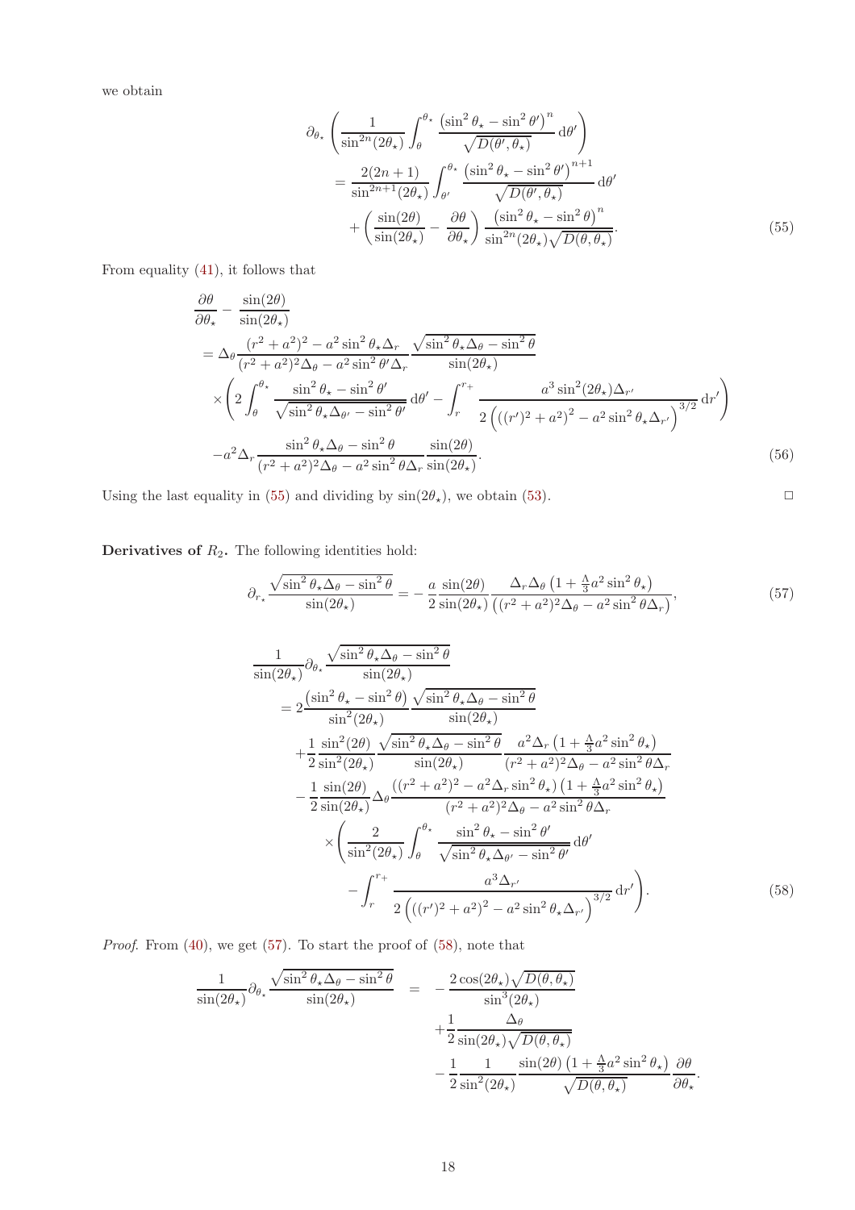we obtain

$$
\begin{aligned}
&\partial_{\theta_\star}\left(\frac{1}{\sin^{2n}(2\theta_\star)}\int_\theta^{\theta_\star}\frac{\left(\sin^2\theta_\star-\sin^2\theta'\right)^n}{\sqrt{D(\theta',\theta_\star)}}\,\mathrm{d}\theta'\right)\\
&\quad=\frac{2(2n+1)}{\sin^{2n+1}(2\theta_\star)}\int_{\theta'}^{\theta_\star}\frac{\left(\sin^2\theta_\star-\sin^2\theta'\right)^{n+1}}{\sqrt{D(\theta',\theta_\star)}}\,\mathrm{d}\theta'\\
&\qquad+\left(\frac{\sin(2\theta)}{\sin(2\theta_\star)}-\frac{\partial\theta}{\partial\theta_\star}\right)\frac{\left(\sin^2\theta_\star-\sin^2\theta\right)^n}{\sin^{2n}(2\theta_\star)\sqrt{D(\theta,\theta_\star)}}.
\end{aligned}
\tag{55}
$$

From equality (41), it follows that

$$
\begin{aligned}
&\frac{\partial\theta}{\partial\theta_\star}-\frac{\sin(2\theta)}{\sin(2\theta_\star)}\\
&=\Delta_\theta\frac{(r^2+a^2)^2-a^2\sin^2\theta_\star\Delta_r}{(r^2+a^2)^2\Delta_\theta-a^2\sin^2\theta'\Delta_r}\frac{\sqrt{\sin^2\theta_\star\Delta_\theta-\sin^2\theta}}{\sin(2\theta_\star)}\\
&\quad\times\left(2\int_\theta^{\theta_\star}\frac{\sin^2\theta_\star-\sin^2\theta'}{\sqrt{\sin^2\theta_\star\Delta_{\theta'}-\sin^2\theta'}}\,\mathrm{d}\theta'-\int_r^{r_+}\frac{a^3\sin^2(2\theta_\star)\Delta_{r'}}{2\left(((r')^2+a^2)^2-a^2\sin^2\theta_\star\Delta_{r'}\right)^{3/2}}\,\mathrm{d}r'\right)\\
&\quad-a^2\Delta_r\frac{\sin^2\theta_\star\Delta_\theta-\sin^2\theta}{(r^2+a^2)^2\Delta_\theta-a^2\sin^2\theta\Delta_r}\frac{\sin(2\theta)}{\sin(2\theta_\star)}.
\end{aligned}
\tag{56}
$$

Using the last equality in (55) and dividing by $\sin(2\theta_\star)$, we obtain (53). □

**Derivatives of $R_2$.** The following identities hold:

$$
\partial_{r_\star}\frac{\sqrt{\sin^2\theta_\star\Delta_\theta-\sin^2\theta}}{\sin(2\theta_\star)}=-\frac{a}{2}\frac{\sin(2\theta)}{\sin(2\theta_\star)}\frac{\Delta_r\Delta_\theta\left(1+\frac{\Lambda}{3}a^2\sin^2\theta_\star\right)}{\left((r^2+a^2)^2\Delta_\theta-a^2\sin^2\theta\Delta_r\right)},
\tag{57}
$$

$$
\begin{aligned}
&\frac{1}{\sin(2\theta_\star)}\partial_{\theta_\star}\frac{\sqrt{\sin^2\theta_\star\Delta_\theta-\sin^2\theta}}{\sin(2\theta_\star)}\\
&\quad=2\frac{\left(\sin^2\theta_\star-\sin^2\theta\right)}{\sin^2(2\theta_\star)}\frac{\sqrt{\sin^2\theta_\star\Delta_\theta-\sin^2\theta}}{\sin(2\theta_\star)}\\
&\qquad+\frac{1}{2}\frac{\sin^2(2\theta)}{\sin^2(2\theta_\star)}\frac{\sqrt{\sin^2\theta_\star\Delta_\theta-\sin^2\theta}}{\sin(2\theta_\star)}\frac{a^2\Delta_r\left(1+\frac{\Lambda}{3}a^2\sin^2\theta_\star\right)}{(r^2+a^2)^2\Delta_\theta-a^2\sin^2\theta\Delta_r}\\
&\qquad-\frac{1}{2}\frac{\sin(2\theta)}{\sin(2\theta_\star)}\Delta_\theta\frac{((r^2+a^2)^2-a^2\Delta_r\sin^2\theta_\star)\left(1+\frac{\Lambda}{3}a^2\sin^2\theta_\star\right)}{(r^2+a^2)^2\Delta_\theta-a^2\sin^2\theta\Delta_r}\\
&\qquad\quad\times\left(\frac{2}{\sin^2(2\theta_\star)}\int_\theta^{\theta_\star}\frac{\sin^2\theta_\star-\sin^2\theta'}{\sqrt{\sin^2\theta_\star\Delta_{\theta'}-\sin^2\theta'}}\,\mathrm{d}\theta'\right.\\
&\qquad\qquad\left.-\int_r^{r_+}\frac{a^3\Delta_{r'}}{2\left(((r')^2+a^2)^2-a^2\sin^2\theta_\star\Delta_{r'}\right)^{3/2}}\,\mathrm{d}r'\right).
\end{aligned}
\tag{58}
$$

*Proof.* From (40), we get (57). To start the proof of (58), note that

$$
\begin{aligned}
\frac{1}{\sin(2\theta_\star)}\partial_{\theta_\star}\frac{\sqrt{\sin^2\theta_\star\Delta_\theta-\sin^2\theta}}{\sin(2\theta_\star)}\quad=\quad&-\frac{2\cos(2\theta_\star)\sqrt{D(\theta,\theta_\star)}}{\sin^3(2\theta_\star)}\\
&+\frac{1}{2}\frac{\Delta_\theta}{\sin(2\theta_\star)\sqrt{D(\theta,\theta_\star)}}\\
&-\frac{1}{2}\frac{1}{\sin^2(2\theta_\star)}\frac{\sin(2\theta)\left(1+\frac{\Lambda}{3}a^2\sin^2\theta_\star\right)}{\sqrt{D(\theta,\theta_\star)}}\frac{\partial\theta}{\partial\theta_\star}.
\end{aligned}
$$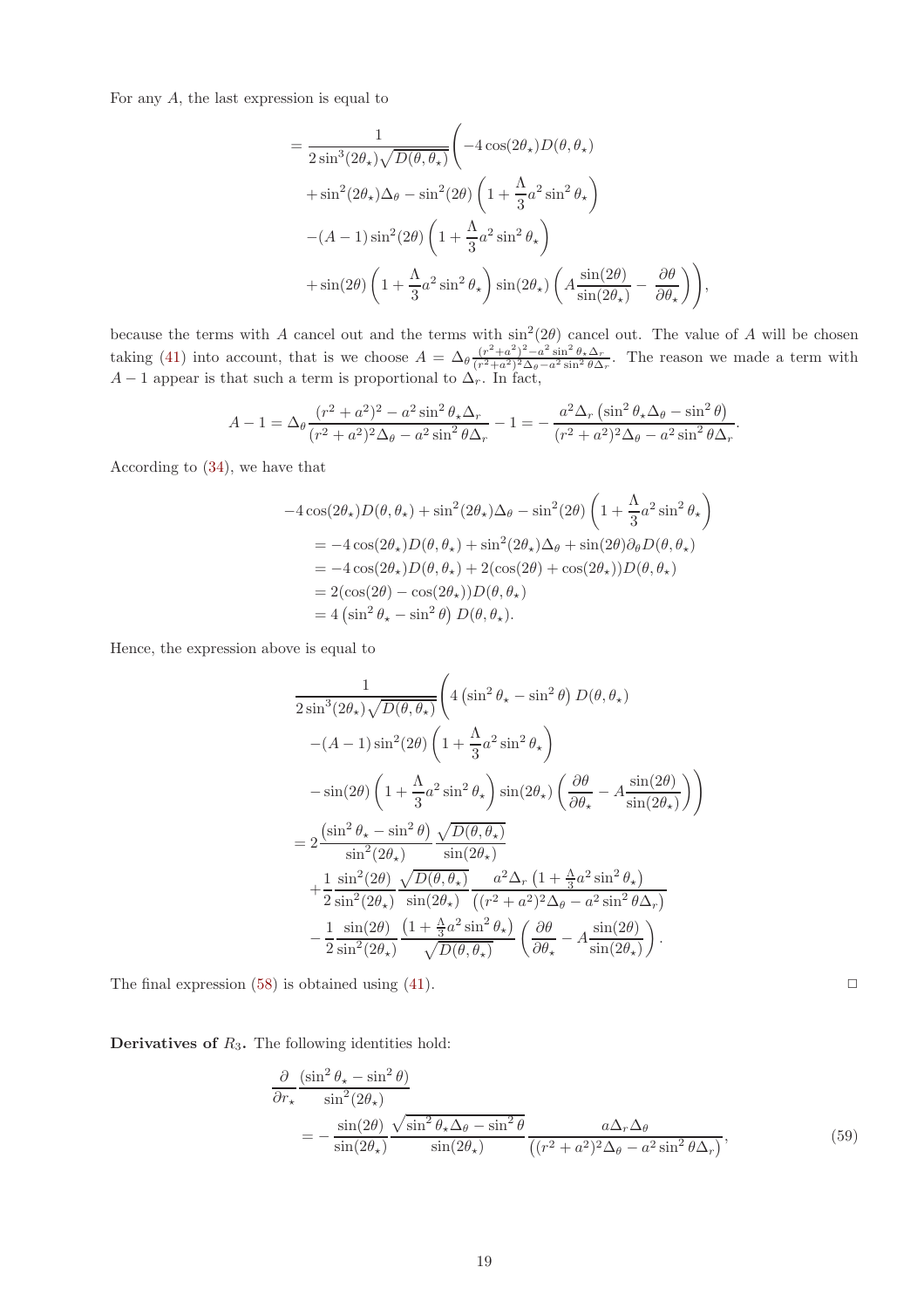For any $A$, the last expression is equal to

$$
\begin{aligned}
&= \frac{1}{2\sin^3(2\theta_\star)\sqrt{D(\theta,\theta_\star)}}\Bigg(-4\cos(2\theta_\star)D(\theta,\theta_\star) \\
&\quad + \sin^2(2\theta_\star)\Delta_\theta - \sin^2(2\theta)\left(1+\frac{\Lambda}{3}a^2\sin^2\theta_\star\right) \\
&\quad -(A-1)\sin^2(2\theta)\left(1+\frac{\Lambda}{3}a^2\sin^2\theta_\star\right) \\
&\quad + \sin(2\theta)\left(1+\frac{\Lambda}{3}a^2\sin^2\theta_\star\right)\sin(2\theta_\star)\left(A\frac{\sin(2\theta)}{\sin(2\theta_\star)} - \frac{\partial\theta}{\partial\theta_\star}\right)\Bigg),
\end{aligned}
$$

because the terms with $A$ cancel out and the terms with $\sin^2(2\theta)$ cancel out. The value of $A$ will be chosen taking (41) into account, that is we choose $A = \Delta_\theta \frac{(r^2+a^2)^2 - a^2\sin^2\theta_\star\Delta_r}{(r^2+a^2)^2\Delta_\theta - a^2\sin^2\theta\Delta_r}$. The reason we made a term with $A-1$ appear is that such a term is proportional to $\Delta_r$. In fact,

$$
A - 1 = \Delta_\theta\frac{(r^2+a^2)^2 - a^2\sin^2\theta_\star\Delta_r}{(r^2+a^2)^2\Delta_\theta - a^2\sin^2\theta\Delta_r} - 1 = -\frac{a^2\Delta_r\left(\sin^2\theta_\star\Delta_\theta - \sin^2\theta\right)}{(r^2+a^2)^2\Delta_\theta - a^2\sin^2\theta\Delta_r}.
$$

According to (34), we have that

$$
\begin{aligned}
&-4\cos(2\theta_\star)D(\theta,\theta_\star) + \sin^2(2\theta_\star)\Delta_\theta - \sin^2(2\theta)\left(1+\frac{\Lambda}{3}a^2\sin^2\theta_\star\right) \\
&\quad = -4\cos(2\theta_\star)D(\theta,\theta_\star) + \sin^2(2\theta_\star)\Delta_\theta + \sin(2\theta)\partial_\theta D(\theta,\theta_\star) \\
&\quad = -4\cos(2\theta_\star)D(\theta,\theta_\star) + 2(\cos(2\theta)+\cos(2\theta_\star))D(\theta,\theta_\star) \\
&\quad = 2(\cos(2\theta)-\cos(2\theta_\star))D(\theta,\theta_\star) \\
&\quad = 4\left(\sin^2\theta_\star - \sin^2\theta\right)D(\theta,\theta_\star).
\end{aligned}
$$

Hence, the expression above is equal to

$$
\begin{aligned}
&\frac{1}{2\sin^3(2\theta_\star)\sqrt{D(\theta,\theta_\star)}}\Bigg(4\left(\sin^2\theta_\star - \sin^2\theta\right)D(\theta,\theta_\star) \\
&\quad -(A-1)\sin^2(2\theta)\left(1+\frac{\Lambda}{3}a^2\sin^2\theta_\star\right) \\
&\quad -\sin(2\theta)\left(1+\frac{\Lambda}{3}a^2\sin^2\theta_\star\right)\sin(2\theta_\star)\left(\frac{\partial\theta}{\partial\theta_\star} - A\frac{\sin(2\theta)}{\sin(2\theta_\star)}\right)\Bigg) \\
&= 2\frac{\left(\sin^2\theta_\star - \sin^2\theta\right)}{\sin^2(2\theta_\star)}\frac{\sqrt{D(\theta,\theta_\star)}}{\sin(2\theta_\star)} \\
&\quad + \frac{1}{2}\frac{\sin^2(2\theta)}{\sin^2(2\theta_\star)}\frac{\sqrt{D(\theta,\theta_\star)}}{\sin(2\theta_\star)}\frac{a^2\Delta_r\left(1+\frac{\Lambda}{3}a^2\sin^2\theta_\star\right)}{\left((r^2+a^2)^2\Delta_\theta - a^2\sin^2\theta\Delta_r\right)} \\
&\quad - \frac{1}{2}\frac{\sin(2\theta)}{\sin^2(2\theta_\star)}\frac{\left(1+\frac{\Lambda}{3}a^2\sin^2\theta_\star\right)}{\sqrt{D(\theta,\theta_\star)}}\left(\frac{\partial\theta}{\partial\theta_\star} - A\frac{\sin(2\theta)}{\sin(2\theta_\star)}\right).
\end{aligned}
$$

The final expression (58) is obtained using (41). □

**Derivatives of $R_3$.** The following identities hold:

$$
\begin{aligned}
&\frac{\partial}{\partial r_\star}\frac{\left(\sin^2\theta_\star - \sin^2\theta\right)}{\sin^2(2\theta_\star)} \\
&\quad = -\frac{\sin(2\theta)}{\sin(2\theta_\star)}\frac{\sqrt{\sin^2\theta_\star\Delta_\theta - \sin^2\theta}}{\sin(2\theta_\star)}\frac{a\Delta_r\Delta_\theta}{\left((r^2+a^2)^2\Delta_\theta - a^2\sin^2\theta\Delta_r\right)},
\end{aligned} \tag{59}
$$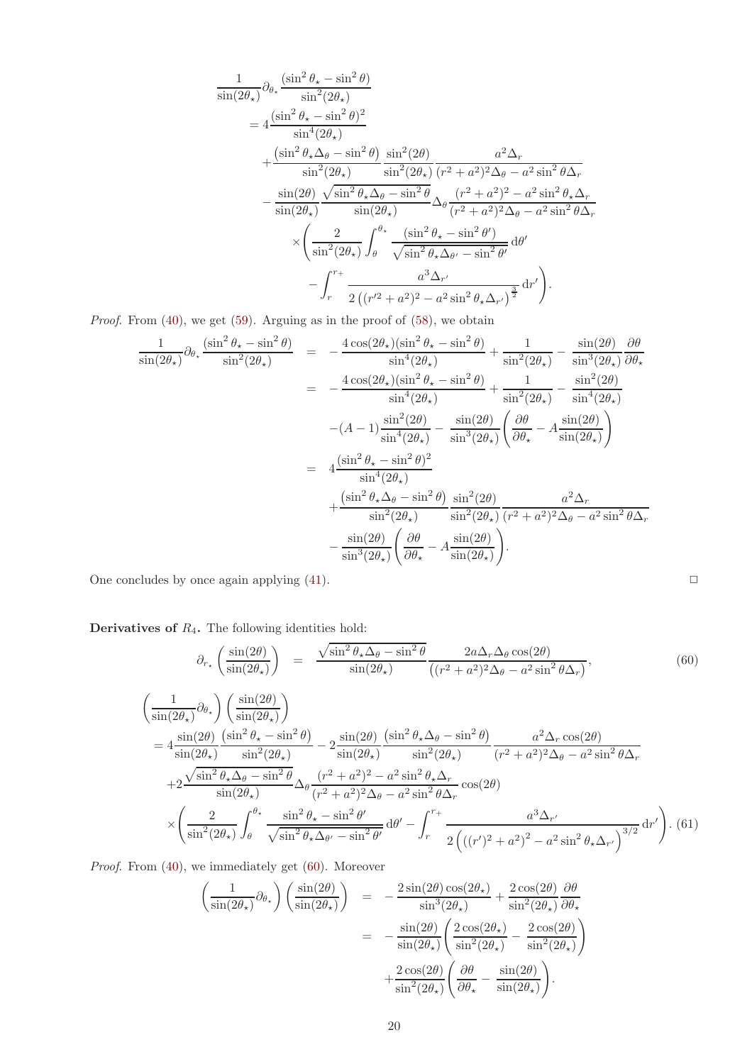$$
\begin{aligned}
&\frac{1}{\sin(2\theta_\star)}\partial_{\theta_\star}\frac{(\sin^2\theta_\star-\sin^2\theta)}{\sin^2(2\theta_\star)}\\
&\quad=4\frac{(\sin^2\theta_\star-\sin^2\theta)^2}{\sin^4(2\theta_\star)}\\
&\qquad+\frac{\left(\sin^2\theta_\star\Delta_\theta-\sin^2\theta\right)}{\sin^2(2\theta_\star)}\frac{\sin^2(2\theta)}{\sin^2(2\theta_\star)}\frac{a^2\Delta_r}{(r^2+a^2)^2\Delta_\theta-a^2\sin^2\theta\Delta_r}\\
&\qquad-\frac{\sin(2\theta)}{\sin(2\theta_\star)}\frac{\sqrt{\sin^2\theta_\star\Delta_\theta-\sin^2\theta}}{\sin(2\theta_\star)}\Delta_\theta\frac{(r^2+a^2)^2-a^2\sin^2\theta_\star\Delta_r}{(r^2+a^2)^2\Delta_\theta-a^2\sin^2\theta\Delta_r}\\
&\qquad\times\left(\frac{2}{\sin^2(2\theta_\star)}\int_\theta^{\theta_\star}\frac{(\sin^2\theta_\star-\sin^2\theta')}{\sqrt{\sin^2\theta_\star\Delta_{\theta'}-\sin^2\theta'}}\,\mathrm{d}\theta'\right.\\
&\qquad\left.-\int_r^{r_+}\frac{a^3\Delta_{r'}}{2\left((r'^2+a^2)^2-a^2\sin^2\theta_\star\Delta_{r'}\right)^{\frac{3}{2}}}\,\mathrm{d}r'\right).
\end{aligned}
$$

*Proof.* From (40), we get (59). Arguing as in the proof of (58), we obtain

$$
\begin{aligned}
\frac{1}{\sin(2\theta_\star)}\partial_{\theta_\star}\frac{(\sin^2\theta_\star-\sin^2\theta)}{\sin^2(2\theta_\star)} &= -\frac{4\cos(2\theta_\star)(\sin^2\theta_\star-\sin^2\theta)}{\sin^4(2\theta_\star)}+\frac{1}{\sin^2(2\theta_\star)}-\frac{\sin(2\theta)}{\sin^3(2\theta_\star)}\frac{\partial\theta}{\partial\theta_\star}\\
&= -\frac{4\cos(2\theta_\star)(\sin^2\theta_\star-\sin^2\theta)}{\sin^4(2\theta_\star)}+\frac{1}{\sin^2(2\theta_\star)}-\frac{\sin^2(2\theta)}{\sin^4(2\theta_\star)}\\
&\quad-(A-1)\frac{\sin^2(2\theta)}{\sin^4(2\theta_\star)}-\frac{\sin(2\theta)}{\sin^3(2\theta_\star)}\left(\frac{\partial\theta}{\partial\theta_\star}-A\frac{\sin(2\theta)}{\sin(2\theta_\star)}\right)\\
&= 4\frac{(\sin^2\theta_\star-\sin^2\theta)^2}{\sin^4(2\theta_\star)}\\
&\quad+\frac{\left(\sin^2\theta_\star\Delta_\theta-\sin^2\theta\right)}{\sin^2(2\theta_\star)}\frac{\sin^2(2\theta)}{\sin^2(2\theta_\star)}\frac{a^2\Delta_r}{(r^2+a^2)^2\Delta_\theta-a^2\sin^2\theta\Delta_r}\\
&\quad-\frac{\sin(2\theta)}{\sin^3(2\theta_\star)}\left(\frac{\partial\theta}{\partial\theta_\star}-A\frac{\sin(2\theta)}{\sin(2\theta_\star)}\right).
\end{aligned}
$$

One concludes by once again applying (41). ☐

**Derivatives of $R_4$.** The following identities hold:

$$
\partial_{r_\star}\left(\frac{\sin(2\theta)}{\sin(2\theta_\star)}\right) = \frac{\sqrt{\sin^2\theta_\star\Delta_\theta-\sin^2\theta}}{\sin(2\theta_\star)}\frac{2a\Delta_r\Delta_\theta\cos(2\theta)}{\left((r^2+a^2)^2\Delta_\theta-a^2\sin^2\theta\Delta_r\right)}, \tag{60}
$$

$$
\begin{aligned}
&\left(\frac{1}{\sin(2\theta_\star)}\partial_{\theta_\star}\right)\left(\frac{\sin(2\theta)}{\sin(2\theta_\star)}\right)\\
&=4\frac{\sin(2\theta)}{\sin(2\theta_\star)}\frac{\left(\sin^2\theta_\star-\sin^2\theta\right)}{\sin^2(2\theta_\star)}-2\frac{\sin(2\theta)}{\sin(2\theta_\star)}\frac{\left(\sin^2\theta_\star\Delta_\theta-\sin^2\theta\right)}{\sin^2(2\theta_\star)}\frac{a^2\Delta_r\cos(2\theta)}{(r^2+a^2)^2\Delta_\theta-a^2\sin^2\theta\Delta_r}\\
&\quad+2\frac{\sqrt{\sin^2\theta_\star\Delta_\theta-\sin^2\theta}}{\sin(2\theta_\star)}\Delta_\theta\frac{(r^2+a^2)^2-a^2\sin^2\theta_\star\Delta_r}{(r^2+a^2)^2\Delta_\theta-a^2\sin^2\theta\Delta_r}\cos(2\theta)\\
&\quad\times\left(\frac{2}{\sin^2(2\theta_\star)}\int_\theta^{\theta_\star}\frac{\sin^2\theta_\star-\sin^2\theta'}{\sqrt{\sin^2\theta_\star\Delta_{\theta'}-\sin^2\theta'}}\,\mathrm{d}\theta'-\int_r^{r_+}\frac{a^3\Delta_{r'}}{2\left(\left((r')^2+a^2\right)^2-a^2\sin^2\theta_\star\Delta_{r'}\right)^{3/2}}\,\mathrm{d}r'\right). \quad (61)
\end{aligned}
$$

*Proof.* From (40), we immediately get (60). Moreover

$$
\begin{aligned}
\left(\frac{1}{\sin(2\theta_\star)}\partial_{\theta_\star}\right)\left(\frac{\sin(2\theta)}{\sin(2\theta_\star)}\right) &= -\frac{2\sin(2\theta)\cos(2\theta_\star)}{\sin^3(2\theta_\star)}+\frac{2\cos(2\theta)}{\sin^2(2\theta_\star)}\frac{\partial\theta}{\partial\theta_\star}\\
&= -\frac{\sin(2\theta)}{\sin(2\theta_\star)}\left(\frac{2\cos(2\theta_\star)}{\sin^2(2\theta_\star)}-\frac{2\cos(2\theta)}{\sin^2(2\theta_\star)}\right)\\
&\quad+\frac{2\cos(2\theta)}{\sin^2(2\theta_\star)}\left(\frac{\partial\theta}{\partial\theta_\star}-\frac{\sin(2\theta)}{\sin(2\theta_\star)}\right).
\end{aligned}
$$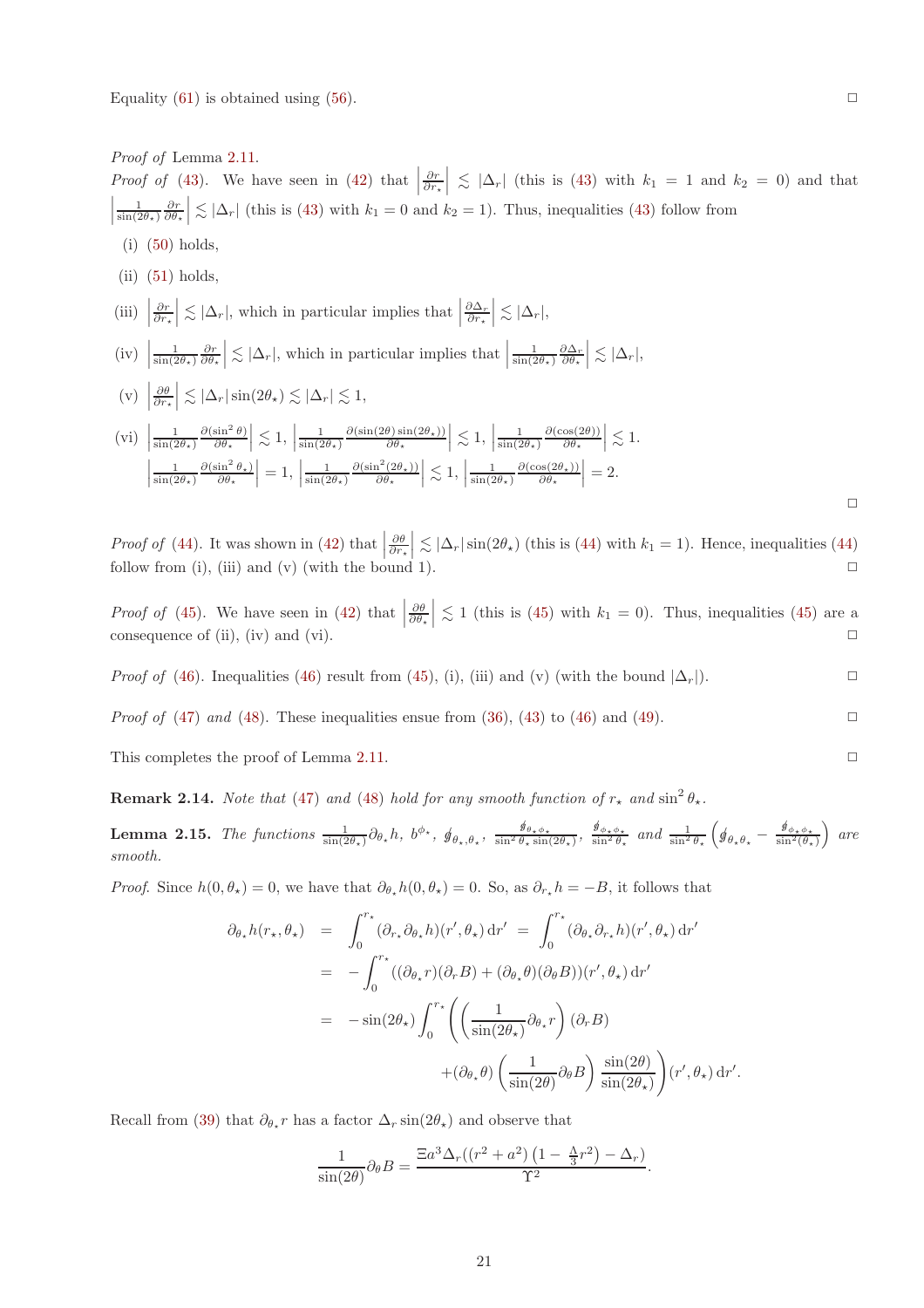Equality (61) is obtained using (56). □

*Proof of* Lemma 2.11.
*Proof of* (43). We have seen in (42) that $\left|\frac{\partial r}{\partial r_\star}\right| \lesssim |\Delta_r|$ (this is (43) with $k_1 = 1$ and $k_2 = 0$) and that $\left|\frac{1}{\sin(2\theta_\star)}\frac{\partial r}{\partial \theta_\star}\right| \lesssim |\Delta_r|$ (this is (43) with $k_1 = 0$ and $k_2 = 1$). Thus, inequalities (43) follow from

(i) (50) holds,

(ii) (51) holds,

(iii) $\left|\frac{\partial r}{\partial r_\star}\right| \lesssim |\Delta_r|$, which in particular implies that $\left|\frac{\partial \Delta_r}{\partial r_\star}\right| \lesssim |\Delta_r|$,

(iv) $\left|\frac{1}{\sin(2\theta_\star)}\frac{\partial r}{\partial \theta_\star}\right| \lesssim |\Delta_r|$, which in particular implies that $\left|\frac{1}{\sin(2\theta_\star)}\frac{\partial \Delta_r}{\partial \theta_\star}\right| \lesssim |\Delta_r|$,

(v) $\left|\frac{\partial \theta}{\partial r_\star}\right| \lesssim |\Delta_r|\sin(2\theta_\star) \lesssim |\Delta_r| \lesssim 1$,

(vi) $\left|\frac{1}{\sin(2\theta_\star)}\frac{\partial(\sin^2\theta)}{\partial \theta_\star}\right| \lesssim 1$, $\left|\frac{1}{\sin(2\theta_\star)}\frac{\partial(\sin(2\theta)\sin(2\theta_\star))}{\partial \theta_\star}\right| \lesssim 1$, $\left|\frac{1}{\sin(2\theta_\star)}\frac{\partial(\cos(2\theta))}{\partial \theta_\star}\right| \lesssim 1$.
$\left|\frac{1}{\sin(2\theta_\star)}\frac{\partial(\sin^2\theta_\star)}{\partial \theta_\star}\right| = 1$, $\left|\frac{1}{\sin(2\theta_\star)}\frac{\partial(\sin^2(2\theta_\star))}{\partial \theta_\star}\right| \lesssim 1$, $\left|\frac{1}{\sin(2\theta_\star)}\frac{\partial(\cos(2\theta_\star))}{\partial \theta_\star}\right| = 2$.

□

*Proof of* (44). It was shown in (42) that $\left|\frac{\partial \theta}{\partial r_\star}\right| \lesssim |\Delta_r|\sin(2\theta_\star)$ (this is (44) with $k_1 = 1$). Hence, inequalities (44) follow from (i), (iii) and (v) (with the bound 1). □

*Proof of* (45). We have seen in (42) that $\left|\frac{\partial \theta}{\partial \theta_\star}\right| \lesssim 1$ (this is (45) with $k_1 = 0$). Thus, inequalities (45) are a consequence of (ii), (iv) and (vi). □

*Proof of* (46). Inequalities (46) result from (45), (i), (iii) and (v) (with the bound $|\Delta_r|$). □

*Proof of* (47) *and* (48). These inequalities ensue from (36), (43) to (46) and (49). □

This completes the proof of Lemma 2.11. □

**Remark 2.14.** *Note that* (47) *and* (48) *hold for any smooth function of* $r_\star$ *and* $\sin^2\theta_\star$.

**Lemma 2.15.** *The functions* $\frac{1}{\sin(2\theta_\star)}\partial_{\theta_\star} h$, $b^{\phi_\star}$, $\not{g}_{\theta_\star,\theta_\star}$, $\frac{\not{g}_{\theta_\star\phi_\star}}{\sin^2\theta_\star\sin(2\theta_\star)}$, $\frac{\not{g}_{\phi_\star\phi_\star}}{\sin^2\theta_\star}$ *and* $\frac{1}{\sin^2\theta_\star}\left(\not{g}_{\theta_\star\theta_\star} - \frac{\not{g}_{\phi_\star\phi_\star}}{\sin^2(\theta_\star)}\right)$ *are smooth.*

*Proof.* Since $h(0,\theta_\star) = 0$, we have that $\partial_{\theta_\star} h(0,\theta_\star) = 0$. So, as $\partial_{r_\star} h = -B$, it follows that

$$
\begin{aligned}
\partial_{\theta_\star} h(r_\star,\theta_\star) &= \int_0^{r_\star} (\partial_{r_\star}\partial_{\theta_\star} h)(r',\theta_\star)\,\mathrm{d}r' = \int_0^{r_\star} (\partial_{\theta_\star}\partial_{r_\star} h)(r',\theta_\star)\,\mathrm{d}r' \\
&= -\int_0^{r_\star} ((\partial_{\theta_\star} r)(\partial_r B) + (\partial_{\theta_\star}\theta)(\partial_\theta B))(r',\theta_\star)\,\mathrm{d}r' \\
&= -\sin(2\theta_\star)\int_0^{r_\star} \Bigg(\left(\frac{1}{\sin(2\theta_\star)}\partial_{\theta_\star} r\right)(\partial_r B) \\
&\qquad + (\partial_{\theta_\star}\theta)\left(\frac{1}{\sin(2\theta)}\partial_\theta B\right)\frac{\sin(2\theta)}{\sin(2\theta_\star)}\Bigg)(r',\theta_\star)\,\mathrm{d}r'.
\end{aligned}
$$

Recall from (39) that $\partial_{\theta_\star} r$ has a factor $\Delta_r\sin(2\theta_\star)$ and observe that

$$
\frac{1}{\sin(2\theta)}\partial_\theta B = \frac{\Xi a^3\Delta_r((r^2+a^2)\left(1-\frac{\Lambda}{3}r^2\right) - \Delta_r)}{\Upsilon^2}.
$$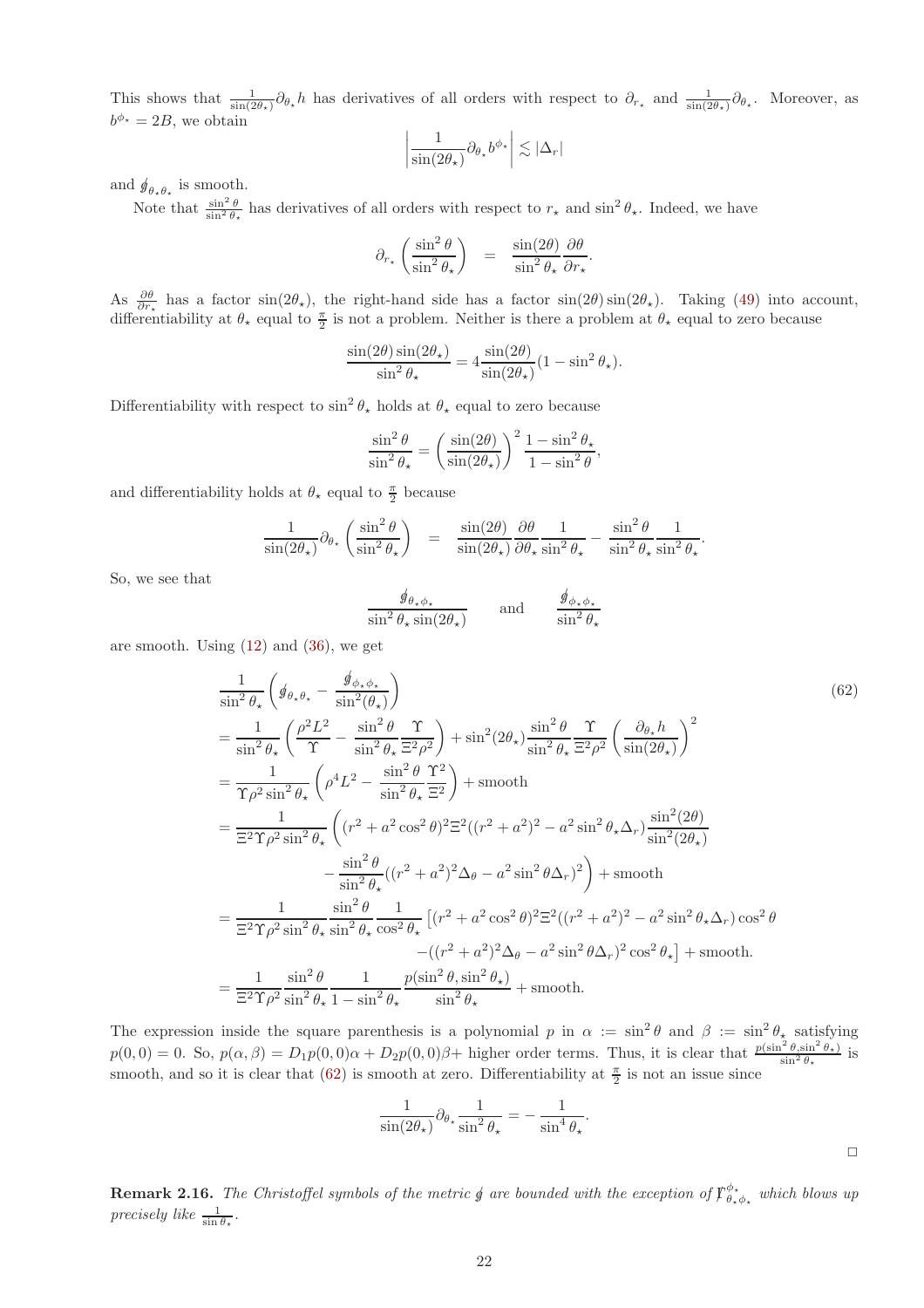This shows that $\frac{1}{\sin(2\theta_\star)}\partial_{\theta_\star} h$ has derivatives of all orders with respect to $\partial_{r_\star}$ and $\frac{1}{\sin(2\theta_\star)}\partial_{\theta_\star}$. Moreover, as $b^{\phi_\star} = 2B$, we obtain

$$\left|\frac{1}{\sin(2\theta_\star)}\partial_{\theta_\star} b^{\phi_\star}\right| \lesssim |\Delta_r|$$

and $\not{g}_{\theta_\star\theta_\star}$ is smooth.

Note that $\frac{\sin^2\theta}{\sin^2\theta_\star}$ has derivatives of all orders with respect to $r_\star$ and $\sin^2\theta_\star$. Indeed, we have

$$\partial_{r_\star}\left(\frac{\sin^2\theta}{\sin^2\theta_\star}\right) = \frac{\sin(2\theta)}{\sin^2\theta_\star}\frac{\partial\theta}{\partial r_\star}.$$

As $\frac{\partial\theta}{\partial r_\star}$ has a factor $\sin(2\theta_\star)$, the right-hand side has a factor $\sin(2\theta)\sin(2\theta_\star)$. Taking (49) into account, differentiability at $\theta_\star$ equal to $\frac{\pi}{2}$ is not a problem. Neither is there a problem at $\theta_\star$ equal to zero because

$$\frac{\sin(2\theta)\sin(2\theta_\star)}{\sin^2\theta_\star} = 4\frac{\sin(2\theta)}{\sin(2\theta_\star)}(1-\sin^2\theta_\star).$$

Differentiability with respect to $\sin^2\theta_\star$ holds at $\theta_\star$ equal to zero because

$$\frac{\sin^2\theta}{\sin^2\theta_\star} = \left(\frac{\sin(2\theta)}{\sin(2\theta_\star)}\right)^2\frac{1-\sin^2\theta_\star}{1-\sin^2\theta},$$

and differentiability holds at $\theta_\star$ equal to $\frac{\pi}{2}$ because

$$\frac{1}{\sin(2\theta_\star)}\partial_{\theta_\star}\left(\frac{\sin^2\theta}{\sin^2\theta_\star}\right) = \frac{\sin(2\theta)}{\sin(2\theta_\star)}\frac{\partial\theta}{\partial\theta_\star}\frac{1}{\sin^2\theta_\star} - \frac{\sin^2\theta}{\sin^2\theta_\star}\frac{1}{\sin^2\theta_\star}.$$

So, we see that

$$\frac{\not{g}_{\theta_\star\phi_\star}}{\sin^2\theta_\star\sin(2\theta_\star)} \qquad \text{and} \qquad \frac{\not{g}_{\phi_\star\phi_\star}}{\sin^2\theta_\star}$$

are smooth. Using (12) and (36), we get

$$\begin{aligned}
&\frac{1}{\sin^2\theta_\star}\left(\not{g}_{\theta_\star\theta_\star} - \frac{\not{g}_{\phi_\star\phi_\star}}{\sin^2(\theta_\star)}\right) \qquad (62)\\
&= \frac{1}{\sin^2\theta_\star}\left(\frac{\rho^2L^2}{\Upsilon} - \frac{\sin^2\theta}{\sin^2\theta_\star}\frac{\Upsilon}{\Xi^2\rho^2}\right) + \sin^2(2\theta_\star)\frac{\sin^2\theta}{\sin^2\theta_\star}\frac{\Upsilon}{\Xi^2\rho^2}\left(\frac{\partial_{\theta_\star}h}{\sin(2\theta_\star)}\right)^2\\
&= \frac{1}{\Upsilon\rho^2\sin^2\theta_\star}\left(\rho^4L^2 - \frac{\sin^2\theta}{\sin^2\theta_\star}\frac{\Upsilon^2}{\Xi^2}\right) + \text{smooth}\\
&= \frac{1}{\Xi^2\Upsilon\rho^2\sin^2\theta_\star}\left((r^2+a^2\cos^2\theta)^2\Xi^2((r^2+a^2)^2 - a^2\sin^2\theta_\star\Delta_r)\frac{\sin^2(2\theta)}{\sin^2(2\theta_\star)}\right.\\
&\qquad\left.-\frac{\sin^2\theta}{\sin^2\theta_\star}((r^2+a^2)^2\Delta_\theta - a^2\sin^2\theta\Delta_r)^2\right) + \text{smooth}\\
&= \frac{1}{\Xi^2\Upsilon\rho^2\sin^2\theta_\star}\frac{\sin^2\theta}{\sin^2\theta_\star}\frac{1}{\cos^2\theta_\star}\left[(r^2+a^2\cos^2\theta)^2\Xi^2((r^2+a^2)^2 - a^2\sin^2\theta_\star\Delta_r)\cos^2\theta\right.\\
&\qquad\left.-((r^2+a^2)^2\Delta_\theta - a^2\sin^2\theta\Delta_r)^2\cos^2\theta_\star\right] + \text{smooth}.\\
&= \frac{1}{\Xi^2\Upsilon\rho^2}\frac{\sin^2\theta}{\sin^2\theta_\star}\frac{1}{1-\sin^2\theta_\star}\frac{p(\sin^2\theta,\sin^2\theta_\star)}{\sin^2\theta_\star} + \text{smooth}.
\end{aligned}$$

The expression inside the square parenthesis is a polynomial $p$ in $\alpha := \sin^2\theta$ and $\beta := \sin^2\theta_\star$ satisfying $p(0,0) = 0$. So, $p(\alpha,\beta) = D_1p(0,0)\alpha + D_2p(0,0)\beta +$ higher order terms. Thus, it is clear that $\frac{p(\sin^2\theta,\sin^2\theta_\star)}{\sin^2\theta_\star}$ is smooth, and so it is clear that (62) is smooth at zero. Differentiability at $\frac{\pi}{2}$ is not an issue since

$$\frac{1}{\sin(2\theta_\star)}\partial_{\theta_\star}\frac{1}{\sin^2\theta_\star} = -\frac{1}{\sin^4\theta_\star}.$$

□

**Remark 2.16.** *The Christoffel symbols of the metric $\not{g}$ are bounded with the exception of $\not{\Gamma}^{\phi_\star}_{\theta_\star\phi_\star}$ which blows up precisely like $\frac{1}{\sin\theta_\star}$.*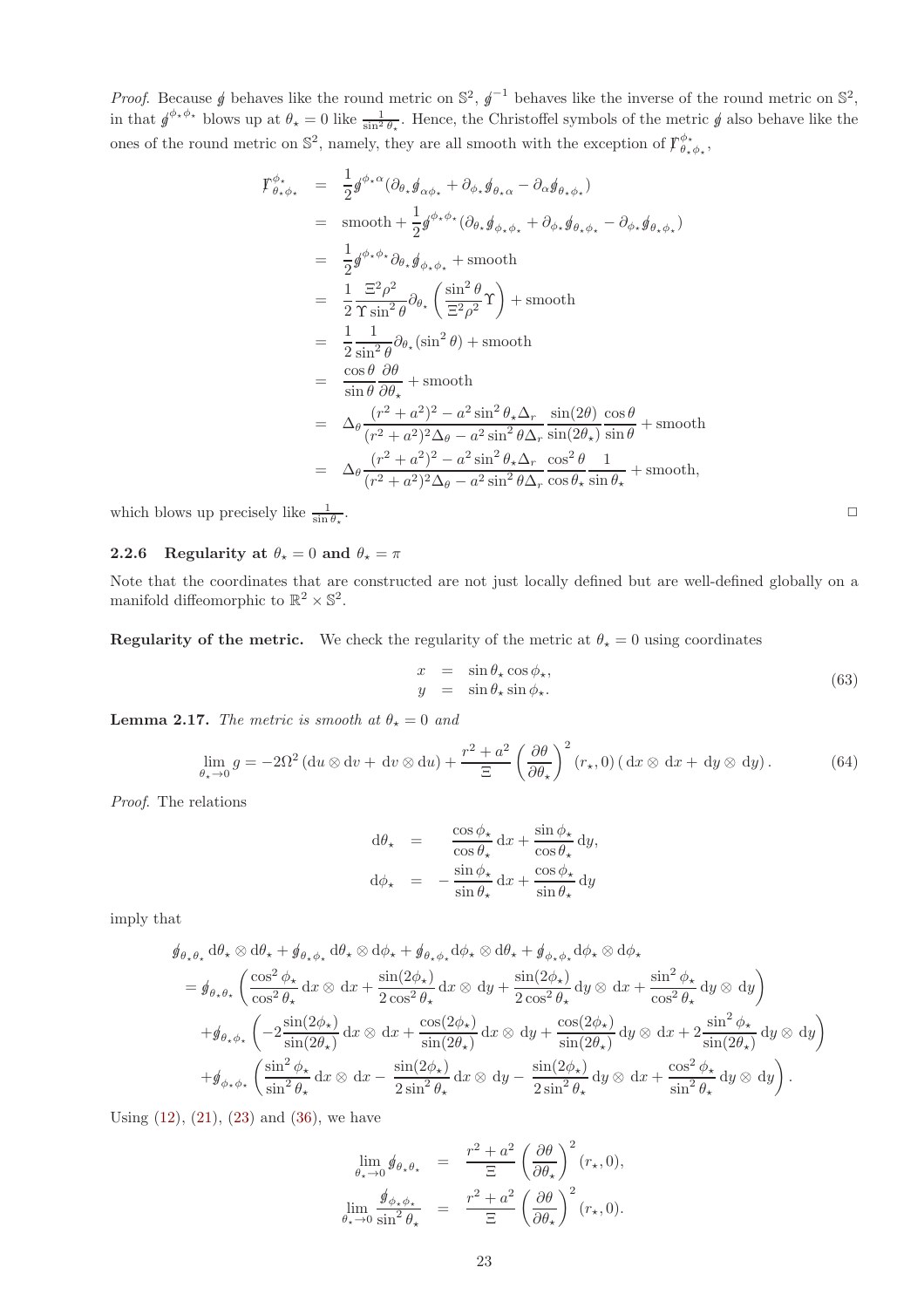*Proof.* Because $\not{g}$ behaves like the round metric on $\mathbb{S}^2$, $\not{g}^{-1}$ behaves like the inverse of the round metric on $\mathbb{S}^2$, in that $\not{g}^{\phi_\star\phi_\star}$ blows up at $\theta_\star = 0$ like $\frac{1}{\sin^2\theta_\star}$. Hence, the Christoffel symbols of the metric $\not{g}$ also behave like the ones of the round metric on $\mathbb{S}^2$, namely, they are all smooth with the exception of $\not{\Gamma}^{\phi_\star}_{\theta_\star\phi_\star}$,

$$
\begin{aligned}
\not{\Gamma}^{\phi_\star}_{\theta_\star\phi_\star} &= \frac{1}{2}\not{g}^{\phi_\star\alpha}(\partial_{\theta_\star}\not{g}_{\alpha\phi_\star} + \partial_{\phi_\star}\not{g}_{\theta_\star\alpha} - \partial_\alpha \not{g}_{\theta_\star\phi_\star}) \\
&= \text{smooth} + \frac{1}{2}\not{g}^{\phi_\star\phi_\star}(\partial_{\theta_\star}\not{g}_{\phi_\star\phi_\star} + \partial_{\phi_\star}\not{g}_{\theta_\star\phi_\star} - \partial_{\phi_\star}\not{g}_{\theta_\star\phi_\star}) \\
&= \frac{1}{2}\not{g}^{\phi_\star\phi_\star}\partial_{\theta_\star}\not{g}_{\phi_\star\phi_\star} + \text{smooth} \\
&= \frac{1}{2}\frac{\Xi^2\rho^2}{\Upsilon\sin^2\theta}\partial_{\theta_\star}\left(\frac{\sin^2\theta}{\Xi^2\rho^2}\Upsilon\right) + \text{smooth} \\
&= \frac{1}{2}\frac{1}{\sin^2\theta}\partial_{\theta_\star}(\sin^2\theta) + \text{smooth} \\
&= \frac{\cos\theta}{\sin\theta}\frac{\partial\theta}{\partial\theta_\star} + \text{smooth} \\
&= \Delta_\theta\frac{(r^2+a^2)^2 - a^2\sin^2\theta_\star\Delta_r}{(r^2+a^2)^2\Delta_\theta - a^2\sin^2\theta\Delta_r}\frac{\sin(2\theta)}{\sin(2\theta_\star)}\frac{\cos\theta}{\sin\theta} + \text{smooth} \\
&= \Delta_\theta\frac{(r^2+a^2)^2 - a^2\sin^2\theta_\star\Delta_r}{(r^2+a^2)^2\Delta_\theta - a^2\sin^2\theta\Delta_r}\frac{\cos^2\theta}{\cos\theta_\star}\frac{1}{\sin\theta_\star} + \text{smooth},
\end{aligned}
$$

which blows up precisely like $\frac{1}{\sin\theta_\star}$. □

### 2.2.6 Regularity at $\theta_\star = 0$ and $\theta_\star = \pi$

Note that the coordinates that are constructed are not just locally defined but are well-defined globally on a manifold diffeomorphic to $\mathbb{R}^2 \times \mathbb{S}^2$.

**Regularity of the metric.** We check the regularity of the metric at $\theta_\star = 0$ using coordinates

$$
\begin{aligned}
x &= \sin\theta_\star\cos\phi_\star, \\
y &= \sin\theta_\star\sin\phi_\star.
\end{aligned} \tag{63}
$$

**Lemma 2.17.** *The metric is smooth at $\theta_\star = 0$ and*

$$
\lim_{\theta_\star\to 0} g = -2\Omega^2\left(\mathrm{d}u\otimes\mathrm{d}v + \mathrm{d}v\otimes\mathrm{d}u\right) + \frac{r^2+a^2}{\Xi}\left(\frac{\partial\theta}{\partial\theta_\star}\right)^2(r_\star,0)\left(\mathrm{d}x\otimes\mathrm{d}x + \mathrm{d}y\otimes\mathrm{d}y\right). \tag{64}
$$

*Proof.* The relations

$$
\begin{aligned}
\mathrm{d}\theta_\star &= \frac{\cos\phi_\star}{\cos\theta_\star}\mathrm{d}x + \frac{\sin\phi_\star}{\cos\theta_\star}\mathrm{d}y, \\
\mathrm{d}\phi_\star &= -\frac{\sin\phi_\star}{\sin\theta_\star}\mathrm{d}x + \frac{\cos\phi_\star}{\sin\theta_\star}\mathrm{d}y
\end{aligned}
$$

imply that

$$
\begin{aligned}
&\not{g}_{\theta_\star\theta_\star}\mathrm{d}\theta_\star\otimes\mathrm{d}\theta_\star + \not{g}_{\theta_\star\phi_\star}\mathrm{d}\theta_\star\otimes\mathrm{d}\phi_\star + \not{g}_{\theta_\star\phi_\star}\mathrm{d}\phi_\star\otimes\mathrm{d}\theta_\star + \not{g}_{\phi_\star\phi_\star}\mathrm{d}\phi_\star\otimes\mathrm{d}\phi_\star \\
&= \not{g}_{\theta_\star\theta_\star}\left(\frac{\cos^2\phi_\star}{\cos^2\theta_\star}\mathrm{d}x\otimes\mathrm{d}x + \frac{\sin(2\phi_\star)}{2\cos^2\theta_\star}\mathrm{d}x\otimes\mathrm{d}y + \frac{\sin(2\phi_\star)}{2\cos^2\theta_\star}\mathrm{d}y\otimes\mathrm{d}x + \frac{\sin^2\phi_\star}{\cos^2\theta_\star}\mathrm{d}y\otimes\mathrm{d}y\right) \\
&\quad + \not{g}_{\theta_\star\phi_\star}\left(-2\frac{\sin(2\phi_\star)}{\sin(2\theta_\star)}\mathrm{d}x\otimes\mathrm{d}x + \frac{\cos(2\phi_\star)}{\sin(2\theta_\star)}\mathrm{d}x\otimes\mathrm{d}y + \frac{\cos(2\phi_\star)}{\sin(2\theta_\star)}\mathrm{d}y\otimes\mathrm{d}x + 2\frac{\sin^2\phi_\star}{\sin(2\theta_\star)}\mathrm{d}y\otimes\mathrm{d}y\right) \\
&\quad + \not{g}_{\phi_\star\phi_\star}\left(\frac{\sin^2\phi_\star}{\sin^2\theta_\star}\mathrm{d}x\otimes\mathrm{d}x - \frac{\sin(2\phi_\star)}{2\sin^2\theta_\star}\mathrm{d}x\otimes\mathrm{d}y - \frac{\sin(2\phi_\star)}{2\sin^2\theta_\star}\mathrm{d}y\otimes\mathrm{d}x + \frac{\cos^2\phi_\star}{\sin^2\theta_\star}\mathrm{d}y\otimes\mathrm{d}y\right).
\end{aligned}
$$

Using (12), (21), (23) and (36), we have

$$
\begin{aligned}
\lim_{\theta_\star\to 0}\not{g}_{\theta_\star\theta_\star} &= \frac{r^2+a^2}{\Xi}\left(\frac{\partial\theta}{\partial\theta_\star}\right)^2(r_\star,0), \\
\lim_{\theta_\star\to 0}\frac{\not{g}_{\phi_\star\phi_\star}}{\sin^2\theta_\star} &= \frac{r^2+a^2}{\Xi}\left(\frac{\partial\theta}{\partial\theta_\star}\right)^2(r_\star,0).
\end{aligned}
$$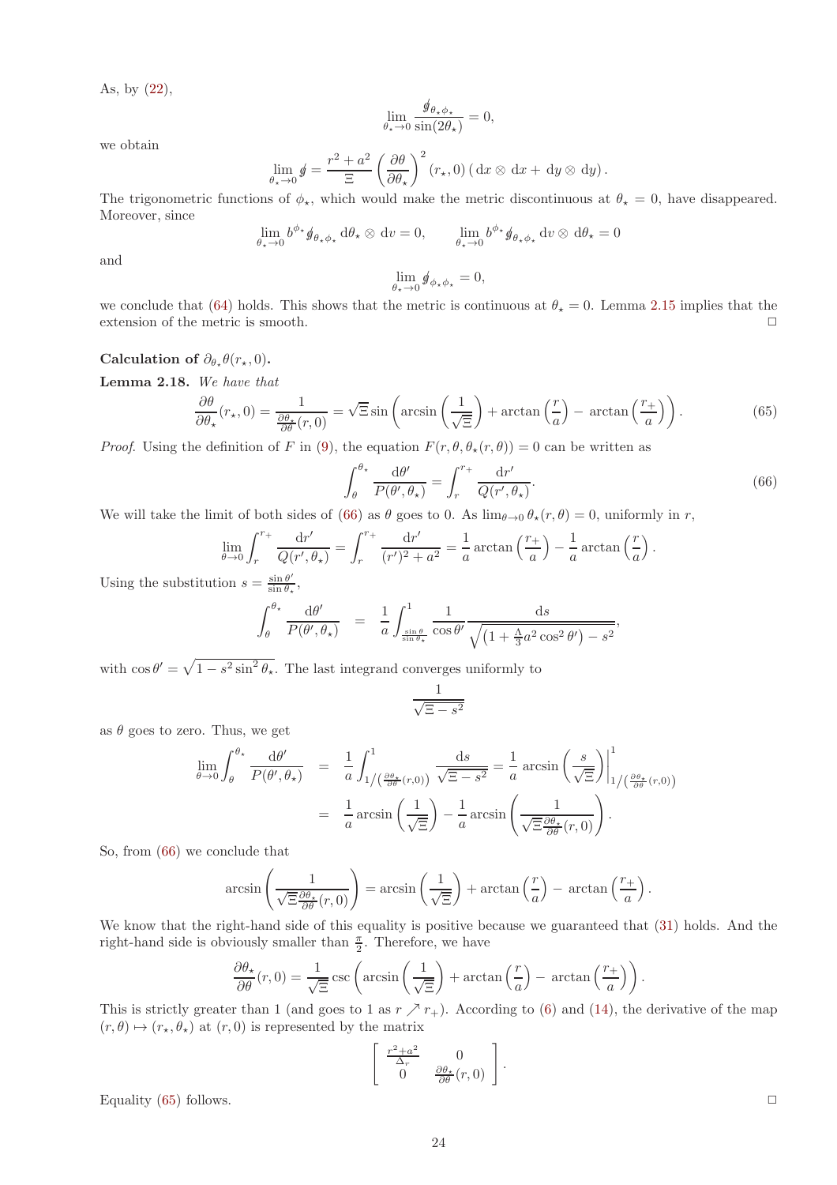As, by (22),

$$\lim_{\theta_\star\to 0}\frac{\not{g}_{\theta_\star\phi_\star}}{\sin(2\theta_\star)}=0,$$

we obtain

$$\lim_{\theta_\star\to 0}\not{g}=\frac{r^2+a^2}{\Xi}\left(\frac{\partial\theta}{\partial\theta_\star}\right)^2(r_\star,0)\left(\,\mathrm{d}x\otimes\,\mathrm{d}x+\mathrm{d}y\otimes\,\mathrm{d}y\right).$$

The trigonometric functions of $\phi_\star$, which would make the metric discontinuous at $\theta_\star=0$, have disappeared. Moreover, since

$$\lim_{\theta_\star\to 0}b^{\phi_\star}\not{g}_{\theta_\star\phi_\star}\,\mathrm{d}\theta_\star\otimes\,\mathrm{d}v=0,\qquad \lim_{\theta_\star\to 0}b^{\phi_\star}\not{g}_{\theta_\star\phi_\star}\,\mathrm{d}v\otimes\,\mathrm{d}\theta_\star=0$$

and

$$\lim_{\theta_\star\to 0}\not{g}_{\phi_\star\phi_\star}=0,$$

we conclude that (64) holds. This shows that the metric is continuous at $\theta_\star=0$. Lemma 2.15 implies that the extension of the metric is smooth. □

**Calculation of $\partial_{\theta_\star}\theta(r_\star,0)$.**

**Lemma 2.18.** *We have that*

$$\frac{\partial\theta}{\partial\theta_\star}(r_\star,0)=\frac{1}{\frac{\partial\theta_\star}{\partial\theta}(r,0)}=\sqrt{\Xi}\sin\left(\arcsin\left(\frac{1}{\sqrt{\Xi}}\right)+\arctan\left(\frac{r}{a}\right)-\,\arctan\left(\frac{r_+}{a}\right)\right).\tag{65}$$

*Proof.* Using the definition of $F$ in (9), the equation $F(r,\theta,\theta_\star(r,\theta))=0$ can be written as

$$\int_\theta^{\theta_\star}\frac{\mathrm{d}\theta'}{P(\theta',\theta_\star)}=\int_r^{r_+}\frac{\mathrm{d}r'}{Q(r',\theta_\star)}.\tag{66}$$

We will take the limit of both sides of (66) as $\theta$ goes to 0. As $\lim_{\theta\to 0}\theta_\star(r,\theta)=0$, uniformly in $r$,

$$\lim_{\theta\to 0}\int_r^{r_+}\frac{\mathrm{d}r'}{Q(r',\theta_\star)}=\int_r^{r_+}\frac{\mathrm{d}r'}{(r')^2+a^2}=\frac{1}{a}\arctan\left(\frac{r_+}{a}\right)-\frac{1}{a}\arctan\left(\frac{r}{a}\right).$$

Using the substitution $s=\frac{\sin\theta'}{\sin\theta_\star}$,

$$\int_\theta^{\theta_\star}\frac{\mathrm{d}\theta'}{P(\theta',\theta_\star)}\;=\;\frac{1}{a}\int_{\frac{\sin\theta}{\sin\theta_\star}}^{1}\frac{1}{\cos\theta'}\frac{\mathrm{d}s}{\sqrt{\left(1+\frac{\Lambda}{3}a^2\cos^2\theta'\right)-s^2}},$$

with $\cos\theta'=\sqrt{1-s^2\sin^2\theta_\star}$. The last integrand converges uniformly to

$$\frac{1}{\sqrt{\Xi-s^2}}$$

as $\theta$ goes to zero. Thus, we get

$$\begin{aligned}\lim_{\theta\to 0}\int_\theta^{\theta_\star}\frac{\mathrm{d}\theta'}{P(\theta',\theta_\star)}&=\frac{1}{a}\int_{1/\left(\frac{\partial\theta_\star}{\partial\theta}(r,0)\right)}^{1}\frac{\mathrm{d}s}{\sqrt{\Xi-s^2}}=\frac{1}{a}\arcsin\left(\frac{s}{\sqrt{\Xi}}\right)\Big|_{1/\left(\frac{\partial\theta_\star}{\partial\theta}(r,0)\right)}^{1}\\&=\frac{1}{a}\arcsin\left(\frac{1}{\sqrt{\Xi}}\right)-\frac{1}{a}\arcsin\left(\frac{1}{\sqrt{\Xi}\frac{\partial\theta_\star}{\partial\theta}(r,0)}\right).\end{aligned}$$

So, from (66) we conclude that

$$\arcsin\left(\frac{1}{\sqrt{\Xi}\frac{\partial\theta_\star}{\partial\theta}(r,0)}\right)=\arcsin\left(\frac{1}{\sqrt{\Xi}}\right)+\arctan\left(\frac{r}{a}\right)-\,\arctan\left(\frac{r_+}{a}\right).$$

We know that the right-hand side of this equality is positive because we guaranteed that (31) holds. And the right-hand side is obviously smaller than $\frac{\pi}{2}$. Therefore, we have

$$\frac{\partial\theta_\star}{\partial\theta}(r,0)=\frac{1}{\sqrt{\Xi}}\csc\left(\arcsin\left(\frac{1}{\sqrt{\Xi}}\right)+\arctan\left(\frac{r}{a}\right)-\,\arctan\left(\frac{r_+}{a}\right)\right).$$

This is strictly greater than 1 (and goes to 1 as $r\nearrow r_+$). According to (6) and (14), the derivative of the map $(r,\theta)\mapsto(r_\star,\theta_\star)$ at $(r,0)$ is represented by the matrix

$$\left[\begin{array}{cc}\frac{r^2+a^2}{\Delta_r}&0\\0&\frac{\partial\theta_\star}{\partial\theta}(r,0)\end{array}\right].$$

Equality (65) follows. □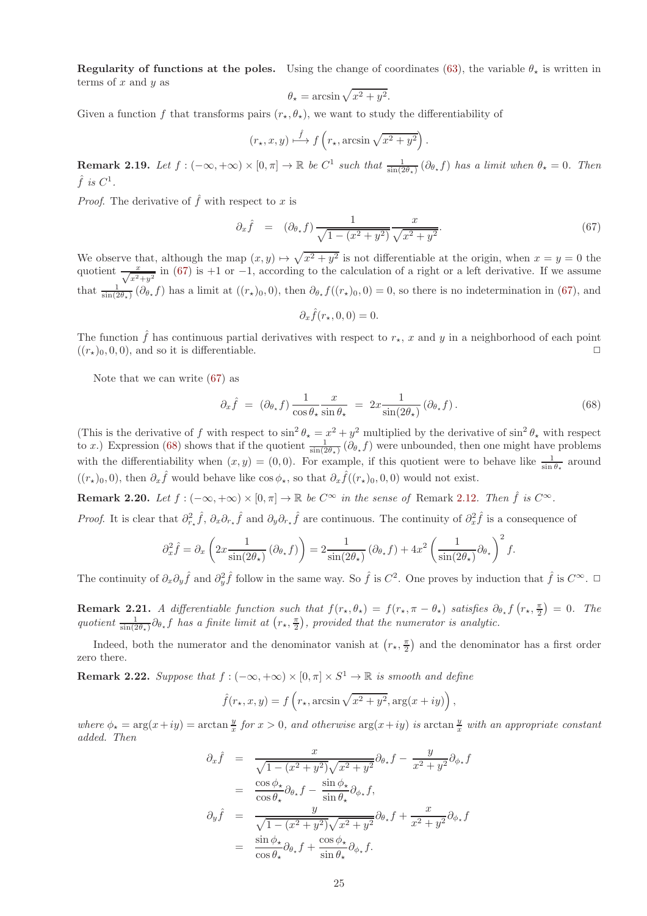**Regularity of functions at the poles.** Using the change of coordinates (63), the variable $\theta_\star$ is written in terms of $x$ and $y$ as

$$\theta_\star = \arcsin\sqrt{x^2+y^2}.$$

Given a function $f$ that transforms pairs $(r_\star, \theta_\star)$, we want to study the differentiability of

$$(r_\star, x, y) \stackrel{\hat{f}}{\longmapsto} f\left(r_\star, \arcsin\sqrt{x^2+y^2}\right).$$

**Remark 2.19.** *Let $f : (-\infty, +\infty) \times [0, \pi] \to \mathbb{R}$ be $C^1$ such that $\frac{1}{\sin(2\theta_\star)}(\partial_{\theta_\star} f)$ has a limit when $\theta_\star = 0$. Then $\hat{f}$ is $C^1$.*

*Proof.* The derivative of $\hat{f}$ with respect to $x$ is

$$\partial_x \hat{f} \;=\; (\partial_{\theta_\star} f)\frac{1}{\sqrt{1-(x^2+y^2)}}\frac{x}{\sqrt{x^2+y^2}}. \tag{67}$$

We observe that, although the map $(x, y) \mapsto \sqrt{x^2+y^2}$ is not differentiable at the origin, when $x = y = 0$ the quotient $\frac{x}{\sqrt{x^2+y^2}}$ in (67) is $+1$ or $-1$, according to the calculation of a right or a left derivative. If we assume that $\frac{1}{\sin(2\theta_\star)}(\partial_{\theta_\star} f)$ has a limit at $((r_\star)_0, 0)$, then $\partial_{\theta_\star} f((r_\star)_0, 0) = 0$, so there is no indetermination in (67), and

$$\partial_x \hat{f}(r_\star, 0, 0) = 0.$$

The function $\hat{f}$ has continuous partial derivatives with respect to $r_\star$, $x$ and $y$ in a neighborhood of each point $((r_\star)_0, 0, 0)$, and so it is differentiable. $\square$

Note that we can write (67) as

$$\partial_x \hat{f} \;=\; (\partial_{\theta_\star} f)\frac{1}{\cos\theta_\star}\frac{x}{\sin\theta_\star} \;=\; 2x\frac{1}{\sin(2\theta_\star)}(\partial_{\theta_\star} f). \tag{68}$$

(This is the derivative of $f$ with respect to $\sin^2\theta_\star = x^2+y^2$ multiplied by the derivative of $\sin^2\theta_\star$ with respect to $x$.) Expression (68) shows that if the quotient $\frac{1}{\sin(2\theta_\star)}(\partial_{\theta_\star} f)$ were unbounded, then one might have problems with the differentiability when $(x, y) = (0, 0)$. For example, if this quotient were to behave like $\frac{1}{\sin\theta_\star}$ around $((r_\star)_0, 0)$, then $\partial_x \hat{f}$ would behave like $\cos\phi_\star$, so that $\partial_x \hat{f}((r_\star)_0, 0, 0)$ would not exist.

**Remark 2.20.** *Let $f : (-\infty, +\infty) \times [0, \pi] \to \mathbb{R}$ be $C^\infty$ in the sense of* Remark 2.12*. Then $\hat{f}$ is $C^\infty$.*

*Proof.* It is clear that $\partial^2_{r_\star}\hat{f}$, $\partial_x\partial_{r_\star}\hat{f}$ and $\partial_y\partial_{r_\star}\hat{f}$ are continuous. The continuity of $\partial^2_x\hat{f}$ is a consequence of

$$\partial^2_x\hat{f} = \partial_x\left(2x\frac{1}{\sin(2\theta_\star)}(\partial_{\theta_\star} f)\right) = 2\frac{1}{\sin(2\theta_\star)}(\partial_{\theta_\star} f) + 4x^2\left(\frac{1}{\sin(2\theta_\star)}\partial_{\theta_\star}\right)^2 f.$$

The continuity of $\partial_x\partial_y\hat{f}$ and $\partial^2_y\hat{f}$ follow in the same way. So $\hat{f}$ is $C^2$. One proves by induction that $\hat{f}$ is $C^\infty$. $\square$

**Remark 2.21.** *A differentiable function such that $f(r_\star, \theta_\star) = f(r_\star, \pi - \theta_\star)$ satisfies $\partial_{\theta_\star} f\left(r_\star, \frac{\pi}{2}\right) = 0$. The quotient $\frac{1}{\sin(2\theta_\star)}\partial_{\theta_\star} f$ has a finite limit at $\left(r_\star, \frac{\pi}{2}\right)$, provided that the numerator is analytic.*

Indeed, both the numerator and the denominator vanish at $\left(r_\star, \frac{\pi}{2}\right)$ and the denominator has a first order zero there.

**Remark 2.22.** *Suppose that $f : (-\infty, +\infty) \times [0, \pi] \times S^1 \to \mathbb{R}$ is smooth and define*

$$\hat{f}(r_\star, x, y) = f\left(r_\star, \arcsin\sqrt{x^2+y^2}, \arg(x+iy)\right),$$

*where $\phi_\star = \arg(x+iy) = \arctan\frac{y}{x}$ for $x > 0$, and otherwise $\arg(x+iy)$ is $\arctan\frac{y}{x}$ with an appropriate constant added. Then*

$$\begin{aligned}
\partial_x \hat{f} &= \frac{x}{\sqrt{1-(x^2+y^2)}\sqrt{x^2+y^2}}\partial_{\theta_\star} f - \frac{y}{x^2+y^2}\partial_{\phi_\star} f \\
&= \frac{\cos\phi_\star}{\cos\theta_\star}\partial_{\theta_\star} f - \frac{\sin\phi_\star}{\sin\theta_\star}\partial_{\phi_\star} f, \\
\partial_y \hat{f} &= \frac{y}{\sqrt{1-(x^2+y^2)}\sqrt{x^2+y^2}}\partial_{\theta_\star} f + \frac{x}{x^2+y^2}\partial_{\phi_\star} f \\
&= \frac{\sin\phi_\star}{\cos\theta_\star}\partial_{\theta_\star} f + \frac{\cos\phi_\star}{\sin\theta_\star}\partial_{\phi_\star} f.
\end{aligned}$$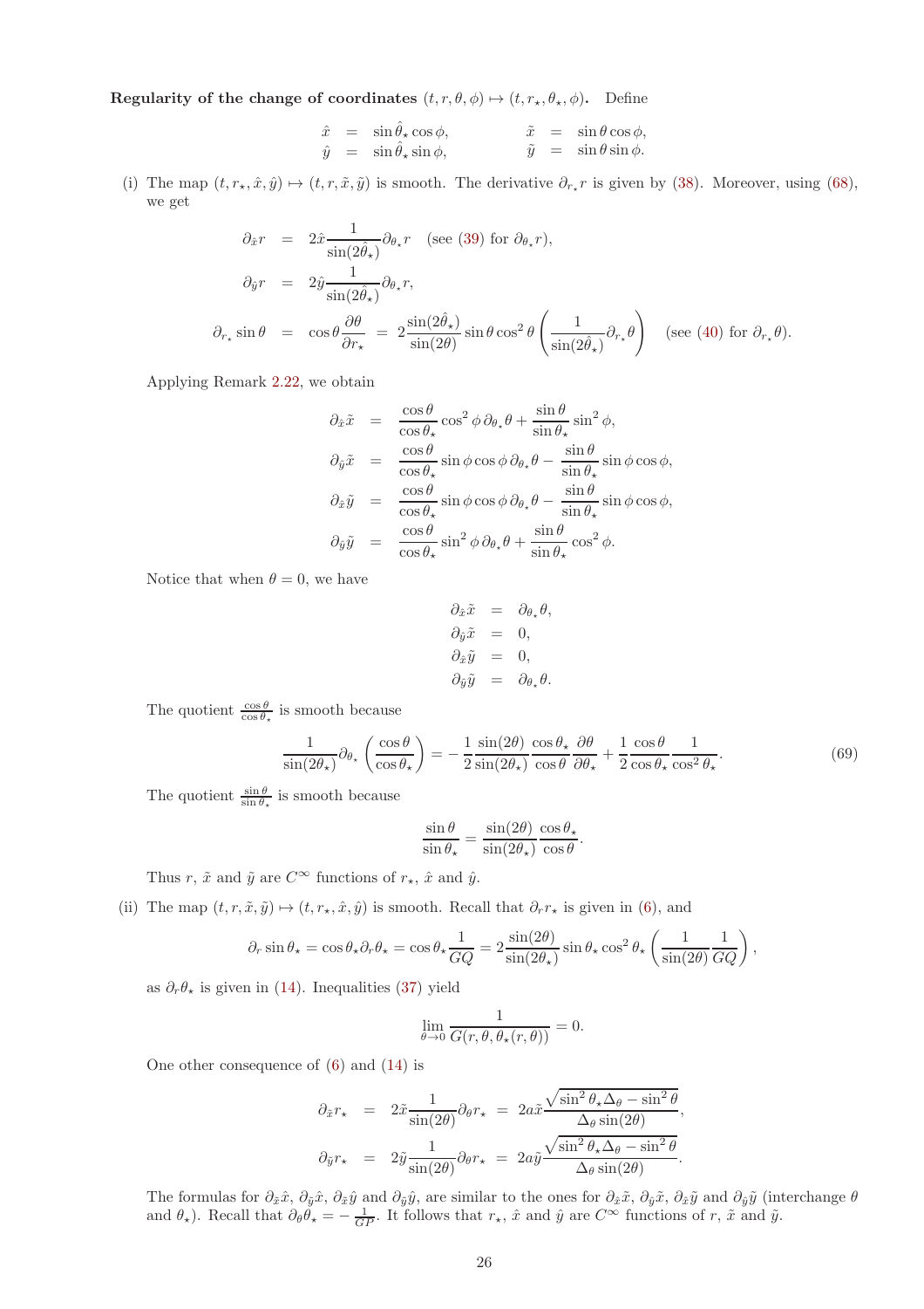**Regularity of the change of coordinates $(t, r, \theta, \phi) \mapsto (t, r_\star, \theta_\star, \phi)$.** Define

$$
\begin{aligned}
\hat{x} &= \sin\hat{\theta}_\star \cos\phi, & \tilde{x} &= \sin\theta\cos\phi, \\
\hat{y} &= \sin\hat{\theta}_\star \sin\phi, & \tilde{y} &= \sin\theta\sin\phi.
\end{aligned}
$$

(i) The map $(t, r_\star, \hat{x}, \hat{y}) \mapsto (t, r, \tilde{x}, \tilde{y})$ is smooth. The derivative $\partial_{r_\star} r$ is given by (38). Moreover, using (68), we get

$$
\begin{aligned}
\partial_{\hat{x}} r &= 2\hat{x}\frac{1}{\sin(2\hat{\theta}_\star)}\partial_{\theta_\star} r \quad \text{(see (39) for } \partial_{\theta_\star} r\text{)}, \\
\partial_{\hat{y}} r &= 2\hat{y}\frac{1}{\sin(2\hat{\theta}_\star)}\partial_{\theta_\star} r, \\
\partial_{r_\star} \sin\theta &= \cos\theta\frac{\partial\theta}{\partial r_\star} = 2\frac{\sin(2\hat{\theta}_\star)}{\sin(2\theta)}\sin\theta\cos^2\theta\left(\frac{1}{\sin(2\hat{\theta}_\star)}\partial_{r_\star}\theta\right) \quad \text{(see (40) for } \partial_{r_\star}\theta\text{)}.
\end{aligned}
$$

Applying Remark 2.22, we obtain

$$
\begin{aligned}
\partial_{\hat{x}}\tilde{x} &= \frac{\cos\theta}{\cos\theta_\star}\cos^2\phi\,\partial_{\theta_\star}\theta + \frac{\sin\theta}{\sin\theta_\star}\sin^2\phi, \\
\partial_{\hat{y}}\tilde{x} &= \frac{\cos\theta}{\cos\theta_\star}\sin\phi\cos\phi\,\partial_{\theta_\star}\theta - \frac{\sin\theta}{\sin\theta_\star}\sin\phi\cos\phi, \\
\partial_{\hat{x}}\tilde{y} &= \frac{\cos\theta}{\cos\theta_\star}\sin\phi\cos\phi\,\partial_{\theta_\star}\theta - \frac{\sin\theta}{\sin\theta_\star}\sin\phi\cos\phi, \\
\partial_{\hat{y}}\tilde{y} &= \frac{\cos\theta}{\cos\theta_\star}\sin^2\phi\,\partial_{\theta_\star}\theta + \frac{\sin\theta}{\sin\theta_\star}\cos^2\phi.
\end{aligned}
$$

Notice that when $\theta = 0$, we have

$$
\begin{aligned}
\partial_{\hat{x}}\tilde{x} &= \partial_{\theta_\star}\theta, \\
\partial_{\hat{y}}\tilde{x} &= 0, \\
\partial_{\hat{x}}\tilde{y} &= 0, \\
\partial_{\hat{y}}\tilde{y} &= \partial_{\theta_\star}\theta.
\end{aligned}
$$

The quotient $\frac{\cos\theta}{\cos\theta_\star}$ is smooth because

$$
\frac{1}{\sin(2\theta_\star)}\partial_{\theta_\star}\left(\frac{\cos\theta}{\cos\theta_\star}\right) = -\frac{1}{2}\frac{\sin(2\theta)}{\sin(2\theta_\star)}\frac{\cos\theta_\star}{\cos\theta}\frac{\partial\theta}{\partial\theta_\star} + \frac{1}{2}\frac{\cos\theta}{\cos\theta_\star}\frac{1}{\cos^2\theta_\star}. \tag{69}
$$

The quotient $\frac{\sin\theta}{\sin\theta_\star}$ is smooth because

$$
\frac{\sin\theta}{\sin\theta_\star} = \frac{\sin(2\theta)}{\sin(2\theta_\star)}\frac{\cos\theta_\star}{\cos\theta}.
$$

Thus $r$, $\tilde{x}$ and $\tilde{y}$ are $C^\infty$ functions of $r_\star$, $\hat{x}$ and $\hat{y}$.

(ii) The map $(t, r, \tilde{x}, \tilde{y}) \mapsto (t, r_\star, \hat{x}, \hat{y})$ is smooth. Recall that $\partial_r r_\star$ is given in (6), and

$$
\partial_r \sin\theta_\star = \cos\theta_\star \partial_r \theta_\star = \cos\theta_\star \frac{1}{GQ} = 2\frac{\sin(2\theta)}{\sin(2\theta_\star)}\sin\theta_\star\cos^2\theta_\star\left(\frac{1}{\sin(2\theta)}\frac{1}{GQ}\right),
$$

as $\partial_r\theta_\star$ is given in (14). Inequalities (37) yield

$$
\lim_{\theta\to 0}\frac{1}{G(r,\theta,\theta_\star(r,\theta))} = 0.
$$

One other consequence of (6) and (14) is

$$
\begin{aligned}
\partial_{\tilde{x}} r_\star &= 2\tilde{x}\frac{1}{\sin(2\theta)}\partial_\theta r_\star = 2a\tilde{x}\frac{\sqrt{\sin^2\theta_\star\Delta_\theta - \sin^2\theta}}{\Delta_\theta\sin(2\theta)}, \\
\partial_{\tilde{y}} r_\star &= 2\tilde{y}\frac{1}{\sin(2\theta)}\partial_\theta r_\star = 2a\tilde{y}\frac{\sqrt{\sin^2\theta_\star\Delta_\theta - \sin^2\theta}}{\Delta_\theta\sin(2\theta)}.
\end{aligned}
$$

The formulas for $\partial_{\tilde{x}}\hat{x}$, $\partial_{\tilde{y}}\hat{x}$, $\partial_{\tilde{x}}\hat{y}$ and $\partial_{\tilde{y}}\hat{y}$, are similar to the ones for $\partial_{\hat{x}}\tilde{x}$, $\partial_{\hat{y}}\tilde{x}$, $\partial_{\hat{x}}\tilde{y}$ and $\partial_{\hat{y}}\tilde{y}$ (interchange $\theta$ and $\theta_\star$). Recall that $\partial_\theta\theta_\star = -\frac{1}{GP}$. It follows that $r_\star$, $\hat{x}$ and $\hat{y}$ are $C^\infty$ functions of $r$, $\tilde{x}$ and $\tilde{y}$.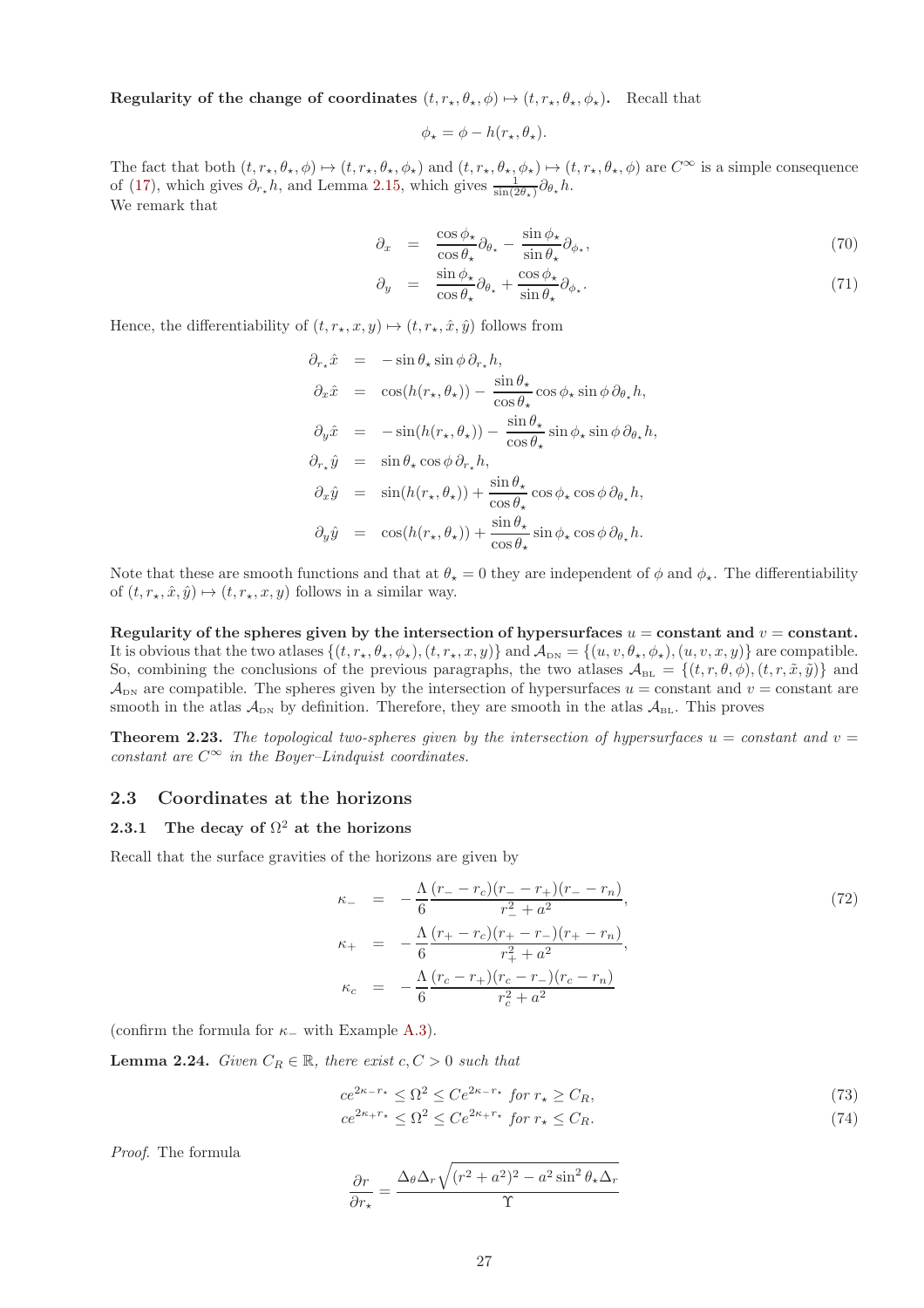**Regularity of the change of coordinates** $(t, r_\star, \theta_\star, \phi) \mapsto (t, r_\star, \theta_\star, \phi_\star)$**.** Recall that

$$\phi_\star = \phi - h(r_\star, \theta_\star).$$

The fact that both $(t, r_\star, \theta_\star, \phi) \mapsto (t, r_\star, \theta_\star, \phi_\star)$ and $(t, r_\star, \theta_\star, \phi_\star) \mapsto (t, r_\star, \theta_\star, \phi)$ are $C^\infty$ is a simple consequence of (17), which gives $\partial_{r_\star} h$, and Lemma 2.15, which gives $\frac{1}{\sin(2\theta_\star)}\partial_{\theta_\star} h$.
We remark that

$$\partial_x = \frac{\cos\phi_\star}{\cos\theta_\star}\partial_{\theta_\star} - \frac{\sin\phi_\star}{\sin\theta_\star}\partial_{\phi_\star}, \tag{70}$$

$$\partial_y = \frac{\sin\phi_\star}{\cos\theta_\star}\partial_{\theta_\star} + \frac{\cos\phi_\star}{\sin\theta_\star}\partial_{\phi_\star}. \tag{71}$$

Hence, the differentiability of $(t, r_\star, x, y) \mapsto (t, r_\star, \hat{x}, \hat{y})$ follows from

$$\begin{aligned}
\partial_{r_\star}\hat{x} &= -\sin\theta_\star \sin\phi \,\partial_{r_\star} h,\\
\partial_x \hat{x} &= \cos(h(r_\star, \theta_\star)) - \frac{\sin\theta_\star}{\cos\theta_\star}\cos\phi_\star \sin\phi \,\partial_{\theta_\star} h,\\
\partial_y \hat{x} &= -\sin(h(r_\star, \theta_\star)) - \frac{\sin\theta_\star}{\cos\theta_\star}\sin\phi_\star \sin\phi \,\partial_{\theta_\star} h,\\
\partial_{r_\star}\hat{y} &= \sin\theta_\star \cos\phi \,\partial_{r_\star} h,\\
\partial_x \hat{y} &= \sin(h(r_\star, \theta_\star)) + \frac{\sin\theta_\star}{\cos\theta_\star}\cos\phi_\star \cos\phi \,\partial_{\theta_\star} h,\\
\partial_y \hat{y} &= \cos(h(r_\star, \theta_\star)) + \frac{\sin\theta_\star}{\cos\theta_\star}\sin\phi_\star \cos\phi \,\partial_{\theta_\star} h.
\end{aligned}$$

Note that these are smooth functions and that at $\theta_\star = 0$ they are independent of $\phi$ and $\phi_\star$. The differentiability of $(t, r_\star, \hat{x}, \hat{y}) \mapsto (t, r_\star, x, y)$ follows in a similar way.

**Regularity of the spheres given by the intersection of hypersurfaces $u =$ constant and $v =$ constant.** It is obvious that the two atlases $\{(t, r_\star, \theta_\star, \phi_\star), (t, r_\star, x, y)\}$ and $\mathcal{A}_{\rm DN} = \{(u, v, \theta_\star, \phi_\star), (u, v, x, y)\}$ are compatible. So, combining the conclusions of the previous paragraphs, the two atlases $\mathcal{A}_{\rm BL} = \{(t, r, \theta, \phi), (t, r, \tilde{x}, \tilde{y})\}$ and $\mathcal{A}_{\rm DN}$ are compatible. The spheres given by the intersection of hypersurfaces $u =$ constant and $v =$ constant are smooth in the atlas $\mathcal{A}_{\rm DN}$ by definition. Therefore, they are smooth in the atlas $\mathcal{A}_{\rm BL}$. This proves

**Theorem 2.23.** *The topological two-spheres given by the intersection of hypersurfaces $u =$ constant and $v =$ constant are $C^\infty$ in the Boyer–Lindquist coordinates.*

## 2.3 Coordinates at the horizons

### 2.3.1 The decay of $\Omega^2$ at the horizons

Recall that the surface gravities of the horizons are given by

$$\begin{aligned}
\kappa_- &= -\frac{\Lambda}{6}\frac{(r_- - r_c)(r_- - r_+)(r_- - r_n)}{r_-^2 + a^2},\\
\kappa_+ &= -\frac{\Lambda}{6}\frac{(r_+ - r_c)(r_+ - r_-)(r_+ - r_n)}{r_+^2 + a^2},\\
\kappa_c &= -\frac{\Lambda}{6}\frac{(r_c - r_+)(r_c - r_-)(r_c - r_n)}{r_c^2 + a^2}
\end{aligned} \tag{72}$$

(confirm the formula for $\kappa_-$ with Example A.3).

**Lemma 2.24.** *Given $C_R \in \mathbb{R}$, there exist $c, C > 0$ such that*

$$ce^{2\kappa_- r_\star} \leq \Omega^2 \leq Ce^{2\kappa_- r_\star} \; \textit{for } r_\star \geq C_R, \tag{73}$$

$$ce^{2\kappa_+ r_\star} \leq \Omega^2 \leq Ce^{2\kappa_+ r_\star} \; \textit{for } r_\star \leq C_R. \tag{74}$$

*Proof.* The formula

$$\frac{\partial r}{\partial r_\star} = \frac{\Delta_\theta \Delta_r \sqrt{(r^2 + a^2)^2 - a^2 \sin^2\theta_\star \Delta_r}}{\Upsilon}$$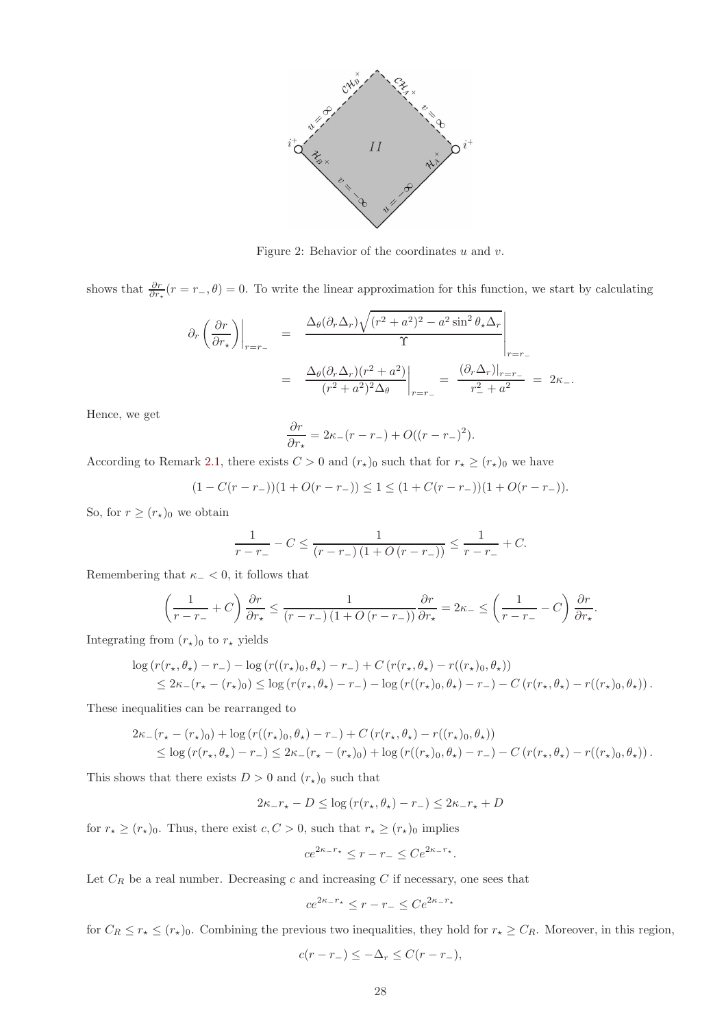$\mathcal{CH}_{\mathcal{B}^+}$

$\mathcal{CH}_{\mathcal{A}^+}$

$u=\infty$

$v=\infty$

$i^+$

$II$

$i^+$

$\mathcal{H}_{\mathcal{B}^+}$

$\mathcal{H}_{\mathcal{A}^+}$

$v=-\infty$

$u=-\infty$

Figure 2: Behavior of the coordinates $u$ and $v$.

shows that $\frac{\partial r}{\partial r_\star}(r=r_-,\theta)=0$. To write the linear approximation for this function, we start by calculating

$$
\begin{aligned}
\partial_r\left(\frac{\partial r}{\partial r_\star}\right)\Big|_{r=r_-} &= \left.\frac{\Delta_\theta(\partial_r\Delta_r)\sqrt{(r^2+a^2)^2-a^2\sin^2\theta_\star\Delta_r}}{\Upsilon}\right|_{r=r_-} \\
&= \left.\frac{\Delta_\theta(\partial_r\Delta_r)(r^2+a^2)}{(r^2+a^2)^2\Delta_\theta}\right|_{r=r_-} = \frac{(\partial_r\Delta_r)|_{r=r_-}}{r_-^2+a^2} = 2\kappa_-.
\end{aligned}
$$

Hence, we get

$$
\frac{\partial r}{\partial r_\star} = 2\kappa_-(r-r_-)+O((r-r_-)^2).
$$

According to Remark 2.1, there exists $C>0$ and $(r_\star)_0$ such that for $r_\star \geq (r_\star)_0$ we have

$$
(1-C(r-r_-))(1+O(r-r_-)) \leq 1 \leq (1+C(r-r_-))(1+O(r-r_-)).
$$

So, for $r \geq (r_\star)_0$ we obtain

$$
\frac{1}{r-r_-}-C \leq \frac{1}{(r-r_-)\left(1+O\left(r-r_-\right)\right)} \leq \frac{1}{r-r_-}+C.
$$

Remembering that $\kappa_- < 0$, it follows that

$$
\left(\frac{1}{r-r_-}+C\right)\frac{\partial r}{\partial r_\star} \leq \frac{1}{(r-r_-)\left(1+O\left(r-r_-\right)\right)}\frac{\partial r}{\partial r_\star} = 2\kappa_- \leq \left(\frac{1}{r-r_-}-C\right)\frac{\partial r}{\partial r_\star}.
$$

Integrating from $(r_\star)_0$ to $r_\star$ yields

$$
\begin{aligned}
&\log\left(r(r_\star,\theta_\star)-r_-\right)-\log\left(r((r_\star)_0,\theta_\star)-r_-\right)+C\left(r(r_\star,\theta_\star)-r((r_\star)_0,\theta_\star)\right) \\
&\quad \leq 2\kappa_-(r_\star-(r_\star)_0) \leq \log\left(r(r_\star,\theta_\star)-r_-\right)-\log\left(r((r_\star)_0,\theta_\star)-r_-\right)-C\left(r(r_\star,\theta_\star)-r((r_\star)_0,\theta_\star)\right).
\end{aligned}
$$

These inequalities can be rearranged to

$$
\begin{aligned}
&2\kappa_-(r_\star-(r_\star)_0)+\log\left(r((r_\star)_0,\theta_\star)-r_-\right)+C\left(r(r_\star,\theta_\star)-r((r_\star)_0,\theta_\star)\right) \\
&\quad \leq \log\left(r(r_\star,\theta_\star)-r_-\right) \leq 2\kappa_-(r_\star-(r_\star)_0)+\log\left(r((r_\star)_0,\theta_\star)-r_-\right)-C\left(r(r_\star,\theta_\star)-r((r_\star)_0,\theta_\star)\right).
\end{aligned}
$$

This shows that there exists $D>0$ and $(r_\star)_0$ such that

$$
2\kappa_- r_\star - D \leq \log\left(r(r_\star,\theta_\star)-r_-\right) \leq 2\kappa_- r_\star + D
$$

for $r_\star \geq (r_\star)_0$. Thus, there exist $c, C>0$, such that $r_\star \geq (r_\star)_0$ implies

$$
ce^{2\kappa_- r_\star} \leq r-r_- \leq Ce^{2\kappa_- r_\star}.
$$

Let $C_R$ be a real number. Decreasing $c$ and increasing $C$ if necessary, one sees that

$$
ce^{2\kappa_- r_\star} \leq r-r_- \leq Ce^{2\kappa_- r_\star}
$$

for $C_R \leq r_\star \leq (r_\star)_0$. Combining the previous two inequalities, they hold for $r_\star \geq C_R$. Moreover, in this region,

$$
c(r-r_-) \leq -\Delta_r \leq C(r-r_-),
$$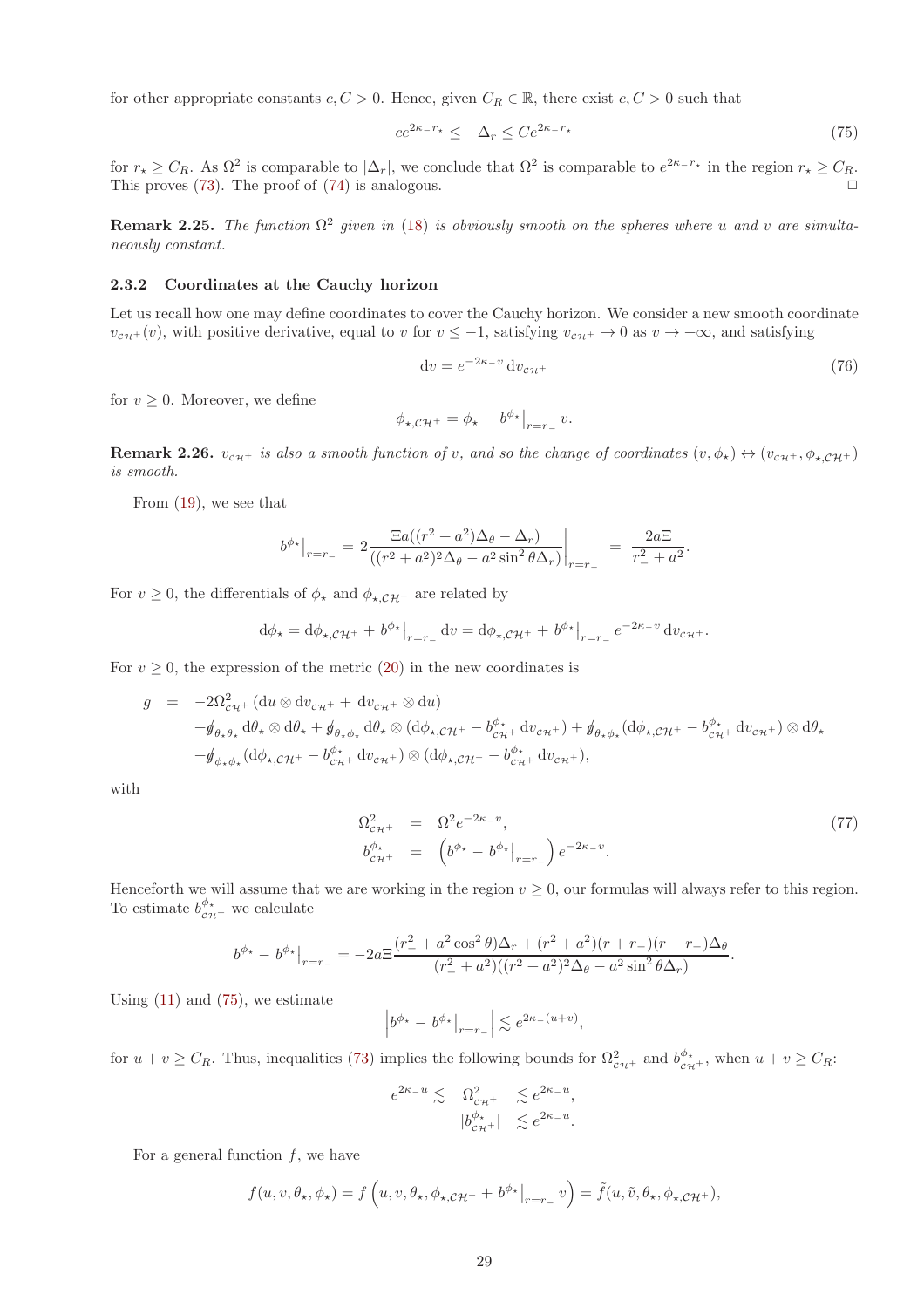for other appropriate constants $c, C > 0$. Hence, given $C_R \in \mathbb{R}$, there exist $c, C > 0$ such that

$$
ce^{2\kappa_- r_\star} \leq -\Delta_r \leq Ce^{2\kappa_- r_\star} \tag{75}
$$

for $r_\star \geq C_R$. As $\Omega^2$ is comparable to $|\Delta_r|$, we conclude that $\Omega^2$ is comparable to $e^{2\kappa_- r_\star}$ in the region $r_\star \geq C_R$. This proves (73). The proof of (74) is analogous. □

**Remark 2.25.** *The function $\Omega^2$ given in (18) is obviously smooth on the spheres where $u$ and $v$ are simultaneously constant.*

#### 2.3.2 Coordinates at the Cauchy horizon

Let us recall how one may define coordinates to cover the Cauchy horizon. We consider a new smooth coordinate $v_{\mathcal{CH}^+}(v)$, with positive derivative, equal to $v$ for $v \leq -1$, satisfying $v_{\mathcal{CH}^+} \to 0$ as $v \to +\infty$, and satisfying

$$
\mathrm{d}v = e^{-2\kappa_- v}\,\mathrm{d}v_{\mathcal{CH}^+} \tag{76}
$$

for $v \geq 0$. Moreover, we define

$$
\phi_{\star,\mathcal{CH}^+} = \phi_\star - b^{\phi_\star}\big|_{r=r_-} v.
$$

**Remark 2.26.** *$v_{\mathcal{CH}^+}$ is also a smooth function of $v$, and so the change of coordinates $(v, \phi_\star) \leftrightarrow (v_{\mathcal{CH}^+}, \phi_{\star,\mathcal{CH}^+})$ is smooth.*

From (19), we see that

$$
b^{\phi_\star}\big|_{r=r_-} = 2\frac{\Xi a((r^2+a^2)\Delta_\theta - \Delta_r)}{((r^2+a^2)^2\Delta_\theta - a^2\sin^2\theta\Delta_r)}\bigg|_{r=r_-} = \frac{2a\Xi}{r_-^2+a^2}.
$$

For $v \geq 0$, the differentials of $\phi_\star$ and $\phi_{\star,\mathcal{CH}^+}$ are related by

$$
\mathrm{d}\phi_\star = \mathrm{d}\phi_{\star,\mathcal{CH}^+} + b^{\phi_\star}\big|_{r=r_-}\mathrm{d}v = \mathrm{d}\phi_{\star,\mathcal{CH}^+} + b^{\phi_\star}\big|_{r=r_-} e^{-2\kappa_- v}\,\mathrm{d}v_{\mathcal{CH}^+}.
$$

For $v \geq 0$, the expression of the metric (20) in the new coordinates is

$$
\begin{aligned}
g \;&=\; -2\Omega^2_{\mathcal{CH}^+}\left(\mathrm{d}u \otimes \mathrm{d}v_{\mathcal{CH}^+} + \mathrm{d}v_{\mathcal{CH}^+} \otimes \mathrm{d}u\right) \\
&\quad + \not{g}_{\theta_\star\theta_\star}\,\mathrm{d}\theta_\star \otimes \mathrm{d}\theta_\star + \not{g}_{\theta_\star\phi_\star}\,\mathrm{d}\theta_\star \otimes (\mathrm{d}\phi_{\star,\mathcal{CH}^+} - b^{\phi_\star}_{\mathcal{CH}^+}\,\mathrm{d}v_{\mathcal{CH}^+}) + \not{g}_{\theta_\star\phi_\star}(\mathrm{d}\phi_{\star,\mathcal{CH}^+} - b^{\phi_\star}_{\mathcal{CH}^+}\,\mathrm{d}v_{\mathcal{CH}^+}) \otimes \mathrm{d}\theta_\star \\
&\quad + \not{g}_{\phi_\star\phi_\star}(\mathrm{d}\phi_{\star,\mathcal{CH}^+} - b^{\phi_\star}_{\mathcal{CH}^+}\,\mathrm{d}v_{\mathcal{CH}^+}) \otimes (\mathrm{d}\phi_{\star,\mathcal{CH}^+} - b^{\phi_\star}_{\mathcal{CH}^+}\,\mathrm{d}v_{\mathcal{CH}^+}),
\end{aligned}
$$

with

$$
\begin{aligned}
\Omega^2_{\mathcal{CH}^+} &= \Omega^2 e^{-2\kappa_- v}, \\
b^{\phi_\star}_{\mathcal{CH}^+} &= \left(b^{\phi_\star} - b^{\phi_\star}\big|_{r=r_-}\right) e^{-2\kappa_- v}.
\end{aligned} \tag{77}
$$

Henceforth we will assume that we are working in the region $v \geq 0$, our formulas will always refer to this region. To estimate $b^{\phi_\star}_{\mathcal{CH}^+}$ we calculate

$$
b^{\phi_\star} - b^{\phi_\star}\big|_{r=r_-} = -2a\Xi\frac{(r_-^2 + a^2\cos^2\theta)\Delta_r + (r^2+a^2)(r+r_-)(r-r_-)\Delta_\theta}{(r_-^2+a^2)((r^2+a^2)^2\Delta_\theta - a^2\sin^2\theta\Delta_r)}.
$$

Using (11) and (75), we estimate

$$
\left|b^{\phi_\star} - b^{\phi_\star}\big|_{r=r_-}\right| \lesssim e^{2\kappa_-(u+v)},
$$

for $u + v \geq C_R$. Thus, inequalities (73) implies the following bounds for $\Omega^2_{\mathcal{CH}^+}$ and $b^{\phi_\star}_{\mathcal{CH}^+}$, when $u + v \geq C_R$:

$$
\begin{aligned}
e^{2\kappa_- u} \lesssim \quad \Omega^2_{\mathcal{CH}^+} &\lesssim e^{2\kappa_- u}, \\
|b^{\phi_\star}_{\mathcal{CH}^+}| &\lesssim e^{2\kappa_- u}.
\end{aligned}
$$

For a general function $f$, we have

$$
f(u, v, \theta_\star, \phi_\star) = f\left(u, v, \theta_\star, \phi_{\star,\mathcal{CH}^+} + b^{\phi_\star}\big|_{r=r_-} v\right) = \tilde{f}(u, \tilde{v}, \theta_\star, \phi_{\star,\mathcal{CH}^+}),
$$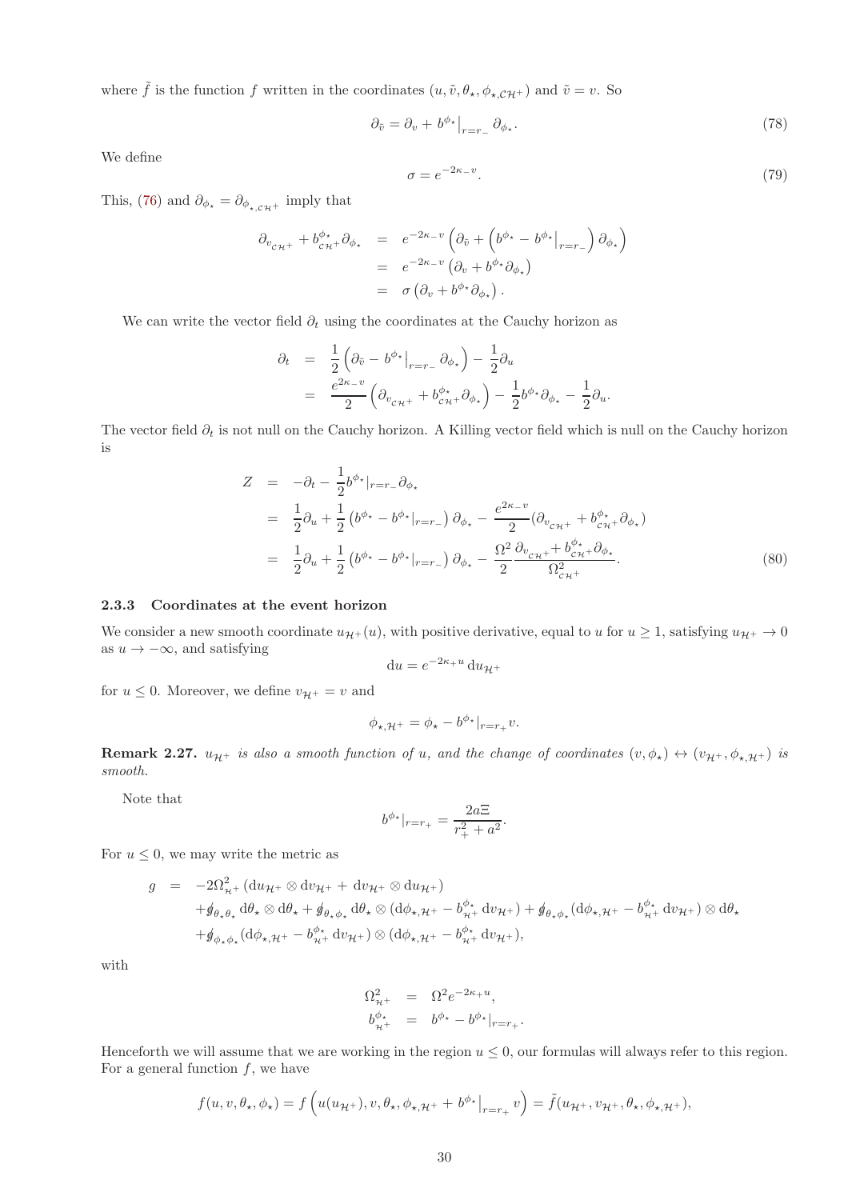where $\tilde{f}$ is the function $f$ written in the coordinates $(u, \tilde{v}, \theta_\star, \phi_{\star,\mathcal{CH}^+})$ and $\tilde{v} = v$. So

$$\partial_{\tilde{v}} = \partial_v + b^{\phi_\star}\big|_{r=r_-}\partial_{\phi_\star}. \tag{78}$$

We define

$$\sigma = e^{-2\kappa_- v}. \tag{79}$$

This, (76) and $\partial_{\phi_\star} = \partial_{\phi_{\star,\mathcal{CH}^+}}$ imply that

$$\begin{aligned}
\partial_{v_{\mathcal{CH}^+}} + b^{\phi_\star}_{\mathcal{CH}^+}\partial_{\phi_\star} &= e^{-2\kappa_- v}\left(\partial_{\tilde{v}} + \left(b^{\phi_\star} - b^{\phi_\star}\big|_{r=r_-}\right)\partial_{\phi_\star}\right)\\
&= e^{-2\kappa_- v}\left(\partial_v + b^{\phi_\star}\partial_{\phi_\star}\right)\\
&= \sigma\left(\partial_v + b^{\phi_\star}\partial_{\phi_\star}\right).
\end{aligned}$$

We can write the vector field $\partial_t$ using the coordinates at the Cauchy horizon as

$$\begin{aligned}
\partial_t &= \frac{1}{2}\left(\partial_{\tilde{v}} - b^{\phi_\star}\big|_{r=r_-}\partial_{\phi_\star}\right) - \frac{1}{2}\partial_u\\
&= \frac{e^{2\kappa_- v}}{2}\left(\partial_{v_{\mathcal{CH}^+}} + b^{\phi_\star}_{\mathcal{CH}^+}\partial_{\phi_\star}\right) - \frac{1}{2}b^{\phi_\star}\partial_{\phi_\star} - \frac{1}{2}\partial_u.
\end{aligned}$$

The vector field $\partial_t$ is not null on the Cauchy horizon. A Killing vector field which is null on the Cauchy horizon is

$$\begin{aligned}
Z &= -\partial_t - \frac{1}{2}b^{\phi_\star}|_{r=r_-}\partial_{\phi_\star}\\
&= \frac{1}{2}\partial_u + \frac{1}{2}\left(b^{\phi_\star} - b^{\phi_\star}|_{r=r_-}\right)\partial_{\phi_\star} - \frac{e^{2\kappa_- v}}{2}(\partial_{v_{\mathcal{CH}^+}} + b^{\phi_\star}_{\mathcal{CH}^+}\partial_{\phi_\star})\\
&= \frac{1}{2}\partial_u + \frac{1}{2}\left(b^{\phi_\star} - b^{\phi_\star}|_{r=r_-}\right)\partial_{\phi_\star} - \frac{\Omega^2}{2}\frac{\partial_{v_{\mathcal{CH}^+}} + b^{\phi_\star}_{\mathcal{CH}^+}\partial_{\phi_\star}}{\Omega^2_{\mathcal{CH}^+}}.
\end{aligned} \tag{80}$$

### 2.3.3 Coordinates at the event horizon

We consider a new smooth coordinate $u_{\mathcal{H}^+}(u)$, with positive derivative, equal to $u$ for $u \geq 1$, satisfying $u_{\mathcal{H}^+} \to 0$ as $u \to -\infty$, and satisfying

$$\mathrm{d}u = e^{-2\kappa_+ u}\,\mathrm{d}u_{\mathcal{H}^+}$$

for $u \leq 0$. Moreover, we define $v_{\mathcal{H}^+} = v$ and

$$\phi_{\star,\mathcal{H}^+} = \phi_\star - b^{\phi_\star}|_{r=r_+}v.$$

**Remark 2.27.** *$u_{\mathcal{H}^+}$ is also a smooth function of $u$, and the change of coordinates $(v, \phi_\star) \leftrightarrow (v_{\mathcal{H}^+}, \phi_{\star,\mathcal{H}^+})$ is smooth.*

Note that

$$b^{\phi_\star}|_{r=r_+} = \frac{2a\Xi}{r_+^2 + a^2}.$$

For $u \leq 0$, we may write the metric as

$$\begin{aligned}
g &= -2\Omega^2_{\mathcal{H}^+}\left(\mathrm{d}u_{\mathcal{H}^+}\otimes\mathrm{d}v_{\mathcal{H}^+} + \mathrm{d}v_{\mathcal{H}^+}\otimes\mathrm{d}u_{\mathcal{H}^+}\right)\\
&\quad + \not{g}_{\theta_\star\theta_\star}\,\mathrm{d}\theta_\star\otimes\mathrm{d}\theta_\star + \not{g}_{\theta_\star\phi_\star}\,\mathrm{d}\theta_\star\otimes(\mathrm{d}\phi_{\star,\mathcal{H}^+} - b^{\phi_\star}_{\mathcal{H}^+}\,\mathrm{d}v_{\mathcal{H}^+}) + \not{g}_{\theta_\star\phi_\star}(\mathrm{d}\phi_{\star,\mathcal{H}^+} - b^{\phi_\star}_{\mathcal{H}^+}\,\mathrm{d}v_{\mathcal{H}^+})\otimes\mathrm{d}\theta_\star\\
&\quad + \not{g}_{\phi_\star\phi_\star}(\mathrm{d}\phi_{\star,\mathcal{H}^+} - b^{\phi_\star}_{\mathcal{H}^+}\,\mathrm{d}v_{\mathcal{H}^+})\otimes(\mathrm{d}\phi_{\star,\mathcal{H}^+} - b^{\phi_\star}_{\mathcal{H}^+}\,\mathrm{d}v_{\mathcal{H}^+}),
\end{aligned}$$

with

$$\begin{aligned}
\Omega^2_{\mathcal{H}^+} &= \Omega^2 e^{-2\kappa_+ u},\\
b^{\phi_\star}_{\mathcal{H}^+} &= b^{\phi_\star} - b^{\phi_\star}|_{r=r_+}.
\end{aligned}$$

Henceforth we will assume that we are working in the region $u \leq 0$, our formulas will always refer to this region. For a general function $f$, we have

$$f(u, v, \theta_\star, \phi_\star) = f\left(u(u_{\mathcal{H}^+}), v, \theta_\star, \phi_{\star,\mathcal{H}^+} + b^{\phi_\star}\big|_{r=r_+}v\right) = \tilde{f}(u_{\mathcal{H}^+}, v_{\mathcal{H}^+}, \theta_\star, \phi_{\star,\mathcal{H}^+}),$$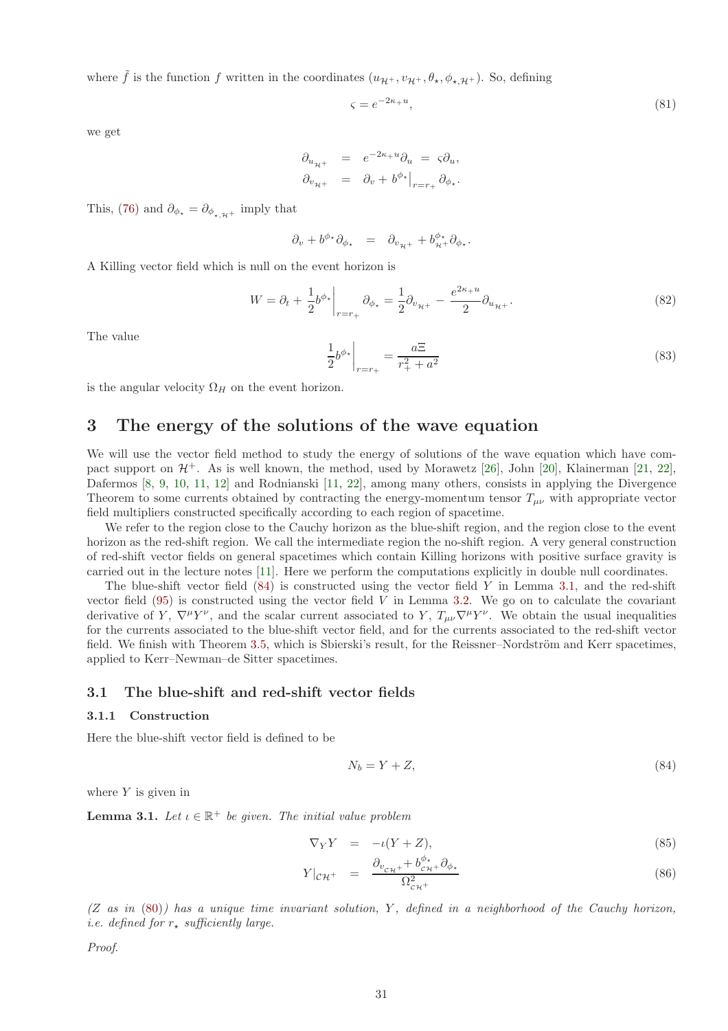where $\tilde{f}$ is the function $f$ written in the coordinates $(u_{\mathcal{H}^+}, v_{\mathcal{H}^+}, \theta_\star, \phi_{\star,\mathcal{H}^+})$. So, defining

$$
\varsigma = e^{-2\kappa_+ u}, \tag{81}
$$

we get

$$
\begin{aligned}
\partial_{u_{\mathcal{H}^+}} &= e^{-2\kappa_+ u}\partial_u = \varsigma \partial_u, \\
\partial_{v_{\mathcal{H}^+}} &= \partial_v + b^{\phi_\star}\big|_{r=r_+} \partial_{\phi_\star}.
\end{aligned}
$$

This, (76) and $\partial_{\phi_\star} = \partial_{\phi_{\star,\mathcal{H}^+}}$ imply that

$$
\partial_v + b^{\phi_\star}\partial_{\phi_\star} = \partial_{v_{\mathcal{H}^+}} + b^{\phi_\star}_{\mathcal{H}^+}\partial_{\phi_\star}.
$$

A Killing vector field which is null on the event horizon is

$$
W = \partial_t + \frac{1}{2}b^{\phi_\star}\Big|_{r=r_+}\partial_{\phi_\star} = \frac{1}{2}\partial_{v_{\mathcal{H}^+}} - \frac{e^{2\kappa_+ u}}{2}\partial_{u_{\mathcal{H}^+}}. \tag{82}
$$

The value

$$
\frac{1}{2}b^{\phi_\star}\Big|_{r=r_+} = \frac{a\Xi}{r_+^2 + a^2} \tag{83}
$$

is the angular velocity $\Omega_H$ on the event horizon.

# 3 The energy of the solutions of the wave equation

We will use the vector field method to study the energy of solutions of the wave equation which have compact support on $\mathcal{H}^+$. As is well known, the method, used by Morawetz [26], John [20], Klainerman [21, 22], Dafermos [8, 9, 10, 11, 12] and Rodnianski [11, 22], among many others, consists in applying the Divergence Theorem to some currents obtained by contracting the energy-momentum tensor $T_{\mu\nu}$ with appropriate vector field multipliers constructed specifically according to each region of spacetime.

We refer to the region close to the Cauchy horizon as the blue-shift region, and the region close to the event horizon as the red-shift region. We call the intermediate region the no-shift region. A very general construction of red-shift vector fields on general spacetimes which contain Killing horizons with positive surface gravity is carried out in the lecture notes [11]. Here we perform the computations explicitly in double null coordinates.

The blue-shift vector field (84) is constructed using the vector field $Y$ in Lemma 3.1, and the red-shift vector field (95) is constructed using the vector field $V$ in Lemma 3.2. We go on to calculate the covariant derivative of $Y$, $\nabla^\mu Y^\nu$, and the scalar current associated to $Y$, $T_{\mu\nu}\nabla^\mu Y^\nu$. We obtain the usual inequalities for the currents associated to the blue-shift vector field, and for the currents associated to the red-shift vector field. We finish with Theorem 3.5, which is Sbierski's result, for the Reissner–Nordström and Kerr spacetimes, applied to Kerr–Newman–de Sitter spacetimes.

## 3.1 The blue-shift and red-shift vector fields

### 3.1.1 Construction

Here the blue-shift vector field is defined to be

$$
N_b = Y + Z, \tag{84}
$$

where $Y$ is given in

**Lemma 3.1.** *Let $\iota \in \mathbb{R}^+$ be given. The initial value problem*

$$
\begin{aligned}
\nabla_Y Y &= -\iota(Y + Z), &(85)\\
Y|_{\mathcal{CH}^+} &= \frac{\partial_{v_{\mathcal{CH}^+}} + b^{\phi_\star}_{\mathcal{CH}^+}\partial_{\phi_\star}}{\Omega^2_{\mathcal{CH}^+}} &(86)
\end{aligned}
$$

*($Z$ as in (80)) has a unique time invariant solution, $Y$, defined in a neighborhood of the Cauchy horizon, i.e. defined for $r_\star$ sufficiently large.*

*Proof.*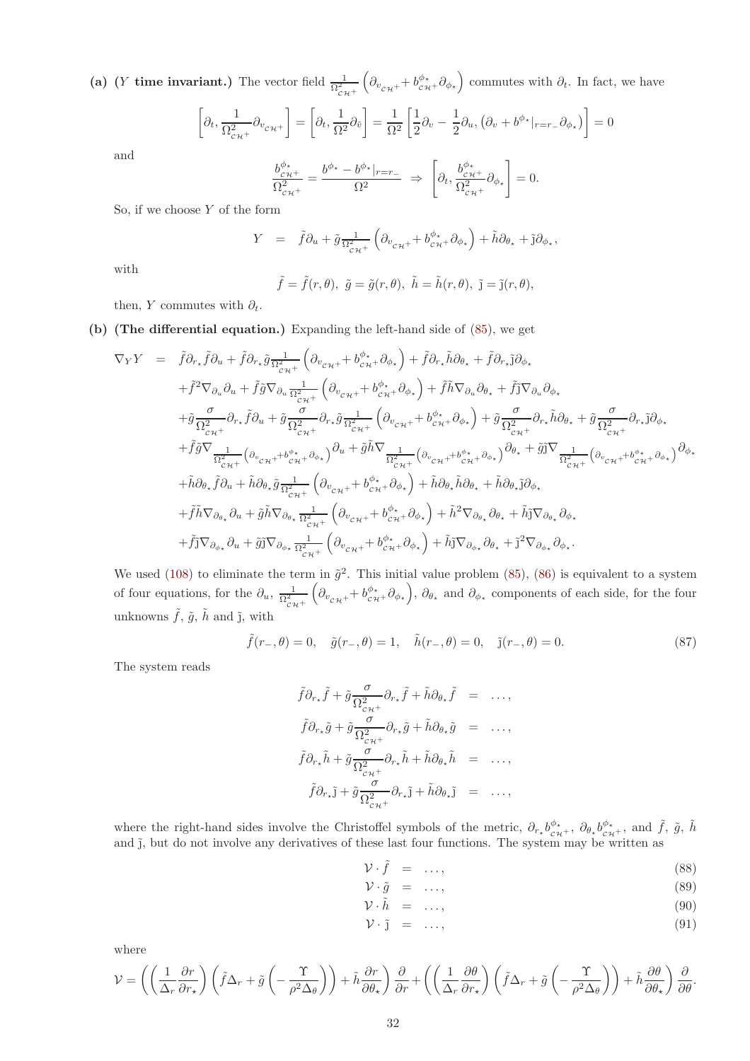**(a)** **($Y$ time invariant.)** The vector field $\frac{1}{\Omega^2_{\mathcal{CH}^+}}\left(\partial_{v_{\mathcal{CH}^+}} + b^{\phi_\star}_{\mathcal{CH}^+}\partial_{\phi_\star}\right)$ commutes with $\partial_t$. In fact, we have

$$\left[\partial_t, \frac{1}{\Omega^2_{\mathcal{CH}^+}}\partial_{v_{\mathcal{CH}^+}}\right] = \left[\partial_t, \frac{1}{\Omega^2}\partial_{\tilde{v}}\right] = \frac{1}{\Omega^2}\left[\frac{1}{2}\partial_v - \frac{1}{2}\partial_u, \left(\partial_v + b^{\phi_\star}|_{r=r_-}\partial_{\phi_\star}\right)\right] = 0$$

and

$$\frac{b^{\phi_\star}_{\mathcal{CH}^+}}{\Omega^2_{\mathcal{CH}^+}} = \frac{b^{\phi_\star} - b^{\phi_\star}|_{r=r_-}}{\Omega^2} \;\Rightarrow\; \left[\partial_t, \frac{b^{\phi_\star}_{\mathcal{CH}^+}}{\Omega^2_{\mathcal{CH}^+}}\partial_{\phi_\star}\right] = 0.$$

So, if we choose $Y$ of the form

$$Y \;=\; \tilde{f}\partial_u + \tilde{g}\frac{1}{\Omega^2_{\mathcal{CH}^+}}\left(\partial_{v_{\mathcal{CH}^+}} + b^{\phi_\star}_{\mathcal{CH}^+}\partial_{\phi_\star}\right) + \tilde{h}\partial_{\theta_\star} + \tilde{\jmath}\partial_{\phi_\star},$$

with

$$\tilde{f} = \tilde{f}(r,\theta),\ \tilde{g} = \tilde{g}(r,\theta),\ \tilde{h} = \tilde{h}(r,\theta),\ \tilde{\jmath} = \tilde{\jmath}(r,\theta),$$

then, $Y$ commutes with $\partial_t$.

**(b)** **(The differential equation.)** Expanding the left-hand side of (85), we get

$$\begin{aligned}
\nabla_Y Y \;=\;& \tilde{f}\partial_{r_\star}\tilde{f}\partial_u + \tilde{f}\partial_{r_\star}\tilde{g}\frac{1}{\Omega^2_{\mathcal{CH}^+}}\left(\partial_{v_{\mathcal{CH}^+}} + b^{\phi_\star}_{\mathcal{CH}^+}\partial_{\phi_\star}\right) + \tilde{f}\partial_{r_\star}\tilde{h}\partial_{\theta_\star} + \tilde{f}\partial_{r_\star}\tilde{\jmath}\partial_{\phi_\star}\\
&+\tilde{f}^2\nabla_{\partial_u}\partial_u + \tilde{f}\tilde{g}\nabla_{\partial_u}\frac{1}{\Omega^2_{\mathcal{CH}^+}}\left(\partial_{v_{\mathcal{CH}^+}} + b^{\phi_\star}_{\mathcal{CH}^+}\partial_{\phi_\star}\right) + \tilde{f}\tilde{h}\nabla_{\partial_u}\partial_{\theta_\star} + \tilde{f}\tilde{\jmath}\nabla_{\partial_u}\partial_{\phi_\star}\\
&+\tilde{g}\frac{\sigma}{\Omega^2_{\mathcal{CH}^+}}\partial_{r_\star}\tilde{f}\partial_u + \tilde{g}\frac{\sigma}{\Omega^2_{\mathcal{CH}^+}}\partial_{r_\star}\tilde{g}\frac{1}{\Omega^2_{\mathcal{CH}^+}}\left(\partial_{v_{\mathcal{CH}^+}} + b^{\phi_\star}_{\mathcal{CH}^+}\partial_{\phi_\star}\right) + \tilde{g}\frac{\sigma}{\Omega^2_{\mathcal{CH}^+}}\partial_{r_\star}\tilde{h}\partial_{\theta_\star} + \tilde{g}\frac{\sigma}{\Omega^2_{\mathcal{CH}^+}}\partial_{r_\star}\tilde{\jmath}\partial_{\phi_\star}\\
&+\tilde{f}\tilde{g}\nabla_{\frac{1}{\Omega^2_{\mathcal{CH}^+}}\left(\partial_{v_{\mathcal{CH}^+}} + b^{\phi_\star}_{\mathcal{CH}^+}\partial_{\phi_\star}\right)}\partial_u + \tilde{g}\tilde{h}\nabla_{\frac{1}{\Omega^2_{\mathcal{CH}^+}}\left(\partial_{v_{\mathcal{CH}^+}} + b^{\phi_\star}_{\mathcal{CH}^+}\partial_{\phi_\star}\right)}\partial_{\theta_\star} + \tilde{g}\tilde{\jmath}\nabla_{\frac{1}{\Omega^2_{\mathcal{CH}^+}}\left(\partial_{v_{\mathcal{CH}^+}} + b^{\phi_\star}_{\mathcal{CH}^+}\partial_{\phi_\star}\right)}\partial_{\phi_\star}\\
&+\tilde{h}\partial_{\theta_\star}\tilde{f}\partial_u + \tilde{h}\partial_{\theta_\star}\tilde{g}\frac{1}{\Omega^2_{\mathcal{CH}^+}}\left(\partial_{v_{\mathcal{CH}^+}} + b^{\phi_\star}_{\mathcal{CH}^+}\partial_{\phi_\star}\right) + \tilde{h}\partial_{\theta_\star}\tilde{h}\partial_{\theta_\star} + \tilde{h}\partial_{\theta_\star}\tilde{\jmath}\partial_{\phi_\star}\\
&+\tilde{f}\tilde{h}\nabla_{\partial_{\theta_\star}}\partial_u + \tilde{g}\tilde{h}\nabla_{\partial_{\theta_\star}}\frac{1}{\Omega^2_{\mathcal{CH}^+}}\left(\partial_{v_{\mathcal{CH}^+}} + b^{\phi_\star}_{\mathcal{CH}^+}\partial_{\phi_\star}\right) + \tilde{h}^2\nabla_{\partial_{\theta_\star}}\partial_{\theta_\star} + \tilde{h}\tilde{\jmath}\nabla_{\partial_{\theta_\star}}\partial_{\phi_\star}\\
&+\tilde{f}\tilde{\jmath}\nabla_{\partial_{\phi_\star}}\partial_u + \tilde{g}\tilde{\jmath}\nabla_{\partial_{\phi_\star}}\frac{1}{\Omega^2_{\mathcal{CH}^+}}\left(\partial_{v_{\mathcal{CH}^+}} + b^{\phi_\star}_{\mathcal{CH}^+}\partial_{\phi_\star}\right) + \tilde{h}\tilde{\jmath}\nabla_{\partial_{\phi_\star}}\partial_{\theta_\star} + \tilde{\jmath}^2\nabla_{\partial_{\phi_\star}}\partial_{\phi_\star}.
\end{aligned}$$

We used (108) to eliminate the term in $\tilde{g}^2$. This initial value problem (85), (86) is equivalent to a system of four equations, for the $\partial_u$, $\frac{1}{\Omega^2_{\mathcal{CH}^+}}\left(\partial_{v_{\mathcal{CH}^+}} + b^{\phi_\star}_{\mathcal{CH}^+}\partial_{\phi_\star}\right)$, $\partial_{\theta_\star}$ and $\partial_{\phi_\star}$ components of each side, for the four unknowns $\tilde{f}$, $\tilde{g}$, $\tilde{h}$ and $\tilde{\jmath}$, with

$$\tilde{f}(r_-,\theta) = 0,\quad \tilde{g}(r_-,\theta) = 1,\quad \tilde{h}(r_-,\theta) = 0,\quad \tilde{\jmath}(r_-,\theta) = 0. \tag{87}$$

The system reads

$$\begin{aligned}
\tilde{f}\partial_{r_\star}\tilde{f} + \tilde{g}\frac{\sigma}{\Omega^2_{\mathcal{CH}^+}}\partial_{r_\star}\tilde{f} + \tilde{h}\partial_{\theta_\star}\tilde{f} &= \ldots,\\
\tilde{f}\partial_{r_\star}\tilde{g} + \tilde{g}\frac{\sigma}{\Omega^2_{\mathcal{CH}^+}}\partial_{r_\star}\tilde{g} + \tilde{h}\partial_{\theta_\star}\tilde{g} &= \ldots,\\
\tilde{f}\partial_{r_\star}\tilde{h} + \tilde{g}\frac{\sigma}{\Omega^2_{\mathcal{CH}^+}}\partial_{r_\star}\tilde{h} + \tilde{h}\partial_{\theta_\star}\tilde{h} &= \ldots,\\
\tilde{f}\partial_{r_\star}\tilde{\jmath} + \tilde{g}\frac{\sigma}{\Omega^2_{\mathcal{CH}^+}}\partial_{r_\star}\tilde{\jmath} + \tilde{h}\partial_{\theta_\star}\tilde{\jmath} &= \ldots,
\end{aligned}$$

where the right-hand sides involve the Christoffel symbols of the metric, $\partial_{r_\star}b^{\phi_\star}_{\mathcal{CH}^+}$, $\partial_{\theta_\star}b^{\phi_\star}_{\mathcal{CH}^+}$, and $\tilde{f}$, $\tilde{g}$, $\tilde{h}$ and $\tilde{\jmath}$, but do not involve any derivatives of these last four functions. The system may be written as

$$\mathcal{V}\cdot\tilde{f} \;=\; \ldots, \tag{88}$$
$$\mathcal{V}\cdot\tilde{g} \;=\; \ldots, \tag{89}$$
$$\mathcal{V}\cdot\tilde{h} \;=\; \ldots, \tag{90}$$
$$\mathcal{V}\cdot\tilde{\jmath} \;=\; \ldots, \tag{91}$$

where

$$\mathcal{V} = \left(\left(\frac{1}{\Delta_r}\frac{\partial r}{\partial r_\star}\right)\left(\tilde{f}\Delta_r + \tilde{g}\left(-\frac{\Upsilon}{\rho^2\Delta_\theta}\right)\right) + \tilde{h}\frac{\partial r}{\partial\theta_\star}\right)\frac{\partial}{\partial r} + \left(\left(\frac{1}{\Delta_r}\frac{\partial\theta}{\partial r_\star}\right)\left(\tilde{f}\Delta_r + \tilde{g}\left(-\frac{\Upsilon}{\rho^2\Delta_\theta}\right)\right) + \tilde{h}\frac{\partial\theta}{\partial\theta_\star}\right)\frac{\partial}{\partial\theta}.$$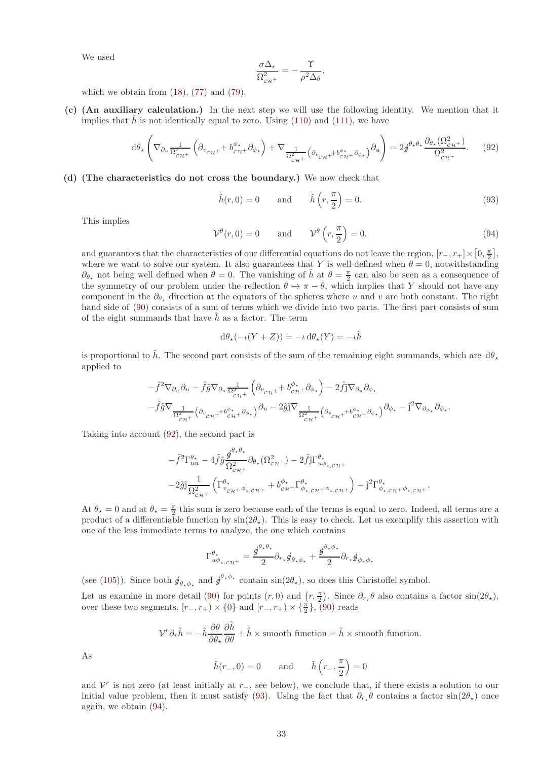We used

$$\frac{\sigma\Delta_r}{\Omega^2_{\mathcal{CH}^+}} = -\frac{\Upsilon}{\rho^2\Delta_\theta},$$

which we obtain from (18), (77) and (79).

**(c) (An auxiliary calculation.)** In the next step we will use the following identity. We mention that it implies that $\tilde{h}$ is not identically equal to zero. Using (110) and (111), we have

$$\mathrm{d}\theta_\star\left(\nabla_{\partial_u}\frac{1}{\Omega^2_{\mathcal{CH}^+}}\left(\partial_{v_{\mathcal{CH}^+}} + b^{\phi_\star}_{\mathcal{CH}^+}\partial_{\phi_\star}\right) + \nabla_{\frac{1}{\Omega^2_{\mathcal{CH}^+}}\left(\partial_{v_{\mathcal{CH}^+}}+b^{\phi_\star}_{\mathcal{CH}^+}\partial_{\phi_\star}\right)}\partial_u\right) = 2\not{g}^{\theta_\star\theta_\star}\frac{\partial_{\theta_\star}(\Omega^2_{\mathcal{CH}^+})}{\Omega^2_{\mathcal{CH}^+}}. \tag{92}$$

**(d) (The characteristics do not cross the boundary.)** We now check that

$$\tilde{h}(r,0) = 0 \qquad \text{and} \qquad \tilde{h}\left(r,\frac{\pi}{2}\right) = 0. \tag{93}$$

This implies

$$\mathcal{V}^\theta(r,0) = 0 \qquad \text{and} \qquad \mathcal{V}^\theta\left(r,\frac{\pi}{2}\right) = 0, \tag{94}$$

and guarantees that the characteristics of our differential equations do not leave the region, $[r_-,r_+]\times\left[0,\frac{\pi}{2}\right]$, where we want to solve our system. It also guarantees that $Y$ is well defined when $\theta = 0$, notwithstanding $\partial_{\theta_\star}$ not being well defined when $\theta = 0$. The vanishing of $\tilde{h}$ at $\theta = \frac{\pi}{2}$ can also be seen as a consequence of the symmetry of our problem under the reflection $\theta \mapsto \pi - \theta$, which implies that $Y$ should not have any component in the $\partial_{\theta_\star}$ direction at the equators of the spheres where $u$ and $v$ are both constant. The right hand side of (90) consists of a sum of terms which we divide into two parts. The first part consists of sum of the eight summands that have $\tilde{h}$ as a factor. The term

$$\mathrm{d}\theta_\star(-\iota(Y+Z)) = -\iota\,\mathrm{d}\theta_\star(Y) = -\iota\tilde{h}$$

is proportional to $\tilde{h}$. The second part consists of the sum of the remaining eight summands, which are $\mathrm{d}\theta_\star$ applied to

$$-\tilde{f}^2\nabla_{\partial_u}\partial_u - \tilde{f}\tilde{g}\nabla_{\partial_u}\frac{1}{\Omega^2_{\mathcal{CH}^+}}\left(\partial_{v_{\mathcal{CH}^+}} + b^{\phi_\star}_{\mathcal{CH}^+}\partial_{\phi_\star}\right) - 2\tilde{f}\tilde{\jmath}\nabla_{\partial_u}\partial_{\phi_\star}$$
$$-\tilde{f}\tilde{g}\nabla_{\frac{1}{\Omega^2_{\mathcal{CH}^+}}\left(\partial_{v_{\mathcal{CH}^+}}+b^{\phi_\star}_{\mathcal{CH}^+}\partial_{\phi_\star}\right)}\partial_u - 2\tilde{g}\tilde{\jmath}\nabla_{\frac{1}{\Omega^2_{\mathcal{CH}^+}}\left(\partial_{v_{\mathcal{CH}^+}}+b^{\phi_\star}_{\mathcal{CH}^+}\partial_{\phi_\star}\right)}\partial_{\phi_\star} - \tilde{\jmath}^2\nabla_{\partial_{\phi_\star}}\partial_{\phi_\star}.$$

Taking into account (92), the second part is

$$-\tilde{f}^2\Gamma^{\theta_\star}_{uu} - 4\tilde{f}\tilde{g}\frac{\not{g}^{\theta_\star\theta_\star}}{\Omega^2_{\mathcal{CH}^+}}\partial_{\theta_\star}(\Omega^2_{\mathcal{CH}^+}) - 2\tilde{f}\tilde{\jmath}\Gamma^{\theta_\star}_{u\phi_{\star,\mathcal{CH}^+}}$$
$$-2\tilde{g}\tilde{\jmath}\frac{1}{\Omega^2_{\mathcal{CH}^+}}\left(\Gamma^{\theta_\star}_{v_{\mathcal{CH}^+}\phi_{\star,\mathcal{CH}^+}} + b^{\phi_\star}_{\mathcal{CH}^+}\Gamma^{\theta_\star}_{\phi_{\star,\mathcal{CH}^+}\phi_{\star,\mathcal{CH}^+}}\right) - \tilde{\jmath}^2\Gamma^{\theta_\star}_{\phi_{\star,\mathcal{CH}^+}\phi_{\star,\mathcal{CH}^+}}.$$

At $\theta_\star = 0$ and at $\theta_\star = \frac{\pi}{2}$ this sum is zero because each of the terms is equal to zero. Indeed, all terms are a product of a differentiable function by $\sin(2\theta_\star)$. This is easy to check. Let us exemplify this assertion with one of the less immediate terms to analyze, the one which contains

$$\Gamma^{\theta_\star}_{u\phi_{\star,\mathcal{CH}^+}} = \frac{\not{g}^{\theta_\star\theta_\star}}{2}\partial_{r_\star}\not{g}_{\theta_\star\phi_\star} + \frac{\not{g}^{\theta_\star\phi_\star}}{2}\partial_{r_\star}\not{g}_{\phi_\star\phi_\star}$$

(see (105)). Since both $\not{g}_{\theta_\star\phi_\star}$ and $\not{g}^{\theta_\star\phi_\star}$ contain $\sin(2\theta_\star)$, so does this Christoffel symbol.

Let us examine in more detail (90) for points $(r,0)$ and $\left(r,\frac{\pi}{2}\right)$. Since $\partial_{r_\star}\theta$ also contains a factor $\sin(2\theta_\star)$, over these two segments, $[r_-,r_+)\times\{0\}$ and $[r_-,r_+)\times\{\frac{\pi}{2}\}$, (90) reads

$$\mathcal{V}^r\partial_r\tilde{h} = -\tilde{h}\frac{\partial\theta}{\partial\theta_\star}\frac{\partial\tilde{h}}{\partial\theta} + \tilde{h}\times\text{smooth function} = \tilde{h}\times\text{smooth function}.$$

As

$$\tilde{h}(r_-,0) = 0 \qquad \text{and} \qquad \tilde{h}\left(r_-,\frac{\pi}{2}\right) = 0$$

and $\mathcal{V}^r$ is not zero (at least initially at $r_-$, see below), we conclude that, if there exists a solution to our initial value problem, then it must satisfy (93). Using the fact that $\partial_{r_\star}\theta$ contains a factor $\sin(2\theta_\star)$ once again, we obtain (94).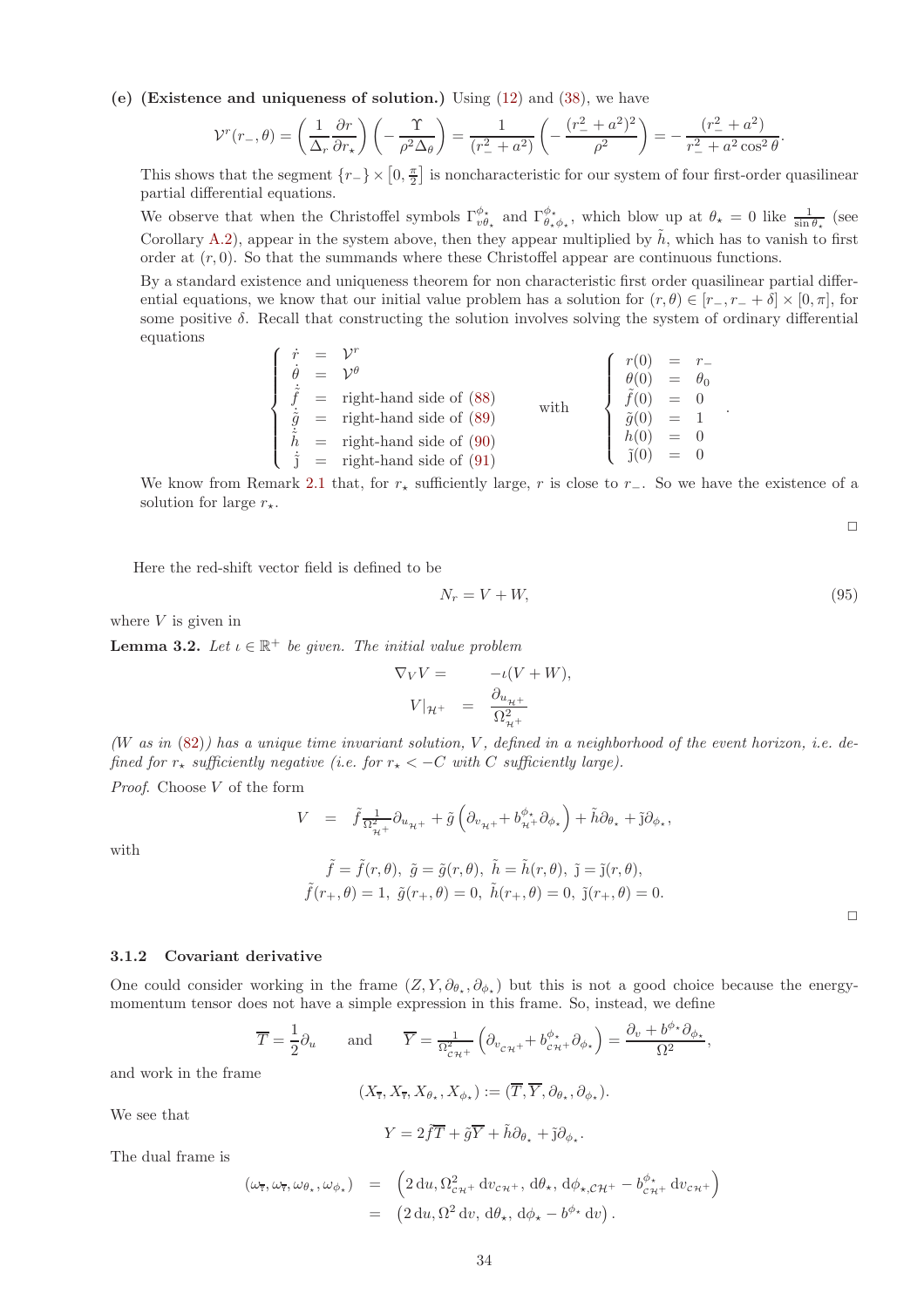**(e) (Existence and uniqueness of solution.)** Using (12) and (38), we have

$$\mathcal{V}^r(r_-,\theta) = \left(\frac{1}{\Delta_r}\frac{\partial r}{\partial r_\star}\right)\left(-\frac{\Upsilon}{\rho^2\Delta_\theta}\right) = \frac{1}{(r_-^2+a^2)}\left(-\frac{(r_-^2+a^2)^2}{\rho^2}\right) = -\frac{(r_-^2+a^2)}{r_-^2+a^2\cos^2\theta}.$$

This shows that the segment $\{r_-\}\times\left[0,\frac{\pi}{2}\right]$ is noncharacteristic for our system of four first-order quasilinear partial differential equations.

We observe that when the Christoffel symbols $\Gamma^{\phi_\star}_{v\theta_\star}$ and $\Gamma^{\phi_\star}_{\theta_\star\phi_\star}$, which blow up at $\theta_\star = 0$ like $\frac{1}{\sin\theta_\star}$ (see Corollary A.2), appear in the system above, then they appear multiplied by $\tilde{h}$, which has to vanish to first order at $(r,0)$. So that the summands where these Christoffel appear are continuous functions.

By a standard existence and uniqueness theorem for non characteristic first order quasilinear partial differential equations, we know that our initial value problem has a solution for $(r,\theta)\in[r_-,r_-+\delta]\times[0,\pi]$, for some positive $\delta$. Recall that constructing the solution involves solving the system of ordinary differential equations

$$\left\{\begin{array}{rcl} \dot{r} &=& \mathcal{V}^r \\ \dot{\theta} &=& \mathcal{V}^\theta \\ \dot{\tilde{f}} &=& \text{right-hand side of (88)} \\ \dot{\tilde{g}} &=& \text{right-hand side of (89)} \\ \dot{\tilde{h}} &=& \text{right-hand side of (90)} \\ \dot{\tilde{\jmath}} &=& \text{right-hand side of (91)} \end{array}\right. \quad \text{with} \quad \left\{\begin{array}{rcl} r(0) &=& r_- \\ \theta(0) &=& \theta_0 \\ \tilde{f}(0) &=& 0 \\ \tilde{g}(0) &=& 1 \\ h(0) &=& 0 \\ \tilde{\jmath}(0) &=& 0 \end{array}\right. .$$

We know from Remark 2.1 that, for $r_\star$ sufficiently large, $r$ is close to $r_-$. So we have the existence of a solution for large $r_\star$.

□

Here the red-shift vector field is defined to be

$$N_r = V + W, \tag{95}$$

where $V$ is given in

**Lemma 3.2.** *Let $\iota\in\mathbb{R}^+$ be given. The initial value problem*

$$\begin{array}{rcl} \nabla_V V = && -\iota(V+W), \\ V|_{\mathcal{H}^+} &=& \dfrac{\partial_{u_{\mathcal{H}^+}}}{\Omega^2_{\mathcal{H}^+}} \end{array}$$

*($W$ as in (82)) has a unique time invariant solution, $V$, defined in a neighborhood of the event horizon, i.e. defined for $r_\star$ sufficiently negative (i.e. for $r_\star < -C$ with $C$ sufficiently large).*

*Proof.* Choose $V$ of the form

$$V \;=\; \tilde{f}\tfrac{1}{\Omega^2_{\mathcal{H}^+}}\partial_{u_{\mathcal{H}^+}} + \tilde{g}\left(\partial_{v_{\mathcal{H}^+}} + b^{\phi_\star}_{\mathcal{H}^+}\partial_{\phi_\star}\right) + \tilde{h}\partial_{\theta_\star} + \tilde{\jmath}\partial_{\phi_\star},$$

with

$$\tilde{f} = \tilde{f}(r,\theta),\ \tilde{g} = \tilde{g}(r,\theta),\ \tilde{h} = \tilde{h}(r,\theta),\ \tilde{\jmath} = \tilde{\jmath}(r,\theta),$$
$$\tilde{f}(r_+,\theta) = 1,\ \tilde{g}(r_+,\theta) = 0,\ \tilde{h}(r_+,\theta) = 0,\ \tilde{\jmath}(r_+,\theta) = 0.$$

□

### 3.1.2 Covariant derivative

One could consider working in the frame $(Z, Y, \partial_{\theta_\star}, \partial_{\phi_\star})$ but this is not a good choice because the energy-momentum tensor does not have a simple expression in this frame. So, instead, we define

$$\overline{T} = \frac{1}{2}\partial_u \qquad \text{and} \qquad \overline{Y} = \tfrac{1}{\Omega^2_{\mathcal{CH}^+}}\left(\partial_{v_{\mathcal{CH}^+}} + b^{\phi_\star}_{\mathcal{CH}^+}\partial_{\phi_\star}\right) = \frac{\partial_v + b^{\phi_\star}\partial_{\phi_\star}}{\Omega^2},$$

and work in the frame

$$(X_{\overline{T}}, X_{\overline{Y}}, X_{\theta_\star}, X_{\phi_\star}) := (\overline{T}, \overline{Y}, \partial_{\theta_\star}, \partial_{\phi_\star}).$$

We see that

$$Y = 2\tilde{f}\,\overline{T} + \tilde{g}\,\overline{Y} + \tilde{h}\partial_{\theta_\star} + \tilde{\jmath}\partial_{\phi_\star}.$$

The dual frame is

$$\begin{array}{rcl} (\omega_{\overline{T}}, \omega_{\overline{Y}}, \omega_{\theta_\star}, \omega_{\phi_\star}) &=& \left(2\,\mathrm{d}u,\, \Omega^2_{\mathcal{CH}^+}\,\mathrm{d}v_{\mathcal{CH}^+},\, \mathrm{d}\theta_\star,\, \mathrm{d}\phi_{\star,\mathcal{CH}^+} - b^{\phi_\star}_{\mathcal{CH}^+}\,\mathrm{d}v_{\mathcal{CH}^+}\right) \\ &=& \left(2\,\mathrm{d}u,\, \Omega^2\,\mathrm{d}v,\, \mathrm{d}\theta_\star,\, \mathrm{d}\phi_\star - b^{\phi_\star}\,\mathrm{d}v\right). \end{array}$$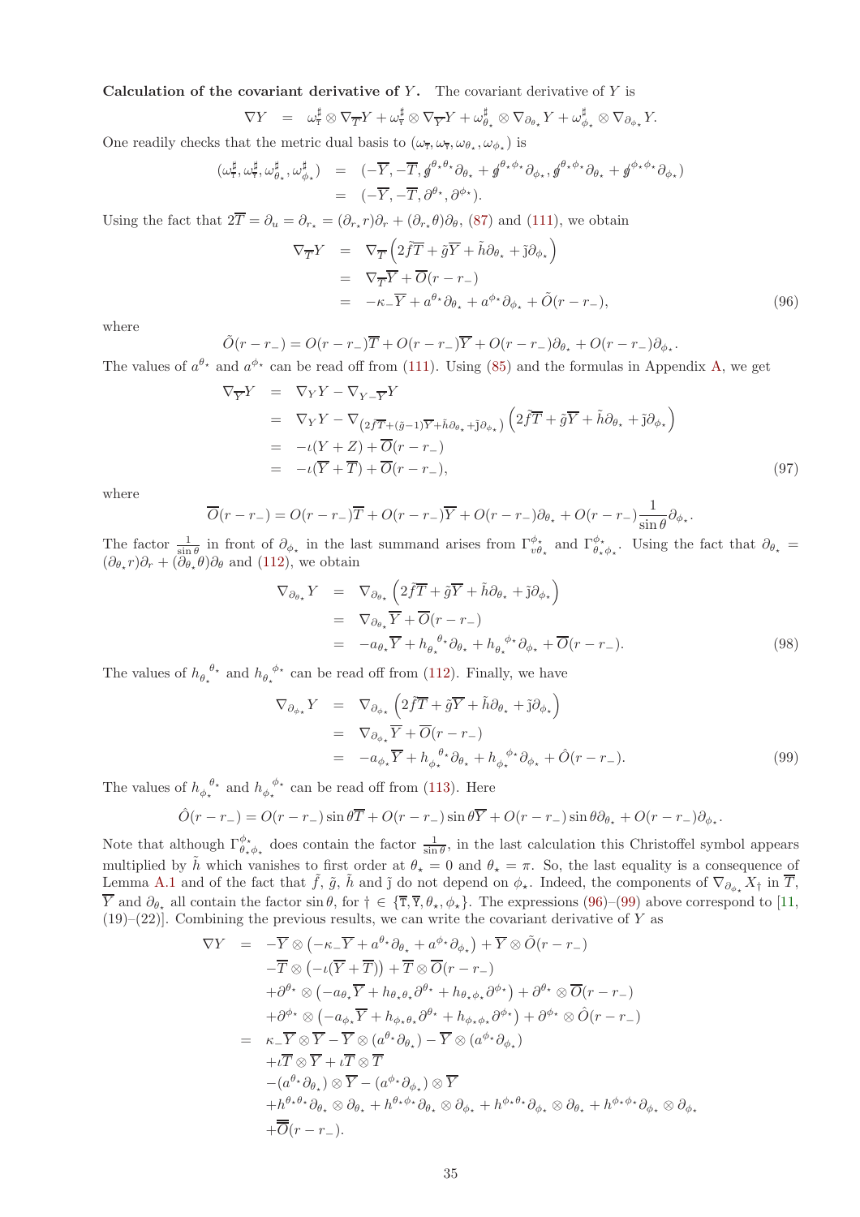**Calculation of the covariant derivative of $Y$.** The covariant derivative of $Y$ is

$$\nabla Y = \omega_{\overline{T}}^{\sharp} \otimes \nabla_{\overline{T}} Y + \omega_{\overline{Y}}^{\sharp} \otimes \nabla_{\overline{Y}} Y + \omega_{\theta_\star}^{\sharp} \otimes \nabla_{\partial_{\theta_\star}} Y + \omega_{\phi_\star}^{\sharp} \otimes \nabla_{\partial_{\phi_\star}} Y.$$

One readily checks that the metric dual basis to $(\omega_{\overline{T}}, \omega_{\overline{Y}}, \omega_{\theta_\star}, \omega_{\phi_\star})$ is

$$\begin{aligned}
(\omega_{\overline{T}}^{\sharp}, \omega_{\overline{Y}}^{\sharp}, \omega_{\theta_\star}^{\sharp}, \omega_{\phi_\star}^{\sharp}) &= (-\overline{Y}, -\overline{T}, \not{g}^{\theta_\star\theta_\star}\partial_{\theta_\star} + \not{g}^{\theta_\star\phi_\star}\partial_{\phi_\star}, \not{g}^{\phi_\star\theta_\star}\partial_{\theta_\star} + \not{g}^{\phi_\star\phi_\star}\partial_{\phi_\star}) \\
&= (-\overline{Y}, -\overline{T}, \partial^{\theta_\star}, \partial^{\phi_\star}).
\end{aligned}$$

Using the fact that $2\overline{T} = \partial_u = \partial_{r_\star} = (\partial_{r_\star} r)\partial_r + (\partial_{r_\star}\theta)\partial_\theta$, (87) and (111), we obtain

$$\begin{aligned}
\nabla_{\overline{T}} Y &= \nabla_{\overline{T}}\left(2\tilde{f}\,\overline{T} + \tilde{g}\,\overline{Y} + \tilde{h}\partial_{\theta_\star} + \tilde{\jmath}\partial_{\phi_\star}\right) \\
&= \nabla_{\overline{T}}\overline{Y} + \overline{O}(r - r_-) \\
&= -\kappa_-\overline{Y} + a^{\theta_\star}\partial_{\theta_\star} + a^{\phi_\star}\partial_{\phi_\star} + \tilde{O}(r - r_-), \qquad (96)
\end{aligned}$$

where

$$\tilde{O}(r - r_-) = O(r - r_-)\overline{T} + O(r - r_-)\overline{Y} + O(r - r_-)\partial_{\theta_\star} + O(r - r_-)\partial_{\phi_\star}.$$

The values of $a^{\theta_\star}$ and $a^{\phi_\star}$ can be read off from (111). Using (85) and the formulas in Appendix A, we get

$$\begin{aligned}
\nabla_{\overline{Y}} Y &= \nabla_Y Y - \nabla_{Y - \overline{Y}} Y \\
&= \nabla_Y Y - \nabla_{\left(2\tilde{f}\overline{T} + (\tilde{g}-1)\overline{Y} + \tilde{h}\partial_{\theta_\star} + \tilde{\jmath}\partial_{\phi_\star}\right)}\left(2\tilde{f}\,\overline{T} + \tilde{g}\,\overline{Y} + \tilde{h}\partial_{\theta_\star} + \tilde{\jmath}\partial_{\phi_\star}\right) \\
&= -\iota(Y + Z) + \overline{O}(r - r_-) \\
&= -\iota(\overline{Y} + \overline{T}) + \overline{O}(r - r_-), \qquad (97)
\end{aligned}$$

where

$$\overline{O}(r - r_-) = O(r - r_-)\overline{T} + O(r - r_-)\overline{Y} + O(r - r_-)\partial_{\theta_\star} + O(r - r_-)\frac{1}{\sin\theta}\partial_{\phi_\star}.$$

The factor $\frac{1}{\sin\theta}$ in front of $\partial_{\phi_\star}$ in the last summand arises from $\Gamma^{\phi_\star}_{v\theta_\star}$ and $\Gamma^{\phi_\star}_{\theta_\star\phi_\star}$. Using the fact that $\partial_{\theta_\star} = (\partial_{\theta_\star} r)\partial_r + (\partial_{\theta_\star}\theta)\partial_\theta$ and (112), we obtain

$$\begin{aligned}
\nabla_{\partial_{\theta_\star}} Y &= \nabla_{\partial_{\theta_\star}}\left(2\tilde{f}\,\overline{T} + \tilde{g}\,\overline{Y} + \tilde{h}\partial_{\theta_\star} + \tilde{\jmath}\partial_{\phi_\star}\right) \\
&= \nabla_{\partial_{\theta_\star}}\overline{Y} + \overline{O}(r - r_-) \\
&= -a_{\theta_\star}\overline{Y} + h_{\theta_\star}{}^{\theta_\star}\partial_{\theta_\star} + h_{\theta_\star}{}^{\phi_\star}\partial_{\phi_\star} + \overline{O}(r - r_-). \qquad (98)
\end{aligned}$$

The values of $h_{\theta_\star}{}^{\theta_\star}$ and $h_{\theta_\star}{}^{\phi_\star}$ can be read off from (112). Finally, we have

$$\begin{aligned}
\nabla_{\partial_{\phi_\star}} Y &= \nabla_{\partial_{\phi_\star}}\left(2\tilde{f}\,\overline{T} + \tilde{g}\,\overline{Y} + \tilde{h}\partial_{\theta_\star} + \tilde{\jmath}\partial_{\phi_\star}\right) \\
&= \nabla_{\partial_{\phi_\star}}\overline{Y} + \overline{O}(r - r_-) \\
&= -a_{\phi_\star}\overline{Y} + h_{\phi_\star}{}^{\theta_\star}\partial_{\theta_\star} + h_{\phi_\star}{}^{\phi_\star}\partial_{\phi_\star} + \hat{O}(r - r_-). \qquad (99)
\end{aligned}$$

The values of $h_{\phi_\star}{}^{\theta_\star}$ and $h_{\phi_\star}{}^{\phi_\star}$ can be read off from (113). Here

$$\hat{O}(r - r_-) = O(r - r_-)\sin\theta\,\overline{T} + O(r - r_-)\sin\theta\,\overline{Y} + O(r - r_-)\sin\theta\,\partial_{\theta_\star} + O(r - r_-)\partial_{\phi_\star}.$$

Note that although $\Gamma^{\phi_\star}_{\theta_\star\phi_\star}$ does contain the factor $\frac{1}{\sin\theta}$, in the last calculation this Christoffel symbol appears multiplied by $\tilde{h}$ which vanishes to first order at $\theta_\star = 0$ and $\theta_\star = \pi$. So, the last equality is a consequence of Lemma A.1 and of the fact that $\tilde{f}$, $\tilde{g}$, $\tilde{h}$ and $\tilde{\jmath}$ do not depend on $\phi_\star$. Indeed, the components of $\nabla_{\partial_{\phi_\star}} X_\dagger$ in $\overline{T}$, $\overline{Y}$ and $\partial_{\theta_\star}$ all contain the factor $\sin\theta$, for $\dagger \in \{\overline{T}, \overline{Y}, \theta_\star, \phi_\star\}$. The expressions (96)–(99) above correspond to [11, (19)–(22)]. Combining the previous results, we can write the covariant derivative of $Y$ as

$$\begin{aligned}
\nabla Y &= -\overline{Y} \otimes \left(-\kappa_-\overline{Y} + a^{\theta_\star}\partial_{\theta_\star} + a^{\phi_\star}\partial_{\phi_\star}\right) + \overline{Y} \otimes \tilde{O}(r - r_-) \\
&\quad -\overline{T} \otimes \left(-\iota(\overline{Y} + \overline{T})\right) + \overline{T} \otimes \overline{O}(r - r_-) \\
&\quad +\partial^{\theta_\star} \otimes \left(-a_{\theta_\star}\overline{Y} + h_{\theta_\star\theta_\star}\partial^{\theta_\star} + h_{\theta_\star\phi_\star}\partial^{\phi_\star}\right) + \partial^{\theta_\star} \otimes \overline{O}(r - r_-) \\
&\quad +\partial^{\phi_\star} \otimes \left(-a_{\phi_\star}\overline{Y} + h_{\phi_\star\theta_\star}\partial^{\theta_\star} + h_{\phi_\star\phi_\star}\partial^{\phi_\star}\right) + \partial^{\phi_\star} \otimes \hat{O}(r - r_-) \\
&= \kappa_-\overline{Y} \otimes \overline{Y} - \overline{Y} \otimes (a^{\theta_\star}\partial_{\theta_\star}) - \overline{Y} \otimes (a^{\phi_\star}\partial_{\phi_\star}) \\
&\quad +\iota\overline{T} \otimes \overline{Y} + \iota\overline{T} \otimes \overline{T} \\
&\quad -(a^{\theta_\star}\partial_{\theta_\star}) \otimes \overline{Y} - (a^{\phi_\star}\partial_{\phi_\star}) \otimes \overline{Y} \\
&\quad +h^{\theta_\star\theta_\star}\partial_{\theta_\star} \otimes \partial_{\theta_\star} + h^{\theta_\star\phi_\star}\partial_{\theta_\star} \otimes \partial_{\phi_\star} + h^{\phi_\star\theta_\star}\partial_{\phi_\star} \otimes \partial_{\theta_\star} + h^{\phi_\star\phi_\star}\partial_{\phi_\star} \otimes \partial_{\phi_\star} \\
&\quad +\overline{\overline{O}}(r - r_-).
\end{aligned}$$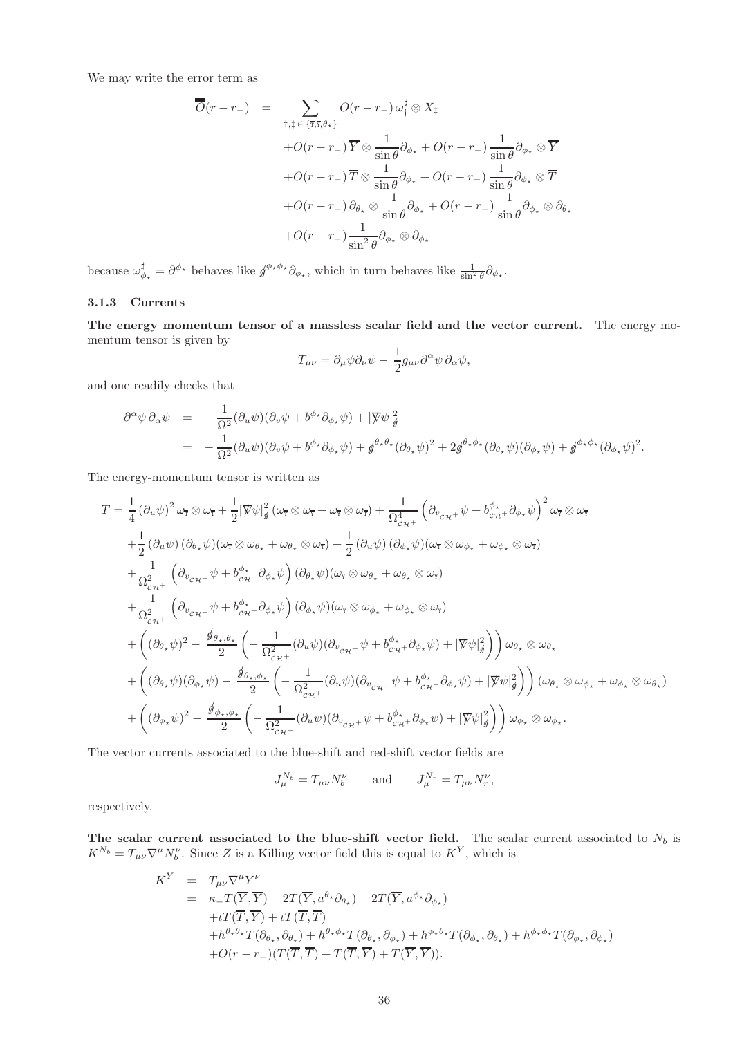We may write the error term as

$$
\begin{aligned}
\overline{\overline{O}}(r-r_-) &= \sum_{\dagger,\ddagger\,\in\,\{\overline{T},\overline{Y},\theta_\star\}} O(r-r_-)\,\omega_\dagger^\sharp\otimes X_\ddagger \\
&\quad + O(r-r_-)\,\overline{Y}\otimes\frac{1}{\sin\theta}\partial_{\phi_\star} + O(r-r_-)\,\frac{1}{\sin\theta}\partial_{\phi_\star}\otimes\overline{Y} \\
&\quad + O(r-r_-)\,\overline{T}\otimes\frac{1}{\sin\theta}\partial_{\phi_\star} + O(r-r_-)\,\frac{1}{\sin\theta}\partial_{\phi_\star}\otimes\overline{T} \\
&\quad + O(r-r_-)\,\partial_{\theta_\star}\otimes\frac{1}{\sin\theta}\partial_{\phi_\star} + O(r-r_-)\,\frac{1}{\sin\theta}\partial_{\phi_\star}\otimes\partial_{\theta_\star} \\
&\quad + O(r-r_-)\frac{1}{\sin^2\theta}\partial_{\phi_\star}\otimes\partial_{\phi_\star}
\end{aligned}
$$

because $\omega_{\phi_\star}^\sharp = \partial^{\phi_\star}$ behaves like $\not{g}^{\phi_\star\phi_\star}\partial_{\phi_\star}$, which in turn behaves like $\frac{1}{\sin^2\theta}\partial_{\phi_\star}$.

### 3.1.3 Currents

**The energy momentum tensor of a massless scalar field and the vector current.** The energy momentum tensor is given by

$$
T_{\mu\nu} = \partial_\mu\psi\partial_\nu\psi - \frac{1}{2}g_{\mu\nu}\partial^\alpha\psi\,\partial_\alpha\psi,
$$

and one readily checks that

$$
\begin{aligned}
\partial^\alpha\psi\,\partial_\alpha\psi &= -\frac{1}{\Omega^2}(\partial_u\psi)(\partial_v\psi + b^{\phi_\star}\partial_{\phi_\star}\psi) + |\nabla\!\!\!/\psi|^2_{\not{g}} \\
&= -\frac{1}{\Omega^2}(\partial_u\psi)(\partial_v\psi + b^{\phi_\star}\partial_{\phi_\star}\psi) + \not{g}^{\theta_\star\theta_\star}(\partial_{\theta_\star}\psi)^2 + 2\not{g}^{\theta_\star\phi_\star}(\partial_{\theta_\star}\psi)(\partial_{\phi_\star}\psi) + \not{g}^{\phi_\star\phi_\star}(\partial_{\phi_\star}\psi)^2.
\end{aligned}
$$

The energy-momentum tensor is written as

$$
\begin{aligned}
T &= \frac{1}{4}\left(\partial_u\psi\right)^2\omega_{\overline{1}}\otimes\omega_{\overline{1}} + \frac{1}{2}|\nabla\!\!\!/\psi|^2_{\not{g}}\left(\omega_{\overline{1}}\otimes\omega_{\overline{T}} + \omega_{\overline{T}}\otimes\omega_{\overline{1}}\right) + \frac{1}{\Omega^4_{\mathcal{CH}^+}}\left(\partial_{v_{\mathcal{CH}^+}}\psi + b^{\phi_\star}_{\mathcal{CH}^+}\partial_{\phi_\star}\psi\right)^2\omega_{\overline{T}}\otimes\omega_{\overline{T}} \\
&\quad + \frac{1}{2}\left(\partial_u\psi\right)(\partial_{\theta_\star}\psi)(\omega_{\overline{1}}\otimes\omega_{\theta_\star} + \omega_{\theta_\star}\otimes\omega_{\overline{1}}) + \frac{1}{2}\left(\partial_u\psi\right)\left(\partial_{\phi_\star}\psi\right)(\omega_{\overline{1}}\otimes\omega_{\phi_\star} + \omega_{\phi_\star}\otimes\omega_{\overline{1}}) \\
&\quad + \frac{1}{\Omega^2_{\mathcal{CH}^+}}\left(\partial_{v_{\mathcal{CH}^+}}\psi + b^{\phi_\star}_{\mathcal{CH}^+}\partial_{\phi_\star}\psi\right)(\partial_{\theta_\star}\psi)(\omega_{\overline{T}}\otimes\omega_{\theta_\star} + \omega_{\theta_\star}\otimes\omega_{\overline{T}}) \\
&\quad + \frac{1}{\Omega^2_{\mathcal{CH}^+}}\left(\partial_{v_{\mathcal{CH}^+}}\psi + b^{\phi_\star}_{\mathcal{CH}^+}\partial_{\phi_\star}\psi\right)(\partial_{\phi_\star}\psi)(\omega_{\overline{T}}\otimes\omega_{\phi_\star} + \omega_{\phi_\star}\otimes\omega_{\overline{T}}) \\
&\quad + \left((\partial_{\theta_\star}\psi)^2 - \frac{\not{g}_{\theta_\star,\theta_\star}}{2}\left(-\frac{1}{\Omega^2_{\mathcal{CH}^+}}(\partial_u\psi)(\partial_{v_{\mathcal{CH}^+}}\psi + b^{\phi_\star}_{\mathcal{CH}^+}\partial_{\phi_\star}\psi) + |\nabla\!\!\!/\psi|^2_{\not{g}}\right)\right)\omega_{\theta_\star}\otimes\omega_{\theta_\star} \\
&\quad + \left((\partial_{\theta_\star}\psi)(\partial_{\phi_\star}\psi) - \frac{\not{g}_{\theta_\star,\phi_\star}}{2}\left(-\frac{1}{\Omega^2_{\mathcal{CH}^+}}(\partial_u\psi)(\partial_{v_{\mathcal{CH}^+}}\psi + b^{\phi_\star}_{\mathcal{CH}^+}\partial_{\phi_\star}\psi) + |\nabla\!\!\!/\psi|^2_{\not{g}}\right)\right)(\omega_{\theta_\star}\otimes\omega_{\phi_\star} + \omega_{\phi_\star}\otimes\omega_{\theta_\star}) \\
&\quad + \left((\partial_{\phi_\star}\psi)^2 - \frac{\not{g}_{\phi_\star,\phi_\star}}{2}\left(-\frac{1}{\Omega^2_{\mathcal{CH}^+}}(\partial_u\psi)(\partial_{v_{\mathcal{CH}^+}}\psi + b^{\phi_\star}_{\mathcal{CH}^+}\partial_{\phi_\star}\psi) + |\nabla\!\!\!/\psi|^2_{\not{g}}\right)\right)\omega_{\phi_\star}\otimes\omega_{\phi_\star}.
\end{aligned}
$$

The vector currents associated to the blue-shift and red-shift vector fields are

$$
J^{N_b}_\mu = T_{\mu\nu}N^\nu_b \qquad \text{and} \qquad J^{N_r}_\mu = T_{\mu\nu}N^\nu_r,
$$

respectively.

**The scalar current associated to the blue-shift vector field.** The scalar current associated to $N_b$ is $K^{N_b} = T_{\mu\nu}\nabla^\mu N^\nu_b$. Since $Z$ is a Killing vector field this is equal to $K^Y$, which is

$$
\begin{aligned}
K^Y &= T_{\mu\nu}\nabla^\mu Y^\nu \\
&= \kappa_- T(\overline{Y},\overline{Y}) - 2T(\overline{Y}, a^{\theta_\star}\partial_{\theta_\star}) - 2T(\overline{Y}, a^{\phi_\star}\partial_{\phi_\star}) \\
&\quad + \iota T(\overline{T},\overline{Y}) + \iota T(\overline{T},\overline{T}) \\
&\quad + h^{\theta_\star\theta_\star}T(\partial_{\theta_\star},\partial_{\theta_\star}) + h^{\theta_\star\phi_\star}T(\partial_{\theta_\star},\partial_{\phi_\star}) + h^{\phi_\star\theta_\star}T(\partial_{\phi_\star},\partial_{\theta_\star}) + h^{\phi_\star\phi_\star}T(\partial_{\phi_\star},\partial_{\phi_\star}) \\
&\quad + O(r-r_-)(T(\overline{T},\overline{T}) + T(\overline{T},\overline{Y}) + T(\overline{Y},\overline{Y})).
\end{aligned}
$$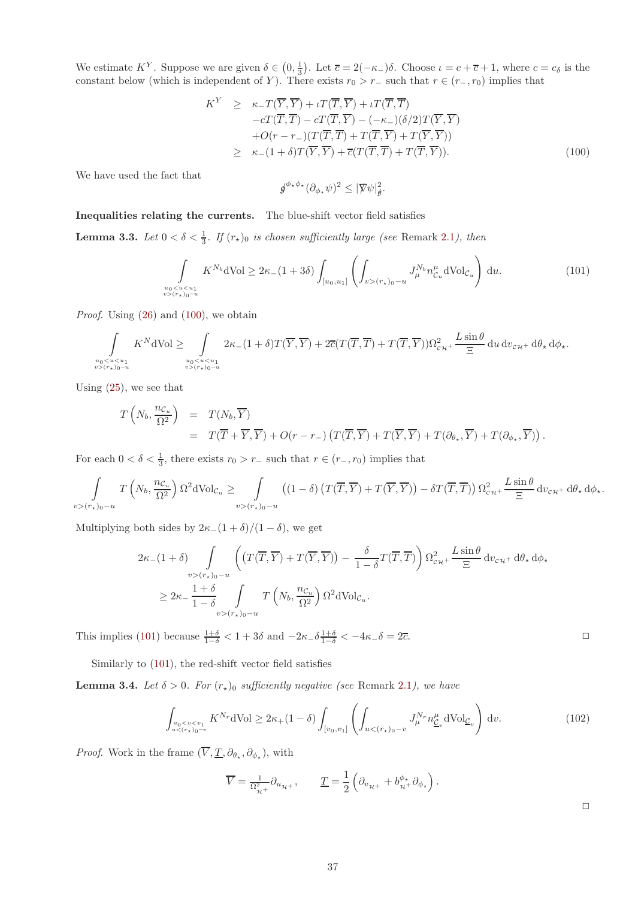We estimate $K^Y$. Suppose we are given $\delta \in \left(0, \frac{1}{3}\right)$. Let $\overline{c} = 2(-\kappa_-)\delta$. Choose $\iota = c + \overline{c} + 1$, where $c = c_\delta$ is the constant below (which is independent of $Y$). There exists $r_0 > r_-$ such that $r \in (r_-, r_0)$ implies that

$$
\begin{aligned}
K^Y \quad &\geq \quad \kappa_- T(\overline{Y}, \overline{Y}) + \iota T(\overline{T}, \overline{Y}) + \iota T(\overline{T}, \overline{T}) \\
&\quad -cT(\overline{T}, \overline{T}) - cT(\overline{T}, \overline{Y}) - (-\kappa_-)(\delta/2) T(\overline{Y}, \overline{Y}) \\
&\quad + O(r - r_-)(T(\overline{T}, \overline{T}) + T(\overline{T}, \overline{Y}) + T(\overline{Y}, \overline{Y})) \\
&\geq \quad \kappa_-(1+\delta) T(\overline{Y}, \overline{Y}) + \overline{c}(T(\overline{T}, \overline{T}) + T(\overline{T}, \overline{Y})). \qquad (100)
\end{aligned}
$$

We have used the fact that

$$
\not{g}^{\phi_\star \phi_\star} (\partial_{\phi_\star} \psi)^2 \leq |\nabla \psi|^2_{\not{g}}.
$$

**Inequalities relating the currents.** The blue-shift vector field satisfies

**Lemma 3.3.** *Let $0 < \delta < \frac{1}{3}$. If $(r_\star)_0$ is chosen sufficiently large (see* Remark 2.1*), then*

$$
\int\limits_{\substack{u_0 < u < u_1 \\ v > (r_\star)_0 - u}} K^{N_b} \mathrm{dVol} \geq 2\kappa_-(1+3\delta) \int_{[u_0, u_1]} \left( \int_{v > (r_\star)_0 - u} J^{N_b}_\mu n^\mu_{\mathcal{C}_u} \mathrm{dVol}_{\mathcal{C}_u} \right) \mathrm{d}u. \qquad (101)
$$

*Proof.* Using (26) and (100), we obtain

$$
\int\limits_{\substack{u_0 < u < u_1 \\ v > (r_\star)_0 - u}} K^N \mathrm{dVol} \geq \int\limits_{\substack{u_0 < u < u_1 \\ v > (r_\star)_0 - u}} 2\kappa_-(1+\delta) T(\overline{Y}, \overline{Y}) + 2\overline{c}(T(\overline{T}, \overline{T}) + T(\overline{T}, \overline{Y})) \Omega^2_{\mathcal{CH}^+} \frac{L \sin\theta}{\Xi} \, \mathrm{d}u \, \mathrm{d}v_{\mathcal{CH}^+} \, \mathrm{d}\theta_\star \, \mathrm{d}\phi_\star.
$$

Using (25), we see that

$$
\begin{aligned}
T\left(N_b, \frac{n_{\mathcal{C}_u}}{\Omega^2}\right) \quad &= \quad T(N_b, \overline{Y}) \\
&= \quad T(\overline{T} + \overline{Y}, \overline{Y}) + O(r - r_-) \left( T(\overline{T}, \overline{Y}) + T(\overline{Y}, \overline{Y}) + T(\partial_{\theta_\star}, \overline{Y}) + T(\partial_{\phi_\star}, \overline{Y}) \right).
\end{aligned}
$$

For each $0 < \delta < \frac{1}{3}$, there exists $r_0 > r_-$ such that $r \in (r_-, r_0)$ implies that

$$
\int\limits_{v > (r_\star)_0 - u} T\left(N_b, \frac{n_{\mathcal{C}_u}}{\Omega^2}\right) \Omega^2 \mathrm{dVol}_{\mathcal{C}_u} \geq \int\limits_{v > (r_\star)_0 - u} \left( (1-\delta)\left(T(\overline{T}, \overline{Y}) + T(\overline{Y}, \overline{Y})\right) - \delta T(\overline{T}, \overline{T}) \right) \Omega^2_{\mathcal{CH}^+} \frac{L \sin\theta}{\Xi} \mathrm{d}v_{\mathcal{CH}^+} \, \mathrm{d}\theta_\star \, \mathrm{d}\phi_\star.
$$

Multiplying both sides by $2\kappa_-(1+\delta)/(1-\delta)$, we get

$$
\begin{aligned}
&2\kappa_-(1+\delta) \int\limits_{v > (r_\star)_0 - u} \left( \left(T(\overline{T}, \overline{Y}) + T(\overline{Y}, \overline{Y})\right) - \frac{\delta}{1-\delta} T(\overline{T}, \overline{T}) \right) \Omega^2_{\mathcal{CH}^+} \frac{L \sin\theta}{\Xi} \mathrm{d}v_{\mathcal{CH}^+} \, \mathrm{d}\theta_\star \, \mathrm{d}\phi_\star \\
&\qquad \geq 2\kappa_- \frac{1+\delta}{1-\delta} \int\limits_{v > (r_\star)_0 - u} T\left(N_b, \frac{n_{\mathcal{C}_u}}{\Omega^2}\right) \Omega^2 \mathrm{dVol}_{\mathcal{C}_u}.
\end{aligned}
$$

This implies (101) because $\frac{1+\delta}{1-\delta} < 1 + 3\delta$ and $-2\kappa_- \delta \frac{1+\delta}{1-\delta} < -4\kappa_- \delta = 2\overline{c}$. □

Similarly to (101), the red-shift vector field satisfies

**Lemma 3.4.** *Let $\delta > 0$. For $(r_\star)_0$ sufficiently negative (see* Remark 2.1*), we have*

$$
\int_{\substack{v_0 < v < v_1 \\ u < (r_\star)_0 - v}} K^{N_r} \mathrm{dVol} \geq 2\kappa_+(1-\delta) \int_{[v_0, v_1]} \left( \int_{u < (r_\star)_0 - v} J^{N_r}_\mu n^\mu_{\underline{\mathcal{C}}_v} \mathrm{dVol}_{\underline{\mathcal{C}}_v} \right) \mathrm{d}v. \qquad (102)
$$

*Proof.* Work in the frame $(\overline{V}, \underline{T}, \partial_{\theta_\star}, \partial_{\phi_\star})$, with

$$
\overline{V} = \frac{1}{\Omega^2_{\mathcal{H}^+}} \partial_{u_{\mathcal{H}^+}}, \qquad \underline{T} = \frac{1}{2}\left( \partial_{v_{\mathcal{H}^+}} + b^{\phi_\star}_{\mathcal{H}^+} \partial_{\phi_\star} \right).
$$

□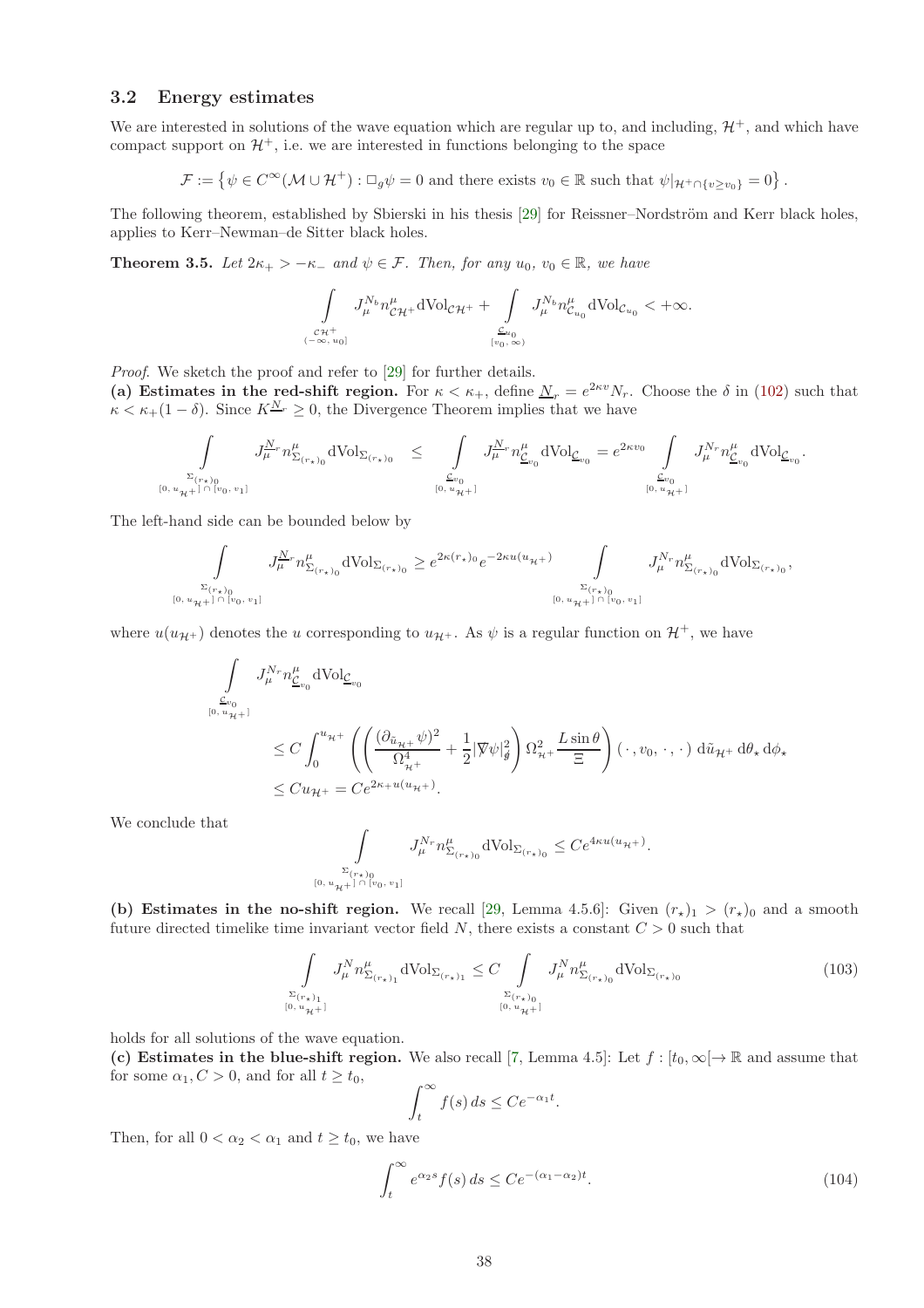### 3.2 Energy estimates

We are interested in solutions of the wave equation which are regular up to, and including, $\mathcal{H}^+$, and which have compact support on $\mathcal{H}^+$, i.e. we are interested in functions belonging to the space

$$\mathcal{F} := \left\{ \psi \in C^\infty(\mathcal{M} \cup \mathcal{H}^+) : \Box_g \psi = 0 \text{ and there exists } v_0 \in \mathbb{R} \text{ such that } \psi|_{\mathcal{H}^+ \cap \{v \geq v_0\}} = 0 \right\}.$$

The following theorem, established by Sbierski in his thesis [29] for Reissner–Nordström and Kerr black holes, applies to Kerr–Newman–de Sitter black holes.

**Theorem 3.5.** *Let $2\kappa_+ > -\kappa_-$ and $\psi \in \mathcal{F}$. Then, for any $u_0$, $v_0 \in \mathbb{R}$, we have*

$$\int_{\substack{\mathcal{CH}^+ \\ (-\infty,\, u_0]}} J^{N_b}_\mu n^\mu_{\mathcal{CH}^+} \mathrm{dVol}_{\mathcal{CH}^+} + \int_{\substack{\mathcal{C}_{u_0} \\ [v_0,\, \infty)}} J^{N_b}_\mu n^\mu_{\mathcal{C}_{u_0}} \mathrm{dVol}_{\mathcal{C}_{u_0}} < +\infty.$$

*Proof.* We sketch the proof and refer to [29] for further details.

**(a) Estimates in the red-shift region.** For $\kappa < \kappa_+$, define $\underline{N}_r = e^{2\kappa v} N_r$. Choose the $\delta$ in (102) such that $\kappa < \kappa_+(1-\delta)$. Since $K^{\underline{N}_r} \geq 0$, the Divergence Theorem implies that we have

$$\int_{\substack{\Sigma_{(r_\star)_0} \\ [0,\, u_{\mathcal{H}^+}] \cap [v_0,\, v_1]}} J^{\underline{N}_r}_\mu n^\mu_{\Sigma_{(r_\star)_0}} \mathrm{dVol}_{\Sigma_{(r_\star)_0}} \leq \int_{\substack{\underline{\mathcal{C}}_{v_0} \\ [0,\, u_{\mathcal{H}^+}]}} J^{\underline{N}_r}_\mu n^\mu_{\underline{\mathcal{C}}_{v_0}} \mathrm{dVol}_{\underline{\mathcal{C}}_{v_0}} = e^{2\kappa v_0} \int_{\substack{\underline{\mathcal{C}}_{v_0} \\ [0,\, u_{\mathcal{H}^+}]}} J^{N_r}_\mu n^\mu_{\underline{\mathcal{C}}_{v_0}} \mathrm{dVol}_{\underline{\mathcal{C}}_{v_0}}.$$

The left-hand side can be bounded below by

$$\int_{\substack{\Sigma_{(r_\star)_0} \\ [0,\, u_{\mathcal{H}^+}] \cap [v_0,\, v_1]}} J^{\underline{N}_r}_\mu n^\mu_{\Sigma_{(r_\star)_0}} \mathrm{dVol}_{\Sigma_{(r_\star)_0}} \geq e^{2\kappa (r_\star)_0} e^{-2\kappa u(u_{\mathcal{H}^+})} \int_{\substack{\Sigma_{(r_\star)_0} \\ [0,\, u_{\mathcal{H}^+}] \cap [v_0,\, v_1]}} J^{N_r}_\mu n^\mu_{\Sigma_{(r_\star)_0}} \mathrm{dVol}_{\Sigma_{(r_\star)_0}},$$

where $u(u_{\mathcal{H}^+})$ denotes the $u$ corresponding to $u_{\mathcal{H}^+}$. As $\psi$ is a regular function on $\mathcal{H}^+$, we have

$$\begin{aligned}
&\int_{\substack{\underline{\mathcal{C}}_{v_0} \\ [0,\, u_{\mathcal{H}^+}]}} J^{N_r}_\mu n^\mu_{\underline{\mathcal{C}}_{v_0}} \mathrm{dVol}_{\underline{\mathcal{C}}_{v_0}} \\
&\qquad \leq C \int_0^{u_{\mathcal{H}^+}} \left( \left( \frac{(\partial_{\tilde{u}_{\mathcal{H}^+}} \psi)^2}{\Omega^4_{\mathcal{H}^+}} + \frac{1}{2} |\nabla\!\!\!/ \psi|^2_{g\!\!\!/} \right) \Omega^2_{\mathcal{H}^+} \frac{L \sin\theta}{\Xi} \right) (\,\cdot\,, v_0, \,\cdot\,, \,\cdot\,)\, \mathrm{d}\tilde{u}_{\mathcal{H}^+}\, \mathrm{d}\theta_\star\, \mathrm{d}\phi_\star \\
&\qquad \leq C u_{\mathcal{H}^+} = C e^{2\kappa_+ u(u_{\mathcal{H}^+})}.
\end{aligned}$$

We conclude that

$$\int_{\substack{\Sigma_{(r_\star)_0} \\ [0,\, u_{\mathcal{H}^+}] \cap [v_0,\, v_1]}} J^{N_r}_\mu n^\mu_{\Sigma_{(r_\star)_0}} \mathrm{dVol}_{\Sigma_{(r_\star)_0}} \leq C e^{4\kappa u(u_{\mathcal{H}^+})}.$$

**(b) Estimates in the no-shift region.** We recall [29, Lemma 4.5.6]: Given $(r_\star)_1 > (r_\star)_0$ and a smooth future directed timelike time invariant vector field $N$, there exists a constant $C > 0$ such that

$$\int_{\substack{\Sigma_{(r_\star)_1} \\ [0,\, u_{\mathcal{H}^+}]}} J^N_\mu n^\mu_{\Sigma_{(r_\star)_1}} \mathrm{dVol}_{\Sigma_{(r_\star)_1}} \leq C \int_{\substack{\Sigma_{(r_\star)_0} \\ [0,\, u_{\mathcal{H}^+}]}} J^N_\mu n^\mu_{\Sigma_{(r_\star)_0}} \mathrm{dVol}_{\Sigma_{(r_\star)_0}} \tag{103}$$

holds for all solutions of the wave equation.

**(c) Estimates in the blue-shift region.** We also recall [7, Lemma 4.5]: Let $f : [t_0, \infty[ \to \mathbb{R}$ and assume that for some $\alpha_1, C > 0$, and for all $t \geq t_0$,

$$\int_t^\infty f(s)\, ds \leq C e^{-\alpha_1 t}.$$

Then, for all $0 < \alpha_2 < \alpha_1$ and $t \geq t_0$, we have

$$\int_t^\infty e^{\alpha_2 s} f(s)\, ds \leq C e^{-(\alpha_1 - \alpha_2)t}. \tag{104}$$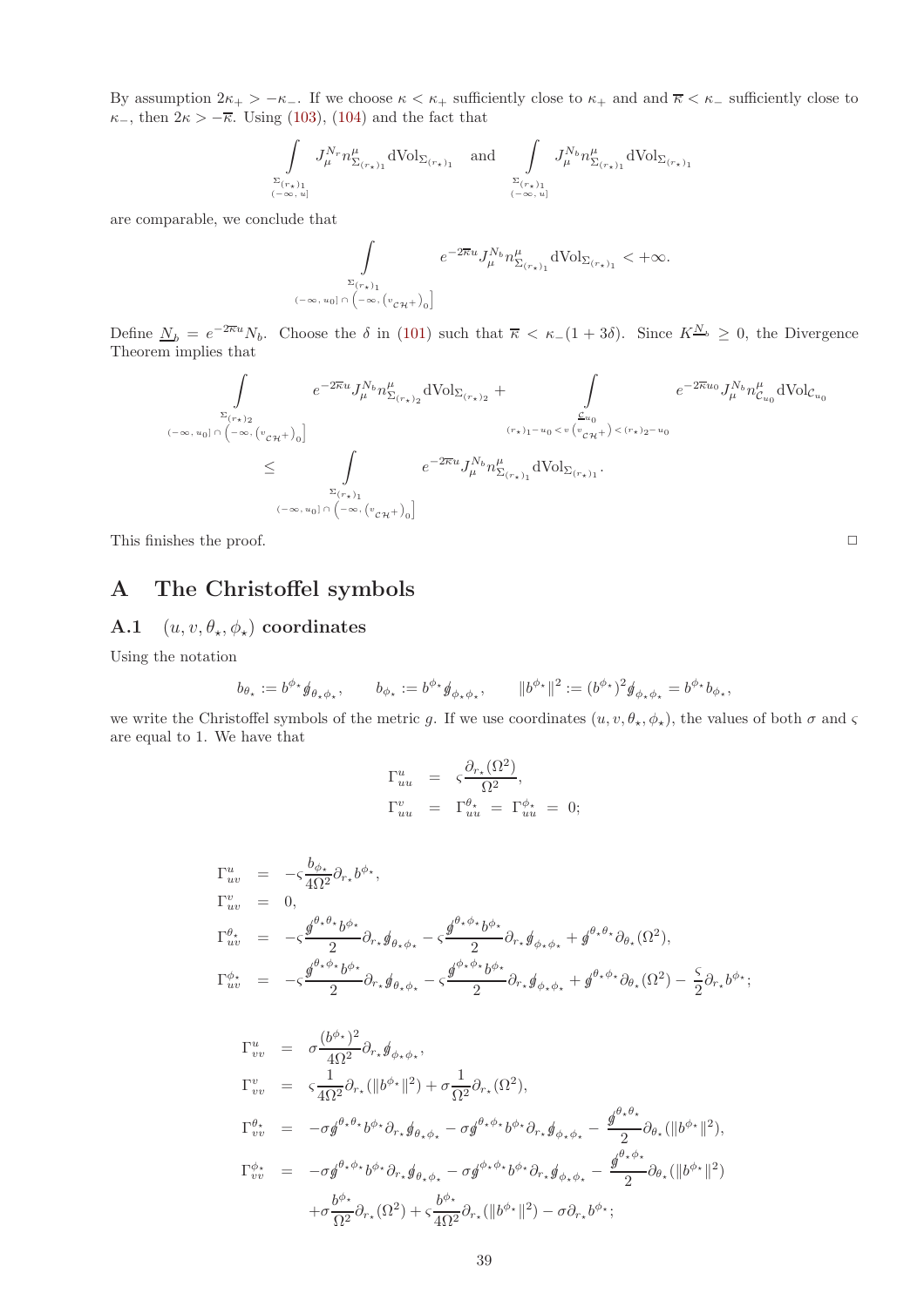By assumption $2\kappa_+ > -\kappa_-$. If we choose $\kappa < \kappa_+$ sufficiently close to $\kappa_+$ and and $\overline{\kappa} < \kappa_-$ sufficiently close to $\kappa_-$, then $2\kappa > -\overline{\kappa}$. Using (103), (104) and the fact that

$$\int_{\substack{\Sigma_{(r_\star)_1} \\ (-\infty,\,u]}} J^{N_r}_\mu n^\mu_{\Sigma_{(r_\star)_1}} \mathrm{dVol}_{\Sigma_{(r_\star)_1}} \quad \text{and} \quad \int_{\substack{\Sigma_{(r_\star)_1} \\ (-\infty,\,u]}} J^{N_b}_\mu n^\mu_{\Sigma_{(r_\star)_1}} \mathrm{dVol}_{\Sigma_{(r_\star)_1}}$$

are comparable, we conclude that

$$\int_{\substack{\Sigma_{(r_\star)_1} \\ (-\infty,\,u_0]\,\cap\,\left(-\infty,\,\left(v_{\mathcal{CH}^+}\right)_0\right]}} e^{-2\overline{\kappa}u} J^{N_b}_\mu n^\mu_{\Sigma_{(r_\star)_1}} \mathrm{dVol}_{\Sigma_{(r_\star)_1}} < +\infty.$$

Define $\underline{N_b} = e^{-2\overline{\kappa}u} N_b$. Choose the $\delta$ in (101) such that $\overline{\kappa} < \kappa_-(1+3\delta)$. Since $K^{\underline{N_b}} \geq 0$, the Divergence Theorem implies that

$$\int_{\substack{\Sigma_{(r_\star)_2} \\ (-\infty,\,u_0]\,\cap\,\left(-\infty,\,\left(v_{\mathcal{CH}^+}\right)_0\right]}} e^{-2\overline{\kappa}u} J^{N_b}_\mu n^\mu_{\Sigma_{(r_\star)_2}} \mathrm{dVol}_{\Sigma_{(r_\star)_2}} + \int_{\substack{\underline{\mathcal{C}}_{u_0} \\ (r_\star)_1 - u_0 < v\left(v_{\mathcal{CH}^+}\right) < (r_\star)_2 - u_0}} e^{-2\overline{\kappa}u_0} J^{N_b}_\mu n^\mu_{\underline{\mathcal{C}}_{u_0}} \mathrm{dVol}_{\underline{\mathcal{C}}_{u_0}}$$

$$\leq \int_{\substack{\Sigma_{(r_\star)_1} \\ (-\infty,\,u_0]\,\cap\,\left(-\infty,\,\left(v_{\mathcal{CH}^+}\right)_0\right]}} e^{-2\overline{\kappa}u} J^{N_b}_\mu n^\mu_{\Sigma_{(r_\star)_1}} \mathrm{dVol}_{\Sigma_{(r_\star)_1}}.$$

This finishes the proof. $\square$

# A The Christoffel symbols

## A.1 $(u, v, \theta_\star, \phi_\star)$ coordinates

Using the notation

$$b_{\theta_\star} := b^{\phi_\star} \not{g}_{\theta_\star\phi_\star}, \qquad b_{\phi_\star} := b^{\phi_\star} \not{g}_{\phi_\star\phi_\star}, \qquad \|b^{\phi_\star}\|^2 := (b^{\phi_\star})^2 \not{g}_{\phi_\star\phi_\star} = b^{\phi_\star} b_{\phi_\star},$$

we write the Christoffel symbols of the metric $g$. If we use coordinates $(u, v, \theta_\star, \phi_\star)$, the values of both $\sigma$ and $\varsigma$ are equal to 1. We have that

$$\begin{aligned}
\Gamma^u_{uu} &= \varsigma \frac{\partial_{r_\star}(\Omega^2)}{\Omega^2}, \\
\Gamma^v_{uu} &= \Gamma^{\theta_\star}_{uu} \;=\; \Gamma^{\phi_\star}_{uu} \;=\; 0;
\end{aligned}$$

$$\begin{aligned}
\Gamma^u_{uv} &= -\varsigma \frac{b_{\phi_\star}}{4\Omega^2} \partial_{r_\star} b^{\phi_\star}, \\
\Gamma^v_{uv} &= 0, \\
\Gamma^{\theta_\star}_{uv} &= -\varsigma \frac{\not{g}^{\theta_\star\theta_\star} b^{\phi_\star}}{2} \partial_{r_\star} \not{g}_{\theta_\star\phi_\star} - \varsigma \frac{\not{g}^{\theta_\star\phi_\star} b^{\phi_\star}}{2} \partial_{r_\star} \not{g}_{\phi_\star\phi_\star} + \not{g}^{\theta_\star\theta_\star} \partial_{\theta_\star}(\Omega^2), \\
\Gamma^{\phi_\star}_{uv} &= -\varsigma \frac{\not{g}^{\theta_\star\phi_\star} b^{\phi_\star}}{2} \partial_{r_\star} \not{g}_{\theta_\star\phi_\star} - \varsigma \frac{\not{g}^{\phi_\star\phi_\star} b^{\phi_\star}}{2} \partial_{r_\star} \not{g}_{\phi_\star\phi_\star} + \not{g}^{\theta_\star\phi_\star} \partial_{\theta_\star}(\Omega^2) - \frac{\varsigma}{2} \partial_{r_\star} b^{\phi_\star};
\end{aligned}$$

$$\begin{aligned}
\Gamma^u_{vv} &= \sigma \frac{(b^{\phi_\star})^2}{4\Omega^2} \partial_{r_\star} \not{g}_{\phi_\star\phi_\star}, \\
\Gamma^v_{vv} &= \varsigma \frac{1}{4\Omega^2} \partial_{r_\star}(\|b^{\phi_\star}\|^2) + \sigma \frac{1}{\Omega^2} \partial_{r_\star}(\Omega^2), \\
\Gamma^{\theta_\star}_{vv} &= -\sigma \not{g}^{\theta_\star\theta_\star} b^{\phi_\star} \partial_{r_\star} \not{g}_{\theta_\star\phi_\star} - \sigma \not{g}^{\theta_\star\phi_\star} b^{\phi_\star} \partial_{r_\star} \not{g}_{\phi_\star\phi_\star} - \frac{\not{g}^{\theta_\star\theta_\star}}{2} \partial_{\theta_\star}(\|b^{\phi_\star}\|^2), \\
\Gamma^{\phi_\star}_{vv} &= -\sigma \not{g}^{\theta_\star\phi_\star} b^{\phi_\star} \partial_{r_\star} \not{g}_{\theta_\star\phi_\star} - \sigma \not{g}^{\phi_\star\phi_\star} b^{\phi_\star} \partial_{r_\star} \not{g}_{\phi_\star\phi_\star} - \frac{\not{g}^{\theta_\star\phi_\star}}{2} \partial_{\theta_\star}(\|b^{\phi_\star}\|^2) \\
&\quad + \sigma \frac{b^{\phi_\star}}{\Omega^2} \partial_{r_\star}(\Omega^2) + \varsigma \frac{b^{\phi_\star}}{4\Omega^2} \partial_{r_\star}(\|b^{\phi_\star}\|^2) - \sigma \partial_{r_\star} b^{\phi_\star};
\end{aligned}$$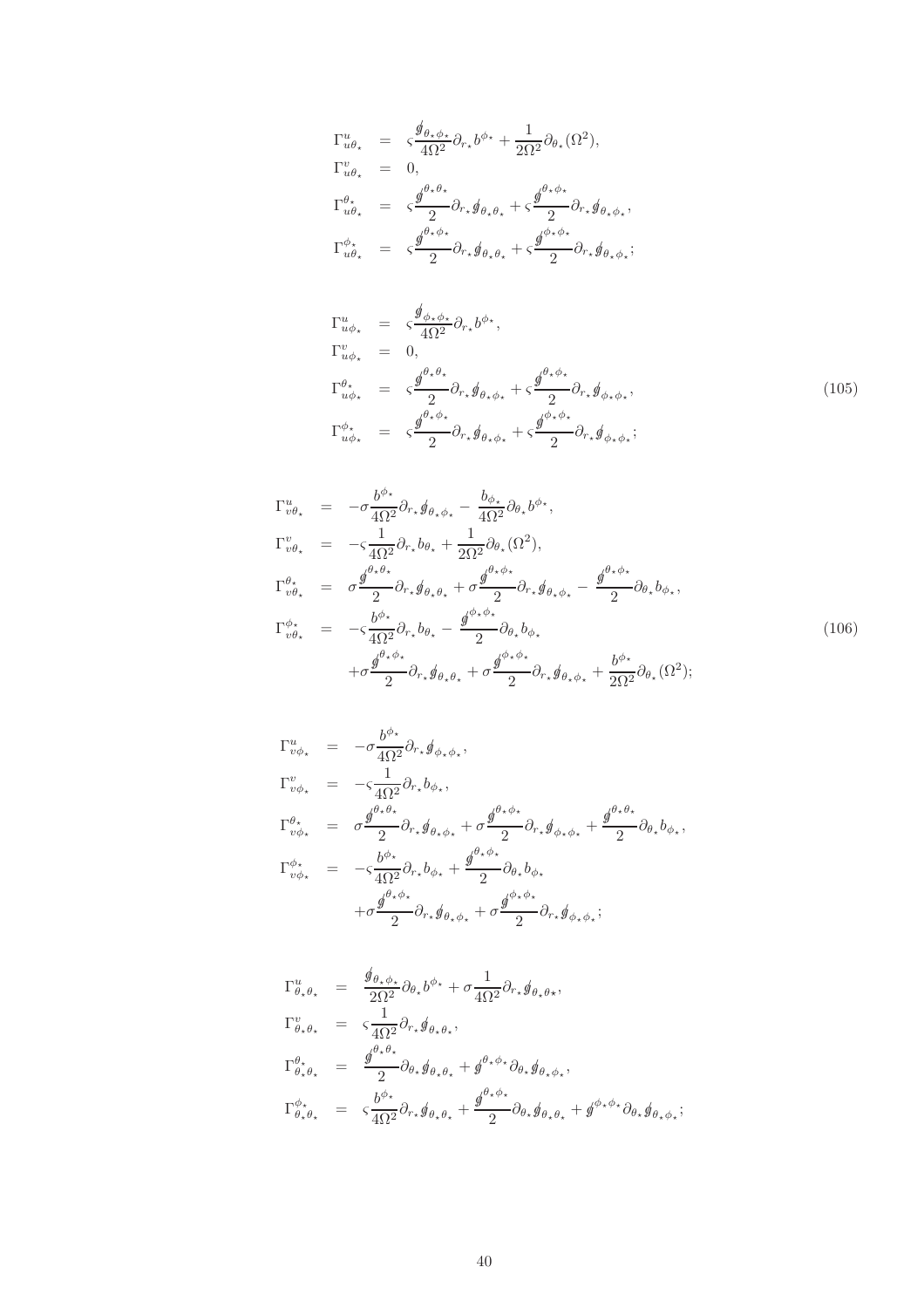$$
\begin{aligned}
\Gamma^{u}_{u\theta_\star} &= \varsigma\frac{\not{g}_{\theta_\star\phi_\star}}{4\Omega^2}\partial_{r_\star}b^{\phi_\star}+\frac{1}{2\Omega^2}\partial_{\theta_\star}(\Omega^2),\\
\Gamma^{v}_{u\theta_\star} &= 0,\\
\Gamma^{\theta_\star}_{u\theta_\star} &= \varsigma\frac{\not{g}^{\theta_\star\theta_\star}}{2}\partial_{r_\star}\not{g}_{\theta_\star\theta_\star}+\varsigma\frac{\not{g}^{\theta_\star\phi_\star}}{2}\partial_{r_\star}\not{g}_{\theta_\star\phi_\star},\\
\Gamma^{\phi_\star}_{u\theta_\star} &= \varsigma\frac{\not{g}^{\theta_\star\phi_\star}}{2}\partial_{r_\star}\not{g}_{\theta_\star\theta_\star}+\varsigma\frac{\not{g}^{\phi_\star\phi_\star}}{2}\partial_{r_\star}\not{g}_{\theta_\star\phi_\star};
\end{aligned}
$$

$$
\begin{aligned}
\Gamma^{u}_{u\phi_\star} &= \varsigma\frac{\not{g}_{\phi_\star\phi_\star}}{4\Omega^2}\partial_{r_\star}b^{\phi_\star},\\
\Gamma^{v}_{u\phi_\star} &= 0,\\
\Gamma^{\theta_\star}_{u\phi_\star} &= \varsigma\frac{\not{g}^{\theta_\star\theta_\star}}{2}\partial_{r_\star}\not{g}_{\theta_\star\phi_\star}+\varsigma\frac{\not{g}^{\theta_\star\phi_\star}}{2}\partial_{r_\star}\not{g}_{\phi_\star\phi_\star},\\
\Gamma^{\phi_\star}_{u\phi_\star} &= \varsigma\frac{\not{g}^{\theta_\star\phi_\star}}{2}\partial_{r_\star}\not{g}_{\theta_\star\phi_\star}+\varsigma\frac{\not{g}^{\phi_\star\phi_\star}}{2}\partial_{r_\star}\not{g}_{\phi_\star\phi_\star};
\end{aligned}
\tag{105}
$$

$$
\begin{aligned}
\Gamma^{u}_{v\theta_\star} &= -\sigma\frac{b^{\phi_\star}}{4\Omega^2}\partial_{r_\star}\not{g}_{\theta_\star\phi_\star}-\frac{b_{\phi_\star}}{4\Omega^2}\partial_{\theta_\star}b^{\phi_\star},\\
\Gamma^{v}_{v\theta_\star} &= -\varsigma\frac{1}{4\Omega^2}\partial_{r_\star}b_{\theta_\star}+\frac{1}{2\Omega^2}\partial_{\theta_\star}(\Omega^2),\\
\Gamma^{\theta_\star}_{v\theta_\star} &= \sigma\frac{\not{g}^{\theta_\star\theta_\star}}{2}\partial_{r_\star}\not{g}_{\theta_\star\theta_\star}+\sigma\frac{\not{g}^{\theta_\star\phi_\star}}{2}\partial_{r_\star}\not{g}_{\theta_\star\phi_\star}-\frac{\not{g}^{\theta_\star\phi_\star}}{2}\partial_{\theta_\star}b_{\phi_\star},\\
\Gamma^{\phi_\star}_{v\theta_\star} &= -\varsigma\frac{b^{\phi_\star}}{4\Omega^2}\partial_{r_\star}b_{\theta_\star}-\frac{\not{g}^{\phi_\star\phi_\star}}{2}\partial_{\theta_\star}b_{\phi_\star}\\
&\quad+\sigma\frac{\not{g}^{\theta_\star\phi_\star}}{2}\partial_{r_\star}\not{g}_{\theta_\star\theta_\star}+\sigma\frac{\not{g}^{\phi_\star\phi_\star}}{2}\partial_{r_\star}\not{g}_{\theta_\star\phi_\star}+\frac{b^{\phi_\star}}{2\Omega^2}\partial_{\theta_\star}(\Omega^2);
\end{aligned}
\tag{106}
$$

$$
\begin{aligned}
\Gamma^{u}_{v\phi_\star} &= -\sigma\frac{b^{\phi_\star}}{4\Omega^2}\partial_{r_\star}\not{g}_{\phi_\star\phi_\star},\\
\Gamma^{v}_{v\phi_\star} &= -\varsigma\frac{1}{4\Omega^2}\partial_{r_\star}b_{\phi_\star},\\
\Gamma^{\theta_\star}_{v\phi_\star} &= \sigma\frac{\not{g}^{\theta_\star\theta_\star}}{2}\partial_{r_\star}\not{g}_{\theta_\star\phi_\star}+\sigma\frac{\not{g}^{\theta_\star\phi_\star}}{2}\partial_{r_\star}\not{g}_{\phi_\star\phi_\star}+\frac{\not{g}^{\theta_\star\theta_\star}}{2}\partial_{\theta_\star}b_{\phi_\star},\\
\Gamma^{\phi_\star}_{v\phi_\star} &= -\varsigma\frac{b^{\phi_\star}}{4\Omega^2}\partial_{r_\star}b_{\phi_\star}+\frac{\not{g}^{\theta_\star\phi_\star}}{2}\partial_{\theta_\star}b_{\phi_\star}\\
&\quad+\sigma\frac{\not{g}^{\theta_\star\phi_\star}}{2}\partial_{r_\star}\not{g}_{\theta_\star\phi_\star}+\sigma\frac{\not{g}^{\phi_\star\phi_\star}}{2}\partial_{r_\star}\not{g}_{\phi_\star\phi_\star};
\end{aligned}
$$

$$
\begin{aligned}
\Gamma^{u}_{\theta_\star\theta_\star} &= \frac{\not{g}_{\theta_\star\phi_\star}}{2\Omega^2}\partial_{\theta_\star}b^{\phi_\star}+\sigma\frac{1}{4\Omega^2}\partial_{r_\star}\not{g}_{\theta_\star\theta\star},\\
\Gamma^{v}_{\theta_\star\theta_\star} &= \varsigma\frac{1}{4\Omega^2}\partial_{r_\star}\not{g}_{\theta_\star\theta_\star},\\
\Gamma^{\theta_\star}_{\theta_\star\theta_\star} &= \frac{\not{g}^{\theta_\star\theta_\star}}{2}\partial_{\theta_\star}\not{g}_{\theta_\star\theta_\star}+\not{g}^{\theta_\star\phi_\star}\partial_{\theta_\star}\not{g}_{\theta_\star\phi_\star},\\
\Gamma^{\phi_\star}_{\theta_\star\theta_\star} &= \varsigma\frac{b^{\phi_\star}}{4\Omega^2}\partial_{r_\star}\not{g}_{\theta_\star\theta_\star}+\frac{\not{g}^{\theta_\star\phi_\star}}{2}\partial_{\theta_\star}\not{g}_{\theta_\star\theta_\star}+\not{g}^{\phi_\star\phi_\star}\partial_{\theta_\star}\not{g}_{\theta_\star\phi_\star};
\end{aligned}
$$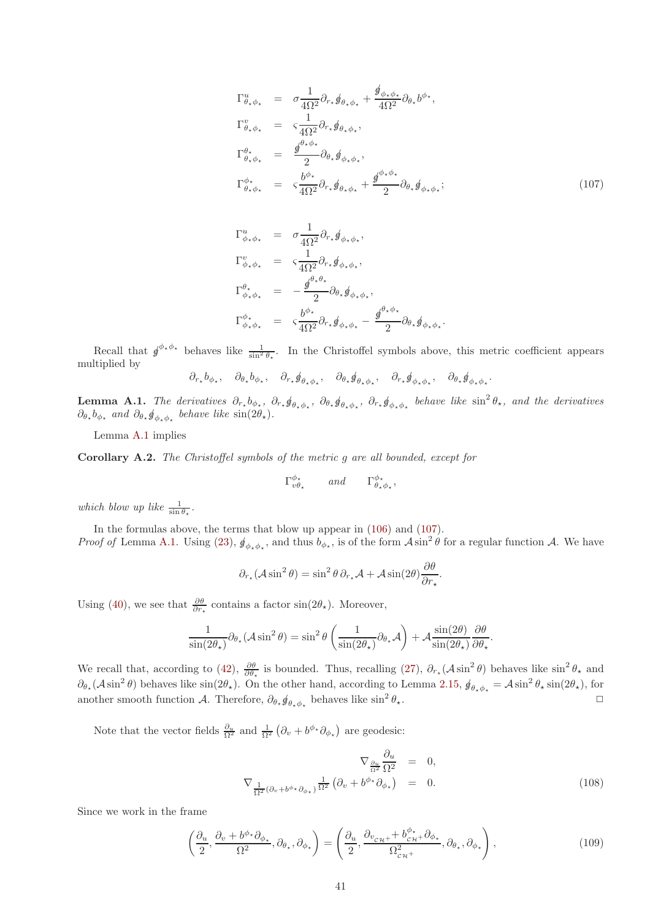$$
\begin{aligned}
\Gamma^{u}_{\theta_\star\phi_\star} &= \sigma\frac{1}{4\Omega^2}\partial_{r_\star}\slashed{g}_{\theta_\star\phi_\star} + \frac{\slashed{g}_{\phi_\star\phi_\star}}{4\Omega^2}\partial_{\theta_\star}b^{\phi_\star},\\
\Gamma^{v}_{\theta_\star\phi_\star} &= \varsigma\frac{1}{4\Omega^2}\partial_{r_\star}\slashed{g}_{\theta_\star\phi_\star},\\
\Gamma^{\theta_\star}_{\theta_\star\phi_\star} &= \frac{\slashed{g}^{\theta_\star\phi_\star}}{2}\partial_{\theta_\star}\slashed{g}_{\phi_\star\phi_\star},\\
\Gamma^{\phi_\star}_{\theta_\star\phi_\star} &= \varsigma\frac{b^{\phi_\star}}{4\Omega^2}\partial_{r_\star}\slashed{g}_{\theta_\star\phi_\star} + \frac{\slashed{g}^{\phi_\star\phi_\star}}{2}\partial_{\theta_\star}\slashed{g}_{\phi_\star\phi_\star};
\end{aligned}
\tag{107}
$$

$$
\begin{aligned}
\Gamma^{u}_{\phi_\star\phi_\star} &= \sigma\frac{1}{4\Omega^2}\partial_{r_\star}\slashed{g}_{\phi_\star\phi_\star},\\
\Gamma^{v}_{\phi_\star\phi_\star} &= \varsigma\frac{1}{4\Omega^2}\partial_{r_\star}\slashed{g}_{\phi_\star\phi_\star},\\
\Gamma^{\theta_\star}_{\phi_\star\phi_\star} &= -\frac{\slashed{g}^{\theta_\star\theta_\star}}{2}\partial_{\theta_\star}\slashed{g}_{\phi_\star\phi_\star},\\
\Gamma^{\phi_\star}_{\phi_\star\phi_\star} &= \varsigma\frac{b^{\phi_\star}}{4\Omega^2}\partial_{r_\star}\slashed{g}_{\phi_\star\phi_\star} - \frac{\slashed{g}^{\theta_\star\phi_\star}}{2}\partial_{\theta_\star}\slashed{g}_{\phi_\star\phi_\star}.
\end{aligned}
$$

Recall that $\slashed{g}^{\phi_\star\phi_\star}$ behaves like $\frac{1}{\sin^2\theta_\star}$. In the Christoffel symbols above, this metric coefficient appears multiplied by

$$
\partial_{r_\star}b_{\phi_\star},\quad \partial_{\theta_\star}b_{\phi_\star},\quad \partial_{r_\star}\slashed{g}_{\theta_\star\phi_\star},\quad \partial_{\theta_\star}\slashed{g}_{\theta_\star\phi_\star},\quad \partial_{r_\star}\slashed{g}_{\phi_\star\phi_\star},\quad \partial_{\theta_\star}\slashed{g}_{\phi_\star\phi_\star}.
$$

**Lemma A.1.** *The derivatives $\partial_{r_\star}b_{\phi_\star}$, $\partial_{r_\star}\slashed{g}_{\theta_\star\phi_\star}$, $\partial_{\theta_\star}\slashed{g}_{\theta_\star\phi_\star}$, $\partial_{r_\star}\slashed{g}_{\phi_\star\phi_\star}$ behave like $\sin^2\theta_\star$, and the derivatives $\partial_{\theta_\star}b_{\phi_\star}$ and $\partial_{\theta_\star}\slashed{g}_{\phi_\star\phi_\star}$ behave like $\sin(2\theta_\star)$.*

Lemma A.1 implies

**Corollary A.2.** *The Christoffel symbols of the metric $g$ are all bounded, except for*

$$
\Gamma^{\phi_\star}_{v\theta_\star}\qquad \textit{and}\qquad \Gamma^{\phi_\star}_{\theta_\star\phi_\star},
$$

*which blow up like $\frac{1}{\sin\theta_\star}$.*

In the formulas above, the terms that blow up appear in (106) and (107).

*Proof of* Lemma A.1. Using (23), $\slashed{g}_{\phi_\star\phi_\star}$, and thus $b_{\phi_\star}$, is of the form $\mathcal{A}\sin^2\theta$ for a regular function $\mathcal{A}$. We have

$$
\partial_{r_\star}(\mathcal{A}\sin^2\theta) = \sin^2\theta\,\partial_{r_\star}\mathcal{A} + \mathcal{A}\sin(2\theta)\frac{\partial\theta}{\partial r_\star}.
$$

Using (40), we see that $\frac{\partial\theta}{\partial r_\star}$ contains a factor $\sin(2\theta_\star)$. Moreover,

$$
\frac{1}{\sin(2\theta_\star)}\partial_{\theta_\star}(\mathcal{A}\sin^2\theta) = \sin^2\theta\left(\frac{1}{\sin(2\theta_\star)}\partial_{\theta_\star}\mathcal{A}\right) + \mathcal{A}\frac{\sin(2\theta)}{\sin(2\theta_\star)}\frac{\partial\theta}{\partial\theta_\star}.
$$

We recall that, according to (42), $\frac{\partial\theta}{\partial\theta_\star}$ is bounded. Thus, recalling (27), $\partial_{r_\star}(\mathcal{A}\sin^2\theta)$ behaves like $\sin^2\theta_\star$ and $\partial_{\theta_\star}(\mathcal{A}\sin^2\theta)$ behaves like $\sin(2\theta_\star)$. On the other hand, according to Lemma 2.15, $\slashed{g}_{\theta_\star\phi_\star} = \mathcal{A}\sin^2\theta_\star\sin(2\theta_\star)$, for another smooth function $\mathcal{A}$. Therefore, $\partial_{\theta_\star}\slashed{g}_{\theta_\star\phi_\star}$ behaves like $\sin^2\theta_\star$. $\square$

Note that the vector fields $\frac{\partial_u}{\Omega^2}$ and $\frac{1}{\Omega^2}\left(\partial_v + b^{\phi_\star}\partial_{\phi_\star}\right)$ are geodesic:

$$
\begin{aligned}
\nabla_{\frac{\partial_u}{\Omega^2}}\frac{\partial_u}{\Omega^2} &= 0,\\
\nabla_{\frac{1}{\Omega^2}(\partial_v + b^{\phi_\star}\partial_{\phi_\star})}\frac{1}{\Omega^2}\left(\partial_v + b^{\phi_\star}\partial_{\phi_\star}\right) &= 0.
\end{aligned}
\tag{108}
$$

Since we work in the frame

$$
\left(\frac{\partial_u}{2}, \frac{\partial_v + b^{\phi_\star}\partial_{\phi_\star}}{\Omega^2}, \partial_{\theta_\star}, \partial_{\phi_\star}\right) = \left(\frac{\partial_u}{2}, \frac{\partial_{v_{\mathcal{CH}^+}} + b^{\phi_\star}_{\mathcal{CH}^+}\partial_{\phi_\star}}{\Omega^2_{\mathcal{CH}^+}}, \partial_{\theta_\star}, \partial_{\phi_\star}\right),
\tag{109}
$$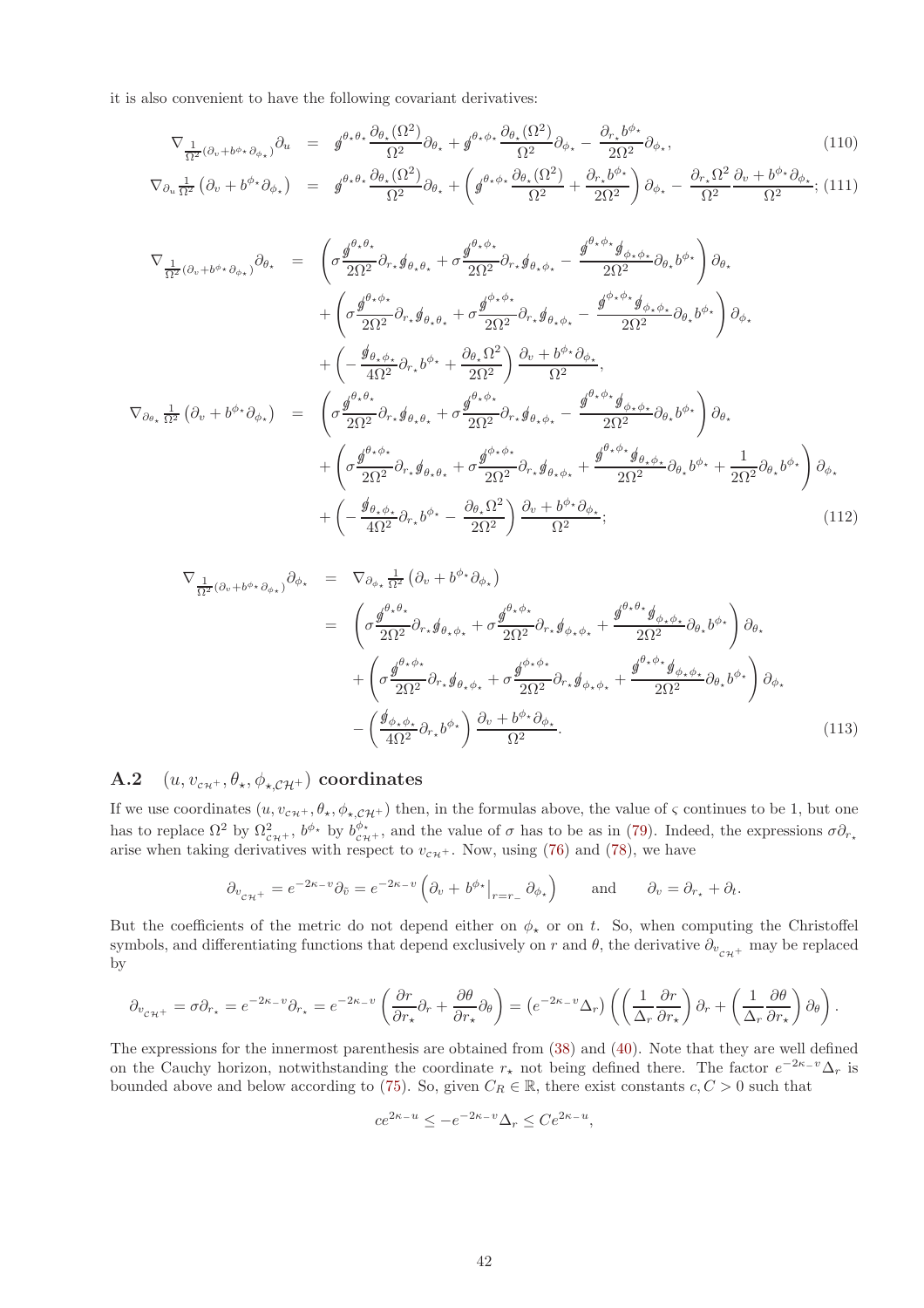it is also convenient to have the following covariant derivatives:

$$\nabla_{\frac{1}{\Omega^2}(\partial_v + b^{\phi_\star}\partial_{\phi_\star})}\partial_u = \not{g}^{\theta_\star\theta_\star}\frac{\partial_{\theta_\star}(\Omega^2)}{\Omega^2}\partial_{\theta_\star} + \not{g}^{\theta_\star\phi_\star}\frac{\partial_{\theta_\star}(\Omega^2)}{\Omega^2}\partial_{\phi_\star} - \frac{\partial_{r_\star}b^{\phi_\star}}{2\Omega^2}\partial_{\phi_\star}, \tag{110}$$

$$\nabla_{\partial_u}\frac{1}{\Omega^2}\left(\partial_v + b^{\phi_\star}\partial_{\phi_\star}\right) = \not{g}^{\theta_\star\theta_\star}\frac{\partial_{\theta_\star}(\Omega^2)}{\Omega^2}\partial_{\theta_\star} + \left(\not{g}^{\theta_\star\phi_\star}\frac{\partial_{\theta_\star}(\Omega^2)}{\Omega^2} + \frac{\partial_{r_\star}b^{\phi_\star}}{2\Omega^2}\right)\partial_{\phi_\star} - \frac{\partial_{r_\star}\Omega^2}{\Omega^2}\frac{\partial_v + b^{\phi_\star}\partial_{\phi_\star}}{\Omega^2}; \tag{111}$$

$$\begin{aligned}
\nabla_{\frac{1}{\Omega^2}(\partial_v + b^{\phi_\star}\partial_{\phi_\star})}\partial_{\theta_\star} &= \left(\sigma\frac{\not{g}^{\theta_\star\theta_\star}}{2\Omega^2}\partial_{r_\star}\not{g}_{\theta_\star\theta_\star} + \sigma\frac{\not{g}^{\theta_\star\phi_\star}}{2\Omega^2}\partial_{r_\star}\not{g}_{\theta_\star\phi_\star} - \frac{\not{g}^{\theta_\star\phi_\star}\not{g}_{\phi_\star\phi_\star}}{2\Omega^2}\partial_{\theta_\star}b^{\phi_\star}\right)\partial_{\theta_\star} \\
&\quad + \left(\sigma\frac{\not{g}^{\theta_\star\phi_\star}}{2\Omega^2}\partial_{r_\star}\not{g}_{\theta_\star\theta_\star} + \sigma\frac{\not{g}^{\phi_\star\phi_\star}}{2\Omega^2}\partial_{r_\star}\not{g}_{\theta_\star\phi_\star} - \frac{\not{g}^{\phi_\star\phi_\star}\not{g}_{\phi_\star\phi_\star}}{2\Omega^2}\partial_{\theta_\star}b^{\phi_\star}\right)\partial_{\phi_\star} \\
&\quad + \left(-\frac{\not{g}_{\theta_\star\phi_\star}}{4\Omega^2}\partial_{r_\star}b^{\phi_\star} + \frac{\partial_{\theta_\star}\Omega^2}{2\Omega^2}\right)\frac{\partial_v + b^{\phi_\star}\partial_{\phi_\star}}{\Omega^2}, \\
\nabla_{\partial_{\theta_\star}}\frac{1}{\Omega^2}\left(\partial_v + b^{\phi_\star}\partial_{\phi_\star}\right) &= \left(\sigma\frac{\not{g}^{\theta_\star\theta_\star}}{2\Omega^2}\partial_{r_\star}\not{g}_{\theta_\star\theta_\star} + \sigma\frac{\not{g}^{\theta_\star\phi_\star}}{2\Omega^2}\partial_{r_\star}\not{g}_{\theta_\star\phi_\star} - \frac{\not{g}^{\theta_\star\phi_\star}\not{g}_{\phi_\star\phi_\star}}{2\Omega^2}\partial_{\theta_\star}b^{\phi_\star}\right)\partial_{\theta_\star} \\
&\quad + \left(\sigma\frac{\not{g}^{\theta_\star\phi_\star}}{2\Omega^2}\partial_{r_\star}\not{g}_{\theta_\star\theta_\star} + \sigma\frac{\not{g}^{\phi_\star\phi_\star}}{2\Omega^2}\partial_{r_\star}\not{g}_{\theta_\star\phi_\star} + \frac{\not{g}^{\theta_\star\phi_\star}\not{g}_{\theta_\star\phi_\star}}{2\Omega^2}\partial_{\theta_\star}b^{\phi_\star} + \frac{1}{2\Omega^2}\partial_{\theta_\star}b^{\phi_\star}\right)\partial_{\phi_\star} \\
&\quad + \left(-\frac{\not{g}_{\theta_\star\phi_\star}}{4\Omega^2}\partial_{r_\star}b^{\phi_\star} - \frac{\partial_{\theta_\star}\Omega^2}{2\Omega^2}\right)\frac{\partial_v + b^{\phi_\star}\partial_{\phi_\star}}{\Omega^2};
\end{aligned} \tag{112}$$

$$\begin{aligned}
\nabla_{\frac{1}{\Omega^2}(\partial_v + b^{\phi_\star}\partial_{\phi_\star})}\partial_{\phi_\star} &= \nabla_{\partial_{\phi_\star}}\frac{1}{\Omega^2}\left(\partial_v + b^{\phi_\star}\partial_{\phi_\star}\right) \\
&= \left(\sigma\frac{\not{g}^{\theta_\star\theta_\star}}{2\Omega^2}\partial_{r_\star}\not{g}_{\theta_\star\phi_\star} + \sigma\frac{\not{g}^{\theta_\star\phi_\star}}{2\Omega^2}\partial_{r_\star}\not{g}_{\phi_\star\phi_\star} + \frac{\not{g}^{\theta_\star\theta_\star}\not{g}_{\phi_\star\phi_\star}}{2\Omega^2}\partial_{\theta_\star}b^{\phi_\star}\right)\partial_{\theta_\star} \\
&\quad + \left(\sigma\frac{\not{g}^{\theta_\star\phi_\star}}{2\Omega^2}\partial_{r_\star}\not{g}_{\theta_\star\phi_\star} + \sigma\frac{\not{g}^{\phi_\star\phi_\star}}{2\Omega^2}\partial_{r_\star}\not{g}_{\phi_\star\phi_\star} + \frac{\not{g}^{\theta_\star\phi_\star}\not{g}_{\phi_\star\phi_\star}}{2\Omega^2}\partial_{\theta_\star}b^{\phi_\star}\right)\partial_{\phi_\star} \\
&\quad - \left(\frac{\not{g}_{\phi_\star\phi_\star}}{4\Omega^2}\partial_{r_\star}b^{\phi_\star}\right)\frac{\partial_v + b^{\phi_\star}\partial_{\phi_\star}}{\Omega^2}.
\end{aligned} \tag{113}$$

## A.2 $(u, v_{\mathcal{CH}^+}, \theta_\star, \phi_{\star,\mathcal{CH}^+})$ coordinates

If we use coordinates $(u, v_{\mathcal{CH}^+}, \theta_\star, \phi_{\star,\mathcal{CH}^+})$ then, in the formulas above, the value of $\varsigma$ continues to be 1, but one has to replace $\Omega^2$ by $\Omega^2_{\mathcal{CH}^+}$, $b^{\phi_\star}$ by $b^{\phi_\star}_{\mathcal{CH}^+}$, and the value of $\sigma$ has to be as in (79). Indeed, the expressions $\sigma\partial_{r_\star}$ arise when taking derivatives with respect to $v_{\mathcal{CH}^+}$. Now, using (76) and (78), we have

$$\partial_{v_{\mathcal{CH}^+}} = e^{-2\kappa_- v}\partial_{\tilde v} = e^{-2\kappa_- v}\left(\partial_v + b^{\phi_\star}\big|_{r=r_-}\partial_{\phi_\star}\right) \qquad \text{and} \qquad \partial_v = \partial_{r_\star} + \partial_t.$$

But the coefficients of the metric do not depend either on $\phi_\star$ or on $t$. So, when computing the Christoffel symbols, and differentiating functions that depend exclusively on $r$ and $\theta$, the derivative $\partial_{v_{\mathcal{CH}^+}}$ may be replaced by

$$\partial_{v_{\mathcal{CH}^+}} = \sigma\partial_{r_\star} = e^{-2\kappa_- v}\partial_{r_\star} = e^{-2\kappa_- v}\left(\frac{\partial r}{\partial r_\star}\partial_r + \frac{\partial\theta}{\partial r_\star}\partial_\theta\right) = \left(e^{-2\kappa_- v}\Delta_r\right)\left(\left(\frac{1}{\Delta_r}\frac{\partial r}{\partial r_\star}\right)\partial_r + \left(\frac{1}{\Delta_r}\frac{\partial\theta}{\partial r_\star}\right)\partial_\theta\right).$$

The expressions for the innermost parenthesis are obtained from (38) and (40). Note that they are well defined on the Cauchy horizon, notwithstanding the coordinate $r_\star$ not being defined there. The factor $e^{-2\kappa_- v}\Delta_r$ is bounded above and below according to (75). So, given $C_R \in \mathbb{R}$, there exist constants $c, C > 0$ such that

$$ce^{2\kappa_- u} \le -e^{-2\kappa_- v}\Delta_r \le Ce^{2\kappa_- u},$$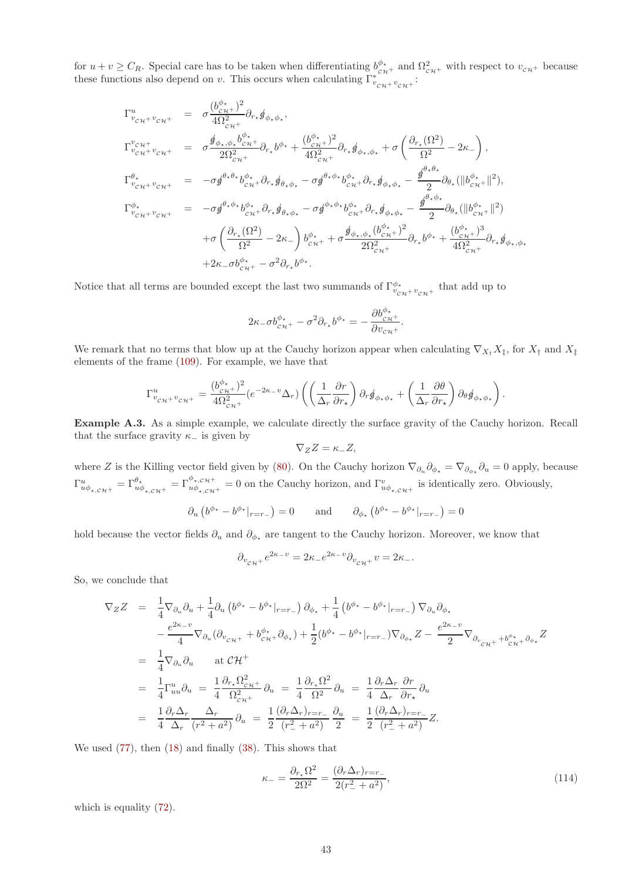for $u+v \geq C_R$. Special care has to be taken when differentiating $b^{\phi_\star}_{\mathcal{CH}^+}$ and $\Omega^2_{\mathcal{CH}^+}$ with respect to $v_{\mathcal{CH}^+}$ because these functions also depend on $v$. This occurs when calculating $\Gamma^*_{v_{\mathcal{CH}^+}v_{\mathcal{CH}^+}}$:

$$
\begin{aligned}
\Gamma^u_{v_{\mathcal{CH}^+}v_{\mathcal{CH}^+}} &= \sigma \frac{(b^{\phi_\star}_{\mathcal{CH}^+})^2}{4\Omega^2_{\mathcal{CH}^+}} \partial_{r_\star} \not{g}_{\phi_\star\phi_\star}, \\
\Gamma^{v_{\mathcal{CH}^+}}_{v_{\mathcal{CH}^+}v_{\mathcal{CH}^+}} &= \sigma \frac{\not{g}_{\phi_\star,\phi_\star} b^{\phi_\star}_{\mathcal{CH}^+}}{2\Omega^2_{\mathcal{CH}^+}} \partial_{r_\star} b^{\phi_\star} + \frac{(b^{\phi_\star}_{\mathcal{CH}^+})^2}{4\Omega^2_{\mathcal{CH}^+}} \partial_{r_\star} \not{g}_{\phi_\star,\phi_\star} + \sigma \left( \frac{\partial_{r_\star}(\Omega^2)}{\Omega^2} - 2\kappa_- \right), \\
\Gamma^{\theta_\star}_{v_{\mathcal{CH}^+}v_{\mathcal{CH}^+}} &= -\sigma \not{g}^{\theta_\star\theta_\star} b^{\phi_\star}_{\mathcal{CH}^+} \partial_{r_\star} \not{g}_{\theta_\star\phi_\star} - \sigma \not{g}^{\theta_\star\phi_\star} b^{\phi_\star}_{\mathcal{CH}^+} \partial_{r_\star} \not{g}_{\phi_\star\phi_\star} - \frac{\not{g}^{\theta_\star\theta_\star}}{2} \partial_{\theta_\star}(\|b^{\phi_\star}_{\mathcal{CH}^+}\|^2), \\
\Gamma^{\phi_\star}_{v_{\mathcal{CH}^+}v_{\mathcal{CH}^+}} &= -\sigma \not{g}^{\theta_\star\phi_\star} b^{\phi_\star}_{\mathcal{CH}^+} \partial_{r_\star} \not{g}_{\theta_\star\phi_\star} - \sigma \not{g}^{\phi_\star\phi_\star} b^{\phi_\star}_{\mathcal{CH}^+} \partial_{r_\star} \not{g}_{\phi_\star\phi_\star} - \frac{\not{g}^{\theta_\star\phi_\star}}{2} \partial_{\theta_\star}(\|b^{\phi_\star}_{\mathcal{CH}^+}\|^2) \\
&\quad + \sigma \left( \frac{\partial_{r_\star}(\Omega^2)}{\Omega^2} - 2\kappa_- \right) b^{\phi_\star}_{\mathcal{CH}^+} + \sigma \frac{\not{g}_{\phi_\star,\phi_\star} (b^{\phi_\star}_{\mathcal{CH}^+})^2}{2\Omega^2_{\mathcal{CH}^+}} \partial_{r_\star} b^{\phi_\star} + \frac{(b^{\phi_\star}_{\mathcal{CH}^+})^3}{4\Omega^2_{\mathcal{CH}^+}} \partial_{r_\star} \not{g}_{\phi_\star,\phi_\star} \\
&\quad + 2\kappa_- \sigma b^{\phi_\star}_{\mathcal{CH}^+} - \sigma^2 \partial_{r_\star} b^{\phi_\star}.
\end{aligned}
$$

Notice that all terms are bounded except the last two summands of $\Gamma^{\phi_\star}_{v_{\mathcal{CH}^+}v_{\mathcal{CH}^+}}$ that add up to

$$
2\kappa_- \sigma b^{\phi_\star}_{\mathcal{CH}^+} - \sigma^2 \partial_{r_\star} b^{\phi_\star} = -\frac{\partial b^{\phi_\star}_{\mathcal{CH}^+}}{\partial v_{\mathcal{CH}^+}}.
$$

We remark that no terms that blow up at the Cauchy horizon appear when calculating $\nabla_{X_\dagger} X_\ddagger$, for $X_\dagger$ and $X_\ddagger$ elements of the frame (109). For example, we have that

$$
\Gamma^u_{v_{\mathcal{CH}^+}v_{\mathcal{CH}^+}} = \frac{(b^{\phi_\star}_{\mathcal{CH}^+})^2}{4\Omega^2_{\mathcal{CH}^+}} (e^{-2\kappa_- v} \Delta_r) \left( \left( \frac{1}{\Delta_r} \frac{\partial r}{\partial r_\star} \right) \partial_r \not{g}_{\phi_\star\phi_\star} + \left( \frac{1}{\Delta_r} \frac{\partial \theta}{\partial r_\star} \right) \partial_\theta \not{g}_{\phi_\star\phi_\star} \right).
$$

**Example A.3.** As a simple example, we calculate directly the surface gravity of the Cauchy horizon. Recall that the surface gravity $\kappa_-$ is given by

$$
\nabla_Z Z = \kappa_- Z,
$$

where $Z$ is the Killing vector field given by (80). On the Cauchy horizon $\nabla_{\partial_u} \partial_{\phi_\star} = \nabla_{\partial_{\phi_\star}} \partial_u = 0$ apply, because $\Gamma^u_{u\phi_\star,\mathcal{CH}^+} = \Gamma^{\theta_\star}_{u\phi_\star,\mathcal{CH}^+} = \Gamma^{\phi_\star,\mathcal{CH}^+}_{u\phi_\star,\mathcal{CH}^+} = 0$ on the Cauchy horizon, and $\Gamma^v_{u\phi_\star,\mathcal{CH}^+}$ is identically zero. Obviously,

$$
\partial_u \left( b^{\phi_\star} - b^{\phi_\star}|_{r=r_-} \right) = 0 \qquad \text{and} \qquad \partial_{\phi_\star} \left( b^{\phi_\star} - b^{\phi_\star}|_{r=r_-} \right) = 0
$$

hold because the vector fields $\partial_u$ and $\partial_{\phi_\star}$ are tangent to the Cauchy horizon. Moreover, we know that

$$
\partial_{v_{\mathcal{CH}^+}} e^{2\kappa_- v} = 2\kappa_- e^{2\kappa_- v} \partial_{v_{\mathcal{CH}^+}} v = 2\kappa_-.
$$

So, we conclude that

$$
\begin{aligned}
\nabla_Z Z &= \frac{1}{4} \nabla_{\partial_u} \partial_u + \frac{1}{4} \partial_u \left( b^{\phi_\star} - b^{\phi_\star}|_{r=r_-} \right) \partial_{\phi_\star} + \frac{1}{4} \left( b^{\phi_\star} - b^{\phi_\star}|_{r=r_-} \right) \nabla_{\partial_u} \partial_{\phi_\star} \\
&\quad - \frac{e^{2\kappa_- v}}{4} \nabla_{\partial_u} (\partial_{v_{\mathcal{CH}^+}} + b^{\phi_\star}_{\mathcal{CH}^+} \partial_{\phi_\star}) + \frac{1}{2} (b^{\phi_\star} - b^{\phi_\star}|_{r=r_-}) \nabla_{\partial_{\phi_\star}} Z - \frac{e^{2\kappa_- v}}{2} \nabla_{\partial_{v_{\mathcal{CH}^+}} + b^{\phi_\star}_{\mathcal{CH}^+} \partial_{\phi_\star}} Z \\
&= \frac{1}{4} \nabla_{\partial_u} \partial_u \qquad \text{at } \mathcal{CH}^+ \\
&= \frac{1}{4} \Gamma^u_{uu} \partial_u \;=\; \frac{1}{4} \frac{\partial_{r_\star} \Omega^2_{\mathcal{CH}^+}}{\Omega^2_{\mathcal{CH}^+}} \partial_u \;=\; \frac{1}{4} \frac{\partial_{r_\star} \Omega^2}{\Omega^2} \partial_u \;=\; \frac{1}{4} \frac{\partial_r \Delta_r}{\Delta_r} \frac{\partial r}{\partial r_\star} \partial_u \\
&= \frac{1}{4} \frac{\partial_r \Delta_r}{\Delta_r} \frac{\Delta_r}{(r^2 + a^2)} \partial_u \;=\; \frac{1}{2} \frac{(\partial_r \Delta_r)_{r=r_-}}{(r_-^2 + a^2)} \frac{\partial_u}{2} \;=\; \frac{1}{2} \frac{(\partial_r \Delta_r)_{r=r_-}}{(r_-^2 + a^2)} Z.
\end{aligned}
$$

We used (77), then (18) and finally (38). This shows that

$$
\kappa_- = \frac{\partial_{r_\star} \Omega^2}{2\Omega^2} = \frac{(\partial_r \Delta_r)_{r=r_-}}{2(r_-^2 + a^2)}, \tag{114}
$$

which is equality (72).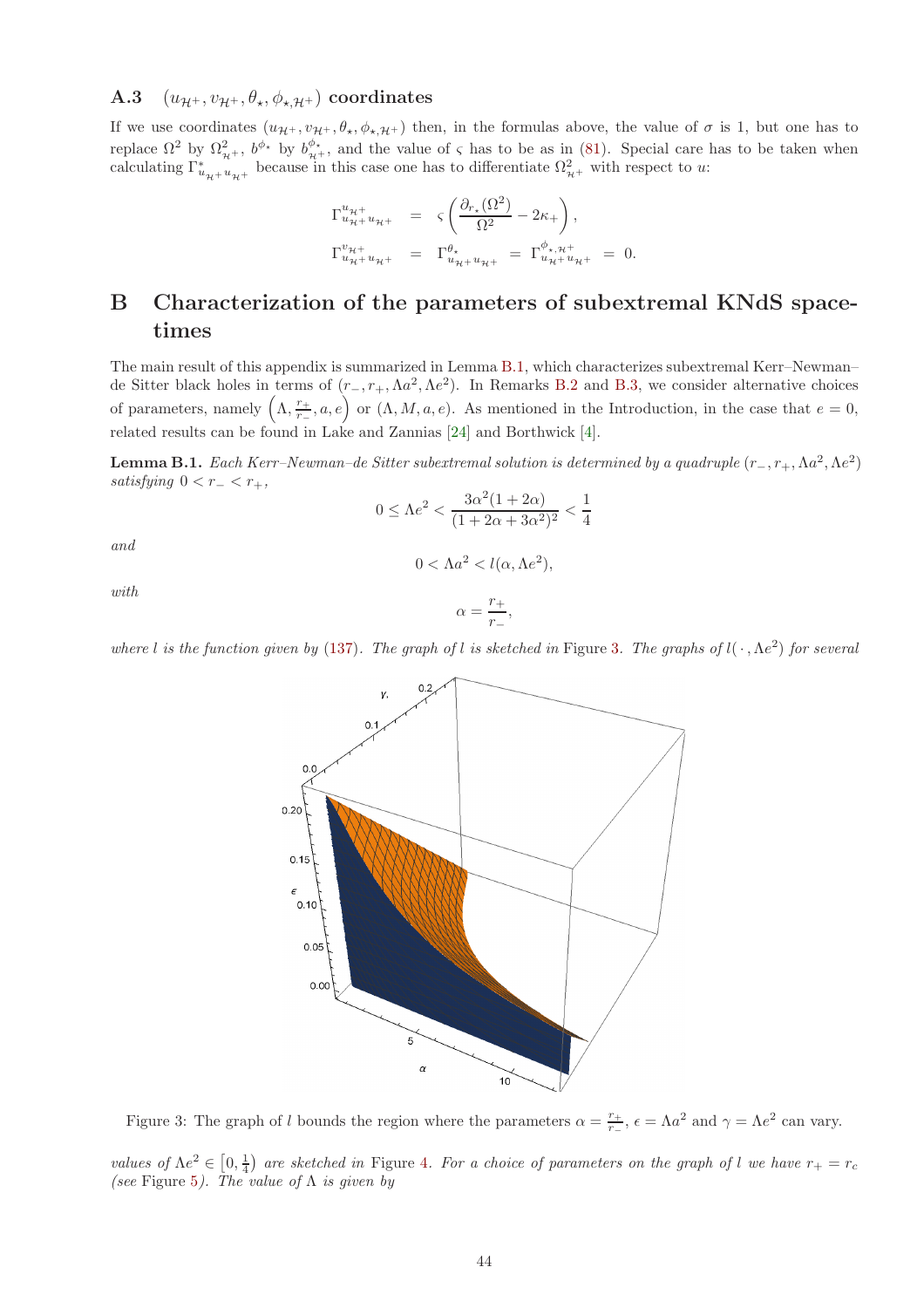### A.3 $(u_{\mathcal{H}^+}, v_{\mathcal{H}^+}, \theta_\star, \phi_{\star,\mathcal{H}^+})$ coordinates

If we use coordinates $(u_{\mathcal{H}^+}, v_{\mathcal{H}^+}, \theta_\star, \phi_{\star,\mathcal{H}^+})$ then, in the formulas above, the value of $\sigma$ is 1, but one has to replace $\Omega^2$ by $\Omega^2_{\mathcal{H}^+}$, $b^{\phi_\star}$ by $b^{\phi_\star}_{\mathcal{H}^+}$, and the value of $\varsigma$ has to be as in (81). Special care has to be taken when calculating $\Gamma^*_{u_{\mathcal{H}^+}u_{\mathcal{H}^+}}$ because in this case one has to differentiate $\Omega^2_{\mathcal{H}^+}$ with respect to $u$:

$$
\begin{aligned}
\Gamma^{u_{\mathcal{H}^+}}_{u_{\mathcal{H}^+}u_{\mathcal{H}^+}} &= \varsigma\left(\frac{\partial_{r_\star}(\Omega^2)}{\Omega^2} - 2\kappa_+\right), \\
\Gamma^{v_{\mathcal{H}^+}}_{u_{\mathcal{H}^+}u_{\mathcal{H}^+}} &= \Gamma^{\theta_\star}_{u_{\mathcal{H}^+}u_{\mathcal{H}^+}} = \Gamma^{\phi_{\star,\mathcal{H}^+}}_{u_{\mathcal{H}^+}u_{\mathcal{H}^+}} = 0.
\end{aligned}
$$

## B Characterization of the parameters of subextremal KNdS spacetimes

The main result of this appendix is summarized in Lemma B.1, which characterizes subextremal Kerr–Newman–de Sitter black holes in terms of $(r_-, r_+, \Lambda a^2, \Lambda e^2)$. In Remarks B.2 and B.3, we consider alternative choices of parameters, namely $\left(\Lambda, \frac{r_+}{r_-}, a, e\right)$ or $(\Lambda, M, a, e)$. As mentioned in the Introduction, in the case that $e = 0$, related results can be found in Lake and Zannias [24] and Borthwick [4].

**Lemma B.1.** *Each Kerr–Newman–de Sitter subextremal solution is determined by a quadruple $(r_-, r_+, \Lambda a^2, \Lambda e^2)$ satisfying $0 < r_- < r_+$,*

$$
0 \le \Lambda e^2 < \frac{3\alpha^2(1+2\alpha)}{(1+2\alpha+3\alpha^2)^2} < \frac{1}{4}
$$

*and*

$$
0 < \Lambda a^2 < l(\alpha, \Lambda e^2),
$$

*with*

$$
\alpha = \frac{r_+}{r_-},
$$

*where $l$ is the function given by (137). The graph of $l$ is sketched in* Figure 3*. The graphs of $l(\,\cdot\,, \Lambda e^2)$ for several*

γ
0.2
0.1
0.0
0.20
0.15
ϵ
0.10
0.05
0.00
5
α
10

Figure 3: The graph of $l$ bounds the region where the parameters $\alpha = \frac{r_+}{r_-}$, $\epsilon = \Lambda a^2$ and $\gamma = \Lambda e^2$ can vary.

*values of $\Lambda e^2 \in \left[0, \frac{1}{4}\right)$ are sketched in* Figure 4*. For a choice of parameters on the graph of $l$ we have $r_+ = r_c$ (see* Figure 5*). The value of $\Lambda$ is given by*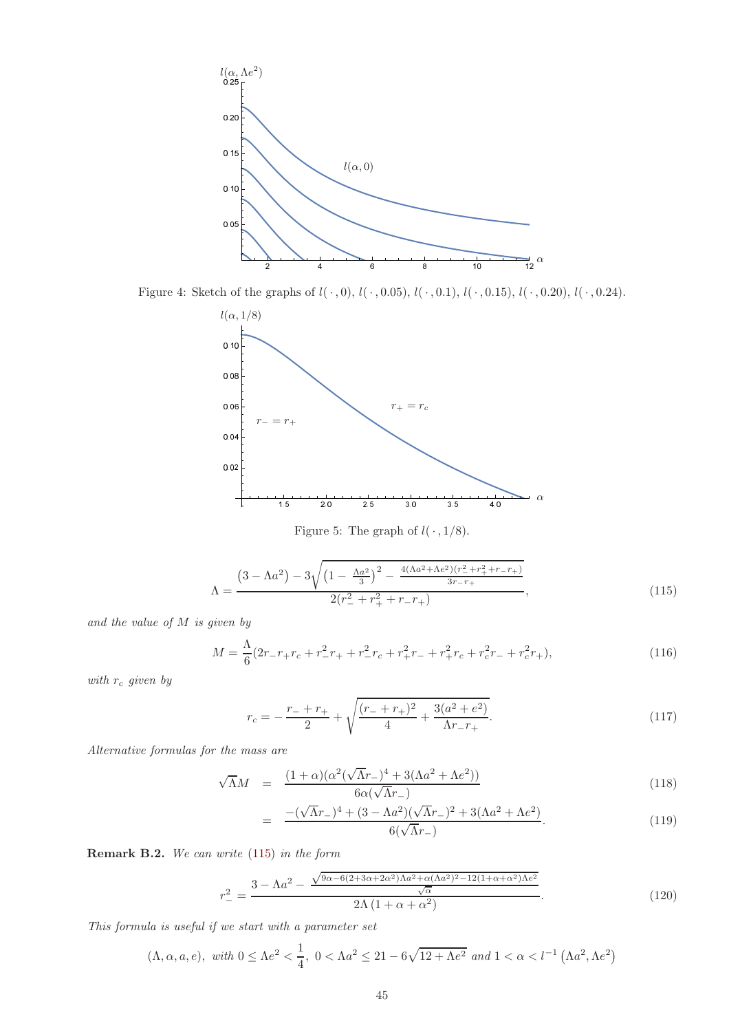$l(\alpha, \Lambda e^2)$

0.25

0.20

0.15

0.10

0.05

2 4 6 8 10 12 $\alpha$

$l(\alpha, 0)$

Figure 4: Sketch of the graphs of $l(\,\cdot\,, 0)$, $l(\,\cdot\,, 0.05)$, $l(\,\cdot\,, 0.1)$, $l(\,\cdot\,, 0.15)$, $l(\,\cdot\,, 0.20)$, $l(\,\cdot\,, 0.24)$.

$l(\alpha, 1/8)$

0.10

0.08

0.06

0.04

0.02

1.5 2.0 2.5 3.0 3.5 4.0 $\alpha$

$r_- = r_+$

$r_+ = r_c$

Figure 5: The graph of $l(\,\cdot\,, 1/8)$.

$$\Lambda = \frac{\left(3 - \Lambda a^2\right) - 3\sqrt{\left(1 - \frac{\Lambda a^2}{3}\right)^2 - \frac{4(\Lambda a^2 + \Lambda e^2)(r_-^2 + r_+^2 + r_- r_+)}{3 r_- r_+}}}{2(r_-^2 + r_+^2 + r_- r_+)}, \tag{115}$$

*and the value of $M$ is given by*

$$M = \frac{\Lambda}{6}(2 r_- r_+ r_c + r_-^2 r_+ + r_-^2 r_c + r_+^2 r_- + r_+^2 r_c + r_c^2 r_- + r_c^2 r_+), \tag{116}$$

*with $r_c$ given by*

$$r_c = -\frac{r_- + r_+}{2} + \sqrt{\frac{(r_- + r_+)^2}{4} + \frac{3(a^2 + e^2)}{\Lambda r_- r_+}}. \tag{117}$$

*Alternative formulas for the mass are*

$$\sqrt{\Lambda} M = \frac{(1+\alpha)(\alpha^2 (\sqrt{\Lambda} r_-)^4 + 3(\Lambda a^2 + \Lambda e^2))}{6\alpha(\sqrt{\Lambda} r_-)} \tag{118}$$

$$= \frac{-(\sqrt{\Lambda} r_-)^4 + (3 - \Lambda a^2)(\sqrt{\Lambda} r_-)^2 + 3(\Lambda a^2 + \Lambda e^2)}{6(\sqrt{\Lambda} r_-)}. \tag{119}$$

**Remark B.2.** *We can write* (115) *in the form*

$$r_-^2 = \frac{3 - \Lambda a^2 - \frac{\sqrt{9\alpha - 6(2 + 3\alpha + 2\alpha^2)\Lambda a^2 + \alpha(\Lambda a^2)^2 - 12(1 + \alpha + \alpha^2)\Lambda e^2}}{\sqrt{\alpha}}}{2\Lambda\left(1 + \alpha + \alpha^2\right)}. \tag{120}$$

*This formula is useful if we start with a parameter set*

$$(\Lambda, \alpha, a, e), \text{ with } 0 \le \Lambda e^2 < \frac{1}{4},\ 0 < \Lambda a^2 \le 21 - 6\sqrt{12 + \Lambda e^2} \text{ and } 1 < \alpha < l^{-1}\left(\Lambda a^2, \Lambda e^2\right)$$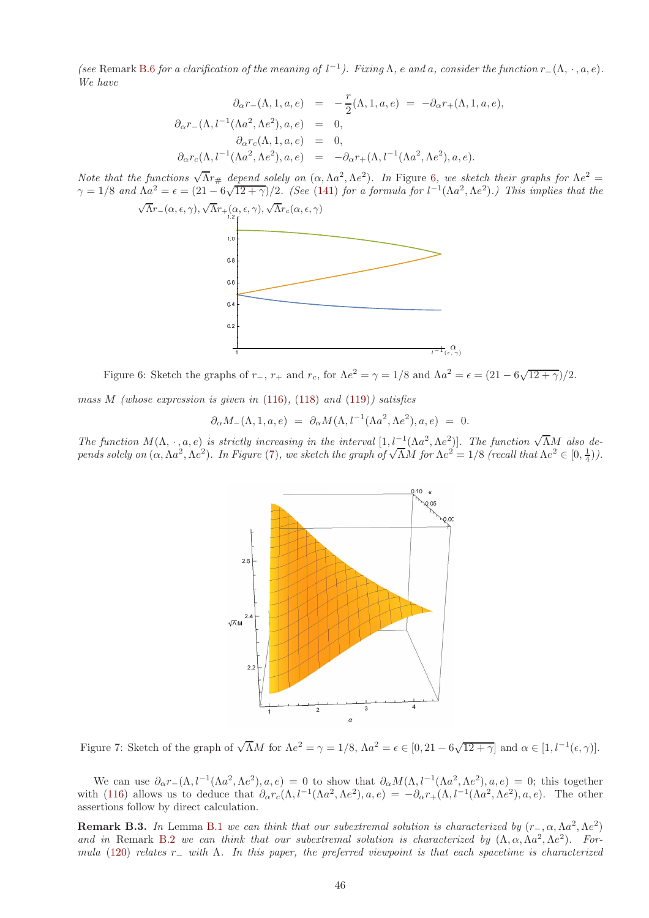*(see* Remark B.6 *for a clarification of the meaning of* $l^{-1}$*). Fixing* $\Lambda$*,* $e$ *and* $a$*, consider the function* $r_-(\Lambda, \cdot, a, e)$*. We have*

$$
\begin{aligned}
\partial_\alpha r_-(\Lambda, 1, a, e) &= -\frac{r}{2}(\Lambda, 1, a, e) = -\partial_\alpha r_+(\Lambda, 1, a, e),\\
\partial_\alpha r_-(\Lambda, l^{-1}(\Lambda a^2, \Lambda e^2), a, e) &= 0,\\
\partial_\alpha r_c(\Lambda, 1, a, e) &= 0,\\
\partial_\alpha r_c(\Lambda, l^{-1}(\Lambda a^2, \Lambda e^2), a, e) &= -\partial_\alpha r_+(\Lambda, l^{-1}(\Lambda a^2, \Lambda e^2), a, e).
\end{aligned}
$$

*Note that the functions* $\sqrt{\Lambda} r_\#$ *depend solely on* $(\alpha, \Lambda a^2, \Lambda e^2)$*. In Figure 6, we sketch their graphs for* $\Lambda e^2 = \gamma = 1/8$ *and* $\Lambda a^2 = \epsilon = (21 - 6\sqrt{12+\gamma})/2$*. (See (141) for a formula for* $l^{-1}(\Lambda a^2, \Lambda e^2)$*.) This implies that the mass* $M$ *(whose expression is given in (116), (118) and (119)) satisfies*

Figure 6: Sketch the graphs of $r_-$, $r_+$ and $r_c$, for $\Lambda e^2 = \gamma = 1/8$ and $\Lambda a^2 = \epsilon = (21 - 6\sqrt{12+\gamma})/2$.

$$
\partial_\alpha M_-(\Lambda, 1, a, e) = \partial_\alpha M(\Lambda, l^{-1}(\Lambda a^2, \Lambda e^2), a, e) = 0.
$$

*The function* $M(\Lambda, \cdot, a, e)$ *is strictly increasing in the interval* $[1, l^{-1}(\Lambda a^2, \Lambda e^2)]$*. The function* $\sqrt{\Lambda} M$ *also depends solely on* $(\alpha, \Lambda a^2, \Lambda e^2)$*. In Figure (7), we sketch the graph of* $\sqrt{\Lambda} M$ *for* $\Lambda e^2 = 1/8$ *(recall that* $\Lambda e^2 \in [0, \frac{1}{4})$*).*

Figure 7: Sketch of the graph of $\sqrt{\Lambda} M$ for $\Lambda e^2 = \gamma = 1/8$, $\Lambda a^2 = \epsilon \in [0, 21 - 6\sqrt{12+\gamma}]$ and $\alpha \in [1, l^{-1}(\epsilon, \gamma)]$.

We can use $\partial_\alpha r_-(\Lambda, l^{-1}(\Lambda a^2, \Lambda e^2), a, e) = 0$ to show that $\partial_\alpha M(\Lambda, l^{-1}(\Lambda a^2, \Lambda e^2), a, e) = 0$; this together with (116) allows us to deduce that $\partial_\alpha r_c(\Lambda, l^{-1}(\Lambda a^2, \Lambda e^2), a, e) = -\partial_\alpha r_+(\Lambda, l^{-1}(\Lambda a^2, \Lambda e^2), a, e)$. The other assertions follow by direct calculation.

**Remark B.3.** *In Lemma B.1 we can think that our subextremal solution is characterized by* $(r_-, \alpha, \Lambda a^2, \Lambda e^2)$ *and in* Remark B.2 *we can think that our subextremal solution is characterized by* $(\Lambda, \alpha, \Lambda a^2, \Lambda e^2)$*. Formula (120) relates* $r_-$ *with* $\Lambda$*. In this paper, the preferred viewpoint is that each spacetime is characterized*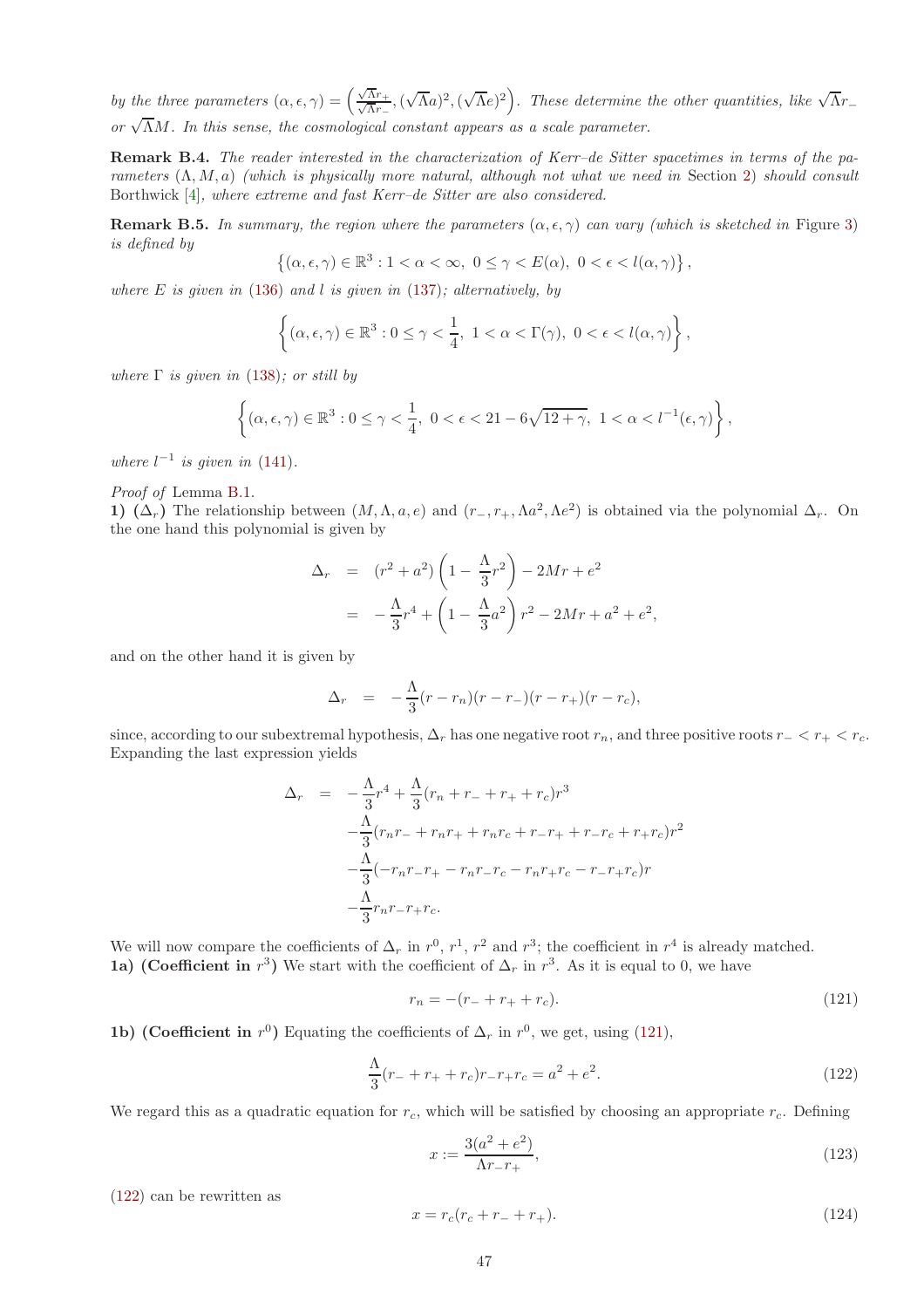*by the three parameters* $(\alpha, \epsilon, \gamma) = \left(\frac{\sqrt{\Lambda}r_+}{\sqrt{\Lambda}r_-}, (\sqrt{\Lambda}a)^2, (\sqrt{\Lambda}e)^2\right)$*. These determine the other quantities, like* $\sqrt{\Lambda}r_-$ *or* $\sqrt{\Lambda}M$*. In this sense, the cosmological constant appears as a scale parameter.*

**Remark B.4.** *The reader interested in the characterization of Kerr–de Sitter spacetimes in terms of the parameters* $(\Lambda, M, a)$ *(which is physically more natural, although not what we need in* Section 2*) should consult* Borthwick [4]*, where extreme and fast Kerr–de Sitter are also considered.*

**Remark B.5.** *In summary, the region where the parameters* $(\alpha, \epsilon, \gamma)$ *can vary (which is sketched in* Figure 3*) is defined by*

$$\left\{(\alpha, \epsilon, \gamma) \in \mathbb{R}^3 : 1 < \alpha < \infty,\ 0 \leq \gamma < E(\alpha),\ 0 < \epsilon < l(\alpha, \gamma)\right\},$$

*where* $E$ *is given in* (136) *and* $l$ *is given in* (137)*; alternatively, by*

$$\left\{(\alpha, \epsilon, \gamma) \in \mathbb{R}^3 : 0 \leq \gamma < \frac{1}{4},\ 1 < \alpha < \Gamma(\gamma),\ 0 < \epsilon < l(\alpha, \gamma)\right\},$$

*where* $\Gamma$ *is given in* (138)*; or still by*

$$\left\{(\alpha, \epsilon, \gamma) \in \mathbb{R}^3 : 0 \leq \gamma < \frac{1}{4},\ 0 < \epsilon < 21 - 6\sqrt{12+\gamma},\ 1 < \alpha < l^{-1}(\epsilon, \gamma)\right\},$$

*where* $l^{-1}$ *is given in* (141).

*Proof of* Lemma B.1.

**1) ($\Delta_r$)** The relationship between $(M, \Lambda, a, e)$ and $(r_-, r_+, \Lambda a^2, \Lambda e^2)$ is obtained via the polynomial $\Delta_r$. On the one hand this polynomial is given by

$$\begin{aligned}
\Delta_r &= (r^2 + a^2)\left(1 - \frac{\Lambda}{3}r^2\right) - 2Mr + e^2 \\
&= -\frac{\Lambda}{3}r^4 + \left(1 - \frac{\Lambda}{3}a^2\right)r^2 - 2Mr + a^2 + e^2,
\end{aligned}$$

and on the other hand it is given by

$$\Delta_r = -\frac{\Lambda}{3}(r - r_n)(r - r_-)(r - r_+)(r - r_c),$$

since, according to our subextremal hypothesis, $\Delta_r$ has one negative root $r_n$, and three positive roots $r_- < r_+ < r_c$. Expanding the last expression yields

$$\begin{aligned}
\Delta_r = &-\frac{\Lambda}{3}r^4 + \frac{\Lambda}{3}(r_n + r_- + r_+ + r_c)r^3 \\
&-\frac{\Lambda}{3}(r_n r_- + r_n r_+ + r_n r_c + r_- r_+ + r_- r_c + r_+ r_c)r^2 \\
&-\frac{\Lambda}{3}(-r_n r_- r_+ - r_n r_- r_c - r_n r_+ r_c - r_- r_+ r_c)r \\
&-\frac{\Lambda}{3}r_n r_- r_+ r_c.
\end{aligned}$$

We will now compare the coefficients of $\Delta_r$ in $r^0$, $r^1$, $r^2$ and $r^3$; the coefficient in $r^4$ is already matched.

**1a) (Coefficient in $r^3$)** We start with the coefficient of $\Delta_r$ in $r^3$. As it is equal to 0, we have

$$r_n = -(r_- + r_+ + r_c). \tag{121}$$

**1b) (Coefficient in $r^0$)** Equating the coefficients of $\Delta_r$ in $r^0$, we get, using (121),

$$\frac{\Lambda}{3}(r_- + r_+ + r_c)r_- r_+ r_c = a^2 + e^2. \tag{122}$$

We regard this as a quadratic equation for $r_c$, which will be satisfied by choosing an appropriate $r_c$. Defining

$$x := \frac{3(a^2 + e^2)}{\Lambda r_- r_+}, \tag{123}$$

(122) can be rewritten as

$$x = r_c(r_c + r_- + r_+). \tag{124}$$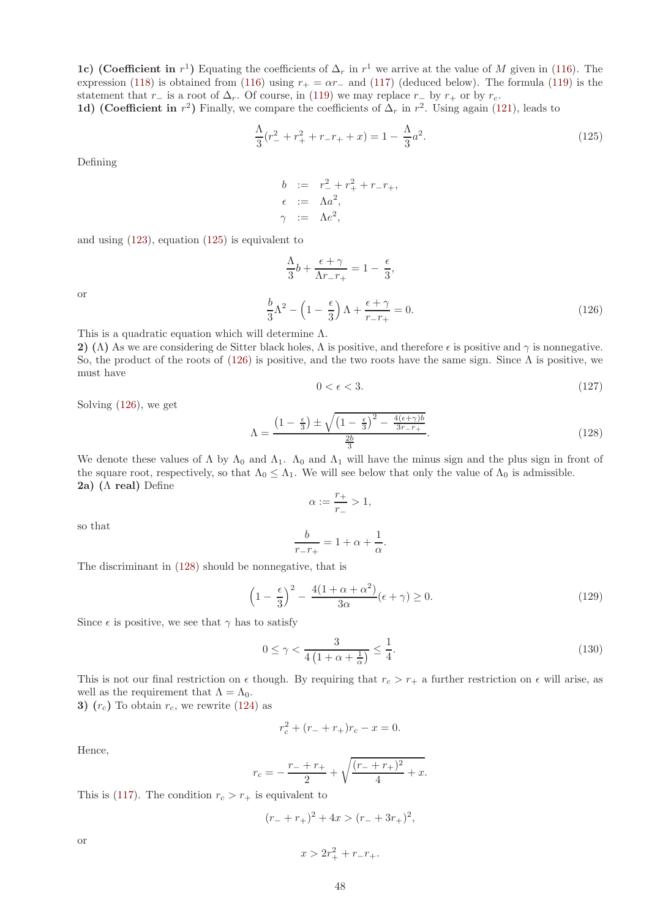**1c) (Coefficient in $r^1$)** Equating the coefficients of $\Delta_r$ in $r^1$ we arrive at the value of $M$ given in (116). The expression (118) is obtained from (116) using $r_+ = \alpha r_-$ and (117) (deduced below). The formula (119) is the statement that $r_-$ is a root of $\Delta_r$. Of course, in (119) we may replace $r_-$ by $r_+$ or by $r_c$.

**1d) (Coefficient in $r^2$)** Finally, we compare the coefficients of $\Delta_r$ in $r^2$. Using again (121), leads to

$$\frac{\Lambda}{3}(r_-^2 + r_+^2 + r_- r_+ + x) = 1 - \frac{\Lambda}{3}a^2. \tag{125}$$

Defining

$$\begin{aligned} b &:= r_-^2 + r_+^2 + r_- r_+, \\ \epsilon &:= \Lambda a^2, \\ \gamma &:= \Lambda e^2, \end{aligned}$$

and using (123), equation (125) is equivalent to

$$\frac{\Lambda}{3}b + \frac{\epsilon + \gamma}{\Lambda r_- r_+} = 1 - \frac{\epsilon}{3},$$

or

$$\frac{b}{3}\Lambda^2 - \left(1 - \frac{\epsilon}{3}\right)\Lambda + \frac{\epsilon + \gamma}{r_- r_+} = 0. \tag{126}$$

This is a quadratic equation which will determine $\Lambda$.

**2) ($\Lambda$)** As we are considering de Sitter black holes, $\Lambda$ is positive, and therefore $\epsilon$ is positive and $\gamma$ is nonnegative. So, the product of the roots of (126) is positive, and the two roots have the same sign. Since $\Lambda$ is positive, we must have

$$0 < \epsilon < 3. \tag{127}$$

Solving (126), we get

$$\Lambda = \frac{\left(1 - \frac{\epsilon}{3}\right) \pm \sqrt{\left(1 - \frac{\epsilon}{3}\right)^2 - \frac{4(\epsilon + \gamma)b}{3 r_- r_+}}}{\frac{2b}{3}}. \tag{128}$$

We denote these values of $\Lambda$ by $\Lambda_0$ and $\Lambda_1$. $\Lambda_0$ and $\Lambda_1$ will have the minus sign and the plus sign in front of the square root, respectively, so that $\Lambda_0 \leq \Lambda_1$. We will see below that only the value of $\Lambda_0$ is admissible.

**2a) ($\Lambda$ real)** Define

$$\alpha := \frac{r_+}{r_-} > 1,$$

so that

$$\frac{b}{r_- r_+} = 1 + \alpha + \frac{1}{\alpha}.$$

The discriminant in (128) should be nonnegative, that is

$$\left(1 - \frac{\epsilon}{3}\right)^2 - \frac{4(1 + \alpha + \alpha^2)}{3\alpha}(\epsilon + \gamma) \geq 0. \tag{129}$$

Since $\epsilon$ is positive, we see that $\gamma$ has to satisfy

$$0 \leq \gamma < \frac{3}{4\left(1 + \alpha + \frac{1}{\alpha}\right)} \leq \frac{1}{4}. \tag{130}$$

This is not our final restriction on $\epsilon$ though. By requiring that $r_c > r_+$ a further restriction on $\epsilon$ will arise, as well as the requirement that $\Lambda = \Lambda_0$.

**3) ($r_c$)** To obtain $r_c$, we rewrite (124) as

$$r_c^2 + (r_- + r_+)r_c - x = 0.$$

Hence,

$$r_c = -\frac{r_- + r_+}{2} + \sqrt{\frac{(r_- + r_+)^2}{4} + x}.$$

This is (117). The condition $r_c > r_+$ is equivalent to

$$(r_- + r_+)^2 + 4x > (r_- + 3r_+)^2,$$

or

$$x > 2r_+^2 + r_- r_+.$$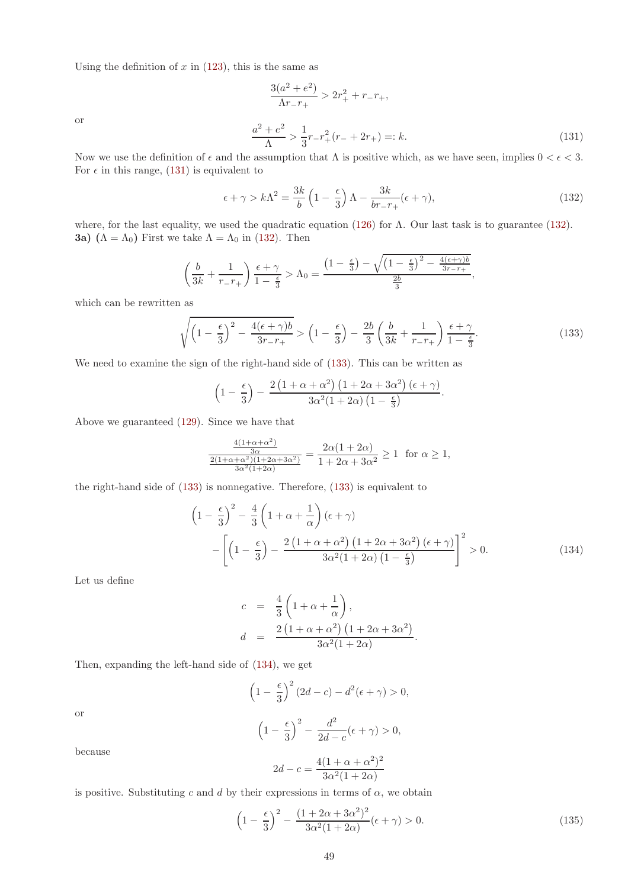Using the definition of $x$ in (123), this is the same as

$$\frac{3(a^2+e^2)}{\Lambda r_- r_+} > 2r_+^2 + r_- r_+,$$

or

$$\frac{a^2+e^2}{\Lambda} > \frac{1}{3} r_- r_+^2 (r_- + 2r_+) =: k. \tag{131}$$

Now we use the definition of $\epsilon$ and the assumption that $\Lambda$ is positive which, as we have seen, implies $0 < \epsilon < 3$. For $\epsilon$ in this range, (131) is equivalent to

$$\epsilon + \gamma > k\Lambda^2 = \frac{3k}{b}\left(1 - \frac{\epsilon}{3}\right)\Lambda - \frac{3k}{br_- r_+}(\epsilon+\gamma), \tag{132}$$

where, for the last equality, we used the quadratic equation (126) for $\Lambda$. Our last task is to guarantee (132).
**3a) ($\Lambda = \Lambda_0$)** First we take $\Lambda = \Lambda_0$ in (132). Then

$$\left(\frac{b}{3k} + \frac{1}{r_- r_+}\right)\frac{\epsilon+\gamma}{1-\frac{\epsilon}{3}} > \Lambda_0 = \frac{\left(1-\frac{\epsilon}{3}\right) - \sqrt{\left(1-\frac{\epsilon}{3}\right)^2 - \frac{4(\epsilon+\gamma)b}{3r_- r_+}}}{\frac{2b}{3}},$$

which can be rewritten as

$$\sqrt{\left(1-\frac{\epsilon}{3}\right)^2 - \frac{4(\epsilon+\gamma)b}{3r_- r_+}} > \left(1-\frac{\epsilon}{3}\right) - \frac{2b}{3}\left(\frac{b}{3k} + \frac{1}{r_- r_+}\right)\frac{\epsilon+\gamma}{1-\frac{\epsilon}{3}}. \tag{133}$$

We need to examine the sign of the right-hand side of (133). This can be written as

$$\left(1-\frac{\epsilon}{3}\right) - \frac{2\left(1+\alpha+\alpha^2\right)\left(1+2\alpha+3\alpha^2\right)(\epsilon+\gamma)}{3\alpha^2(1+2\alpha)\left(1-\frac{\epsilon}{3}\right)}.$$

Above we guaranteed (129). Since we have that

$$\frac{\frac{4(1+\alpha+\alpha^2)}{3\alpha}}{\frac{2(1+\alpha+\alpha^2)(1+2\alpha+3\alpha^2)}{3\alpha^2(1+2\alpha)}} = \frac{2\alpha(1+2\alpha)}{1+2\alpha+3\alpha^2} \geq 1 \ \text{ for } \alpha \geq 1,$$

the right-hand side of (133) is nonnegative. Therefore, (133) is equivalent to

$$\begin{aligned}
&\left(1-\frac{\epsilon}{3}\right)^2 - \frac{4}{3}\left(1+\alpha+\frac{1}{\alpha}\right)(\epsilon+\gamma) \\
&\quad - \left[\left(1-\frac{\epsilon}{3}\right) - \frac{2\left(1+\alpha+\alpha^2\right)\left(1+2\alpha+3\alpha^2\right)(\epsilon+\gamma)}{3\alpha^2(1+2\alpha)\left(1-\frac{\epsilon}{3}\right)}\right]^2 > 0.
\end{aligned} \tag{134}$$

Let us define

$$\begin{aligned}
c &= \frac{4}{3}\left(1+\alpha+\frac{1}{\alpha}\right), \\
d &= \frac{2\left(1+\alpha+\alpha^2\right)\left(1+2\alpha+3\alpha^2\right)}{3\alpha^2(1+2\alpha)}.
\end{aligned}$$

Then, expanding the left-hand side of (134), we get

$$\left(1-\frac{\epsilon}{3}\right)^2(2d-c) - d^2(\epsilon+\gamma) > 0,$$

or

$$\left(1-\frac{\epsilon}{3}\right)^2 - \frac{d^2}{2d-c}(\epsilon+\gamma) > 0,$$

because

$$2d - c = \frac{4(1+\alpha+\alpha^2)^2}{3\alpha^2(1+2\alpha)}$$

is positive. Substituting $c$ and $d$ by their expressions in terms of $\alpha$, we obtain

$$\left(1-\frac{\epsilon}{3}\right)^2 - \frac{(1+2\alpha+3\alpha^2)^2}{3\alpha^2(1+2\alpha)}(\epsilon+\gamma) > 0. \tag{135}$$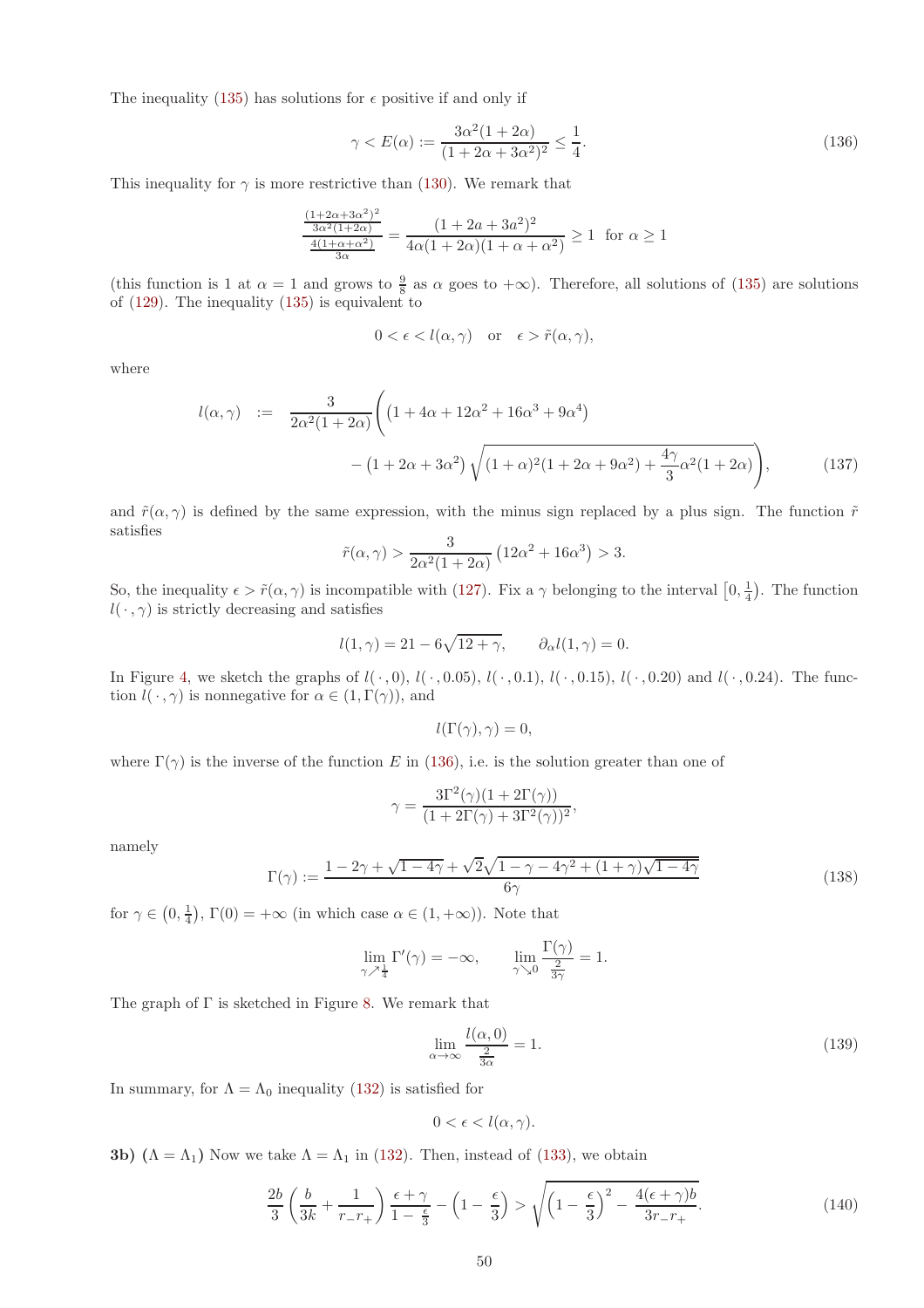The inequality (135) has solutions for $\epsilon$ positive if and only if

$$\gamma < E(\alpha) := \frac{3\alpha^2(1+2\alpha)}{(1+2\alpha+3\alpha^2)^2} \leq \frac{1}{4}. \tag{136}$$

This inequality for $\gamma$ is more restrictive than (130). We remark that

$$\frac{\frac{(1+2\alpha+3\alpha^2)^2}{3\alpha^2(1+2\alpha)}}{\frac{4(1+\alpha+\alpha^2)}{3\alpha}} = \frac{(1+2a+3a^2)^2}{4\alpha(1+2\alpha)(1+\alpha+\alpha^2)} \geq 1 \ \text{ for } \alpha \geq 1$$

(this function is 1 at $\alpha = 1$ and grows to $\frac{9}{8}$ as $\alpha$ goes to $+\infty$). Therefore, all solutions of (135) are solutions of (129). The inequality (135) is equivalent to

$$0 < \epsilon < l(\alpha,\gamma) \quad \text{or} \quad \epsilon > \tilde{r}(\alpha,\gamma),$$

where

$$\begin{aligned} l(\alpha,\gamma) \ &:= \ \frac{3}{2\alpha^2(1+2\alpha)}\Bigg(\left(1+4\alpha+12\alpha^2+16\alpha^3+9\alpha^4\right) \\ &\qquad - \left(1+2\alpha+3\alpha^2\right)\sqrt{(1+\alpha)^2(1+2\alpha+9\alpha^2)+\frac{4\gamma}{3}\alpha^2(1+2\alpha)}\Bigg), \end{aligned} \tag{137}$$

and $\tilde{r}(\alpha,\gamma)$ is defined by the same expression, with the minus sign replaced by a plus sign. The function $\tilde{r}$ satisfies

$$\tilde{r}(\alpha,\gamma) > \frac{3}{2\alpha^2(1+2\alpha)}\left(12\alpha^2+16\alpha^3\right) > 3.$$

So, the inequality $\epsilon > \tilde{r}(\alpha,\gamma)$ is incompatible with (127). Fix a $\gamma$ belonging to the interval $\left[0,\frac{1}{4}\right)$. The function $l(\,\cdot\,,\gamma)$ is strictly decreasing and satisfies

$$l(1,\gamma) = 21 - 6\sqrt{12+\gamma}, \qquad \partial_\alpha l(1,\gamma) = 0.$$

In Figure 4, we sketch the graphs of $l(\,\cdot\,,0)$, $l(\,\cdot\,,0.05)$, $l(\,\cdot\,,0.1)$, $l(\,\cdot\,,0.15)$, $l(\,\cdot\,,0.20)$ and $l(\,\cdot\,,0.24)$. The function $l(\,\cdot\,,\gamma)$ is nonnegative for $\alpha \in (1,\Gamma(\gamma))$, and

$$l(\Gamma(\gamma),\gamma) = 0,$$

where $\Gamma(\gamma)$ is the inverse of the function $E$ in (136), i.e. is the solution greater than one of

$$\gamma = \frac{3\Gamma^2(\gamma)(1+2\Gamma(\gamma))}{(1+2\Gamma(\gamma)+3\Gamma^2(\gamma))^2},$$

namely

$$\Gamma(\gamma) := \frac{1-2\gamma+\sqrt{1-4\gamma}+\sqrt{2}\sqrt{1-\gamma-4\gamma^2+(1+\gamma)\sqrt{1-4\gamma}}}{6\gamma} \tag{138}$$

for $\gamma \in \left(0,\frac{1}{4}\right)$, $\Gamma(0) = +\infty$ (in which case $\alpha \in (1,+\infty)$). Note that

$$\lim_{\gamma \nearrow \frac{1}{4}} \Gamma'(\gamma) = -\infty, \qquad \lim_{\gamma \searrow 0} \frac{\Gamma(\gamma)}{\frac{2}{3\gamma}} = 1.$$

The graph of $\Gamma$ is sketched in Figure 8. We remark that

$$\lim_{\alpha \to \infty} \frac{l(\alpha,0)}{\frac{2}{3\alpha}} = 1. \tag{139}$$

In summary, for $\Lambda = \Lambda_0$ inequality (132) is satisfied for

$$0 < \epsilon < l(\alpha,\gamma).$$

**3b) ($\Lambda = \Lambda_1$)** Now we take $\Lambda = \Lambda_1$ in (132). Then, instead of (133), we obtain

$$\frac{2b}{3}\left(\frac{b}{3k}+\frac{1}{r_-r_+}\right)\frac{\epsilon+\gamma}{1-\frac{\epsilon}{3}} - \left(1-\frac{\epsilon}{3}\right) > \sqrt{\left(1-\frac{\epsilon}{3}\right)^2 - \frac{4(\epsilon+\gamma)b}{3r_-r_+}}. \tag{140}$$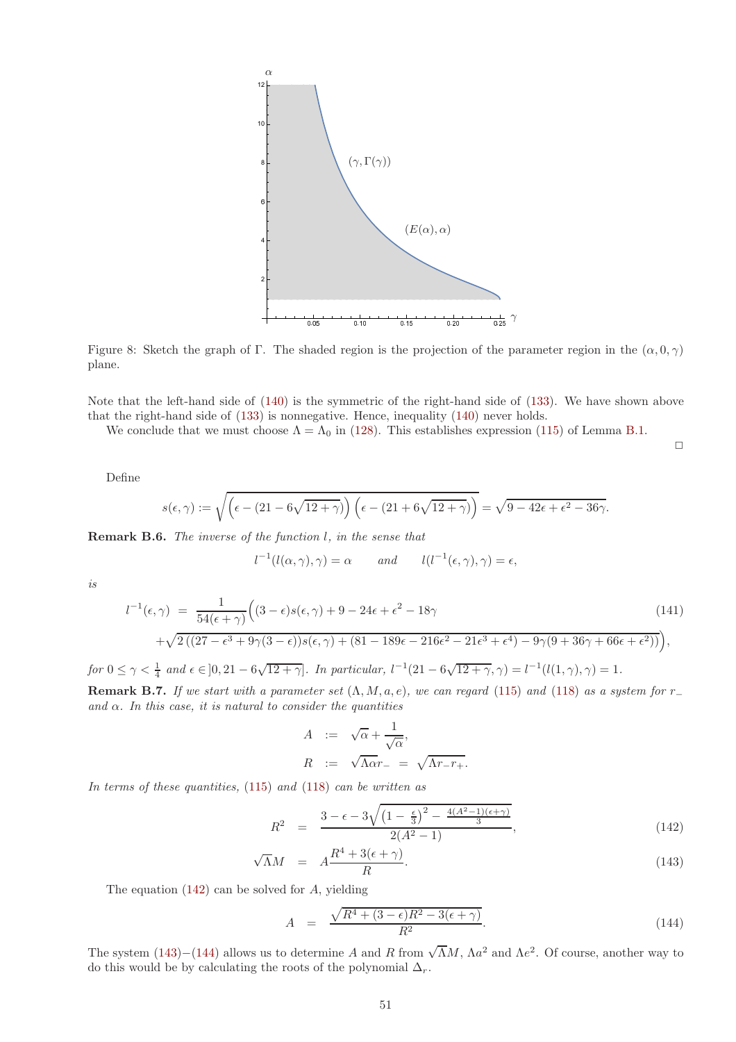α

12

10

8

6

4

2

0.05 0.10 0.15 0.20 0.25 γ

$(\gamma, \Gamma(\gamma))$

$(E(\alpha), \alpha)$

Figure 8: Sketch the graph of Γ. The shaded region is the projection of the parameter region in the $(\alpha, 0, \gamma)$ plane.

Note that the left-hand side of (140) is the symmetric of the right-hand side of (133). We have shown above that the right-hand side of (133) is nonnegative. Hence, inequality (140) never holds.

We conclude that we must choose $\Lambda = \Lambda_0$ in (128). This establishes expression (115) of Lemma B.1.

□

Define

$$s(\epsilon, \gamma) := \sqrt{\left(\epsilon - (21 - 6\sqrt{12+\gamma})\right)\left(\epsilon - (21 + 6\sqrt{12+\gamma})\right)} = \sqrt{9 - 42\epsilon + \epsilon^2 - 36\gamma}.$$

**Remark B.6.** *The inverse of the function $l$, in the sense that*

$$l^{-1}(l(\alpha, \gamma), \gamma) = \alpha \qquad \text{and} \qquad l(l^{-1}(\epsilon, \gamma), \gamma) = \epsilon,$$

*is*

$$\begin{aligned} l^{-1}(\epsilon, \gamma) &= \frac{1}{54(\epsilon + \gamma)}\Big((3 - \epsilon)s(\epsilon, \gamma) + 9 - 24\epsilon + \epsilon^2 - 18\gamma \\ &\quad + \sqrt{2\left((27 - \epsilon^3 + 9\gamma(3 - \epsilon))s(\epsilon, \gamma) + (81 - 189\epsilon - 216\epsilon^2 - 21\epsilon^3 + \epsilon^4) - 9\gamma(9 + 36\gamma + 66\epsilon + \epsilon^2)\right)}\Big), \end{aligned} \tag{141}$$

*for $0 \le \gamma < \frac{1}{4}$ and $\epsilon \in ]0, 21 - 6\sqrt{12+\gamma}]$. In particular, $l^{-1}(21 - 6\sqrt{12+\gamma}, \gamma) = l^{-1}(l(1, \gamma), \gamma) = 1$.*

**Remark B.7.** *If we start with a parameter set $(\Lambda, M, a, e)$, we can regard (115) and (118) as a system for $r_-$ and $\alpha$. In this case, it is natural to consider the quantities*

$$\begin{aligned} A &:= \sqrt{\alpha} + \frac{1}{\sqrt{\alpha}}, \\ R &:= \sqrt{\Lambda\alpha} r_- = \sqrt{\Lambda r_- r_+}. \end{aligned}$$

*In terms of these quantities, (115) and (118) can be written as*

$$R^2 = \frac{3 - \epsilon - 3\sqrt{\left(1 - \frac{\epsilon}{3}\right)^2 - \frac{4(A^2-1)(\epsilon+\gamma)}{3}}}{2(A^2 - 1)}, \tag{142}$$

$$\sqrt{\Lambda}M = A\frac{R^4 + 3(\epsilon + \gamma)}{R}. \tag{143}$$

The equation (142) can be solved for $A$, yielding

$$A = \frac{\sqrt{R^4 + (3 - \epsilon)R^2 - 3(\epsilon + \gamma)}}{R^2}. \tag{144}$$

The system (143)−(144) allows us to determine $A$ and $R$ from $\sqrt{\Lambda}M$, $\Lambda a^2$ and $\Lambda e^2$. Of course, another way to do this would be by calculating the roots of the polynomial $\Delta_r$.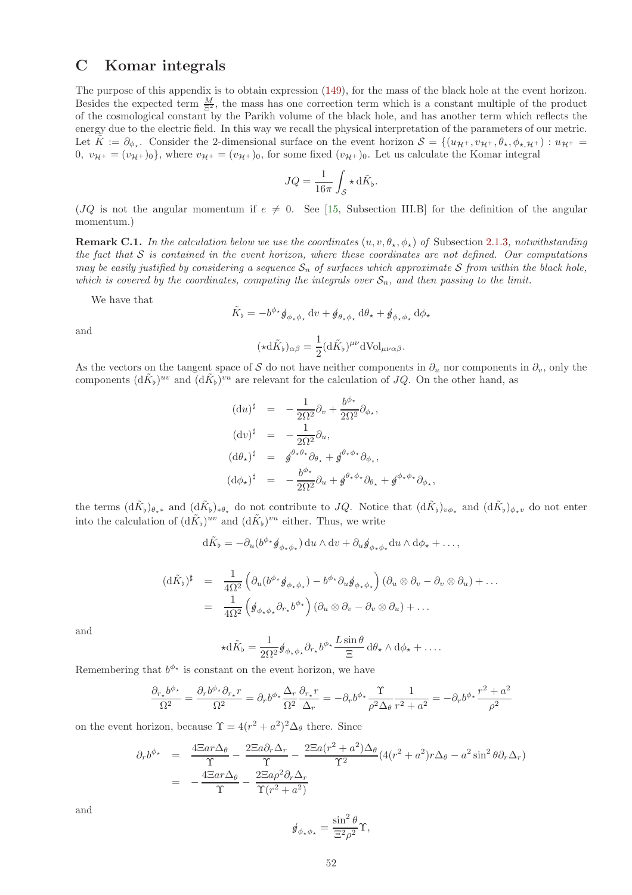# C Komar integrals

The purpose of this appendix is to obtain expression (149), for the mass of the black hole at the event horizon. Besides the expected term $\frac{M}{\Xi^2}$, the mass has one correction term which is a constant multiple of the product of the cosmological constant by the Parikh volume of the black hole, and has another term which reflects the energy due to the electric field. In this way we recall the physical interpretation of the parameters of our metric. Let $\tilde{K} := \partial_{\phi_\star}$. Consider the 2-dimensional surface on the event horizon $\mathcal{S} = \{(u_{\mathcal{H}^+}, v_{\mathcal{H}^+}, \theta_\star, \phi_{\star,\mathcal{H}^+}) : u_{\mathcal{H}^+} = 0,\ v_{\mathcal{H}^+} = (v_{\mathcal{H}^+})_0\}$, where $v_{\mathcal{H}^+} = (v_{\mathcal{H}^+})_0$, for some fixed $(v_{\mathcal{H}^+})_0$. Let us calculate the Komar integral

$$JQ = \frac{1}{16\pi}\int_{\mathcal{S}} \star\, \mathrm{d}\tilde{K}_\flat.$$

($JQ$ is not the angular momentum if $e \neq 0$. See [15, Subsection III.B] for the definition of the angular momentum.)

**Remark C.1.** *In the calculation below we use the coordinates $(u, v, \theta_\star, \phi_\star)$ of* Subsection 2.1.3*, notwithstanding the fact that $\mathcal{S}$ is contained in the event horizon, where these coordinates are not defined. Our computations may be easily justified by considering a sequence $\mathcal{S}_n$ of surfaces which approximate $\mathcal{S}$ from within the black hole, which is covered by the coordinates, computing the integrals over $\mathcal{S}_n$, and then passing to the limit.*

We have that

$$\tilde{K}_\flat = -b^{\phi_\star}\not{g}_{\phi_\star\phi_\star}\,\mathrm{d}v + \not{g}_{\theta_\star\phi_\star}\,\mathrm{d}\theta_\star + \not{g}_{\phi_\star\phi_\star}\,\mathrm{d}\phi_\star$$

and

$$(\star\mathrm{d}\tilde{K}_\flat)_{\alpha\beta} = \frac{1}{2}(\mathrm{d}\tilde{K}_\flat)^{\mu\nu}\mathrm{dVol}_{\mu\nu\alpha\beta}.$$

As the vectors on the tangent space of $\mathcal{S}$ do not have neither components in $\partial_u$ nor components in $\partial_v$, only the components $(\mathrm{d}\tilde{K}_\flat)^{uv}$ and $(\mathrm{d}\tilde{K}_\flat)^{vu}$ are relevant for the calculation of $JQ$. On the other hand, as

$$\begin{aligned}
(\mathrm{d}u)^\sharp &= -\frac{1}{2\Omega^2}\partial_v + \frac{b^{\phi_\star}}{2\Omega^2}\partial_{\phi_\star},\\
(\mathrm{d}v)^\sharp &= -\frac{1}{2\Omega^2}\partial_u,\\
(\mathrm{d}\theta_\star)^\sharp &= \not{g}^{\theta_\star\theta_\star}\partial_{\theta_\star} + \not{g}^{\theta_\star\phi_\star}\partial_{\phi_\star},\\
(\mathrm{d}\phi_\star)^\sharp &= -\frac{b^{\phi_\star}}{2\Omega^2}\partial_u + \not{g}^{\theta_\star\phi_\star}\partial_{\theta_\star} + \not{g}^{\phi_\star\phi_\star}\partial_{\phi_\star},
\end{aligned}$$

the terms $(\mathrm{d}\tilde{K}_\flat)_{\theta_\star *}$ and $(\mathrm{d}\tilde{K}_\flat)_{*\theta_\star}$ do not contribute to $JQ$. Notice that $(\mathrm{d}\tilde{K}_\flat)_{v\phi_\star}$ and $(\mathrm{d}\tilde{K}_\flat)_{\phi_\star v}$ do not enter into the calculation of $(\mathrm{d}\tilde{K}_\flat)^{uv}$ and $(\mathrm{d}\tilde{K}_\flat)^{vu}$ either. Thus, we write

$$\mathrm{d}\tilde{K}_\flat = -\partial_u(b^{\phi_\star}\not{g}_{\phi_\star\phi_\star})\,\mathrm{d}u\wedge\mathrm{d}v + \partial_u\not{g}_{\phi_\star\phi_\star}\mathrm{d}u\wedge\mathrm{d}\phi_\star + \ldots,$$

$$\begin{aligned}
(\mathrm{d}\tilde{K}_\flat)^\sharp &= \frac{1}{4\Omega^2}\left(\partial_u(b^{\phi_\star}\not{g}_{\phi_\star\phi_\star}) - b^{\phi_\star}\partial_u\not{g}_{\phi_\star\phi_\star}\right)(\partial_u\otimes\partial_v - \partial_v\otimes\partial_u) + \ldots\\
&= \frac{1}{4\Omega^2}\left(\not{g}_{\phi_\star\phi_\star}\partial_{r_\star}b^{\phi_\star}\right)(\partial_u\otimes\partial_v - \partial_v\otimes\partial_u) + \ldots
\end{aligned}$$

and

$$\star\mathrm{d}\tilde{K}_\flat = \frac{1}{2\Omega^2}\not{g}_{\phi_\star\phi_\star}\partial_{r_\star}b^{\phi_\star}\frac{L\sin\theta}{\Xi}\,\mathrm{d}\theta_\star\wedge\mathrm{d}\phi_\star + \ldots.$$

Remembering that $b^{\phi_\star}$ is constant on the event horizon, we have

$$\frac{\partial_{r_\star}b^{\phi_\star}}{\Omega^2} = \frac{\partial_r b^{\phi_\star}\partial_{r_\star}r}{\Omega^2} = \partial_r b^{\phi_\star}\frac{\Delta_r}{\Omega^2}\frac{\partial_{r_\star}r}{\Delta_r} = -\partial_r b^{\phi_\star}\frac{\Upsilon}{\rho^2\Delta_\theta}\frac{1}{r^2+a^2} = -\partial_r b^{\phi_\star}\frac{r^2+a^2}{\rho^2}$$

on the event horizon, because $\Upsilon = 4(r^2+a^2)^2\Delta_\theta$ there. Since

$$\begin{aligned}
\partial_r b^{\phi_\star} &= \frac{4\Xi ar\Delta_\theta}{\Upsilon} - \frac{2\Xi a\partial_r\Delta_r}{\Upsilon} - \frac{2\Xi a(r^2+a^2)\Delta_\theta}{\Upsilon^2}(4(r^2+a^2)r\Delta_\theta - a^2\sin^2\theta\,\partial_r\Delta_r)\\
&= -\frac{4\Xi ar\Delta_\theta}{\Upsilon} - \frac{2\Xi a\rho^2\partial_r\Delta_r}{\Upsilon(r^2+a^2)}
\end{aligned}$$

and

$$\not{g}_{\phi_\star\phi_\star} = \frac{\sin^2\theta}{\Xi^2\rho^2}\Upsilon,$$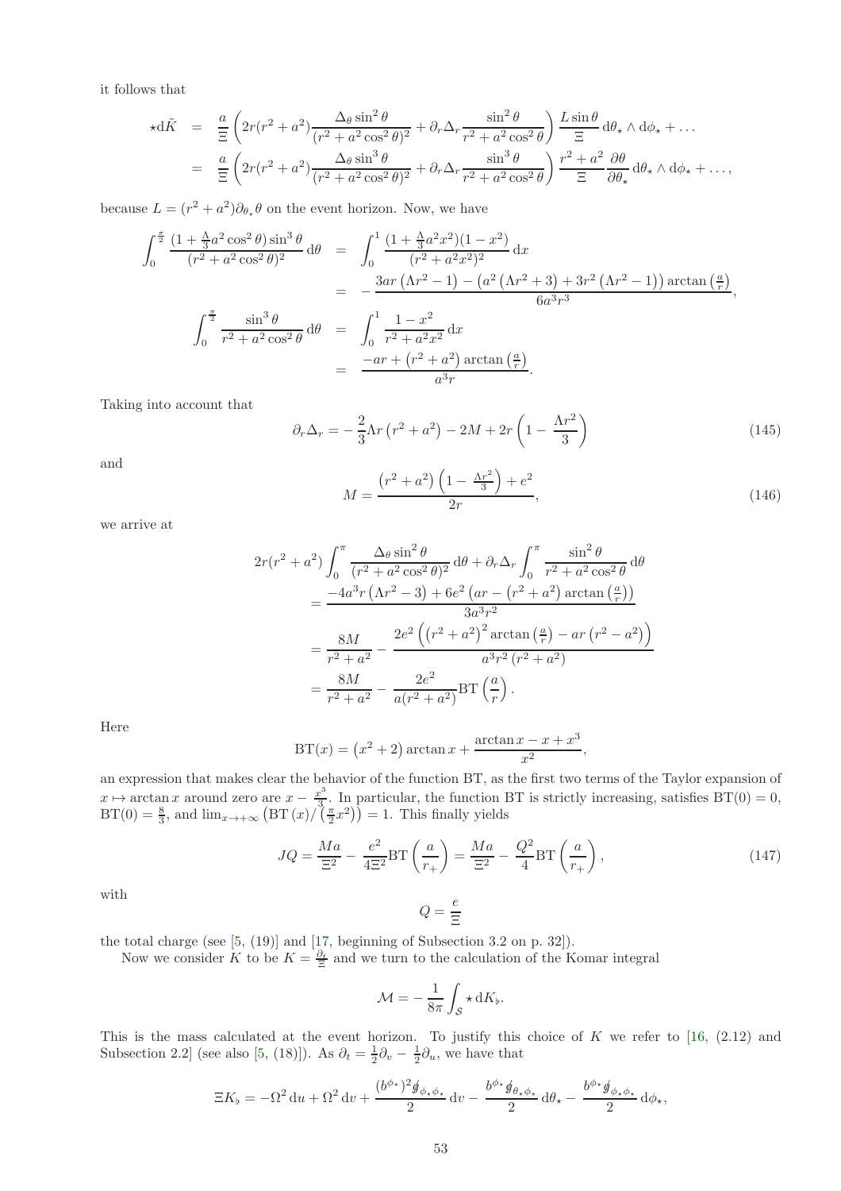it follows that

$$
\begin{aligned}
\star \mathrm{d}\tilde{K} &= \frac{a}{\Xi}\left(2r(r^2+a^2)\frac{\Delta_\theta \sin^2\theta}{(r^2+a^2\cos^2\theta)^2} + \partial_r\Delta_r \frac{\sin^2\theta}{r^2+a^2\cos^2\theta}\right)\frac{L\sin\theta}{\Xi}\,\mathrm{d}\theta_\star\wedge\mathrm{d}\phi_\star + \dots \\
&= \frac{a}{\Xi}\left(2r(r^2+a^2)\frac{\Delta_\theta \sin^3\theta}{(r^2+a^2\cos^2\theta)^2} + \partial_r\Delta_r \frac{\sin^3\theta}{r^2+a^2\cos^2\theta}\right)\frac{r^2+a^2}{\Xi}\frac{\partial\theta}{\partial\theta_\star}\,\mathrm{d}\theta_\star\wedge\mathrm{d}\phi_\star + \dots,
\end{aligned}
$$

because $L=(r^2+a^2)\partial_{\theta_\star}\theta$ on the event horizon. Now, we have

$$
\begin{aligned}
\int_0^{\frac{\pi}{2}} \frac{(1+\frac{\Lambda}{3}a^2\cos^2\theta)\sin^3\theta}{(r^2+a^2\cos^2\theta)^2}\,\mathrm{d}\theta &= \int_0^1 \frac{(1+\frac{\Lambda}{3}a^2x^2)(1-x^2)}{(r^2+a^2x^2)^2}\,\mathrm{d}x \\
&= -\frac{3ar\left(\Lambda r^2-1\right)-\left(a^2\left(\Lambda r^2+3\right)+3r^2\left(\Lambda r^2-1\right)\right)\arctan\left(\frac{a}{r}\right)}{6a^3r^3}, \\
\int_0^{\frac{\pi}{2}} \frac{\sin^3\theta}{r^2+a^2\cos^2\theta}\,\mathrm{d}\theta &= \int_0^1 \frac{1-x^2}{r^2+a^2x^2}\,\mathrm{d}x \\
&= \frac{-ar+\left(r^2+a^2\right)\arctan\left(\frac{a}{r}\right)}{a^3r}.
\end{aligned}
$$

Taking into account that

$$
\partial_r\Delta_r = -\frac{2}{3}\Lambda r\left(r^2+a^2\right) - 2M + 2r\left(1-\frac{\Lambda r^2}{3}\right) \tag{145}
$$

and

$$
M = \frac{\left(r^2+a^2\right)\left(1-\frac{\Lambda r^2}{3}\right)+e^2}{2r}, \tag{146}
$$

we arrive at

$$
\begin{aligned}
&2r(r^2+a^2)\int_0^\pi \frac{\Delta_\theta\sin^2\theta}{(r^2+a^2\cos^2\theta)^2}\,\mathrm{d}\theta + \partial_r\Delta_r\int_0^\pi\frac{\sin^2\theta}{r^2+a^2\cos^2\theta}\,\mathrm{d}\theta \\
&\quad= \frac{-4a^3r\left(\Lambda r^2-3\right)+6e^2\left(ar-\left(r^2+a^2\right)\arctan\left(\frac{a}{r}\right)\right)}{3a^3r^2} \\
&\quad= \frac{8M}{r^2+a^2} - \frac{2e^2\left(\left(r^2+a^2\right)^2\arctan\left(\frac{a}{r}\right)-ar\left(r^2-a^2\right)\right)}{a^3r^2\left(r^2+a^2\right)} \\
&\quad= \frac{8M}{r^2+a^2} - \frac{2e^2}{a(r^2+a^2)}\mathrm{BT}\left(\frac{a}{r}\right).
\end{aligned}
$$

Here

$$
\mathrm{BT}(x) = \left(x^2+2\right)\arctan x + \frac{\arctan x - x + x^3}{x^2},
$$

an expression that makes clear the behavior of the function BT, as the first two terms of the Taylor expansion of $x\mapsto\arctan x$ around zero are $x-\frac{x^3}{3}$. In particular, the function BT is strictly increasing, satisfies $\mathrm{BT}(0)=0$, $\mathrm{BT}(0)=\frac{8}{3}$, and $\lim_{x\to+\infty}\left(\mathrm{BT}\left(x\right)/\left(\frac{\pi}{2}x^2\right)\right)=1$. This finally yields

$$
JQ = \frac{Ma}{\Xi^2} - \frac{e^2}{4\Xi^2}\mathrm{BT}\left(\frac{a}{r_+}\right) = \frac{Ma}{\Xi^2} - \frac{Q^2}{4}\mathrm{BT}\left(\frac{a}{r_+}\right), \tag{147}
$$

with

$$
Q = \frac{e}{\Xi}
$$

the total charge (see [5, (19)] and [17, beginning of Subsection 3.2 on p. 32]).

Now we consider $K$ to be $K=\frac{\partial_t}{\Xi}$ and we turn to the calculation of the Komar integral

$$
\mathcal{M} = -\frac{1}{8\pi}\int_{\mathcal{S}}\star\,\mathrm{d}K_\flat.
$$

This is the mass calculated at the event horizon. To justify this choice of $K$ we refer to [16, (2.12) and Subsection 2.2] (see also [5, (18)]). As $\partial_t=\frac{1}{2}\partial_v-\frac{1}{2}\partial_u$, we have that

$$
\Xi K_\flat = -\Omega^2\,\mathrm{d}u + \Omega^2\,\mathrm{d}v + \frac{(b^{\phi_\star})^2\oint_{\phi_\star\phi_\star}}{2}\,\mathrm{d}v - \frac{b^{\phi_\star}\oint_{\theta_\star\phi_\star}}{2}\,\mathrm{d}\theta_\star - \frac{b^{\phi_\star}\oint_{\phi_\star\phi_\star}}{2}\,\mathrm{d}\phi_\star,
$$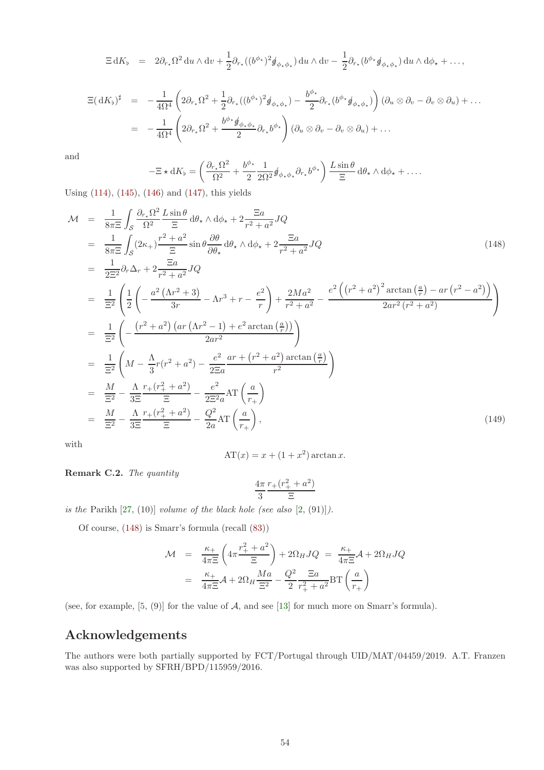$$
\Xi\,\mathrm{d}K_\flat \;=\; 2\partial_{r_\star}\Omega^2\,\mathrm{d}u\wedge\mathrm{d}v + \frac{1}{2}\partial_{r_\star}((b^{\phi_\star})^2\not g_{\phi_\star\phi_\star})\,\mathrm{d}u\wedge\mathrm{d}v - \frac{1}{2}\partial_{r_\star}(b^{\phi_\star}\not g_{\phi_\star\phi_\star})\,\mathrm{d}u\wedge\mathrm{d}\phi_\star + \ldots,
$$

$$
\begin{aligned}
\Xi(\mathrm{d}K_\flat)^\sharp &= -\frac{1}{4\Omega^4}\left(2\partial_{r_\star}\Omega^2 + \frac{1}{2}\partial_{r_\star}((b^{\phi_\star})^2\not g_{\phi_\star\phi_\star}) - \frac{b^{\phi_\star}}{2}\partial_{r_\star}(b^{\phi_\star}\not g_{\phi_\star\phi_\star})\right)(\partial_u\otimes\partial_v - \partial_v\otimes\partial_u) + \ldots \\
&= -\frac{1}{4\Omega^4}\left(2\partial_{r_\star}\Omega^2 + \frac{b^{\phi_\star}\not g_{\phi_\star\phi_\star}}{2}\partial_{r_\star}b^{\phi_\star}\right)(\partial_u\otimes\partial_v - \partial_v\otimes\partial_u) + \ldots
\end{aligned}
$$

and

$$
-\Xi\star\mathrm{d}K_\flat = \left(\frac{\partial_{r_\star}\Omega^2}{\Omega^2} + \frac{b^{\phi_\star}}{2}\frac{1}{2\Omega^2}\not g_{\phi_\star\phi_\star}\partial_{r_\star}b^{\phi_\star}\right)\frac{L\sin\theta}{\Xi}\,\mathrm{d}\theta_\star\wedge\mathrm{d}\phi_\star + \ldots.
$$

Using (114), (145), (146) and (147), this yields

$$
\begin{aligned}
\mathcal{M} &= \frac{1}{8\pi\Xi}\int_{\mathcal{S}}\frac{\partial_{r_\star}\Omega^2}{\Omega^2}\frac{L\sin\theta}{\Xi}\,\mathrm{d}\theta_\star\wedge\mathrm{d}\phi_\star + 2\frac{\Xi a}{r^2+a^2}JQ \\
&= \frac{1}{8\pi\Xi}\int_{\mathcal{S}}(2\kappa_+)\frac{r^2+a^2}{\Xi}\sin\theta\frac{\partial\theta}{\partial\theta_\star}\,\mathrm{d}\theta_\star\wedge\mathrm{d}\phi_\star + 2\frac{\Xi a}{r^2+a^2}JQ \qquad (148)\\
&= \frac{1}{2\Xi^2}\partial_r\Delta_r + 2\frac{\Xi a}{r^2+a^2}JQ \\
&= \frac{1}{\Xi^2}\left(\frac{1}{2}\left(-\frac{a^2\left(\Lambda r^2+3\right)}{3r} - \Lambda r^3 + r - \frac{e^2}{r}\right) + \frac{2Ma^2}{r^2+a^2} - \frac{e^2\left(\left(r^2+a^2\right)^2\arctan\left(\frac{a}{r}\right) - ar\left(r^2-a^2\right)\right)}{2ar^2\left(r^2+a^2\right)}\right) \\
&= \frac{1}{\Xi^2}\left(-\frac{\left(r^2+a^2\right)\left(ar\left(\Lambda r^2-1\right) + e^2\arctan\left(\frac{a}{r}\right)\right)}{2ar^2}\right) \\
&= \frac{1}{\Xi^2}\left(M - \frac{\Lambda}{3}r(r^2+a^2) - \frac{e^2}{2\Xi a}\frac{ar + \left(r^2+a^2\right)\arctan\left(\frac{a}{r}\right)}{r^2}\right) \\
&= \frac{M}{\Xi^2} - \frac{\Lambda}{3\Xi}\frac{r_+(r_+^2+a^2)}{\Xi} - \frac{e^2}{2\Xi^2 a}\mathrm{AT}\left(\frac{a}{r_+}\right) \\
&= \frac{M}{\Xi^2} - \frac{\Lambda}{3\Xi}\frac{r_+(r_+^2+a^2)}{\Xi} - \frac{Q^2}{2a}\mathrm{AT}\left(\frac{a}{r_+}\right), \qquad (149)
\end{aligned}
$$

with

$$
\mathrm{AT}(x) = x + (1+x^2)\arctan x.
$$

**Remark C.2.** *The quantity*

$$
\frac{4\pi}{3}\frac{r_+(r_+^2+a^2)}{\Xi}
$$

*is the* Parikh [27, (10)] *volume of the black hole (see also* [2, (91)]*).*

Of course, (148) is Smarr's formula (recall (83))

$$
\begin{aligned}
\mathcal{M} &= \frac{\kappa_+}{4\pi\Xi}\left(4\pi\frac{r_+^2+a^2}{\Xi}\right) + 2\Omega_H JQ \;=\; \frac{\kappa_+}{4\pi\Xi}\mathcal{A} + 2\Omega_H JQ \\
&= \frac{\kappa_+}{4\pi\Xi}\mathcal{A} + 2\Omega_H\frac{Ma}{\Xi^2} - \frac{Q^2}{2}\frac{\Xi a}{r_+^2+a^2}\mathrm{BT}\left(\frac{a}{r_+}\right)
\end{aligned}
$$

(see, for example, [5, (9)] for the value of $\mathcal{A}$, and see [13] for much more on Smarr's formula).

# Acknowledgements

The authors were both partially supported by FCT/Portugal through UID/MAT/04459/2019. A.T. Franzen was also supported by SFRH/BPD/115959/2016.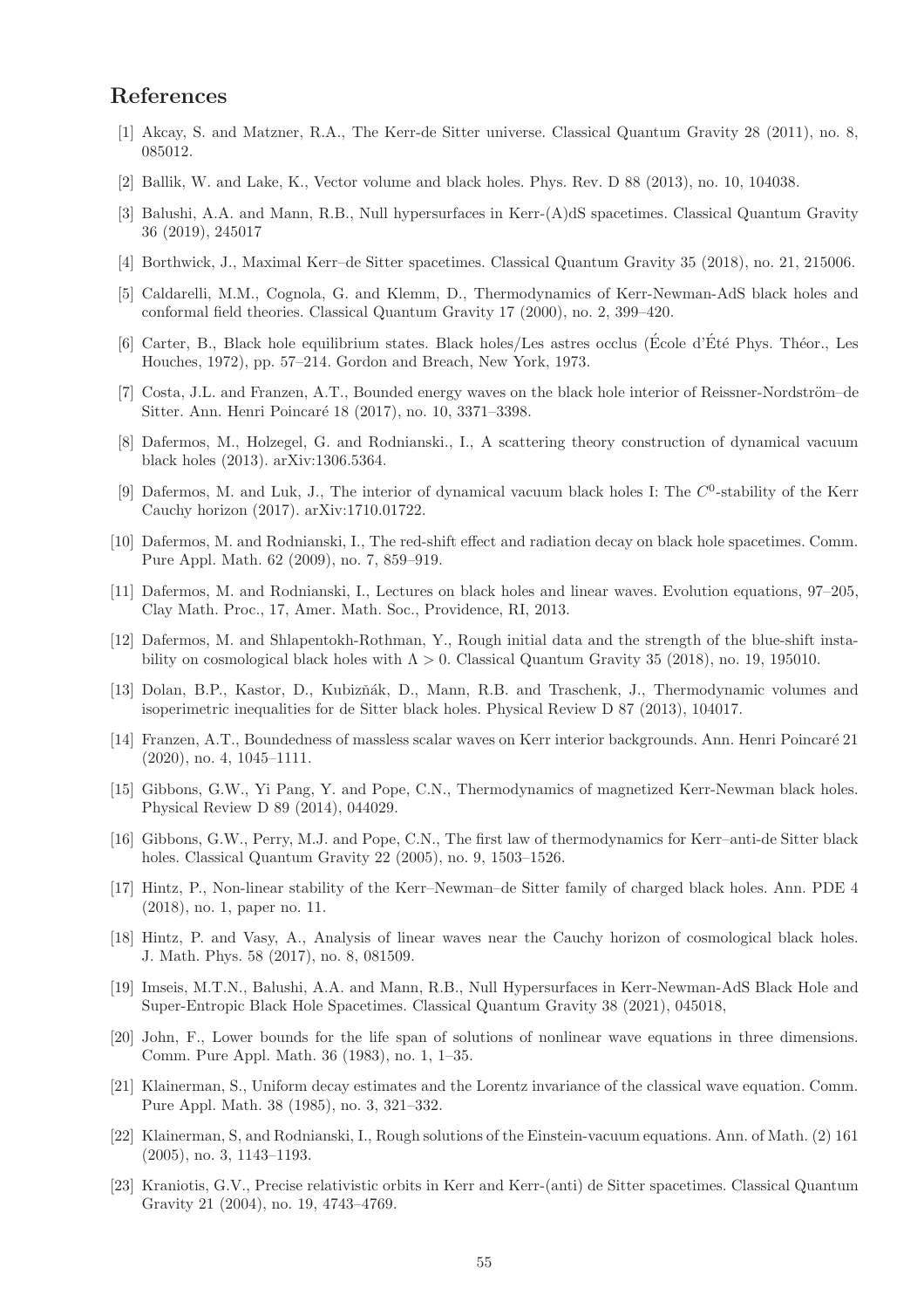## References

[1] Akcay, S. and Matzner, R.A., The Kerr-de Sitter universe. Classical Quantum Gravity 28 (2011), no. 8, 085012.

[2] Ballik, W. and Lake, K., Vector volume and black holes. Phys. Rev. D 88 (2013), no. 10, 104038.

[3] Balushi, A.A. and Mann, R.B., Null hypersurfaces in Kerr-(A)dS spacetimes. Classical Quantum Gravity 36 (2019), 245017

[4] Borthwick, J., Maximal Kerr–de Sitter spacetimes. Classical Quantum Gravity 35 (2018), no. 21, 215006.

[5] Caldarelli, M.M., Cognola, G. and Klemm, D., Thermodynamics of Kerr-Newman-AdS black holes and conformal field theories. Classical Quantum Gravity 17 (2000), no. 2, 399–420.

[6] Carter, B., Black hole equilibrium states. Black holes/Les astres occlus (École d'Été Phys. Théor., Les Houches, 1972), pp. 57–214. Gordon and Breach, New York, 1973.

[7] Costa, J.L. and Franzen, A.T., Bounded energy waves on the black hole interior of Reissner-Nordström–de Sitter. Ann. Henri Poincaré 18 (2017), no. 10, 3371–3398.

[8] Dafermos, M., Holzegel, G. and Rodnianski., I., A scattering theory construction of dynamical vacuum black holes (2013). arXiv:1306.5364.

[9] Dafermos, M. and Luk, J., The interior of dynamical vacuum black holes I: The $C^0$-stability of the Kerr Cauchy horizon (2017). arXiv:1710.01722.

[10] Dafermos, M. and Rodnianski, I., The red-shift effect and radiation decay on black hole spacetimes. Comm. Pure Appl. Math. 62 (2009), no. 7, 859–919.

[11] Dafermos, M. and Rodnianski, I., Lectures on black holes and linear waves. Evolution equations, 97–205, Clay Math. Proc., 17, Amer. Math. Soc., Providence, RI, 2013.

[12] Dafermos, M. and Shlapentokh-Rothman, Y., Rough initial data and the strength of the blue-shift instability on cosmological black holes with $\Lambda > 0$. Classical Quantum Gravity 35 (2018), no. 19, 195010.

[13] Dolan, B.P., Kastor, D., Kubizňák, D., Mann, R.B. and Traschenk, J., Thermodynamic volumes and isoperimetric inequalities for de Sitter black holes. Physical Review D 87 (2013), 104017.

[14] Franzen, A.T., Boundedness of massless scalar waves on Kerr interior backgrounds. Ann. Henri Poincaré 21 (2020), no. 4, 1045–1111.

[15] Gibbons, G.W., Yi Pang, Y. and Pope, C.N., Thermodynamics of magnetized Kerr-Newman black holes. Physical Review D 89 (2014), 044029.

[16] Gibbons, G.W., Perry, M.J. and Pope, C.N., The first law of thermodynamics for Kerr–anti-de Sitter black holes. Classical Quantum Gravity 22 (2005), no. 9, 1503–1526.

[17] Hintz, P., Non-linear stability of the Kerr–Newman–de Sitter family of charged black holes. Ann. PDE 4 (2018), no. 1, paper no. 11.

[18] Hintz, P. and Vasy, A., Analysis of linear waves near the Cauchy horizon of cosmological black holes. J. Math. Phys. 58 (2017), no. 8, 081509.

[19] Imseis, M.T.N., Balushi, A.A. and Mann, R.B., Null Hypersurfaces in Kerr-Newman-AdS Black Hole and Super-Entropic Black Hole Spacetimes. Classical Quantum Gravity 38 (2021), 045018,

[20] John, F., Lower bounds for the life span of solutions of nonlinear wave equations in three dimensions. Comm. Pure Appl. Math. 36 (1983), no. 1, 1–35.

[21] Klainerman, S., Uniform decay estimates and the Lorentz invariance of the classical wave equation. Comm. Pure Appl. Math. 38 (1985), no. 3, 321–332.

[22] Klainerman, S, and Rodnianski, I., Rough solutions of the Einstein-vacuum equations. Ann. of Math. (2) 161 (2005), no. 3, 1143–1193.

[23] Kraniotis, G.V., Precise relativistic orbits in Kerr and Kerr-(anti) de Sitter spacetimes. Classical Quantum Gravity 21 (2004), no. 19, 4743–4769.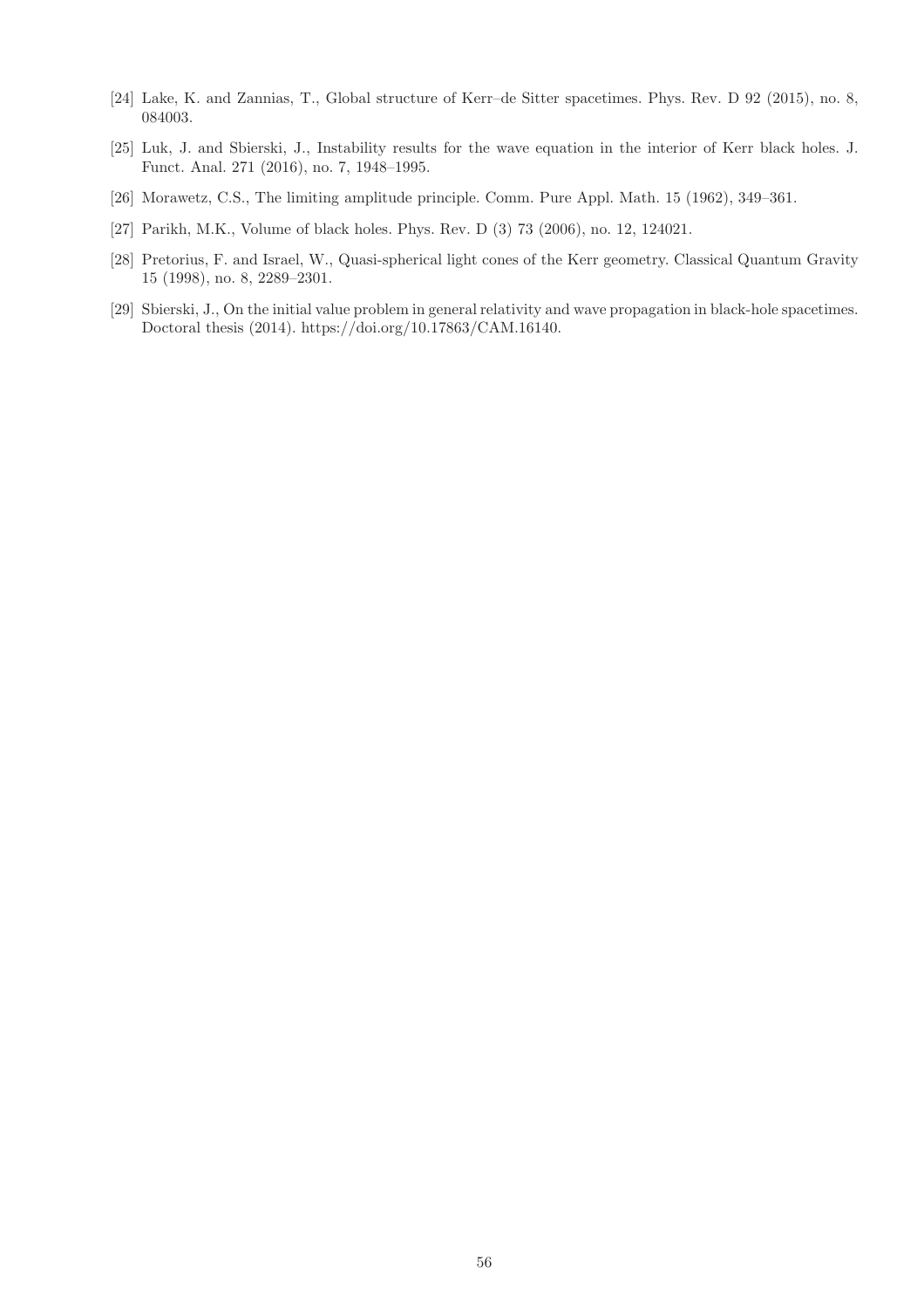[24] Lake, K. and Zannias, T., Global structure of Kerr–de Sitter spacetimes. Phys. Rev. D 92 (2015), no. 8, 084003.

[25] Luk, J. and Sbierski, J., Instability results for the wave equation in the interior of Kerr black holes. J. Funct. Anal. 271 (2016), no. 7, 1948–1995.

[26] Morawetz, C.S., The limiting amplitude principle. Comm. Pure Appl. Math. 15 (1962), 349–361.

[27] Parikh, M.K., Volume of black holes. Phys. Rev. D (3) 73 (2006), no. 12, 124021.

[28] Pretorius, F. and Israel, W., Quasi-spherical light cones of the Kerr geometry. Classical Quantum Gravity 15 (1998), no. 8, 2289–2301.

[29] Sbierski, J., On the initial value problem in general relativity and wave propagation in black-hole spacetimes. Doctoral thesis (2014). https://doi.org/10.17863/CAM.16140.